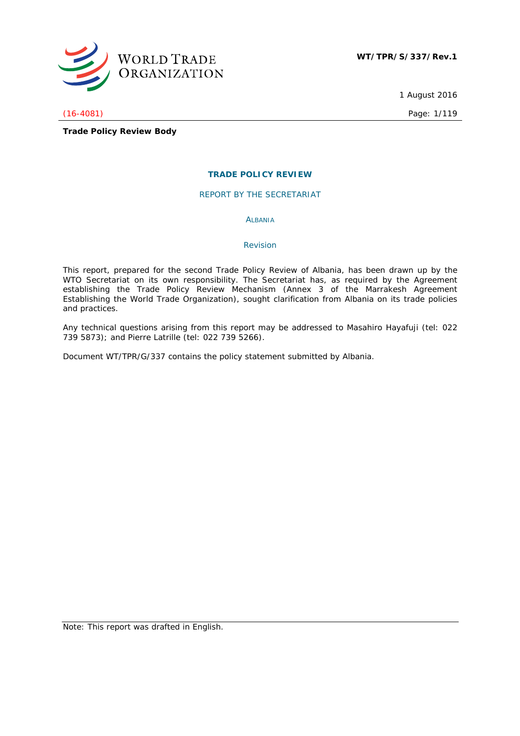WORLD TRADE ORGANIZATION

**WT/TPR/S/337/Rev.1**

1 August 2016

(16-4081)

**Trade Policy Review Body**

# TRADE POLICY REVIEW

## REPORT BY THE SECRETARIAT

### ALBANIA

Revision

This report, prepared for the second Trade Policy Review of Albania, has been drawn up by the WTO Secretariat on its own responsibility. The Secretariat has, as required by the Agreement establishing the Trade Policy Review Mechanism (Annex 3 of the Marrakesh Agreement Establishing the World Trade Organization), sought clarification from Albania on its trade policies and practices.

Any technical questions arising from this report may be addressed to Masahiro Hayafuji (tel: 022 739 5873); and Pierre Latrille (tel: 022 739 5266).

Document WT/TPR/G/337 contains the policy statement submitted by Albania.

Note: This report was drafted in English.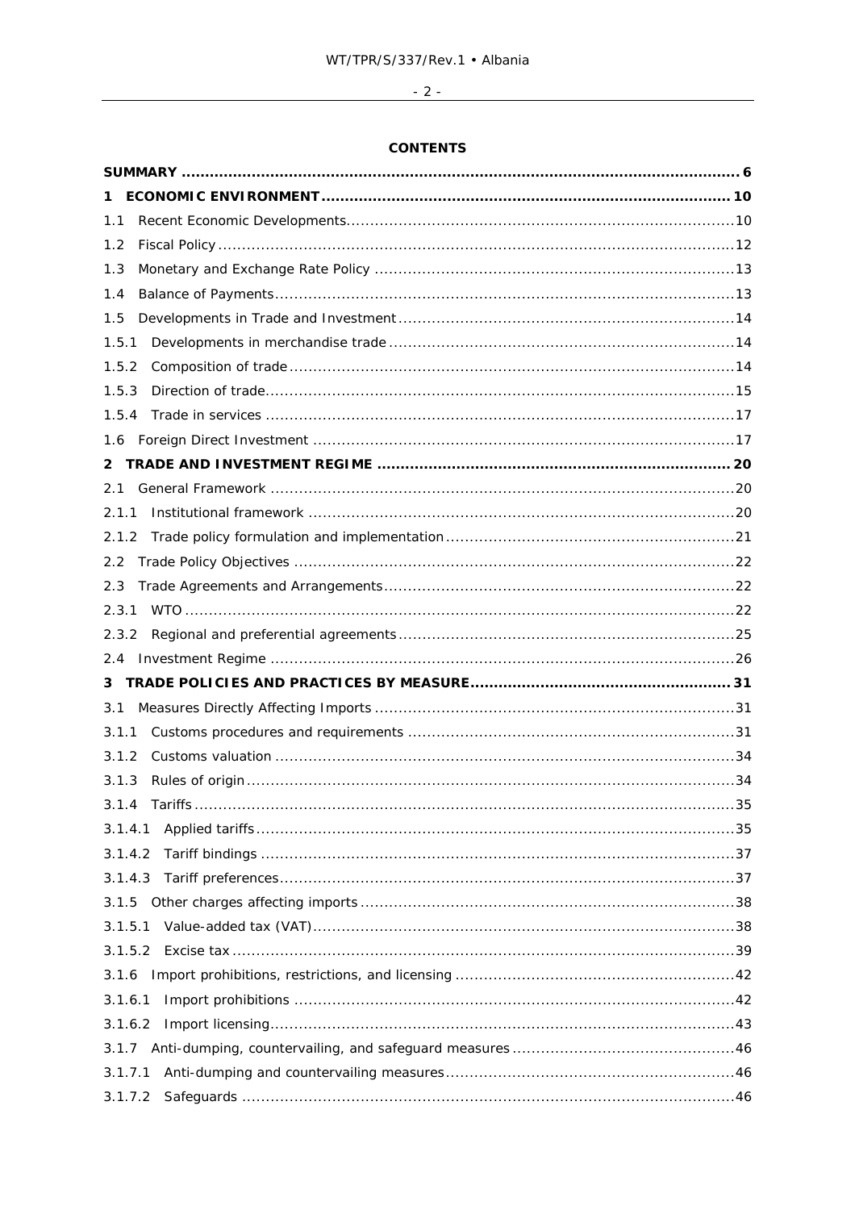## CONTENTS

**SUMMARY** .................................................. **6**

**1 ECONOMIC ENVIRONMENT** .................................................. **10**

1.1 Recent Economic Developments .................................................. 10

1.2 Fiscal Policy .................................................. 12

1.3 Monetary and Exchange Rate Policy .................................................. 13

1.4 Balance of Payments .................................................. 13

1.5 Developments in Trade and Investment .................................................. 14

1.5.1 Developments in merchandise trade .................................................. 14

1.5.2 Composition of trade .................................................. 14

1.5.3 Direction of trade .................................................. 15

1.5.4 Trade in services .................................................. 17

1.6 Foreign Direct Investment .................................................. 17

**2 TRADE AND INVESTMENT REGIME** .................................................. **20**

2.1 General Framework .................................................. 20

2.1.1 Institutional framework .................................................. 20

2.1.2 Trade policy formulation and implementation .................................................. 21

2.2 Trade Policy Objectives .................................................. 22

2.3 Trade Agreements and Arrangements .................................................. 22

2.3.1 WTO .................................................. 22

2.3.2 Regional and preferential agreements .................................................. 25

2.4 Investment Regime .................................................. 26

**3 TRADE POLICIES AND PRACTICES BY MEASURE** .................................................. **31**

3.1 Measures Directly Affecting Imports .................................................. 31

3.1.1 Customs procedures and requirements .................................................. 31

3.1.2 Customs valuation .................................................. 34

3.1.3 Rules of origin .................................................. 34

3.1.4 Tariffs .................................................. 35

3.1.4.1 Applied tariffs .................................................. 35

3.1.4.2 Tariff bindings .................................................. 37

3.1.4.3 Tariff preferences .................................................. 37

3.1.5 Other charges affecting imports .................................................. 38

3.1.5.1 Value-added tax (VAT) .................................................. 38

3.1.5.2 Excise tax .................................................. 39

3.1.6 Import prohibitions, restrictions, and licensing .................................................. 42

3.1.6.1 Import prohibitions .................................................. 42

3.1.6.2 Import licensing .................................................. 43

3.1.7 Anti-dumping, countervailing, and safeguard measures .................................................. 46

3.1.7.1 Anti-dumping and countervailing measures .................................................. 46

3.1.7.2 Safeguards .................................................. 46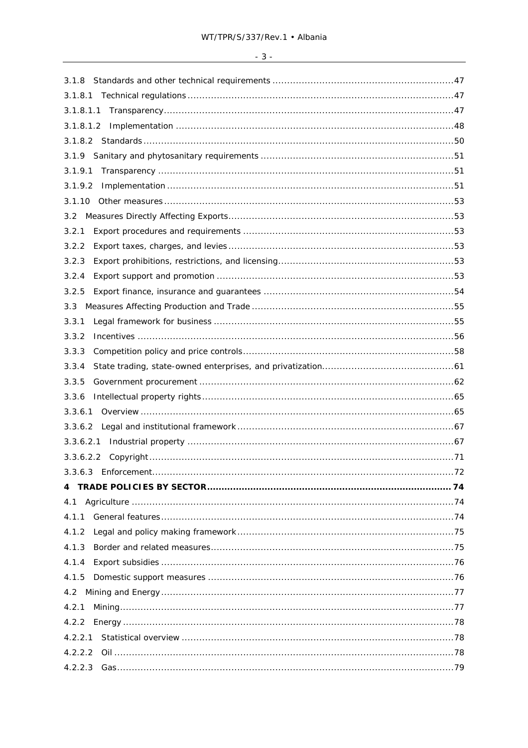3.1.8 Standards and other technical requirements ..... 47
3.1.8.1 Technical regulations ..... 47
3.1.8.1.1 Transparency ..... 47
3.1.8.1.2 Implementation ..... 48
3.1.8.2 Standards ..... 50
3.1.9 Sanitary and phytosanitary requirements ..... 51
3.1.9.1 Transparency ..... 51
3.1.9.2 Implementation ..... 51
3.1.10 Other measures ..... 53
3.2 Measures Directly Affecting Exports ..... 53
3.2.1 Export procedures and requirements ..... 53
3.2.2 Export taxes, charges, and levies ..... 53
3.2.3 Export prohibitions, restrictions, and licensing ..... 53
3.2.4 Export support and promotion ..... 53
3.2.5 Export finance, insurance and guarantees ..... 54
3.3 Measures Affecting Production and Trade ..... 55
3.3.1 Legal framework for business ..... 55
3.3.2 Incentives ..... 56
3.3.3 Competition policy and price controls ..... 58
3.3.4 State trading, state-owned enterprises, and privatization ..... 61
3.3.5 Government procurement ..... 62
3.3.6 Intellectual property rights ..... 65
3.3.6.1 Overview ..... 65
3.3.6.2 Legal and institutional framework ..... 67
3.3.6.2.1 Industrial property ..... 67
3.3.6.2.2 Copyright ..... 71
3.3.6.3 Enforcement ..... 72

**4 TRADE POLICIES BY SECTOR ..... 74**

4.1 Agriculture ..... 74
4.1.1 General features ..... 74
4.1.2 Legal and policy making framework ..... 75
4.1.3 Border and related measures ..... 75
4.1.4 Export subsidies ..... 76
4.1.5 Domestic support measures ..... 76
4.2 Mining and Energy ..... 77
4.2.1 Mining ..... 77
4.2.2 Energy ..... 78
4.2.2.1 Statistical overview ..... 78
4.2.2.2 Oil ..... 78
4.2.2.3 Gas ..... 79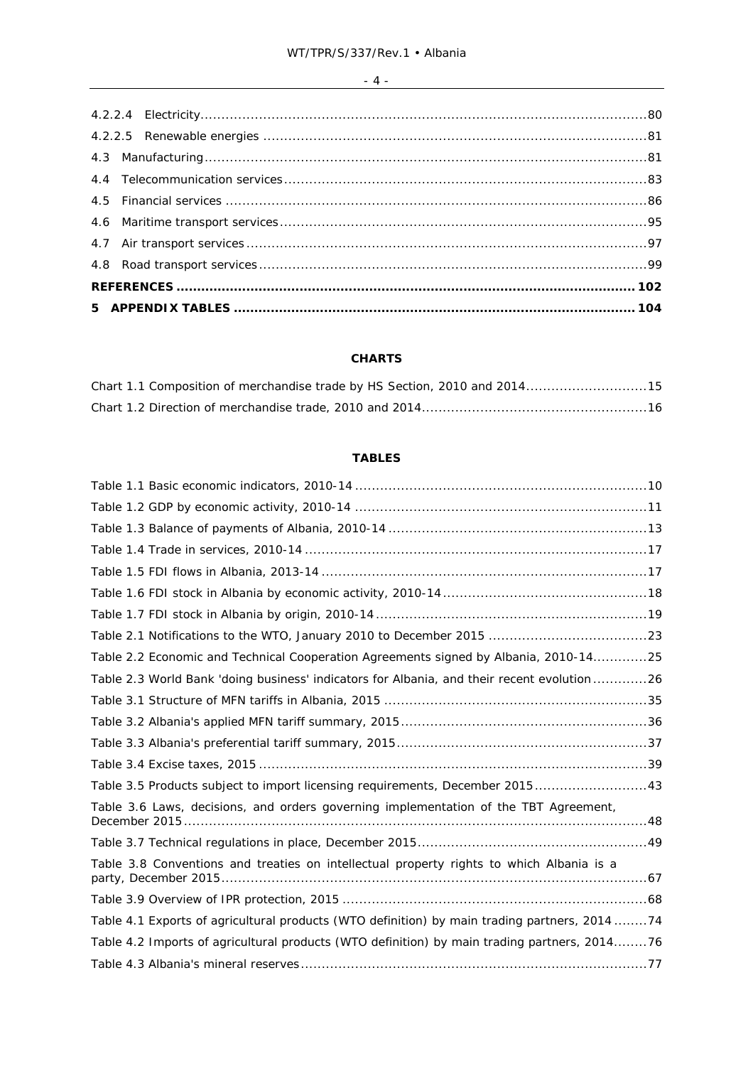4.2.2.4 Electricity........................................................................................................80

4.2.2.5 Renewable energies ..........................................................................................81

4.3 Manufacturing..........................................................................................................81

4.4 Telecommunication services......................................................................................83

4.5 Financial services ....................................................................................................86

4.6 Maritime transport services.......................................................................................95

4.7 Air transport services ...............................................................................................97

4.8 Road transport services............................................................................................99

**REFERENCES ..............................................................................................................102**

**5 APPENDIX TABLES ....................................................................................................104**

**CHARTS**

Chart 1.1 Composition of merchandise trade by HS Section, 2010 and 2014............................15

Chart 1.2 Direction of merchandise trade, 2010 and 2014.....................................................16

**TABLES**

Table 1.1 Basic economic indicators, 2010-14 ....................................................................10

Table 1.2 GDP by economic activity, 2010-14 .....................................................................11

Table 1.3 Balance of payments of Albania, 2010-14 .............................................................13

Table 1.4 Trade in services, 2010-14 .................................................................................17

Table 1.5 FDI flows in Albania, 2013-14 .............................................................................17

Table 1.6 FDI stock in Albania by economic activity, 2010-14................................................18

Table 1.7 FDI stock in Albania by origin, 2010-14................................................................19

Table 2.1 Notifications to the WTO, January 2010 to December 2015 .....................................23

Table 2.2 Economic and Technical Cooperation Agreements signed by Albania, 2010-14.............25

Table 2.3 World Bank 'doing business' indicators for Albania, and their recent evolution .............26

Table 3.1 Structure of MFN tariffs in Albania, 2015 ..............................................................35

Table 3.2 Albania's applied MFN tariff summary, 2015..........................................................36

Table 3.3 Albania's preferential tariff summary, 2015............................................................37

Table 3.4 Excise taxes, 2015 ............................................................................................39

Table 3.5 Products subject to import licensing requirements, December 2015...........................43

Table 3.6 Laws, decisions, and orders governing implementation of the TBT Agreement, December 2015..............................................................................................................48

Table 3.7 Technical regulations in place, December 2015.......................................................49

Table 3.8 Conventions and treaties on intellectual property rights to which Albania is a party, December 2015.....................................................................................................67

Table 3.9 Overview of IPR protection, 2015 .........................................................................68

Table 4.1 Exports of agricultural products (WTO definition) by main trading partners, 2014 ........74

Table 4.2 Imports of agricultural products (WTO definition) by main trading partners, 2014........76

Table 4.3 Albania's mineral reserves...................................................................................77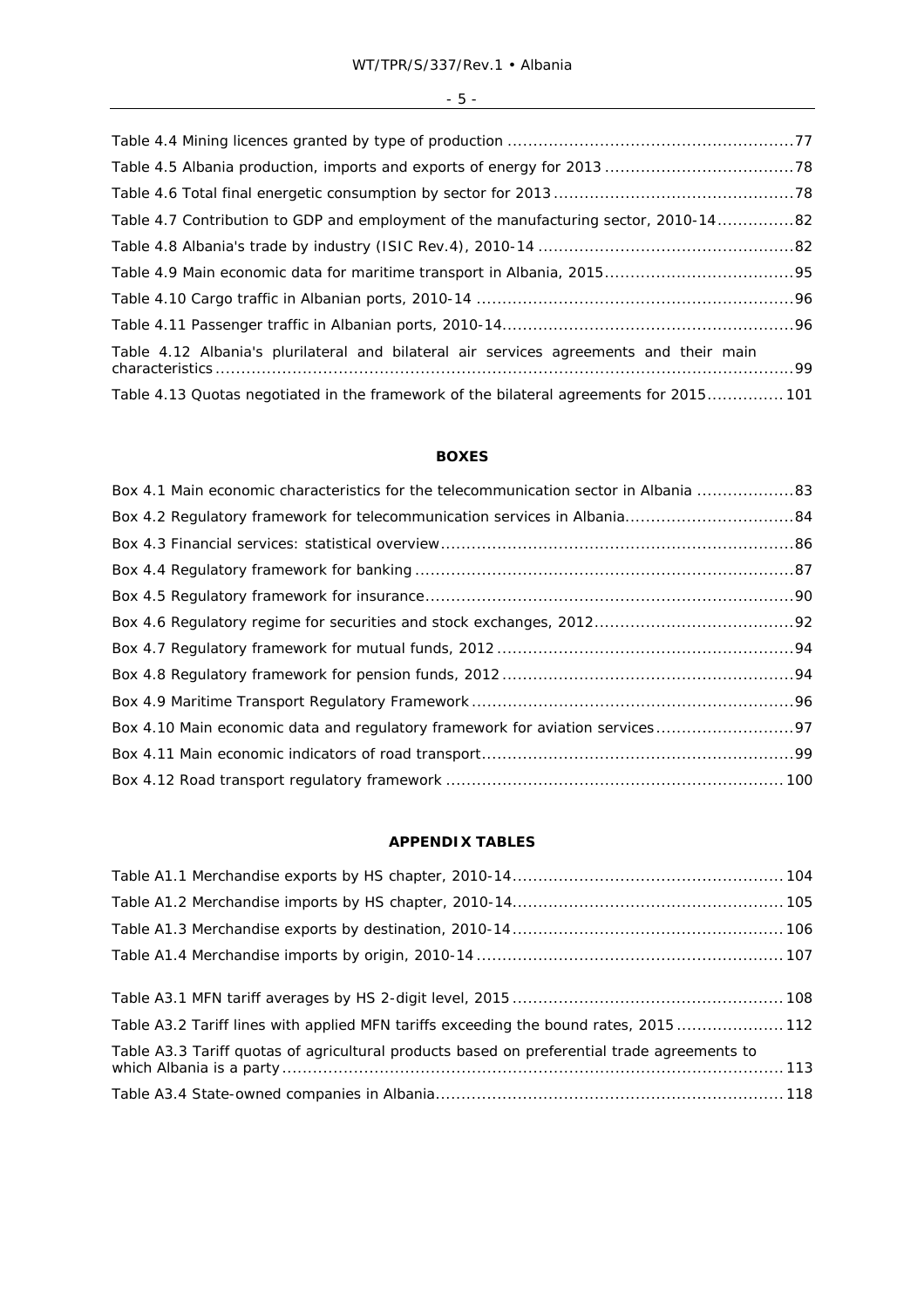Table 4.4 Mining licences granted by type of production ........................................................77

Table 4.5 Albania production, imports and exports of energy for 2013 ....................................78

Table 4.6 Total final energetic consumption by sector for 2013 ..............................................78

Table 4.7 Contribution to GDP and employment of the manufacturing sector, 2010-14...............82

Table 4.8 Albania's trade by industry (ISIC Rev.4), 2010-14 ..................................................82

Table 4.9 Main economic data for maritime transport in Albania, 2015.....................................95

Table 4.10 Cargo traffic in Albanian ports, 2010-14 ..............................................................96

Table 4.11 Passenger traffic in Albanian ports, 2010-14.........................................................96

Table 4.12 Albania's plurilateral and bilateral air services agreements and their main characteristics ...............................................................................................................99

Table 4.13 Quotas negotiated in the framework of the bilateral agreements for 2015............... 101

**BOXES**

Box 4.1 Main economic characteristics for the telecommunication sector in Albania ...................83

Box 4.2 Regulatory framework for telecommunication services in Albania.................................84

Box 4.3 Financial services: statistical overview.....................................................................86

Box 4.4 Regulatory framework for banking ..........................................................................87

Box 4.5 Regulatory framework for insurance........................................................................90

Box 4.6 Regulatory regime for securities and stock exchanges, 2012.......................................92

Box 4.7 Regulatory framework for mutual funds, 2012 ..........................................................94

Box 4.8 Regulatory framework for pension funds, 2012 .........................................................94

Box 4.9 Maritime Transport Regulatory Framework ...............................................................96

Box 4.10 Main economic data and regulatory framework for aviation services...........................97

Box 4.11 Main economic indicators of road transport.............................................................99

Box 4.12 Road transport regulatory framework ................................................................. 100

**APPENDIX TABLES**

Table A1.1 Merchandise exports by HS chapter, 2010-14.................................................... 104

Table A1.2 Merchandise imports by HS chapter, 2010-14.................................................... 105

Table A1.3 Merchandise exports by destination, 2010-14.................................................... 106

Table A1.4 Merchandise imports by origin, 2010-14 ........................................................... 107

Table A3.1 MFN tariff averages by HS 2-digit level, 2015 .................................................... 108

Table A3.2 Tariff lines with applied MFN tariffs exceeding the bound rates, 2015 .................... 112

Table A3.3 Tariff quotas of agricultural products based on preferential trade agreements to which Albania is a party ................................................................................................ 113

Table A3.4 State-owned companies in Albania................................................................... 118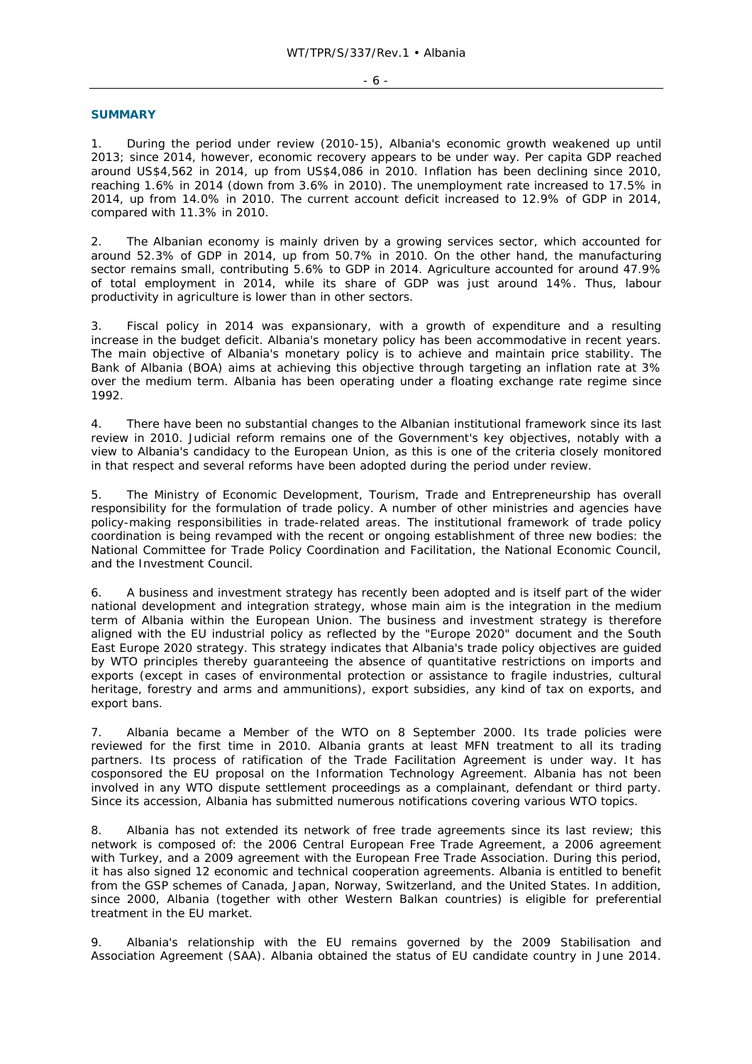## SUMMARY

1. During the period under review (2010-15), Albania's economic growth weakened up until 2013; since 2014, however, economic recovery appears to be under way. Per capita GDP reached around US$4,562 in 2014, up from US$4,086 in 2010. Inflation has been declining since 2010, reaching 1.6% in 2014 (down from 3.6% in 2010). The unemployment rate increased to 17.5% in 2014, up from 14.0% in 2010. The current account deficit increased to 12.9% of GDP in 2014, compared with 11.3% in 2010.

2. The Albanian economy is mainly driven by a growing services sector, which accounted for around 52.3% of GDP in 2014, up from 50.7% in 2010. On the other hand, the manufacturing sector remains small, contributing 5.6% to GDP in 2014. Agriculture accounted for around 47.9% of total employment in 2014, while its share of GDP was just around 14%. Thus, labour productivity in agriculture is lower than in other sectors.

3. Fiscal policy in 2014 was expansionary, with a growth of expenditure and a resulting increase in the budget deficit. Albania's monetary policy has been accommodative in recent years. The main objective of Albania's monetary policy is to achieve and maintain price stability. The Bank of Albania (BOA) aims at achieving this objective through targeting an inflation rate at 3% over the medium term. Albania has been operating under a floating exchange rate regime since 1992.

4. There have been no substantial changes to the Albanian institutional framework since its last review in 2010. Judicial reform remains one of the Government's key objectives, notably with a view to Albania's candidacy to the European Union, as this is one of the criteria closely monitored in that respect and several reforms have been adopted during the period under review.

5. The Ministry of Economic Development, Tourism, Trade and Entrepreneurship has overall responsibility for the formulation of trade policy. A number of other ministries and agencies have policy-making responsibilities in trade-related areas. The institutional framework of trade policy coordination is being revamped with the recent or ongoing establishment of three new bodies: the National Committee for Trade Policy Coordination and Facilitation, the National Economic Council, and the Investment Council.

6. A business and investment strategy has recently been adopted and is itself part of the wider national development and integration strategy, whose main aim is the integration in the medium term of Albania within the European Union. The business and investment strategy is therefore aligned with the EU industrial policy as reflected by the "Europe 2020" document and the South East Europe 2020 strategy. This strategy indicates that Albania's trade policy objectives are guided by WTO principles thereby guaranteeing the absence of quantitative restrictions on imports and exports (except in cases of environmental protection or assistance to fragile industries, cultural heritage, forestry and arms and ammunitions), export subsidies, any kind of tax on exports, and export bans.

7. Albania became a Member of the WTO on 8 September 2000. Its trade policies were reviewed for the first time in 2010. Albania grants at least MFN treatment to all its trading partners. Its process of ratification of the Trade Facilitation Agreement is under way. It has cosponsored the EU proposal on the Information Technology Agreement. Albania has not been involved in any WTO dispute settlement proceedings as a complainant, defendant or third party. Since its accession, Albania has submitted numerous notifications covering various WTO topics.

8. Albania has not extended its network of free trade agreements since its last review; this network is composed of: the 2006 Central European Free Trade Agreement, a 2006 agreement with Turkey, and a 2009 agreement with the European Free Trade Association. During this period, it has also signed 12 economic and technical cooperation agreements. Albania is entitled to benefit from the GSP schemes of Canada, Japan, Norway, Switzerland, and the United States. In addition, since 2000, Albania (together with other Western Balkan countries) is eligible for preferential treatment in the EU market.

9. Albania's relationship with the EU remains governed by the 2009 Stabilisation and Association Agreement (SAA). Albania obtained the status of EU candidate country in June 2014.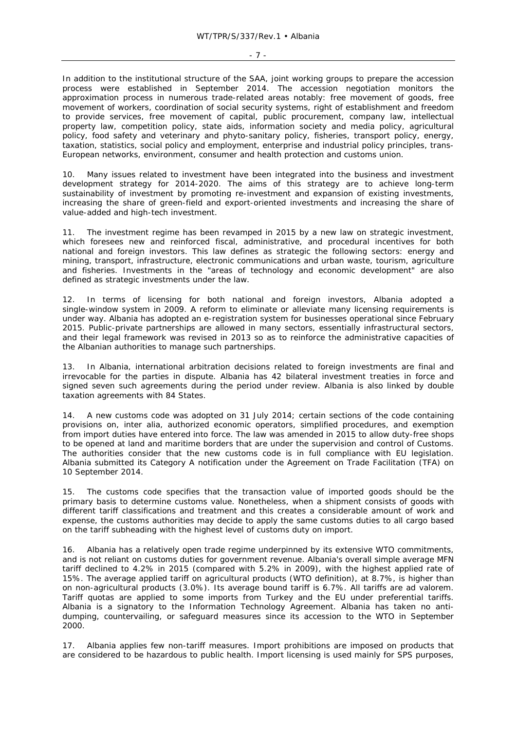In addition to the institutional structure of the SAA, joint working groups to prepare the accession process were established in September 2014. The accession negotiation monitors the approximation process in numerous trade-related areas notably: free movement of goods, free movement of workers, coordination of social security systems, right of establishment and freedom to provide services, free movement of capital, public procurement, company law, intellectual property law, competition policy, state aids, information society and media policy, agricultural policy, food safety and veterinary and phyto-sanitary policy, fisheries, transport policy, energy, taxation, statistics, social policy and employment, enterprise and industrial policy principles, trans-European networks, environment, consumer and health protection and customs union.

10. Many issues related to investment have been integrated into the business and investment development strategy for 2014-2020. The aims of this strategy are to achieve long-term sustainability of investment by promoting re-investment and expansion of existing investments, increasing the share of green-field and export-oriented investments and increasing the share of value-added and high-tech investment.

11. The investment regime has been revamped in 2015 by a new law on strategic investment, which foresees new and reinforced fiscal, administrative, and procedural incentives for both national and foreign investors. This law defines as strategic the following sectors: energy and mining, transport, infrastructure, electronic communications and urban waste, tourism, agriculture and fisheries. Investments in the "areas of technology and economic development" are also defined as strategic investments under the law.

12. In terms of licensing for both national and foreign investors, Albania adopted a single-window system in 2009. A reform to eliminate or alleviate many licensing requirements is under way. Albania has adopted an e-registration system for businesses operational since February 2015. Public-private partnerships are allowed in many sectors, essentially infrastructural sectors, and their legal framework was revised in 2013 so as to reinforce the administrative capacities of the Albanian authorities to manage such partnerships.

13. In Albania, international arbitration decisions related to foreign investments are final and irrevocable for the parties in dispute. Albania has 42 bilateral investment treaties in force and signed seven such agreements during the period under review. Albania is also linked by double taxation agreements with 84 States.

14. A new customs code was adopted on 31 July 2014; certain sections of the code containing provisions on, inter alia, authorized economic operators, simplified procedures, and exemption from import duties have entered into force. The law was amended in 2015 to allow duty-free shops to be opened at land and maritime borders that are under the supervision and control of Customs. The authorities consider that the new customs code is in full compliance with EU legislation. Albania submitted its Category A notification under the Agreement on Trade Facilitation (TFA) on 10 September 2014.

15. The customs code specifies that the transaction value of imported goods should be the primary basis to determine customs value. Nonetheless, when a shipment consists of goods with different tariff classifications and treatment and this creates a considerable amount of work and expense, the customs authorities may decide to apply the same customs duties to all cargo based on the tariff subheading with the highest level of customs duty on import.

16. Albania has a relatively open trade regime underpinned by its extensive WTO commitments, and is not reliant on customs duties for government revenue. Albania's overall simple average MFN tariff declined to 4.2% in 2015 (compared with 5.2% in 2009), with the highest applied rate of 15%. The average applied tariff on agricultural products (WTO definition), at 8.7%, is higher than on non-agricultural products (3.0%). Its average bound tariff is 6.7%. All tariffs are ad valorem. Tariff quotas are applied to some imports from Turkey and the EU under preferential tariffs. Albania is a signatory to the Information Technology Agreement. Albania has taken no anti-dumping, countervailing, or safeguard measures since its accession to the WTO in September 2000.

17. Albania applies few non-tariff measures. Import prohibitions are imposed on products that are considered to be hazardous to public health. Import licensing is used mainly for SPS purposes,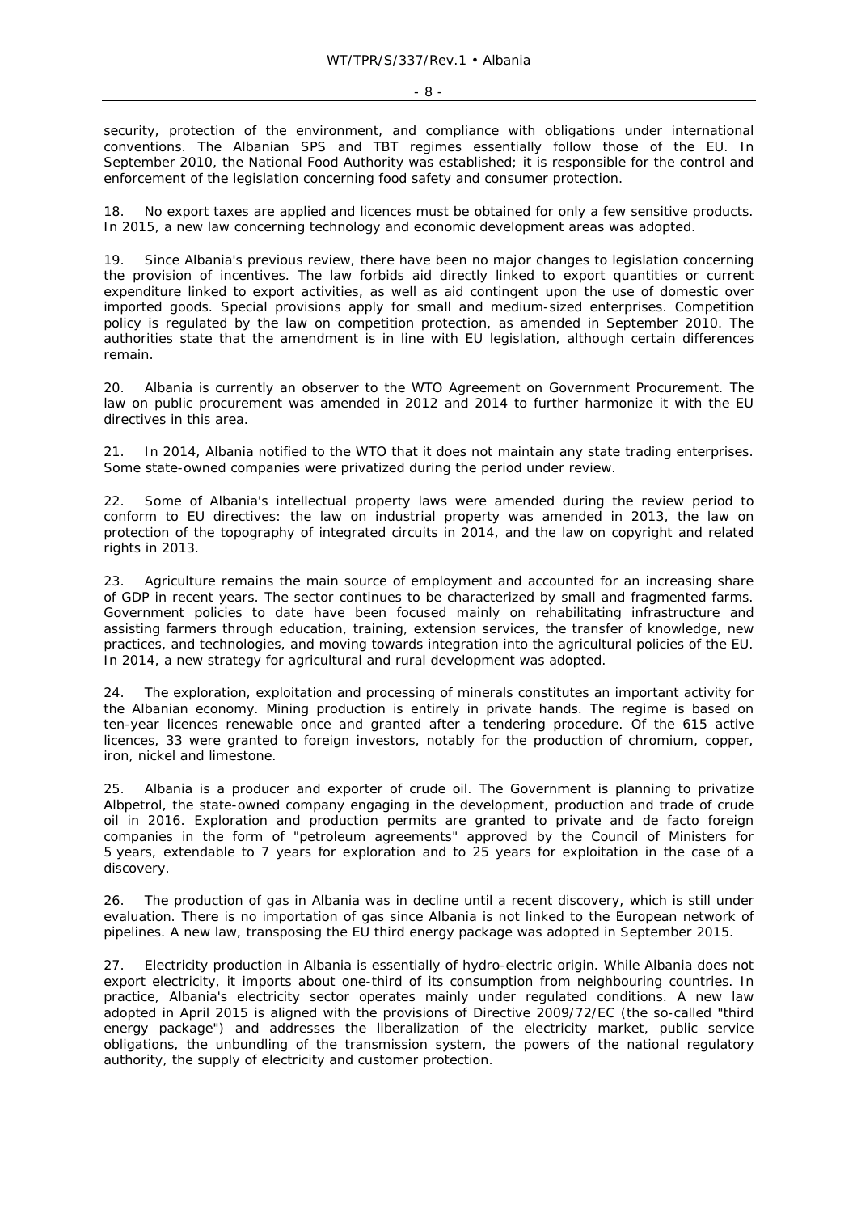security, protection of the environment, and compliance with obligations under international conventions. The Albanian SPS and TBT regimes essentially follow those of the EU. In September 2010, the National Food Authority was established; it is responsible for the control and enforcement of the legislation concerning food safety and consumer protection.

18. No export taxes are applied and licences must be obtained for only a few sensitive products. In 2015, a new law concerning technology and economic development areas was adopted.

19. Since Albania's previous review, there have been no major changes to legislation concerning the provision of incentives. The law forbids aid directly linked to export quantities or current expenditure linked to export activities, as well as aid contingent upon the use of domestic over imported goods. Special provisions apply for small and medium-sized enterprises. Competition policy is regulated by the law on competition protection, as amended in September 2010. The authorities state that the amendment is in line with EU legislation, although certain differences remain.

20. Albania is currently an observer to the WTO Agreement on Government Procurement. The law on public procurement was amended in 2012 and 2014 to further harmonize it with the EU directives in this area.

21. In 2014, Albania notified to the WTO that it does not maintain any state trading enterprises. Some state-owned companies were privatized during the period under review.

22. Some of Albania's intellectual property laws were amended during the review period to conform to EU directives: the law on industrial property was amended in 2013, the law on protection of the topography of integrated circuits in 2014, and the law on copyright and related rights in 2013.

23. Agriculture remains the main source of employment and accounted for an increasing share of GDP in recent years. The sector continues to be characterized by small and fragmented farms. Government policies to date have been focused mainly on rehabilitating infrastructure and assisting farmers through education, training, extension services, the transfer of knowledge, new practices, and technologies, and moving towards integration into the agricultural policies of the EU. In 2014, a new strategy for agricultural and rural development was adopted.

24. The exploration, exploitation and processing of minerals constitutes an important activity for the Albanian economy. Mining production is entirely in private hands. The regime is based on ten-year licences renewable once and granted after a tendering procedure. Of the 615 active licences, 33 were granted to foreign investors, notably for the production of chromium, copper, iron, nickel and limestone.

25. Albania is a producer and exporter of crude oil. The Government is planning to privatize Albpetrol, the state-owned company engaging in the development, production and trade of crude oil in 2016. Exploration and production permits are granted to private and de facto foreign companies in the form of "petroleum agreements" approved by the Council of Ministers for 5 years, extendable to 7 years for exploration and to 25 years for exploitation in the case of a discovery.

26. The production of gas in Albania was in decline until a recent discovery, which is still under evaluation. There is no importation of gas since Albania is not linked to the European network of pipelines. A new law, transposing the EU third energy package was adopted in September 2015.

27. Electricity production in Albania is essentially of hydro-electric origin. While Albania does not export electricity, it imports about one-third of its consumption from neighbouring countries. In practice, Albania's electricity sector operates mainly under regulated conditions. A new law adopted in April 2015 is aligned with the provisions of Directive 2009/72/EC (the so-called "third energy package") and addresses the liberalization of the electricity market, public service obligations, the unbundling of the transmission system, the powers of the national regulatory authority, the supply of electricity and customer protection.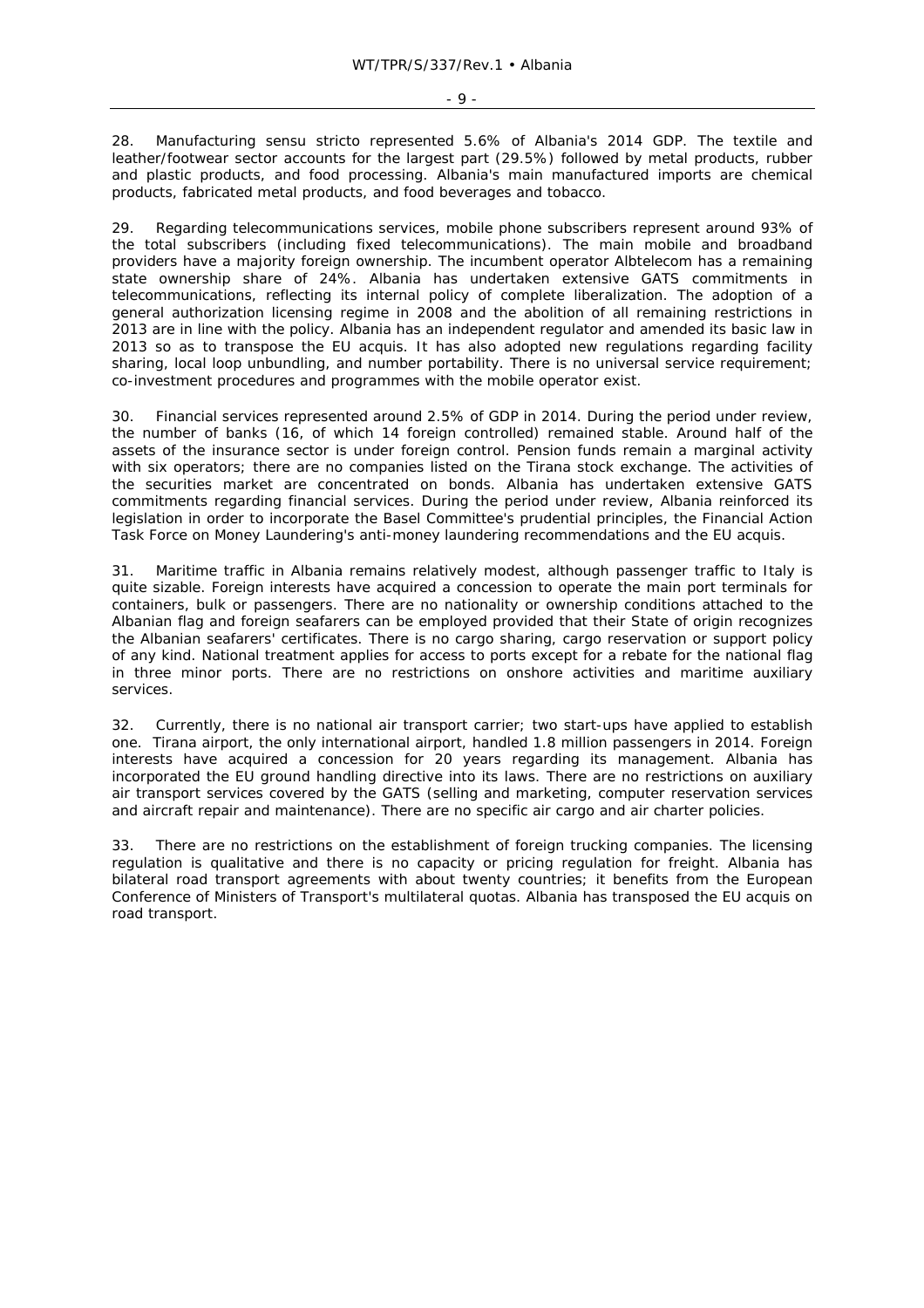28. Manufacturing sensu stricto represented 5.6% of Albania's 2014 GDP. The textile and leather/footwear sector accounts for the largest part (29.5%) followed by metal products, rubber and plastic products, and food processing. Albania's main manufactured imports are chemical products, fabricated metal products, and food beverages and tobacco.

29. Regarding telecommunications services, mobile phone subscribers represent around 93% of the total subscribers (including fixed telecommunications). The main mobile and broadband providers have a majority foreign ownership. The incumbent operator Albtelecom has a remaining state ownership share of 24%. Albania has undertaken extensive GATS commitments in telecommunications, reflecting its internal policy of complete liberalization. The adoption of a general authorization licensing regime in 2008 and the abolition of all remaining restrictions in 2013 are in line with the policy. Albania has an independent regulator and amended its basic law in 2013 so as to transpose the EU acquis. It has also adopted new regulations regarding facility sharing, local loop unbundling, and number portability. There is no universal service requirement; co-investment procedures and programmes with the mobile operator exist.

30. Financial services represented around 2.5% of GDP in 2014. During the period under review, the number of banks (16, of which 14 foreign controlled) remained stable. Around half of the assets of the insurance sector is under foreign control. Pension funds remain a marginal activity with six operators; there are no companies listed on the Tirana stock exchange. The activities of the securities market are concentrated on bonds. Albania has undertaken extensive GATS commitments regarding financial services. During the period under review, Albania reinforced its legislation in order to incorporate the Basel Committee's prudential principles, the Financial Action Task Force on Money Laundering's anti-money laundering recommendations and the EU acquis.

31. Maritime traffic in Albania remains relatively modest, although passenger traffic to Italy is quite sizable. Foreign interests have acquired a concession to operate the main port terminals for containers, bulk or passengers. There are no nationality or ownership conditions attached to the Albanian flag and foreign seafarers can be employed provided that their State of origin recognizes the Albanian seafarers' certificates. There is no cargo sharing, cargo reservation or support policy of any kind. National treatment applies for access to ports except for a rebate for the national flag in three minor ports. There are no restrictions on onshore activities and maritime auxiliary services.

32. Currently, there is no national air transport carrier; two start-ups have applied to establish one. Tirana airport, the only international airport, handled 1.8 million passengers in 2014. Foreign interests have acquired a concession for 20 years regarding its management. Albania has incorporated the EU ground handling directive into its laws. There are no restrictions on auxiliary air transport services covered by the GATS (selling and marketing, computer reservation services and aircraft repair and maintenance). There are no specific air cargo and air charter policies.

33. There are no restrictions on the establishment of foreign trucking companies. The licensing regulation is qualitative and there is no capacity or pricing regulation for freight. Albania has bilateral road transport agreements with about twenty countries; it benefits from the European Conference of Ministers of Transport's multilateral quotas. Albania has transposed the EU acquis on road transport.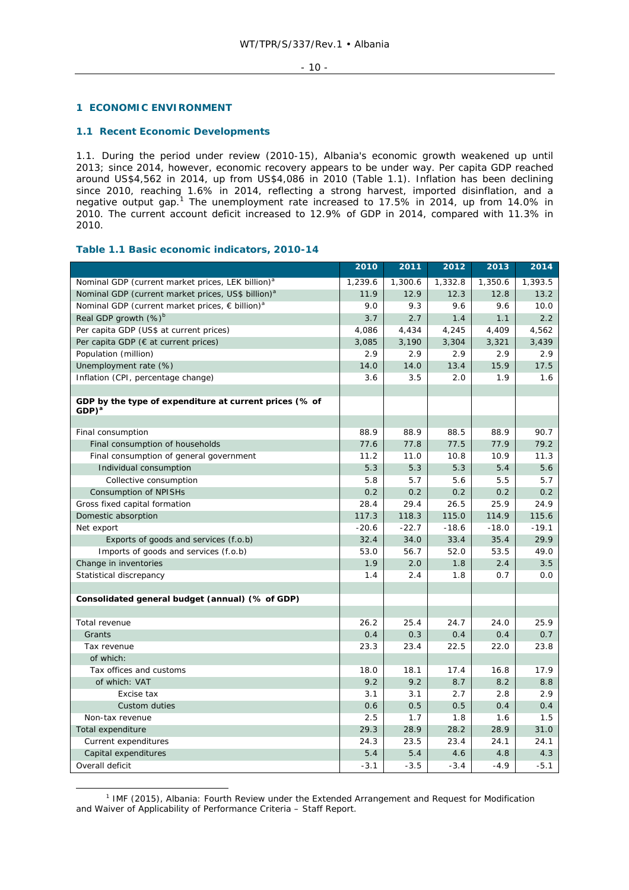## 1 ECONOMIC ENVIRONMENT

### 1.1 Recent Economic Developments

1.1. During the period under review (2010-15), Albania's economic growth weakened up until 2013; since 2014, however, economic recovery appears to be under way. Per capita GDP reached around US$4,562 in 2014, up from US$4,086 in 2010 (Table 1.1). Inflation has been declining since 2010, reaching 1.6% in 2014, reflecting a strong harvest, imported disinflation, and a negative output gap.[1] The unemployment rate increased to 17.5% in 2014, up from 14.0% in 2010. The current account deficit increased to 12.9% of GDP in 2014, compared with 11.3% in 2010.

**Table 1.1 Basic economic indicators, 2010-14**

| | 2010 | 2011 | 2012 | 2013 | 2014 |
|---|---|---|---|---|---|
| Nominal GDP (current market prices, LEK billion)[a] | 1,239.6 | 1,300.6 | 1,332.8 | 1,350.6 | 1,393.5 |
| Nominal GDP (current market prices, US$ billion)[a] | 11.9 | 12.9 | 12.3 | 12.8 | 13.2 |
| Nominal GDP (current market prices, € billion)[a] | 9.0 | 9.3 | 9.6 | 9.6 | 10.0 |
| Real GDP growth (%)[b] | 3.7 | 2.7 | 1.4 | 1.1 | 2.2 |
| Per capita GDP (US$ at current prices) | 4,086 | 4,434 | 4,245 | 4,409 | 4,562 |
| Per capita GDP (€ at current prices) | 3,085 | 3,190 | 3,304 | 3,321 | 3,439 |
| Population (million) | 2.9 | 2.9 | 2.9 | 2.9 | 2.9 |
| Unemployment rate (%) | 14.0 | 14.0 | 13.4 | 15.9 | 17.5 |
| Inflation (CPI, percentage change) | 3.6 | 3.5 | 2.0 | 1.9 | 1.6 |
| | | | | | |
| **GDP by the type of expenditure at current prices (% of GDP)[a]** | | | | | |
| | | | | | |
| Final consumption | 88.9 | 88.9 | 88.5 | 88.9 | 90.7 |
| Final consumption of households | 77.6 | 77.8 | 77.5 | 77.9 | 79.2 |
| Final consumption of general government | 11.2 | 11.0 | 10.8 | 10.9 | 11.3 |
| Individual consumption | 5.3 | 5.3 | 5.3 | 5.4 | 5.6 |
| Collective consumption | 5.8 | 5.7 | 5.6 | 5.5 | 5.7 |
| Consumption of NPISHs | 0.2 | 0.2 | 0.2 | 0.2 | 0.2 |
| Gross fixed capital formation | 28.4 | 29.4 | 26.5 | 25.9 | 24.9 |
| Domestic absorption | 117.3 | 118.3 | 115.0 | 114.9 | 115.6 |
| Net export | -20.6 | -22.7 | -18.6 | -18.0 | -19.1 |
| Exports of goods and services (f.o.b) | 32.4 | 34.0 | 33.4 | 35.4 | 29.9 |
| Imports of goods and services (f.o.b) | 53.0 | 56.7 | 52.0 | 53.5 | 49.0 |
| Change in inventories | 1.9 | 2.0 | 1.8 | 2.4 | 3.5 |
| Statistical discrepancy | 1.4 | 2.4 | 1.8 | 0.7 | 0.0 |
| | | | | | |
| **Consolidated general budget (annual) (% of GDP)** | | | | | |
| | | | | | |
| Total revenue | 26.2 | 25.4 | 24.7 | 24.0 | 25.9 |
| Grants | 0.4 | 0.3 | 0.4 | 0.4 | 0.7 |
| Tax revenue | 23.3 | 23.4 | 22.5 | 22.0 | 23.8 |
| of which: | | | | | |
| Tax offices and customs | 18.0 | 18.1 | 17.4 | 16.8 | 17.9 |
| of which: VAT | 9.2 | 9.2 | 8.7 | 8.2 | 8.8 |
| Excise tax | 3.1 | 3.1 | 2.7 | 2.8 | 2.9 |
| Custom duties | 0.6 | 0.5 | 0.5 | 0.4 | 0.4 |
| Non-tax revenue | 2.5 | 1.7 | 1.8 | 1.6 | 1.5 |
| Total expenditure | 29.3 | 28.9 | 28.2 | 28.9 | 31.0 |
| Current expenditures | 24.3 | 23.5 | 23.4 | 24.1 | 24.1 |
| Capital expenditures | 5.4 | 5.4 | 4.6 | 4.8 | 4.3 |
| Overall deficit | -3.1 | -3.5 | -3.4 | -4.9 | -5.1 |

[1] IMF (2015), Albania: Fourth Review under the Extended Arrangement and Request for Modification and Waiver of Applicability of Performance Criteria – Staff Report.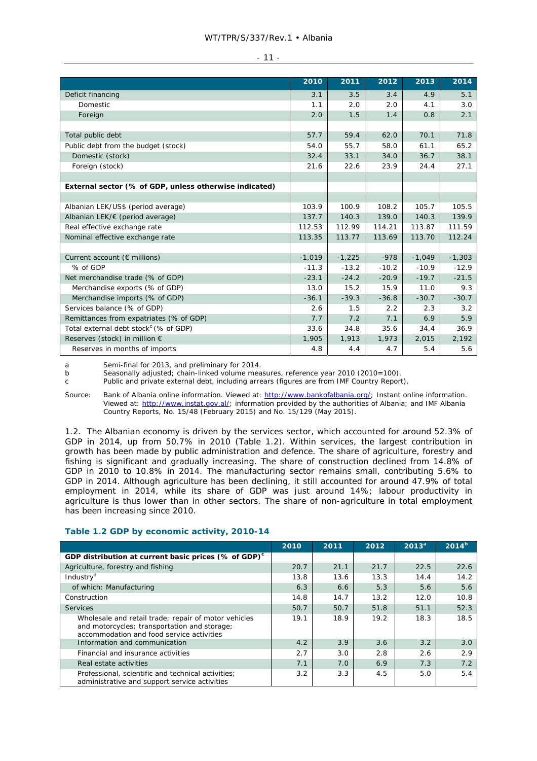| | 2010 | 2011 | 2012 | 2013 | 2014 |
|---|---|---|---|---|---|
| Deficit financing | 3.1 | 3.5 | 3.4 | 4.9 | 5.1 |
| Domestic | 1.1 | 2.0 | 2.0 | 4.1 | 3.0 |
| Foreign | 2.0 | 1.5 | 1.4 | 0.8 | 2.1 |
| | | | | | |
| Total public debt | 57.7 | 59.4 | 62.0 | 70.1 | 71.8 |
| Public debt from the budget (stock) | 54.0 | 55.7 | 58.0 | 61.1 | 65.2 |
| Domestic (stock) | 32.4 | 33.1 | 34.0 | 36.7 | 38.1 |
| Foreign (stock) | 21.6 | 22.6 | 23.9 | 24.4 | 27.1 |
| | | | | | |
| **External sector (% of GDP, unless otherwise indicated)** | | | | | |
| | | | | | |
| Albanian LEK/US$ (period average) | 103.9 | 100.9 | 108.2 | 105.7 | 105.5 |
| Albanian LEK/€ (period average) | 137.7 | 140.3 | 139.0 | 140.3 | 139.9 |
| Real effective exchange rate | 112.53 | 112.99 | 114.21 | 113.87 | 111.59 |
| Nominal effective exchange rate | 113.35 | 113.77 | 113.69 | 113.70 | 112.24 |
| | | | | | |
| Current account (€ millions) | -1,019 | -1,225 | -978 | -1,049 | -1,303 |
| % of GDP | -11.3 | -13.2 | -10.2 | -10.9 | -12.9 |
| Net merchandise trade (% of GDP) | -23.1 | -24.2 | -20.9 | -19.7 | -21.5 |
| Merchandise exports (% of GDP) | 13.0 | 15.2 | 15.9 | 11.0 | 9.3 |
| Merchandise imports (% of GDP) | -36.1 | -39.3 | -36.8 | -30.7 | -30.7 |
| Services balance (% of GDP) | 2.6 | 1.5 | 2.2 | 2.3 | 3.2 |
| Remittances from expatriates (% of GDP) | 7.7 | 7.2 | 7.1 | 6.9 | 5.9 |
| Total external debt stock[c] (% of GDP) | 33.6 | 34.8 | 35.6 | 34.4 | 36.9 |
| Reserves (stock) in million € | 1,905 | 1,913 | 1,973 | 2,015 | 2,192 |
| Reserves in months of imports | 4.8 | 4.4 | 4.7 | 5.4 | 5.6 |

a Semi-final for 2013, and preliminary for 2014.
b Seasonally adjusted; chain-linked volume measures, reference year 2010 (2010=100).
c Public and private external debt, including arrears (figures are from IMF Country Report).

Source: Bank of Albania online information. Viewed at: http://www.bankofalbania.org/; Instant online information. Viewed at: http://www.instat.gov.al/; information provided by the authorities of Albania; and IMF Albania Country Reports, No. 15/48 (February 2015) and No. 15/129 (May 2015).

1.2. The Albanian economy is driven by the services sector, which accounted for around 52.3% of GDP in 2014, up from 50.7% in 2010 (Table 1.2). Within services, the largest contribution in growth has been made by public administration and defence. The share of agriculture, forestry and fishing is significant and gradually increasing. The share of construction declined from 14.8% of GDP in 2010 to 10.8% in 2014. The manufacturing sector remains small, contributing 5.6% to GDP in 2014. Although agriculture has been declining, it still accounted for around 47.9% of total employment in 2014, while its share of GDP was just around 14%; labour productivity in agriculture is thus lower than in other sectors. The share of non-agriculture in total employment has been increasing since 2010.

### Table 1.2 GDP by economic activity, 2010-14

| | 2010 | 2011 | 2012 | 2013[a] | 2014[b] |
|---|---|---|---|---|---|
| **GDP distribution at current basic prices (% of GDP)[c]** | | | | | |
| Agriculture, forestry and fishing | 20.7 | 21.1 | 21.7 | 22.5 | 22.6 |
| Industry[d] | 13.8 | 13.6 | 13.3 | 14.4 | 14.2 |
| of which: Manufacturing | 6.3 | 6.6 | 5.3 | 5.6 | 5.6 |
| Construction | 14.8 | 14.7 | 13.2 | 12.0 | 10.8 |
| Services | 50.7 | 50.7 | 51.8 | 51.1 | 52.3 |
| Wholesale and retail trade; repair of motor vehicles and motorcycles; transportation and storage; accommodation and food service activities | 19.1 | 18.9 | 19.2 | 18.3 | 18.5 |
| Information and communication | 4.2 | 3.9 | 3.6 | 3.2 | 3.0 |
| Financial and insurance activities | 2.7 | 3.0 | 2.8 | 2.6 | 2.9 |
| Real estate activities | 7.1 | 7.0 | 6.9 | 7.3 | 7.2 |
| Professional, scientific and technical activities; administrative and support service activities | 3.2 | 3.3 | 4.5 | 5.0 | 5.4 |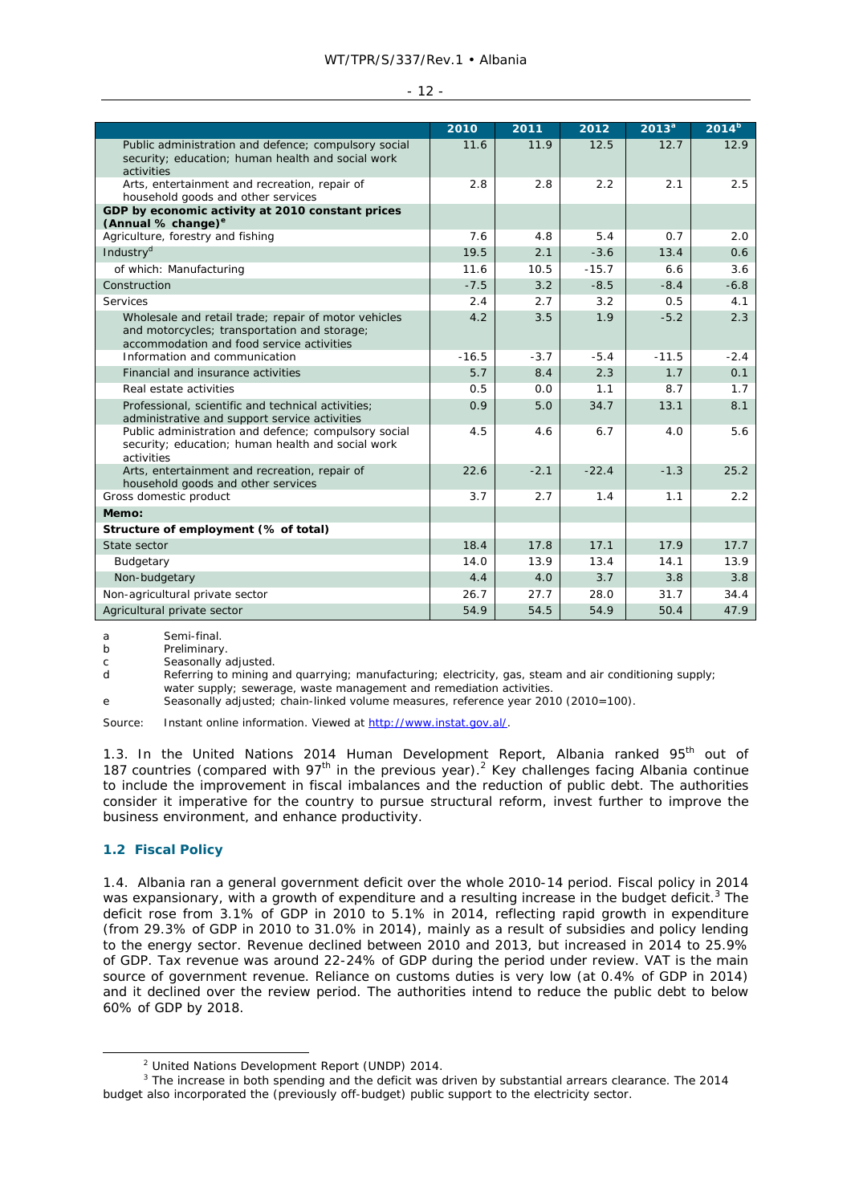| | 2010 | 2011 | 2012 | 2013[a] | 2014[b] |
|---|---|---|---|---|---|
| Public administration and defence; compulsory social security; education; human health and social work activities | 11.6 | 11.9 | 12.5 | 12.7 | 12.9 |
| Arts, entertainment and recreation, repair of household goods and other services | 2.8 | 2.8 | 2.2 | 2.1 | 2.5 |
| **GDP by economic activity at 2010 constant prices (Annual % change)[e]** | | | | | |
| Agriculture, forestry and fishing | 7.6 | 4.8 | 5.4 | 0.7 | 2.0 |
| Industry[d] | 19.5 | 2.1 | -3.6 | 13.4 | 0.6 |
| of which: Manufacturing | 11.6 | 10.5 | -15.7 | 6.6 | 3.6 |
| Construction | -7.5 | 3.2 | -8.5 | -8.4 | -6.8 |
| Services | 2.4 | 2.7 | 3.2 | 0.5 | 4.1 |
| Wholesale and retail trade; repair of motor vehicles and motorcycles; transportation and storage; accommodation and food service activities | 4.2 | 3.5 | 1.9 | -5.2 | 2.3 |
| Information and communication | -16.5 | -3.7 | -5.4 | -11.5 | -2.4 |
| Financial and insurance activities | 5.7 | 8.4 | 2.3 | 1.7 | 0.1 |
| Real estate activities | 0.5 | 0.0 | 1.1 | 8.7 | 1.7 |
| Professional, scientific and technical activities; administrative and support service activities | 0.9 | 5.0 | 34.7 | 13.1 | 8.1 |
| Public administration and defence; compulsory social security; education; human health and social work activities | 4.5 | 4.6 | 6.7 | 4.0 | 5.6 |
| Arts, entertainment and recreation, repair of household goods and other services | 22.6 | -2.1 | -22.4 | -1.3 | 25.2 |
| Gross domestic product | 3.7 | 2.7 | 1.4 | 1.1 | 2.2 |
| **Memo:** | | | | | |
| **Structure of employment (% of total)** | | | | | |
| State sector | 18.4 | 17.8 | 17.1 | 17.9 | 17.7 |
| Budgetary | 14.0 | 13.9 | 13.4 | 14.1 | 13.9 |
| Non-budgetary | 4.4 | 4.0 | 3.7 | 3.8 | 3.8 |
| Non-agricultural private sector | 26.7 | 27.7 | 28.0 | 31.7 | 34.4 |
| Agricultural private sector | 54.9 | 54.5 | 54.9 | 50.4 | 47.9 |

a Semi-final.
b Preliminary.
c Seasonally adjusted.
d Referring to mining and quarrying; manufacturing; electricity, gas, steam and air conditioning supply; water supply; sewerage, waste management and remediation activities.
e Seasonally adjusted; chain-linked volume measures, reference year 2010 (2010=100).

Source: Instant online information. Viewed at http://www.instat.gov.al/.

1.3. In the United Nations 2014 Human Development Report, Albania ranked 95th out of 187 countries (compared with 97th in the previous year).[2] Key challenges facing Albania continue to include the improvement in fiscal imbalances and the reduction of public debt. The authorities consider it imperative for the country to pursue structural reform, invest further to improve the business environment, and enhance productivity.

## 1.2 Fiscal Policy

1.4. Albania ran a general government deficit over the whole 2010-14 period. Fiscal policy in 2014 was expansionary, with a growth of expenditure and a resulting increase in the budget deficit.[3] The deficit rose from 3.1% of GDP in 2010 to 5.1% in 2014, reflecting rapid growth in expenditure (from 29.3% of GDP in 2010 to 31.0% in 2014), mainly as a result of subsidies and policy lending to the energy sector. Revenue declined between 2010 and 2013, but increased in 2014 to 25.9% of GDP. Tax revenue was around 22-24% of GDP during the period under review. VAT is the main source of government revenue. Reliance on customs duties is very low (at 0.4% of GDP in 2014) and it declined over the review period. The authorities intend to reduce the public debt to below 60% of GDP by 2018.

[2] United Nations Development Report (UNDP) 2014.

[3] The increase in both spending and the deficit was driven by substantial arrears clearance. The 2014 budget also incorporated the (previously off-budget) public support to the electricity sector.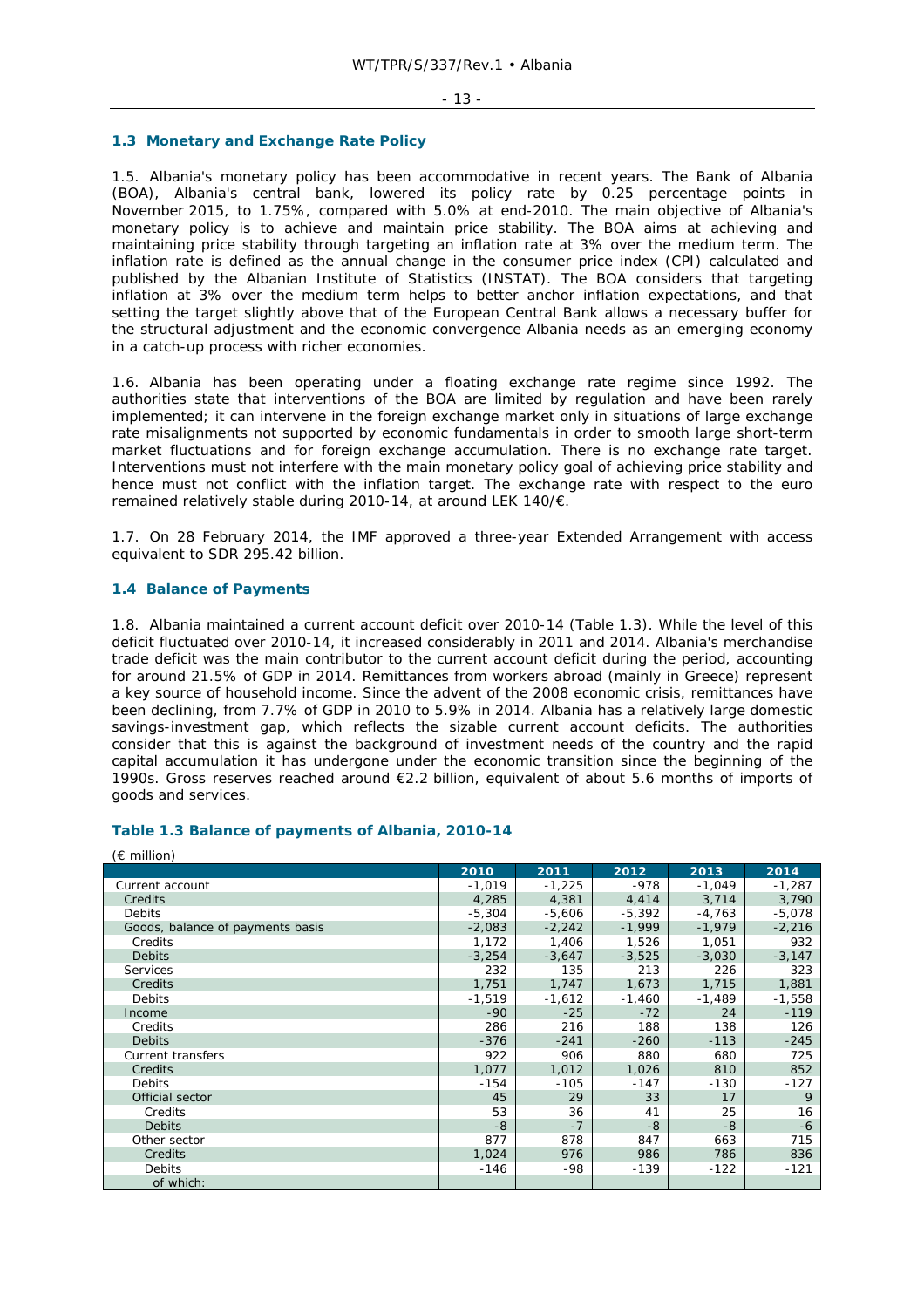## 1.3 Monetary and Exchange Rate Policy

1.5. Albania's monetary policy has been accommodative in recent years. The Bank of Albania (BOA), Albania's central bank, lowered its policy rate by 0.25 percentage points in November 2015, to 1.75%, compared with 5.0% at end-2010. The main objective of Albania's monetary policy is to achieve and maintain price stability. The BOA aims at achieving and maintaining price stability through targeting an inflation rate at 3% over the medium term. The inflation rate is defined as the annual change in the consumer price index (CPI) calculated and published by the Albanian Institute of Statistics (INSTAT). The BOA considers that targeting inflation at 3% over the medium term helps to better anchor inflation expectations, and that setting the target slightly above that of the European Central Bank allows a necessary buffer for the structural adjustment and the economic convergence Albania needs as an emerging economy in a catch-up process with richer economies.

1.6. Albania has been operating under a floating exchange rate regime since 1992. The authorities state that interventions of the BOA are limited by regulation and have been rarely implemented; it can intervene in the foreign exchange market only in situations of large exchange rate misalignments not supported by economic fundamentals in order to smooth large short-term market fluctuations and for foreign exchange accumulation. There is no exchange rate target. Interventions must not interfere with the main monetary policy goal of achieving price stability and hence must not conflict with the inflation target. The exchange rate with respect to the euro remained relatively stable during 2010-14, at around LEK 140/€.

1.7. On 28 February 2014, the IMF approved a three-year Extended Arrangement with access equivalent to SDR 295.42 billion.

## 1.4 Balance of Payments

1.8. Albania maintained a current account deficit over 2010-14 (Table 1.3). While the level of this deficit fluctuated over 2010-14, it increased considerably in 2011 and 2014. Albania's merchandise trade deficit was the main contributor to the current account deficit during the period, accounting for around 21.5% of GDP in 2014. Remittances from workers abroad (mainly in Greece) represent a key source of household income. Since the advent of the 2008 economic crisis, remittances have been declining, from 7.7% of GDP in 2010 to 5.9% in 2014. Albania has a relatively large domestic savings-investment gap, which reflects the sizable current account deficits. The authorities consider that this is against the background of investment needs of the country and the rapid capital accumulation it has undergone under the economic transition since the beginning of the 1990s. Gross reserves reached around €2.2 billion, equivalent of about 5.6 months of imports of goods and services.

### Table 1.3 Balance of payments of Albania, 2010-14

(€ million)

| | 2010 | 2011 | 2012 | 2013 | 2014 |
|---|---|---|---|---|---|
| Current account | -1,019 | -1,225 | -978 | -1,049 | -1,287 |
| Credits | 4,285 | 4,381 | 4,414 | 3,714 | 3,790 |
| Debits | -5,304 | -5,606 | -5,392 | -4,763 | -5,078 |
| Goods, balance of payments basis | -2,083 | -2,242 | -1,999 | -1,979 | -2,216 |
| Credits | 1,172 | 1,406 | 1,526 | 1,051 | 932 |
| Debits | -3,254 | -3,647 | -3,525 | -3,030 | -3,147 |
| Services | 232 | 135 | 213 | 226 | 323 |
| Credits | 1,751 | 1,747 | 1,673 | 1,715 | 1,881 |
| Debits | -1,519 | -1,612 | -1,460 | -1,489 | -1,558 |
| Income | -90 | -25 | -72 | 24 | -119 |
| Credits | 286 | 216 | 188 | 138 | 126 |
| Debits | -376 | -241 | -260 | -113 | -245 |
| Current transfers | 922 | 906 | 880 | 680 | 725 |
| Credits | 1,077 | 1,012 | 1,026 | 810 | 852 |
| Debits | -154 | -105 | -147 | -130 | -127 |
| Official sector | 45 | 29 | 33 | 17 | 9 |
| Credits | 53 | 36 | 41 | 25 | 16 |
| Debits | -8 | -7 | -8 | -8 | -6 |
| Other sector | 877 | 878 | 847 | 663 | 715 |
| Credits | 1,024 | 976 | 986 | 786 | 836 |
| Debits | -146 | -98 | -139 | -122 | -121 |
| of which: | | | | | |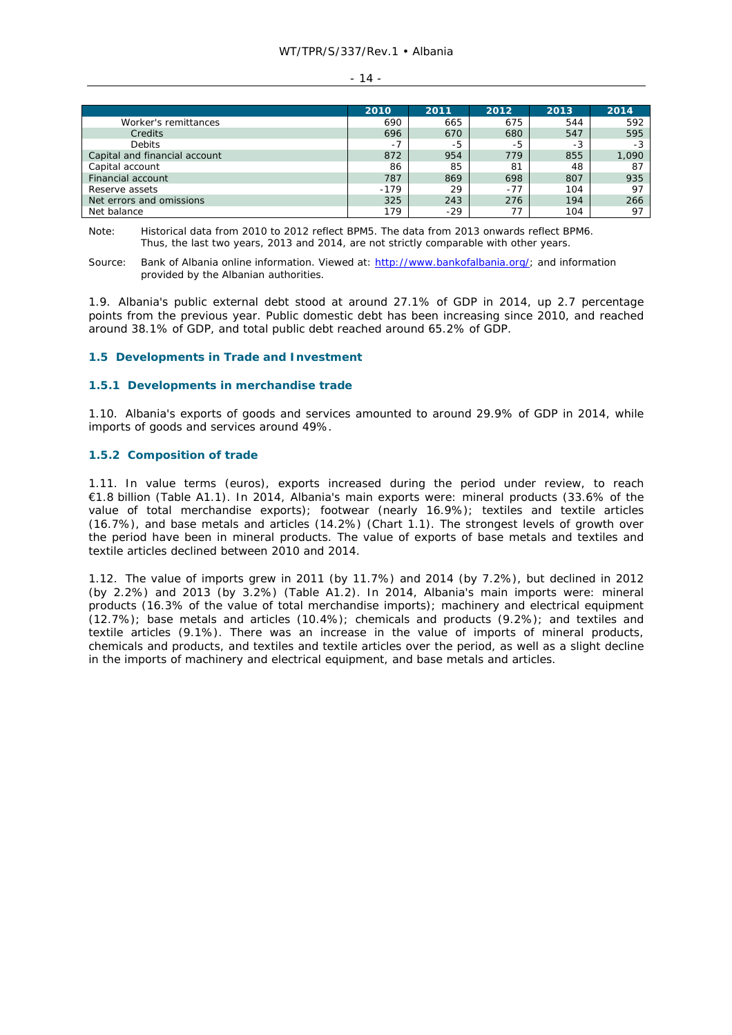| | 2010 | 2011 | 2012 | 2013 | 2014 |
|---|---|---|---|---|---|
| Worker's remittances | 690 | 665 | 675 | 544 | 592 |
| Credits | 696 | 670 | 680 | 547 | 595 |
| Debits | -7 | -5 | -5 | -3 | -3 |
| Capital and financial account | 872 | 954 | 779 | 855 | 1,090 |
| Capital account | 86 | 85 | 81 | 48 | 87 |
| Financial account | 787 | 869 | 698 | 807 | 935 |
| Reserve assets | -179 | 29 | -77 | 104 | 97 |
| Net errors and omissions | 325 | 243 | 276 | 194 | 266 |
| Net balance | 179 | -29 | 77 | 104 | 97 |

Note: Historical data from 2010 to 2012 reflect BPM5. The data from 2013 onwards reflect BPM6. Thus, the last two years, 2013 and 2014, are not strictly comparable with other years.

Source: Bank of Albania online information. Viewed at: http://www.bankofalbania.org/; and information provided by the Albanian authorities.

1.9. Albania's public external debt stood at around 27.1% of GDP in 2014, up 2.7 percentage points from the previous year. Public domestic debt has been increasing since 2010, and reached around 38.1% of GDP, and total public debt reached around 65.2% of GDP.

## 1.5 Developments in Trade and Investment

### 1.5.1 Developments in merchandise trade

1.10. Albania's exports of goods and services amounted to around 29.9% of GDP in 2014, while imports of goods and services around 49%.

### 1.5.2 Composition of trade

1.11. In value terms (euros), exports increased during the period under review, to reach €1.8 billion (Table A1.1). In 2014, Albania's main exports were: mineral products (33.6% of the value of total merchandise exports); footwear (nearly 16.9%); textiles and textile articles (16.7%), and base metals and articles (14.2%) (Chart 1.1). The strongest levels of growth over the period have been in mineral products. The value of exports of base metals and textiles and textile articles declined between 2010 and 2014.

1.12. The value of imports grew in 2011 (by 11.7%) and 2014 (by 7.2%), but declined in 2012 (by 2.2%) and 2013 (by 3.2%) (Table A1.2). In 2014, Albania's main imports were: mineral products (16.3% of the value of total merchandise imports); machinery and electrical equipment (12.7%); base metals and articles (10.4%); chemicals and products (9.2%); and textiles and textile articles (9.1%). There was an increase in the value of imports of mineral products, chemicals and products, and textiles and textile articles over the period, as well as a slight decline in the imports of machinery and electrical equipment, and base metals and articles.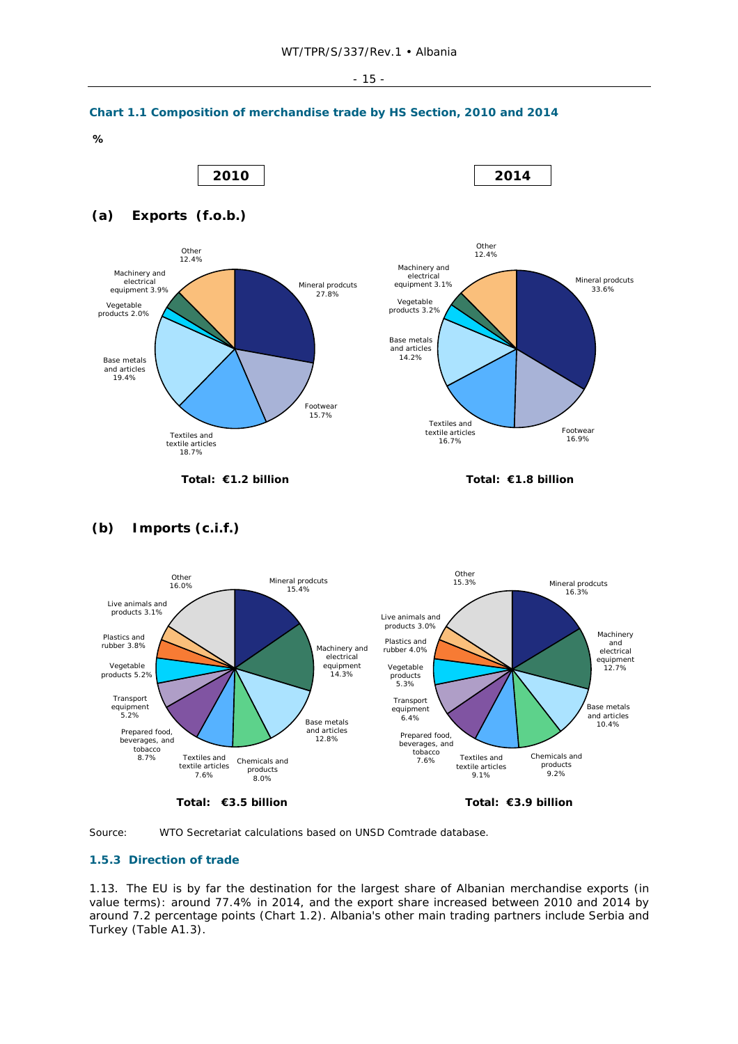### Chart 1.1 Composition of merchandise trade by HS Section, 2010 and 2014

%

**(a) Exports (f.o.b.)**

| | 2010 | 2014 |
|---|---|---|
| Mineral prodcuts | 27.8% | 33.6% |
| Footwear | 15.7% | 16.9% |
| Textiles and textile articles | 18.7% | 16.7% |
| Base metals and articles | 19.4% | 14.2% |
| Vegetable products | 2.0% | 3.2% |
| Machinery and electrical equipment | 3.9% | 3.1% |
| Other | 12.4% | 12.4% |
| Total | €1.2 billion | €1.8 billion |

**(b) Imports (c.i.f.)**

| | 2010 | 2014 |
|---|---|---|
| Mineral prodcuts | 15.4% | 16.3% |
| Machinery and electrical equipment | 14.3% | 12.7% |
| Base metals and articles | 12.8% | 10.4% |
| Chemicals and products | 8.0% | 9.2% |
| Textiles and textile articles | 7.6% | 9.1% |
| Prepared food, beverages, and tobacco | 8.7% | 7.6% |
| Transport equipment | 5.2% | 6.4% |
| Vegetable products | 5.2% | 5.3% |
| Plastics and rubber | 3.8% | 4.0% |
| Live animals and products | 3.1% | 3.0% |
| Other | 16.0% | 15.3% |
| Total | €3.5 billion | €3.9 billion |

Source: WTO Secretariat calculations based on UNSD Comtrade database.

### 1.5.3 Direction of trade

1.13. The EU is by far the destination for the largest share of Albanian merchandise exports (in value terms): around 77.4% in 2014, and the export share increased between 2010 and 2014 by around 7.2 percentage points (Chart 1.2). Albania's other main trading partners include Serbia and Turkey (Table A1.3).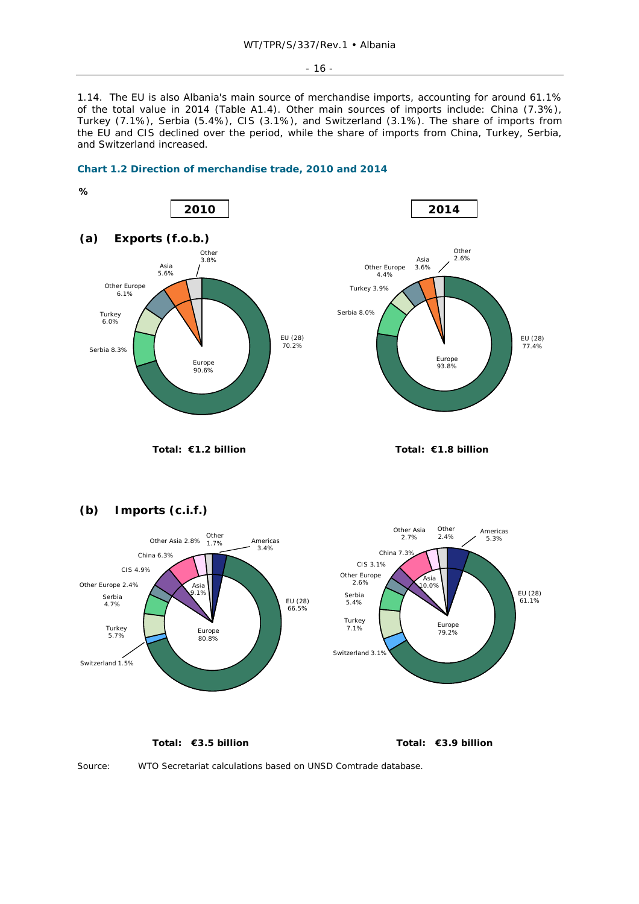1.14. The EU is also Albania's main source of merchandise imports, accounting for around 61.1% of the total value in 2014 (Table A1.4). Other main sources of imports include: China (7.3%), Turkey (7.1%), Serbia (5.4%), CIS (3.1%), and Switzerland (3.1%). The share of imports from the EU and CIS declined over the period, while the share of imports from China, Turkey, Serbia, and Switzerland increased.

**Chart 1.2 Direction of merchandise trade, 2010 and 2014**

%

**2010** | **2014**

**(a) Exports (f.o.b.)**

2010: EU (28) 70.2%; Serbia 8.3%; Turkey 6.0%; Other Europe 6.1%; Asia 5.6%; Other 3.8%; Europe 90.6%

**Total: €1.2 billion**

2014: EU (28) 77.4%; Serbia 8.0%; Turkey 3.9%; Other Europe 4.4%; Asia 3.6%; Other 2.6%; Europe 93.8%

**Total: €1.8 billion**

**(b) Imports (c.i.f.)**

2010: EU (28) 66.5%; Switzerland 1.5%; Turkey 5.7%; Serbia 4.7%; Other Europe 2.4%; CIS 4.9%; China 6.3%; Other Asia 2.8%; Other 1.7%; Americas 3.4%; Europe 80.8%; Asia 9.1%

**Total: €3.5 billion**

2014: EU (28) 61.1%; Switzerland 3.1%; Turkey 7.1%; Serbia 5.4%; Other Europe 2.6%; CIS 3.1%; China 7.3%; Other Asia 2.7%; Other 2.4%; Americas 5.3%; Europe 79.2%; Asia 10.0%

**Total: €3.9 billion**

Source: WTO Secretariat calculations based on UNSD Comtrade database.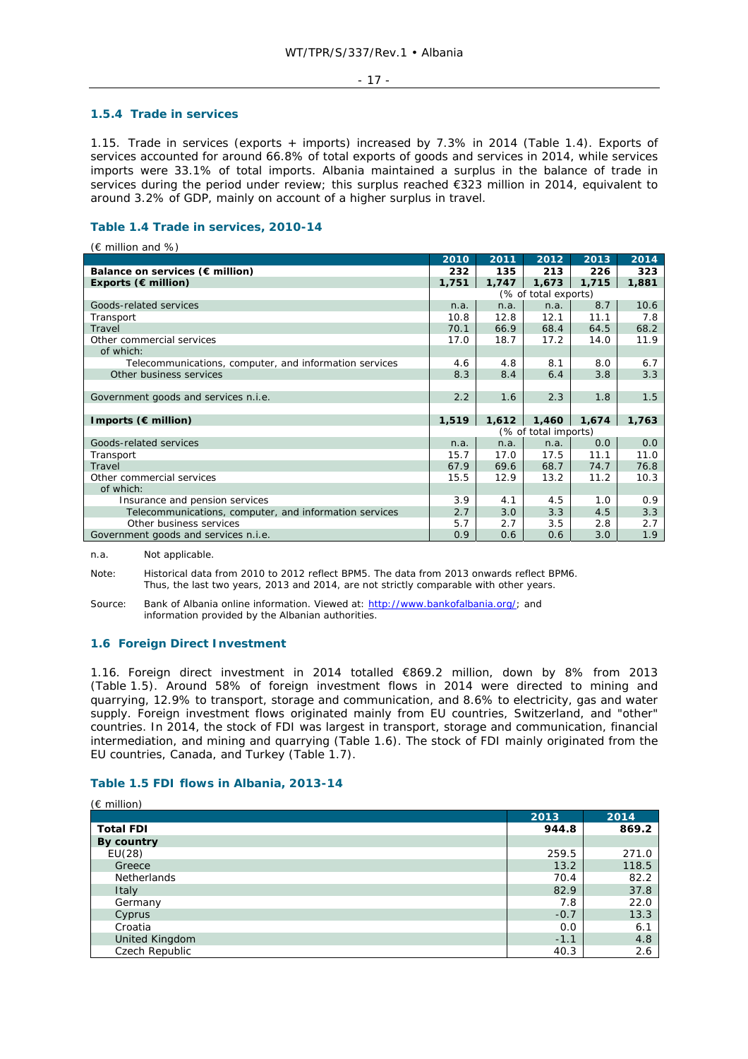### 1.5.4 Trade in services

1.15. Trade in services (exports + imports) increased by 7.3% in 2014 (Table 1.4). Exports of services accounted for around 66.8% of total exports of goods and services in 2014, while services imports were 33.1% of total imports. Albania maintained a surplus in the balance of trade in services during the period under review; this surplus reached €323 million in 2014, equivalent to around 3.2% of GDP, mainly on account of a higher surplus in travel.

#### Table 1.4 Trade in services, 2010-14

(€ million and %)

| | 2010 | 2011 | 2012 | 2013 | 2014 |
|---|---|---|---|---|---|
| **Balance on services (€ million)** | **232** | **135** | **213** | **226** | **323** |
| **Exports (€ million)** | **1,751** | **1,747** | **1,673** | **1,715** | **1,881** |
| | (% of total exports) | | | | |
| Goods-related services | n.a. | n.a. | n.a. | 8.7 | 10.6 |
| Transport | 10.8 | 12.8 | 12.1 | 11.1 | 7.8 |
| Travel | 70.1 | 66.9 | 68.4 | 64.5 | 68.2 |
| Other commercial services | 17.0 | 18.7 | 17.2 | 14.0 | 11.9 |
| of which: | | | | | |
| Telecommunications, computer, and information services | 4.6 | 4.8 | 8.1 | 8.0 | 6.7 |
| Other business services | 8.3 | 8.4 | 6.4 | 3.8 | 3.3 |
| Government goods and services n.i.e. | 2.2 | 1.6 | 2.3 | 1.8 | 1.5 |
| **Imports (€ million)** | **1,519** | **1,612** | **1,460** | **1,674** | **1,763** |
| | (% of total imports) | | | | |
| Goods-related services | n.a. | n.a. | n.a. | 0.0 | 0.0 |
| Transport | 15.7 | 17.0 | 17.5 | 11.1 | 11.0 |
| Travel | 67.9 | 69.6 | 68.7 | 74.7 | 76.8 |
| Other commercial services | 15.5 | 12.9 | 13.2 | 11.2 | 10.3 |
| of which: | | | | | |
| Insurance and pension services | 3.9 | 4.1 | 4.5 | 1.0 | 0.9 |
| Telecommunications, computer, and information services | 2.7 | 3.0 | 3.3 | 4.5 | 3.3 |
| Other business services | 5.7 | 2.7 | 3.5 | 2.8 | 2.7 |
| Government goods and services n.i.e. | 0.9 | 0.6 | 0.6 | 3.0 | 1.9 |

n.a. Not applicable.

Note: Historical data from 2010 to 2012 reflect BPM5. The data from 2013 onwards reflect BPM6. Thus, the last two years, 2013 and 2014, are not strictly comparable with other years.

Source: Bank of Albania online information. Viewed at: http://www.bankofalbania.org/; and information provided by the Albanian authorities.

## 1.6 Foreign Direct Investment

1.16. Foreign direct investment in 2014 totalled €869.2 million, down by 8% from 2013 (Table 1.5). Around 58% of foreign investment flows in 2014 were directed to mining and quarrying, 12.9% to transport, storage and communication, and 8.6% to electricity, gas and water supply. Foreign investment flows originated mainly from EU countries, Switzerland, and "other" countries. In 2014, the stock of FDI was largest in transport, storage and communication, financial intermediation, and mining and quarrying (Table 1.6). The stock of FDI mainly originated from the EU countries, Canada, and Turkey (Table 1.7).

#### Table 1.5 FDI flows in Albania, 2013-14

(€ million)

| | 2013 | 2014 |
|---|---|---|
| **Total FDI** | **944.8** | **869.2** |
| **By country** | | |
| EU(28) | 259.5 | 271.0 |
| Greece | 13.2 | 118.5 |
| Netherlands | 70.4 | 82.2 |
| Italy | 82.9 | 37.8 |
| Germany | 7.8 | 22.0 |
| Cyprus | -0.7 | 13.3 |
| Croatia | 0.0 | 6.1 |
| United Kingdom | -1.1 | 4.8 |
| Czech Republic | 40.3 | 2.6 |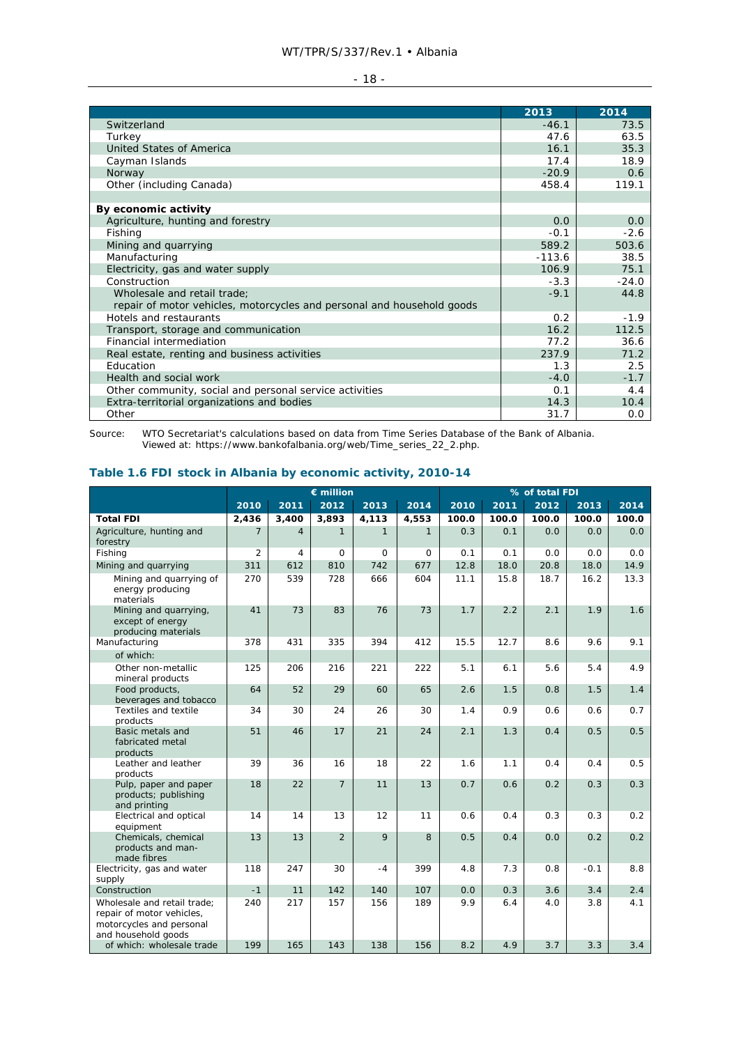| | 2013 | 2014 |
|---|---|---|
| Switzerland | -46.1 | 73.5 |
| Turkey | 47.6 | 63.5 |
| United States of America | 16.1 | 35.3 |
| Cayman Islands | 17.4 | 18.9 |
| Norway | -20.9 | 0.6 |
| Other (including Canada) | 458.4 | 119.1 |
| | | |
| **By economic activity** | | |
| Agriculture, hunting and forestry | 0.0 | 0.0 |
| Fishing | -0.1 | -2.6 |
| Mining and quarrying | 589.2 | 503.6 |
| Manufacturing | -113.6 | 38.5 |
| Electricity, gas and water supply | 106.9 | 75.1 |
| Construction | -3.3 | -24.0 |
| Wholesale and retail trade; repair of motor vehicles, motorcycles and personal and household goods | -9.1 | 44.8 |
| Hotels and restaurants | 0.2 | -1.9 |
| Transport, storage and communication | 16.2 | 112.5 |
| Financial intermediation | 77.2 | 36.6 |
| Real estate, renting and business activities | 237.9 | 71.2 |
| Education | 1.3 | 2.5 |
| Health and social work | -4.0 | -1.7 |
| Other community, social and personal service activities | 0.1 | 4.4 |
| Extra-territorial organizations and bodies | 14.3 | 10.4 |
| Other | 31.7 | 0.0 |

Source: WTO Secretariat's calculations based on data from Time Series Database of the Bank of Albania. Viewed at: https://www.bankofalbania.org/web/Time_series_22_2.php.

### Table 1.6 FDI stock in Albania by economic activity, 2010-14

| | € million | | | | | % of total FDI | | | | |
|---|---|---|---|---|---|---|---|---|---|---|
| | 2010 | 2011 | 2012 | 2013 | 2014 | 2010 | 2011 | 2012 | 2013 | 2014 |
| **Total FDI** | **2,436** | **3,400** | **3,893** | **4,113** | **4,553** | **100.0** | **100.0** | **100.0** | **100.0** | **100.0** |
| Agriculture, hunting and forestry | 7 | 4 | 1 | 1 | 1 | 0.3 | 0.1 | 0.0 | 0.0 | 0.0 |
| Fishing | 2 | 4 | 0 | 0 | 0 | 0.1 | 0.1 | 0.0 | 0.0 | 0.0 |
| Mining and quarrying | 311 | 612 | 810 | 742 | 677 | 12.8 | 18.0 | 20.8 | 18.0 | 14.9 |
| Mining and quarrying of energy producing materials | 270 | 539 | 728 | 666 | 604 | 11.1 | 15.8 | 18.7 | 16.2 | 13.3 |
| Mining and quarrying, except of energy producing materials | 41 | 73 | 83 | 76 | 73 | 1.7 | 2.2 | 2.1 | 1.9 | 1.6 |
| Manufacturing | 378 | 431 | 335 | 394 | 412 | 15.5 | 12.7 | 8.6 | 9.6 | 9.1 |
| of which: | | | | | | | | | | |
| Other non-metallic mineral products | 125 | 206 | 216 | 221 | 222 | 5.1 | 6.1 | 5.6 | 5.4 | 4.9 |
| Food products, beverages and tobacco | 64 | 52 | 29 | 60 | 65 | 2.6 | 1.5 | 0.8 | 1.5 | 1.4 |
| Textiles and textile products | 34 | 30 | 24 | 26 | 30 | 1.4 | 0.9 | 0.6 | 0.6 | 0.7 |
| Basic metals and fabricated metal products | 51 | 46 | 17 | 21 | 24 | 2.1 | 1.3 | 0.4 | 0.5 | 0.5 |
| Leather and leather products | 39 | 36 | 16 | 18 | 22 | 1.6 | 1.1 | 0.4 | 0.4 | 0.5 |
| Pulp, paper and paper products; publishing and printing | 18 | 22 | 7 | 11 | 13 | 0.7 | 0.6 | 0.2 | 0.3 | 0.3 |
| Electrical and optical equipment | 14 | 14 | 13 | 12 | 11 | 0.6 | 0.4 | 0.3 | 0.3 | 0.2 |
| Chemicals, chemical products and man-made fibres | 13 | 13 | 2 | 9 | 8 | 0.5 | 0.4 | 0.0 | 0.2 | 0.2 |
| Electricity, gas and water supply | 118 | 247 | 30 | -4 | 399 | 4.8 | 7.3 | 0.8 | -0.1 | 8.8 |
| Construction | -1 | 11 | 142 | 140 | 107 | 0.0 | 0.3 | 3.6 | 3.4 | 2.4 |
| Wholesale and retail trade; repair of motor vehicles, motorcycles and personal and household goods | 240 | 217 | 157 | 156 | 189 | 9.9 | 6.4 | 4.0 | 3.8 | 4.1 |
| of which: wholesale trade | 199 | 165 | 143 | 138 | 156 | 8.2 | 4.9 | 3.7 | 3.3 | 3.4 |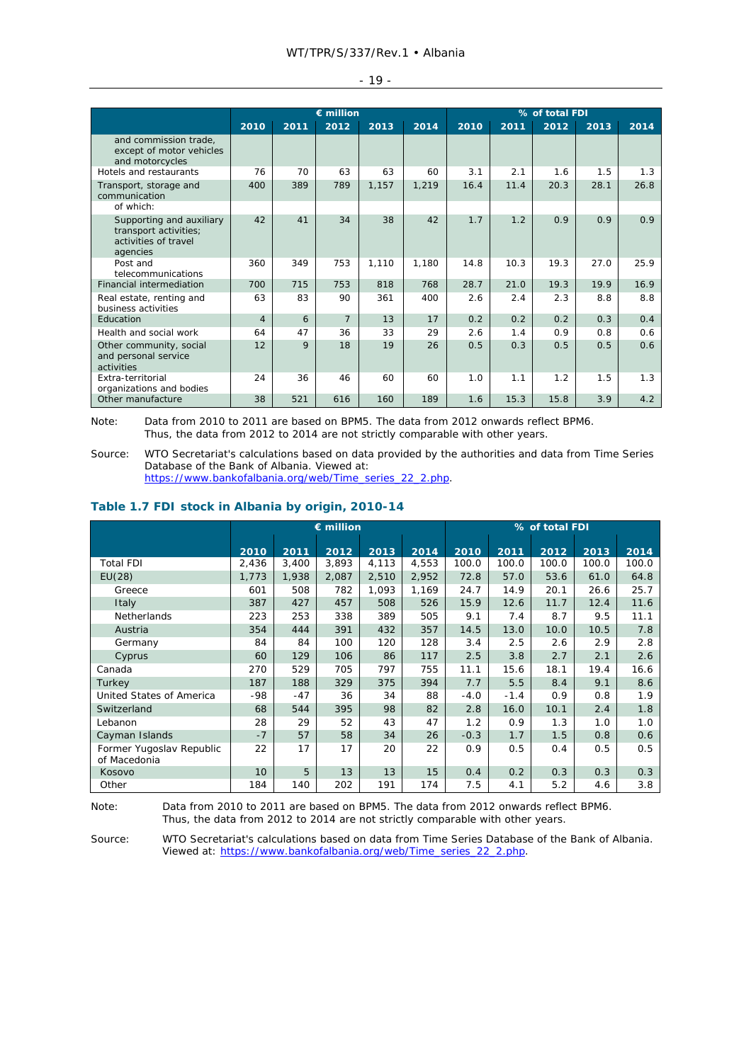| | € million | | | | | % of total FDI | | | | |
|---|---|---|---|---|---|---|---|---|---|---|
| | 2010 | 2011 | 2012 | 2013 | 2014 | 2010 | 2011 | 2012 | 2013 | 2014 |
| and commission trade, except of motor vehicles and motorcycles | | | | | | | | | | |
| Hotels and restaurants | 76 | 70 | 63 | 63 | 60 | 3.1 | 2.1 | 1.6 | 1.5 | 1.3 |
| Transport, storage and communication | 400 | 389 | 789 | 1,157 | 1,219 | 16.4 | 11.4 | 20.3 | 28.1 | 26.8 |
| of which: | | | | | | | | | | |
| Supporting and auxiliary transport activities; activities of travel agencies | 42 | 41 | 34 | 38 | 42 | 1.7 | 1.2 | 0.9 | 0.9 | 0.9 |
| Post and telecommunications | 360 | 349 | 753 | 1,110 | 1,180 | 14.8 | 10.3 | 19.3 | 27.0 | 25.9 |
| Financial intermediation | 700 | 715 | 753 | 818 | 768 | 28.7 | 21.0 | 19.3 | 19.9 | 16.9 |
| Real estate, renting and business activities | 63 | 83 | 90 | 361 | 400 | 2.6 | 2.4 | 2.3 | 8.8 | 8.8 |
| Education | 4 | 6 | 7 | 13 | 17 | 0.2 | 0.2 | 0.2 | 0.3 | 0.4 |
| Health and social work | 64 | 47 | 36 | 33 | 29 | 2.6 | 1.4 | 0.9 | 0.8 | 0.6 |
| Other community, social and personal service activities | 12 | 9 | 18 | 19 | 26 | 0.5 | 0.3 | 0.5 | 0.5 | 0.6 |
| Extra-territorial organizations and bodies | 24 | 36 | 46 | 60 | 60 | 1.0 | 1.1 | 1.2 | 1.5 | 1.3 |
| Other manufacture | 38 | 521 | 616 | 160 | 189 | 1.6 | 15.3 | 15.8 | 3.9 | 4.2 |

Note: Data from 2010 to 2011 are based on BPM5. The data from 2012 onwards reflect BPM6. Thus, the data from 2012 to 2014 are not strictly comparable with other years.

Source: WTO Secretariat's calculations based on data provided by the authorities and data from Time Series Database of the Bank of Albania. Viewed at: https://www.bankofalbania.org/web/Time_series_22_2.php.

### Table 1.7 FDI stock in Albania by origin, 2010-14

| | € million | | | | | % of total FDI | | | | |
|---|---|---|---|---|---|---|---|---|---|---|
| | 2010 | 2011 | 2012 | 2013 | 2014 | 2010 | 2011 | 2012 | 2013 | 2014 |
| Total FDI | 2,436 | 3,400 | 3,893 | 4,113 | 4,553 | 100.0 | 100.0 | 100.0 | 100.0 | 100.0 |
| EU(28) | 1,773 | 1,938 | 2,087 | 2,510 | 2,952 | 72.8 | 57.0 | 53.6 | 61.0 | 64.8 |
| Greece | 601 | 508 | 782 | 1,093 | 1,169 | 24.7 | 14.9 | 20.1 | 26.6 | 25.7 |
| Italy | 387 | 427 | 457 | 508 | 526 | 15.9 | 12.6 | 11.7 | 12.4 | 11.6 |
| Netherlands | 223 | 253 | 338 | 389 | 505 | 9.1 | 7.4 | 8.7 | 9.5 | 11.1 |
| Austria | 354 | 444 | 391 | 432 | 357 | 14.5 | 13.0 | 10.0 | 10.5 | 7.8 |
| Germany | 84 | 84 | 100 | 120 | 128 | 3.4 | 2.5 | 2.6 | 2.9 | 2.8 |
| Cyprus | 60 | 129 | 106 | 86 | 117 | 2.5 | 3.8 | 2.7 | 2.1 | 2.6 |
| Canada | 270 | 529 | 705 | 797 | 755 | 11.1 | 15.6 | 18.1 | 19.4 | 16.6 |
| Turkey | 187 | 188 | 329 | 375 | 394 | 7.7 | 5.5 | 8.4 | 9.1 | 8.6 |
| United States of America | -98 | -47 | 36 | 34 | 88 | -4.0 | -1.4 | 0.9 | 0.8 | 1.9 |
| Switzerland | 68 | 544 | 395 | 98 | 82 | 2.8 | 16.0 | 10.1 | 2.4 | 1.8 |
| Lebanon | 28 | 29 | 52 | 43 | 47 | 1.2 | 0.9 | 1.3 | 1.0 | 1.0 |
| Cayman Islands | -7 | 57 | 58 | 34 | 26 | -0.3 | 1.7 | 1.5 | 0.8 | 0.6 |
| Former Yugoslav Republic of Macedonia | 22 | 17 | 17 | 20 | 22 | 0.9 | 0.5 | 0.4 | 0.5 | 0.5 |
| Kosovo | 10 | 5 | 13 | 13 | 15 | 0.4 | 0.2 | 0.3 | 0.3 | 0.3 |
| Other | 184 | 140 | 202 | 191 | 174 | 7.5 | 4.1 | 5.2 | 4.6 | 3.8 |

Note: Data from 2010 to 2011 are based on BPM5. The data from 2012 onwards reflect BPM6. Thus, the data from 2012 to 2014 are not strictly comparable with other years.

Source: WTO Secretariat's calculations based on data from Time Series Database of the Bank of Albania. Viewed at: https://www.bankofalbania.org/web/Time_series_22_2.php.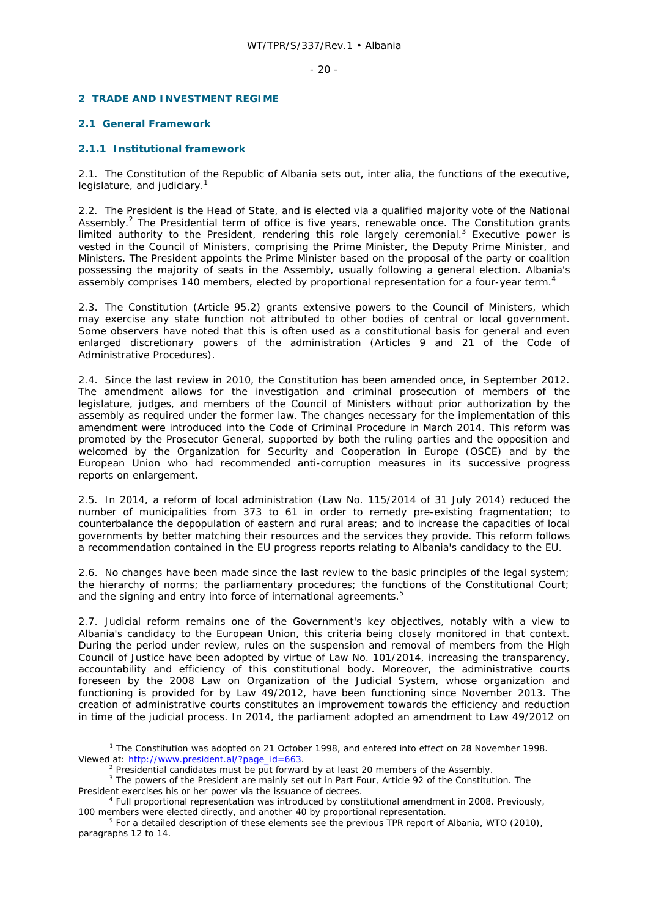## 2 TRADE AND INVESTMENT REGIME

### 2.1 General Framework

#### 2.1.1 Institutional framework

2.1. The Constitution of the Republic of Albania sets out, inter alia, the functions of the executive, legislature, and judiciary.[1]

2.2. The President is the Head of State, and is elected via a qualified majority vote of the National Assembly.[2] The Presidential term of office is five years, renewable once. The Constitution grants limited authority to the President, rendering this role largely ceremonial.[3] Executive power is vested in the Council of Ministers, comprising the Prime Minister, the Deputy Prime Minister, and Ministers. The President appoints the Prime Minister based on the proposal of the party or coalition possessing the majority of seats in the Assembly, usually following a general election. Albania's assembly comprises 140 members, elected by proportional representation for a four-year term.[4]

2.3. The Constitution (Article 95.2) grants extensive powers to the Council of Ministers, which may exercise any state function not attributed to other bodies of central or local government. Some observers have noted that this is often used as a constitutional basis for general and even enlarged discretionary powers of the administration (Articles 9 and 21 of the Code of Administrative Procedures).

2.4. Since the last review in 2010, the Constitution has been amended once, in September 2012. The amendment allows for the investigation and criminal prosecution of members of the legislature, judges, and members of the Council of Ministers without prior authorization by the assembly as required under the former law. The changes necessary for the implementation of this amendment were introduced into the Code of Criminal Procedure in March 2014. This reform was promoted by the Prosecutor General, supported by both the ruling parties and the opposition and welcomed by the Organization for Security and Cooperation in Europe (OSCE) and by the European Union who had recommended anti-corruption measures in its successive progress reports on enlargement.

2.5. In 2014, a reform of local administration (Law No. 115/2014 of 31 July 2014) reduced the number of municipalities from 373 to 61 in order to remedy pre-existing fragmentation; to counterbalance the depopulation of eastern and rural areas; and to increase the capacities of local governments by better matching their resources and the services they provide. This reform follows a recommendation contained in the EU progress reports relating to Albania's candidacy to the EU.

2.6. No changes have been made since the last review to the basic principles of the legal system; the hierarchy of norms; the parliamentary procedures; the functions of the Constitutional Court; and the signing and entry into force of international agreements.[5]

2.7. Judicial reform remains one of the Government's key objectives, notably with a view to Albania's candidacy to the European Union, this criteria being closely monitored in that context. During the period under review, rules on the suspension and removal of members from the High Council of Justice have been adopted by virtue of Law No. 101/2014, increasing the transparency, accountability and efficiency of this constitutional body. Moreover, the administrative courts foreseen by the 2008 Law on Organization of the Judicial System, whose organization and functioning is provided for by Law 49/2012, have been functioning since November 2013. The creation of administrative courts constitutes an improvement towards the efficiency and reduction in time of the judicial process. In 2014, the parliament adopted an amendment to Law 49/2012 on

---

[1] The Constitution was adopted on 21 October 1998, and entered into effect on 28 November 1998. Viewed at: http://www.president.al/?page_id=663.

[2] Presidential candidates must be put forward by at least 20 members of the Assembly.

[3] The powers of the President are mainly set out in Part Four, Article 92 of the Constitution. The President exercises his or her power via the issuance of decrees.

[4] Full proportional representation was introduced by constitutional amendment in 2008. Previously, 100 members were elected directly, and another 40 by proportional representation.

[5] For a detailed description of these elements see the previous TPR report of Albania, WTO (2010), paragraphs 12 to 14.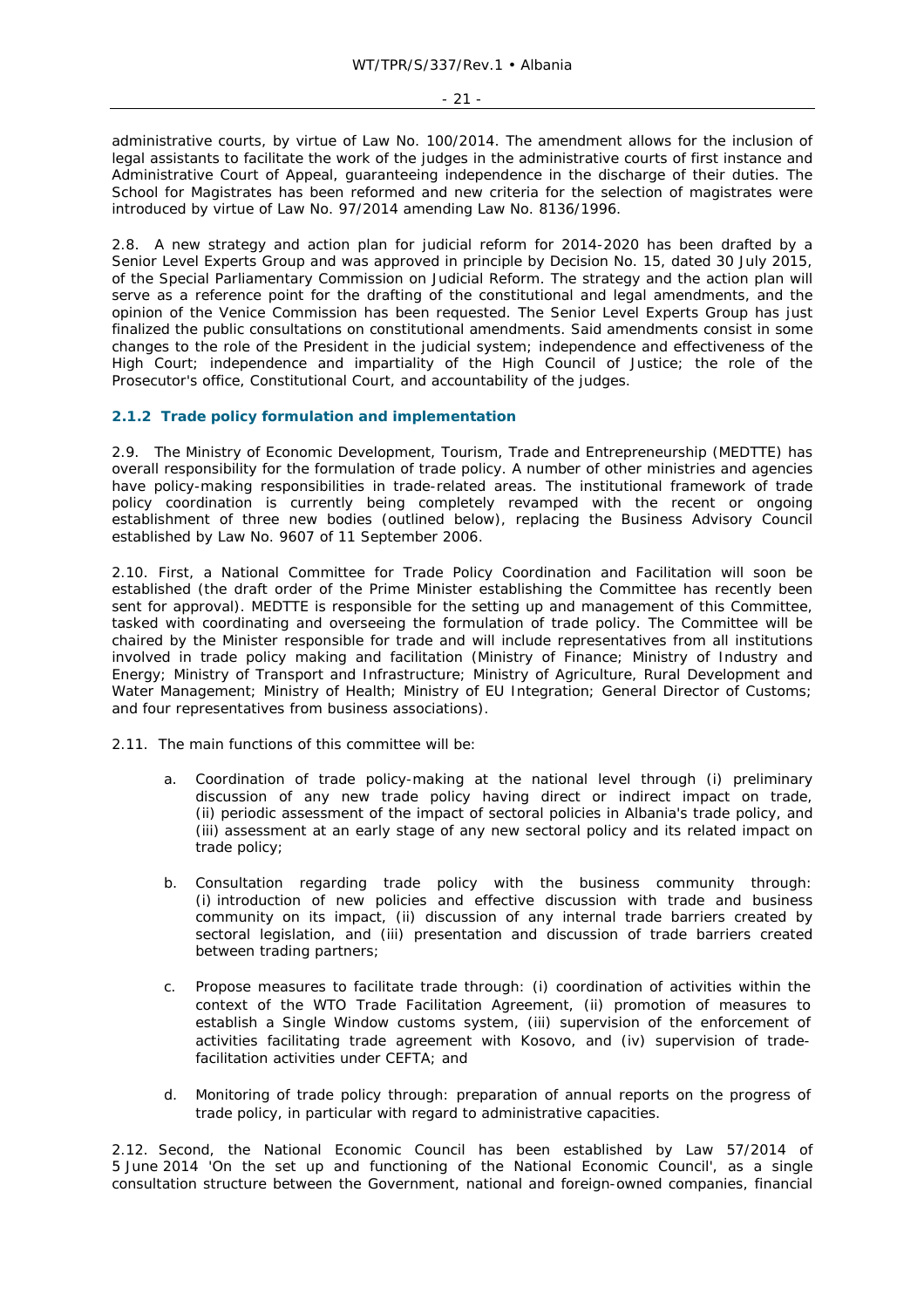administrative courts, by virtue of Law No. 100/2014. The amendment allows for the inclusion of legal assistants to facilitate the work of the judges in the administrative courts of first instance and Administrative Court of Appeal, guaranteeing independence in the discharge of their duties. The School for Magistrates has been reformed and new criteria for the selection of magistrates were introduced by virtue of Law No. 97/2014 amending Law No. 8136/1996.

2.8. A new strategy and action plan for judicial reform for 2014-2020 has been drafted by a Senior Level Experts Group and was approved in principle by Decision No. 15, dated 30 July 2015, of the Special Parliamentary Commission on Judicial Reform. The strategy and the action plan will serve as a reference point for the drafting of the constitutional and legal amendments, and the opinion of the Venice Commission has been requested. The Senior Level Experts Group has just finalized the public consultations on constitutional amendments. Said amendments consist in some changes to the role of the President in the judicial system; independence and effectiveness of the High Court; independence and impartiality of the High Council of Justice; the role of the Prosecutor's office, Constitutional Court, and accountability of the judges.

### 2.1.2 Trade policy formulation and implementation

2.9. The Ministry of Economic Development, Tourism, Trade and Entrepreneurship (MEDTTE) has overall responsibility for the formulation of trade policy. A number of other ministries and agencies have policy-making responsibilities in trade-related areas. The institutional framework of trade policy coordination is currently being completely revamped with the recent or ongoing establishment of three new bodies (outlined below), replacing the Business Advisory Council established by Law No. 9607 of 11 September 2006.

2.10. First, a National Committee for Trade Policy Coordination and Facilitation will soon be established (the draft order of the Prime Minister establishing the Committee has recently been sent for approval). MEDTTE is responsible for the setting up and management of this Committee, tasked with coordinating and overseeing the formulation of trade policy. The Committee will be chaired by the Minister responsible for trade and will include representatives from all institutions involved in trade policy making and facilitation (Ministry of Finance; Ministry of Industry and Energy; Ministry of Transport and Infrastructure; Ministry of Agriculture, Rural Development and Water Management; Ministry of Health; Ministry of EU Integration; General Director of Customs; and four representatives from business associations).

2.11. The main functions of this committee will be:

a. Coordination of trade policy-making at the national level through (i) preliminary discussion of any new trade policy having direct or indirect impact on trade, (ii) periodic assessment of the impact of sectoral policies in Albania's trade policy, and (iii) assessment at an early stage of any new sectoral policy and its related impact on trade policy;

b. Consultation regarding trade policy with the business community through: (i) introduction of new policies and effective discussion with trade and business community on its impact, (ii) discussion of any internal trade barriers created by sectoral legislation, and (iii) presentation and discussion of trade barriers created between trading partners;

c. Propose measures to facilitate trade through: (i) coordination of activities within the context of the WTO Trade Facilitation Agreement, (ii) promotion of measures to establish a Single Window customs system, (iii) supervision of the enforcement of activities facilitating trade agreement with Kosovo, and (iv) supervision of trade-facilitation activities under CEFTA; and

d. Monitoring of trade policy through: preparation of annual reports on the progress of trade policy, in particular with regard to administrative capacities.

2.12. Second, the National Economic Council has been established by Law 57/2014 of 5 June 2014 'On the set up and functioning of the National Economic Council', as a single consultation structure between the Government, national and foreign-owned companies, financial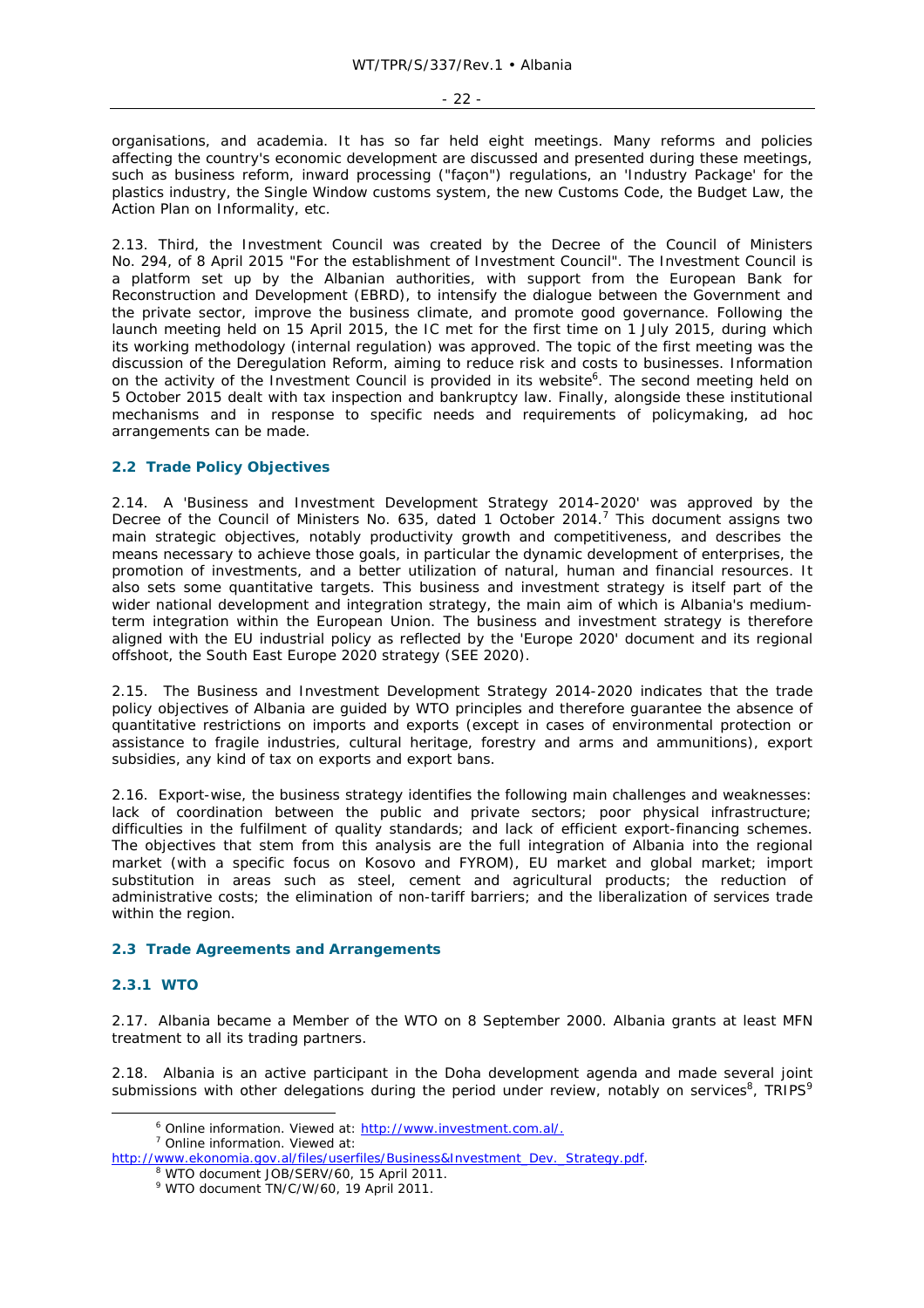organisations, and academia. It has so far held eight meetings. Many reforms and policies affecting the country's economic development are discussed and presented during these meetings, such as business reform, inward processing ("façon") regulations, an 'Industry Package' for the plastics industry, the Single Window customs system, the new Customs Code, the Budget Law, the Action Plan on Informality, etc.

2.13. Third, the Investment Council was created by the Decree of the Council of Ministers No. 294, of 8 April 2015 "For the establishment of Investment Council". The Investment Council is a platform set up by the Albanian authorities, with support from the European Bank for Reconstruction and Development (EBRD), to intensify the dialogue between the Government and the private sector, improve the business climate, and promote good governance. Following the launch meeting held on 15 April 2015, the IC met for the first time on 1 July 2015, during which its working methodology (internal regulation) was approved. The topic of the first meeting was the discussion of the Deregulation Reform, aiming to reduce risk and costs to businesses. Information on the activity of the Investment Council is provided in its website[6]. The second meeting held on 5 October 2015 dealt with tax inspection and bankruptcy law. Finally, alongside these institutional mechanisms and in response to specific needs and requirements of policymaking, ad hoc arrangements can be made.

## 2.2 Trade Policy Objectives

2.14. A 'Business and Investment Development Strategy 2014-2020' was approved by the Decree of the Council of Ministers No. 635, dated 1 October 2014.[7] This document assigns two main strategic objectives, notably productivity growth and competitiveness, and describes the means necessary to achieve those goals, in particular the dynamic development of enterprises, the promotion of investments, and a better utilization of natural, human and financial resources. It also sets some quantitative targets. This business and investment strategy is itself part of the wider national development and integration strategy, the main aim of which is Albania's medium-term integration within the European Union. The business and investment strategy is therefore aligned with the EU industrial policy as reflected by the 'Europe 2020' document and its regional offshoot, the South East Europe 2020 strategy (SEE 2020).

2.15. The Business and Investment Development Strategy 2014-2020 indicates that the trade policy objectives of Albania are guided by WTO principles and therefore guarantee the absence of quantitative restrictions on imports and exports (except in cases of environmental protection or assistance to fragile industries, cultural heritage, forestry and arms and ammunitions), export subsidies, any kind of tax on exports and export bans.

2.16. Export-wise, the business strategy identifies the following main challenges and weaknesses: lack of coordination between the public and private sectors; poor physical infrastructure; difficulties in the fulfilment of quality standards; and lack of efficient export-financing schemes. The objectives that stem from this analysis are the full integration of Albania into the regional market (with a specific focus on Kosovo and FYROM), EU market and global market; import substitution in areas such as steel, cement and agricultural products; the reduction of administrative costs; the elimination of non-tariff barriers; and the liberalization of services trade within the region.

## 2.3 Trade Agreements and Arrangements

### 2.3.1 WTO

2.17. Albania became a Member of the WTO on 8 September 2000. Albania grants at least MFN treatment to all its trading partners.

2.18. Albania is an active participant in the Doha development agenda and made several joint submissions with other delegations during the period under review, notably on services[8], TRIPS[9]

---

[6] Online information. Viewed at: http://www.investment.com.al/.

[7] Online information. Viewed at: http://www.ekonomia.gov.al/files/userfiles/Business&Investment_Dev._Strategy.pdf.

[8] WTO document JOB/SERV/60, 15 April 2011.

[9] WTO document TN/C/W/60, 19 April 2011.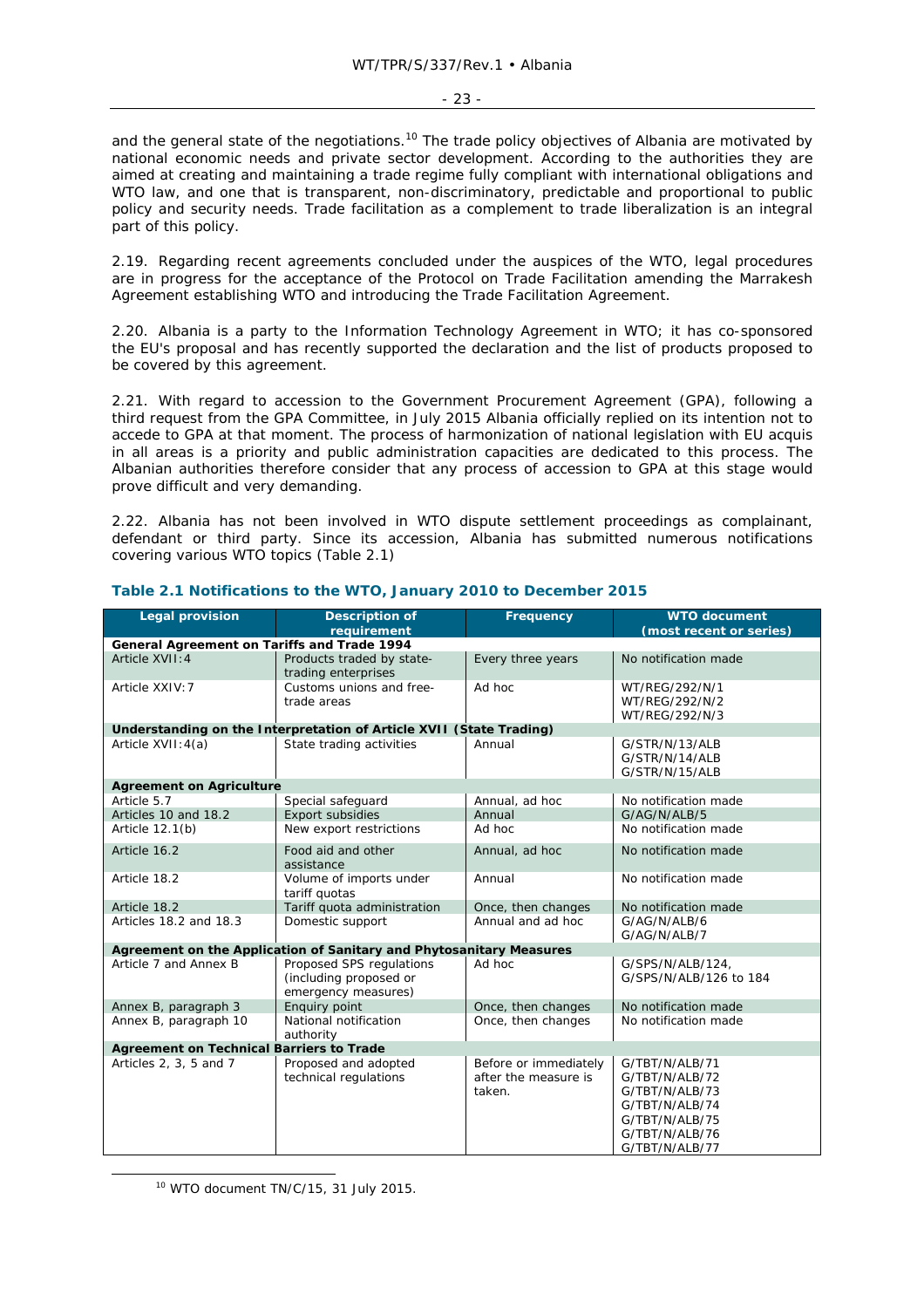and the general state of the negotiations.[10] The trade policy objectives of Albania are motivated by national economic needs and private sector development. According to the authorities they are aimed at creating and maintaining a trade regime fully compliant with international obligations and WTO law, and one that is transparent, non-discriminatory, predictable and proportional to public policy and security needs. Trade facilitation as a complement to trade liberalization is an integral part of this policy.

2.19. Regarding recent agreements concluded under the auspices of the WTO, legal procedures are in progress for the acceptance of the Protocol on Trade Facilitation amending the Marrakesh Agreement establishing WTO and introducing the Trade Facilitation Agreement.

2.20. Albania is a party to the Information Technology Agreement in WTO; it has co-sponsored the EU's proposal and has recently supported the declaration and the list of products proposed to be covered by this agreement.

2.21. With regard to accession to the Government Procurement Agreement (GPA), following a third request from the GPA Committee, in July 2015 Albania officially replied on its intention not to accede to GPA at that moment. The process of harmonization of national legislation with EU acquis in all areas is a priority and public administration capacities are dedicated to this process. The Albanian authorities therefore consider that any process of accession to GPA at this stage would prove difficult and very demanding.

2.22. Albania has not been involved in WTO dispute settlement proceedings as complainant, defendant or third party. Since its accession, Albania has submitted numerous notifications covering various WTO topics (Table 2.1)

**Table 2.1 Notifications to the WTO, January 2010 to December 2015**

| Legal provision | Description of requirement | Frequency | WTO document (most recent or series) |
|---|---|---|---|
| **General Agreement on Tariffs and Trade 1994** | | | |
| Article XVII:4 | Products traded by state-trading enterprises | Every three years | No notification made |
| Article XXIV:7 | Customs unions and free-trade areas | Ad hoc | WT/REG/292/N/1 WT/REG/292/N/2 WT/REG/292/N/3 |
| **Understanding on the Interpretation of Article XVII (State Trading)** | | | |
| Article XVII:4(a) | State trading activities | Annual | G/STR/N/13/ALB G/STR/N/14/ALB G/STR/N/15/ALB |
| **Agreement on Agriculture** | | | |
| Article 5.7 | Special safeguard | Annual, ad hoc | No notification made |
| Articles 10 and 18.2 | Export subsidies | Annual | G/AG/N/ALB/5 |
| Article 12.1(b) | New export restrictions | Ad hoc | No notification made |
| Article 16.2 | Food aid and other assistance | Annual, ad hoc | No notification made |
| Article 18.2 | Volume of imports under tariff quotas | Annual | No notification made |
| Article 18.2 | Tariff quota administration | Once, then changes | No notification made |
| Articles 18.2 and 18.3 | Domestic support | Annual and ad hoc | G/AG/N/ALB/6 G/AG/N/ALB/7 |
| **Agreement on the Application of Sanitary and Phytosanitary Measures** | | | |
| Article 7 and Annex B | Proposed SPS regulations (including proposed or emergency measures) | Ad hoc | G/SPS/N/ALB/124, G/SPS/N/ALB/126 to 184 |
| Annex B, paragraph 3 | Enquiry point | Once, then changes | No notification made |
| Annex B, paragraph 10 | National notification authority | Once, then changes | No notification made |
| **Agreement on Technical Barriers to Trade** | | | |
| Articles 2, 3, 5 and 7 | Proposed and adopted technical regulations | Before or immediately after the measure is taken. | G/TBT/N/ALB/71 G/TBT/N/ALB/72 G/TBT/N/ALB/73 G/TBT/N/ALB/74 G/TBT/N/ALB/75 G/TBT/N/ALB/76 G/TBT/N/ALB/77 |

[10] WTO document TN/C/15, 31 July 2015.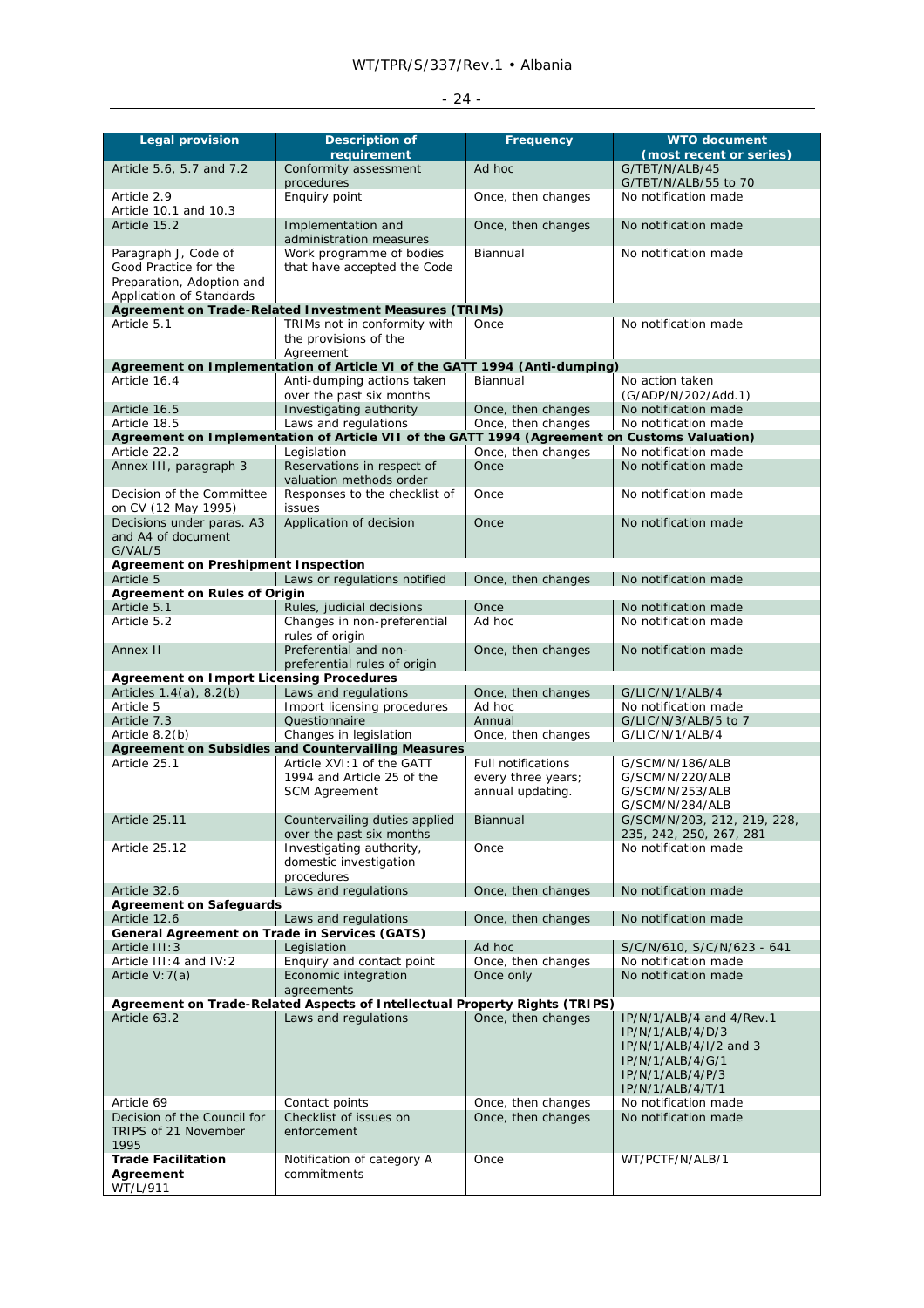| Legal provision | Description of requirement | Frequency | WTO document (most recent or series) |
|---|---|---|---|
| Article 5.6, 5.7 and 7.2 | Conformity assessment procedures | Ad hoc | G/TBT/N/ALB/45 G/TBT/N/ALB/55 to 70 |
| Article 2.9 Article 10.1 and 10.3 | Enquiry point | Once, then changes | No notification made |
| Article 15.2 | Implementation and administration measures | Once, then changes | No notification made |
| Paragraph J, Code of Good Practice for the Preparation, Adoption and Application of Standards | Work programme of bodies that have accepted the Code | Biannual | No notification made |
| **Agreement on Trade-Related Investment Measures (TRIMs)** | | | |
| Article 5.1 | TRIMs not in conformity with the provisions of the Agreement | Once | No notification made |
| **Agreement on Implementation of Article VI of the GATT 1994 (Anti-dumping)** | | | |
| Article 16.4 | Anti-dumping actions taken over the past six months | Biannual | No action taken (G/ADP/N/202/Add.1) |
| Article 16.5 | Investigating authority | Once, then changes | No notification made |
| Article 18.5 | Laws and regulations | Once, then changes | No notification made |
| **Agreement on Implementation of Article VII of the GATT 1994 (Agreement on Customs Valuation)** | | | |
| Article 22.2 | Legislation | Once, then changes | No notification made |
| Annex III, paragraph 3 | Reservations in respect of valuation methods order | Once | No notification made |
| Decision of the Committee on CV (12 May 1995) | Responses to the checklist of issues | Once | No notification made |
| Decisions under paras. A3 and A4 of document G/VAL/5 | Application of decision | Once | No notification made |
| **Agreement on Preshipment Inspection** | | | |
| Article 5 | Laws or regulations notified | Once, then changes | No notification made |
| **Agreement on Rules of Origin** | | | |
| Article 5.1 | Rules, judicial decisions | Once | No notification made |
| Article 5.2 | Changes in non-preferential rules of origin | Ad hoc | No notification made |
| Annex II | Preferential and non-preferential rules of origin | Once, then changes | No notification made |
| **Agreement on Import Licensing Procedures** | | | |
| Articles 1.4(a), 8.2(b) | Laws and regulations | Once, then changes | G/LIC/N/1/ALB/4 |
| Article 5 | Import licensing procedures | Ad hoc | No notification made |
| Article 7.3 | Questionnaire | Annual | G/LIC/N/3/ALB/5 to 7 |
| Article 8.2(b) | Changes in legislation | Once, then changes | G/LIC/N/1/ALB/4 |
| **Agreement on Subsidies and Countervailing Measures** | | | |
| Article 25.1 | Article XVI:1 of the GATT 1994 and Article 25 of the SCM Agreement | Full notifications every three years; annual updating. | G/SCM/N/186/ALB G/SCM/N/220/ALB G/SCM/N/253/ALB G/SCM/N/284/ALB |
| Article 25.11 | Countervailing duties applied over the past six months | Biannual | G/SCM/N/203, 212, 219, 228, 235, 242, 250, 267, 281 |
| Article 25.12 | Investigating authority, domestic investigation procedures | Once | No notification made |
| Article 32.6 | Laws and regulations | Once, then changes | No notification made |
| **Agreement on Safeguards** | | | |
| Article 12.6 | Laws and regulations | Once, then changes | No notification made |
| **General Agreement on Trade in Services (GATS)** | | | |
| Article III:3 | Legislation | Ad hoc | S/C/N/610, S/C/N/623 - 641 |
| Article III:4 and IV:2 | Enquiry and contact point | Once, then changes | No notification made |
| Article V:7(a) | Economic integration agreements | Once only | No notification made |
| **Agreement on Trade-Related Aspects of Intellectual Property Rights (TRIPS)** | | | |
| Article 63.2 | Laws and regulations | Once, then changes | IP/N/1/ALB/4 and 4/Rev.1 IP/N/1/ALB/4/D/3 IP/N/1/ALB/4/I/2 and 3 IP/N/1/ALB/4/G/1 IP/N/1/ALB/4/P/3 IP/N/1/ALB/4/T/1 |
| Article 69 | Contact points | Once, then changes | No notification made |
| Decision of the Council for TRIPS of 21 November 1995 | Checklist of issues on enforcement | Once, then changes | No notification made |
| **Trade Facilitation Agreement** WT/L/911 | Notification of category A commitments | Once | WT/PCTF/N/ALB/1 |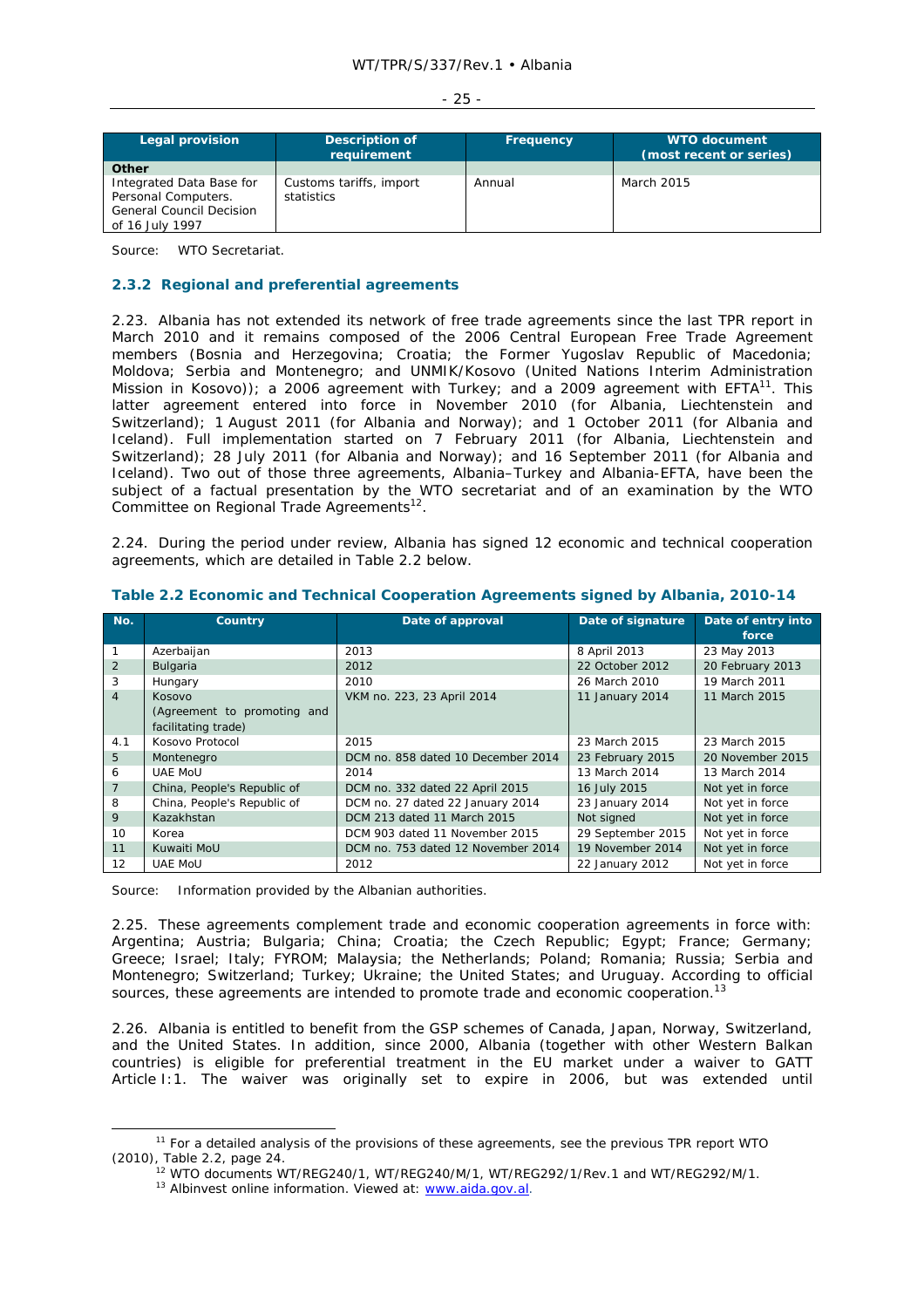| Legal provision | Description of requirement | Frequency | WTO document (most recent or series) |
|---|---|---|---|
| **Other** | | | |
| Integrated Data Base for Personal Computers. General Council Decision of 16 July 1997 | Customs tariffs, import statistics | Annual | March 2015 |

Source: WTO Secretariat.

### 2.3.2 Regional and preferential agreements

2.23. Albania has not extended its network of free trade agreements since the last TPR report in March 2010 and it remains composed of the 2006 Central European Free Trade Agreement members (Bosnia and Herzegovina; Croatia; the Former Yugoslav Republic of Macedonia; Moldova; Serbia and Montenegro; and UNMIK/Kosovo (United Nations Interim Administration Mission in Kosovo)); a 2006 agreement with Turkey; and a 2009 agreement with EFTA[11]. This latter agreement entered into force in November 2010 (for Albania, Liechtenstein and Switzerland); 1 August 2011 (for Albania and Norway); and 1 October 2011 (for Albania and Iceland). Full implementation started on 7 February 2011 (for Albania, Liechtenstein and Switzerland); 28 July 2011 (for Albania and Norway); and 16 September 2011 (for Albania and Iceland). Two out of those three agreements, Albania–Turkey and Albania-EFTA, have been the subject of a factual presentation by the WTO secretariat and of an examination by the WTO Committee on Regional Trade Agreements[12].

2.24. During the period under review, Albania has signed 12 economic and technical cooperation agreements, which are detailed in Table 2.2 below.

**Table 2.2 Economic and Technical Cooperation Agreements signed by Albania, 2010-14**

| No. | Country | Date of approval | Date of signature | Date of entry into force |
|---|---|---|---|---|
| 1 | Azerbaijan | 2013 | 8 April 2013 | 23 May 2013 |
| 2 | Bulgaria | 2012 | 22 October 2012 | 20 February 2013 |
| 3 | Hungary | 2010 | 26 March 2010 | 19 March 2011 |
| 4 | Kosovo (Agreement to promoting and facilitating trade) | VKM no. 223, 23 April 2014 | 11 January 2014 | 11 March 2015 |
| 4.1 | Kosovo Protocol | 2015 | 23 March 2015 | 23 March 2015 |
| 5 | Montenegro | DCM no. 858 dated 10 December 2014 | 23 February 2015 | 20 November 2015 |
| 6 | UAE MoU | 2014 | 13 March 2014 | 13 March 2014 |
| 7 | China, People's Republic of | DCM no. 332 dated 22 April 2015 | 16 July 2015 | Not yet in force |
| 8 | China, People's Republic of | DCM no. 27 dated 22 January 2014 | 23 January 2014 | Not yet in force |
| 9 | Kazakhstan | DCM 213 dated 11 March 2015 | Not signed | Not yet in force |
| 10 | Korea | DCM 903 dated 11 November 2015 | 29 September 2015 | Not yet in force |
| 11 | Kuwaiti MoU | DCM no. 753 dated 12 November 2014 | 19 November 2014 | Not yet in force |
| 12 | UAE MoU | 2012 | 22 January 2012 | Not yet in force |

Source: Information provided by the Albanian authorities.

2.25. These agreements complement trade and economic cooperation agreements in force with: Argentina; Austria; Bulgaria; China; Croatia; the Czech Republic; Egypt; France; Germany; Greece; Israel; Italy; FYROM; Malaysia; the Netherlands; Poland; Romania; Russia; Serbia and Montenegro; Switzerland; Turkey; Ukraine; the United States; and Uruguay. According to official sources, these agreements are intended to promote trade and economic cooperation.[13]

2.26. Albania is entitled to benefit from the GSP schemes of Canada, Japan, Norway, Switzerland, and the United States. In addition, since 2000, Albania (together with other Western Balkan countries) is eligible for preferential treatment in the EU market under a waiver to GATT Article I:1. The waiver was originally set to expire in 2006, but was extended until

[11] For a detailed analysis of the provisions of these agreements, see the previous TPR report WTO (2010), Table 2.2, page 24.

[12] WTO documents WT/REG240/1, WT/REG240/M/1, WT/REG292/1/Rev.1 and WT/REG292/M/1.

[13] Albinvest online information. Viewed at: www.aida.gov.al.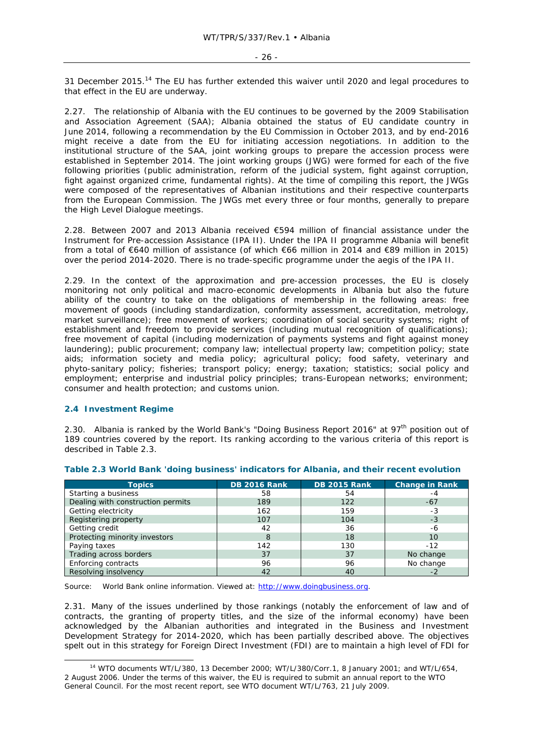31 December 2015.[14] The EU has further extended this waiver until 2020 and legal procedures to that effect in the EU are underway.

2.27. The relationship of Albania with the EU continues to be governed by the 2009 Stabilisation and Association Agreement (SAA); Albania obtained the status of EU candidate country in June 2014, following a recommendation by the EU Commission in October 2013, and by end-2016 might receive a date from the EU for initiating accession negotiations. In addition to the institutional structure of the SAA, joint working groups to prepare the accession process were established in September 2014. The joint working groups (JWG) were formed for each of the five following priorities (public administration, reform of the judicial system, fight against corruption, fight against organized crime, fundamental rights). At the time of compiling this report, the JWGs were composed of the representatives of Albanian institutions and their respective counterparts from the European Commission. The JWGs met every three or four months, generally to prepare the High Level Dialogue meetings.

2.28. Between 2007 and 2013 Albania received €594 million of financial assistance under the Instrument for Pre-accession Assistance (IPA II). Under the IPA II programme Albania will benefit from a total of €640 million of assistance (of which €66 million in 2014 and €89 million in 2015) over the period 2014-2020. There is no trade-specific programme under the aegis of the IPA II.

2.29. In the context of the approximation and pre-accession processes, the EU is closely monitoring not only political and macro-economic developments in Albania but also the future ability of the country to take on the obligations of membership in the following areas: free movement of goods (including standardization, conformity assessment, accreditation, metrology, market surveillance); free movement of workers; coordination of social security systems; right of establishment and freedom to provide services (including mutual recognition of qualifications); free movement of capital (including modernization of payments systems and fight against money laundering); public procurement; company law; intellectual property law; competition policy; state aids; information society and media policy; agricultural policy; food safety, veterinary and phyto-sanitary policy; fisheries; transport policy; energy; taxation; statistics; social policy and employment; enterprise and industrial policy principles; trans-European networks; environment; consumer and health protection; and customs union.

## 2.4 Investment Regime

2.30. Albania is ranked by the World Bank's "Doing Business Report 2016" at 97th position out of 189 countries covered by the report. Its ranking according to the various criteria of this report is described in Table 2.3.

**Table 2.3 World Bank 'doing business' indicators for Albania, and their recent evolution**

| Topics | DB 2016 Rank | DB 2015 Rank | Change in Rank |
|---|---|---|---|
| Starting a business | 58 | 54 | -4 |
| Dealing with construction permits | 189 | 122 | -67 |
| Getting electricity | 162 | 159 | -3 |
| Registering property | 107 | 104 | -3 |
| Getting credit | 42 | 36 | -6 |
| Protecting minority investors | 8 | 18 | 10 |
| Paying taxes | 142 | 130 | -12 |
| Trading across borders | 37 | 37 | No change |
| Enforcing contracts | 96 | 96 | No change |
| Resolving insolvency | 42 | 40 | -2 |

Source: World Bank online information. Viewed at: http://www.doingbusiness.org.

2.31. Many of the issues underlined by those rankings (notably the enforcement of law and of contracts, the granting of property titles, and the size of the informal economy) have been acknowledged by the Albanian authorities and integrated in the Business and Investment Development Strategy for 2014-2020, which has been partially described above. The objectives spelt out in this strategy for Foreign Direct Investment (FDI) are to maintain a high level of FDI for

[14] WTO documents WT/L/380, 13 December 2000; WT/L/380/Corr.1, 8 January 2001; and WT/L/654, 2 August 2006. Under the terms of this waiver, the EU is required to submit an annual report to the WTO General Council. For the most recent report, see WTO document WT/L/763, 21 July 2009.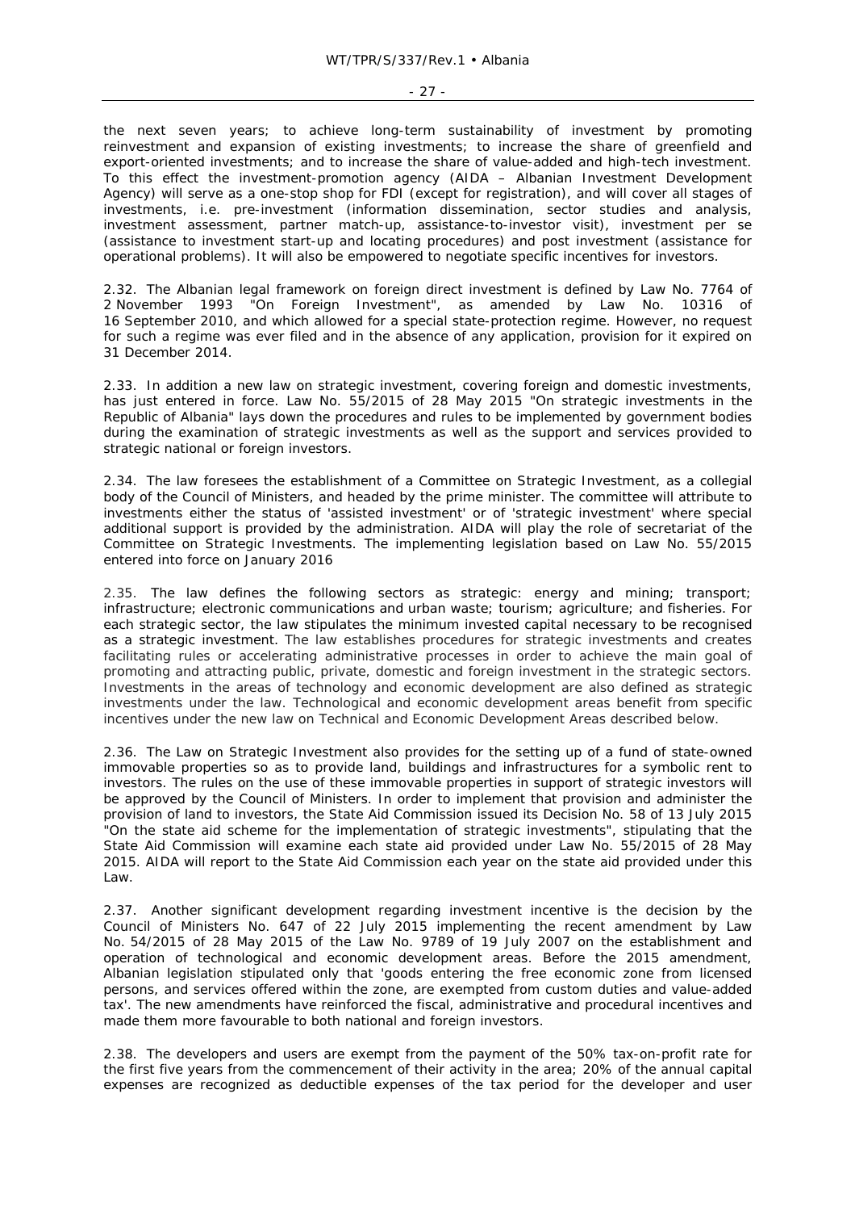the next seven years; to achieve long-term sustainability of investment by promoting reinvestment and expansion of existing investments; to increase the share of greenfield and export-oriented investments; and to increase the share of value-added and high-tech investment. To this effect the investment-promotion agency (AIDA – Albanian Investment Development Agency) will serve as a one-stop shop for FDI (except for registration), and will cover all stages of investments, i.e. pre-investment (information dissemination, sector studies and analysis, investment assessment, partner match-up, assistance-to-investor visit), investment per se (assistance to investment start-up and locating procedures) and post investment (assistance for operational problems). It will also be empowered to negotiate specific incentives for investors.

2.32. The Albanian legal framework on foreign direct investment is defined by Law No. 7764 of 2 November 1993 "On Foreign Investment", as amended by Law No. 10316 of 16 September 2010, and which allowed for a special state-protection regime. However, no request for such a regime was ever filed and in the absence of any application, provision for it expired on 31 December 2014.

2.33. In addition a new law on strategic investment, covering foreign and domestic investments, has just entered in force. Law No. 55/2015 of 28 May 2015 "On strategic investments in the Republic of Albania" lays down the procedures and rules to be implemented by government bodies during the examination of strategic investments as well as the support and services provided to strategic national or foreign investors.

2.34. The law foresees the establishment of a Committee on Strategic Investment, as a collegial body of the Council of Ministers, and headed by the prime minister. The committee will attribute to investments either the status of 'assisted investment' or of 'strategic investment' where special additional support is provided by the administration. AIDA will play the role of secretariat of the Committee on Strategic Investments. The implementing legislation based on Law No. 55/2015 entered into force on January 2016

2.35. The law defines the following sectors as strategic: energy and mining; transport; infrastructure; electronic communications and urban waste; tourism; agriculture; and fisheries. For each strategic sector, the law stipulates the minimum invested capital necessary to be recognised as a strategic investment. The law establishes procedures for strategic investments and creates facilitating rules or accelerating administrative processes in order to achieve the main goal of promoting and attracting public, private, domestic and foreign investment in the strategic sectors. Investments in the areas of technology and economic development are also defined as strategic investments under the law. Technological and economic development areas benefit from specific incentives under the new law on Technical and Economic Development Areas described below.

2.36. The Law on Strategic Investment also provides for the setting up of a fund of state-owned immovable properties so as to provide land, buildings and infrastructures for a symbolic rent to investors. The rules on the use of these immovable properties in support of strategic investors will be approved by the Council of Ministers. In order to implement that provision and administer the provision of land to investors, the State Aid Commission issued its Decision No. 58 of 13 July 2015 "On the state aid scheme for the implementation of strategic investments", stipulating that the State Aid Commission will examine each state aid provided under Law No. 55/2015 of 28 May 2015. AIDA will report to the State Aid Commission each year on the state aid provided under this Law.

2.37. Another significant development regarding investment incentive is the decision by the Council of Ministers No. 647 of 22 July 2015 implementing the recent amendment by Law No. 54/2015 of 28 May 2015 of the Law No. 9789 of 19 July 2007 on the establishment and operation of technological and economic development areas. Before the 2015 amendment, Albanian legislation stipulated only that 'goods entering the free economic zone from licensed persons, and services offered within the zone, are exempted from custom duties and value-added tax'. The new amendments have reinforced the fiscal, administrative and procedural incentives and made them more favourable to both national and foreign investors.

2.38. The developers and users are exempt from the payment of the 50% tax-on-profit rate for the first five years from the commencement of their activity in the area; 20% of the annual capital expenses are recognized as deductible expenses of the tax period for the developer and user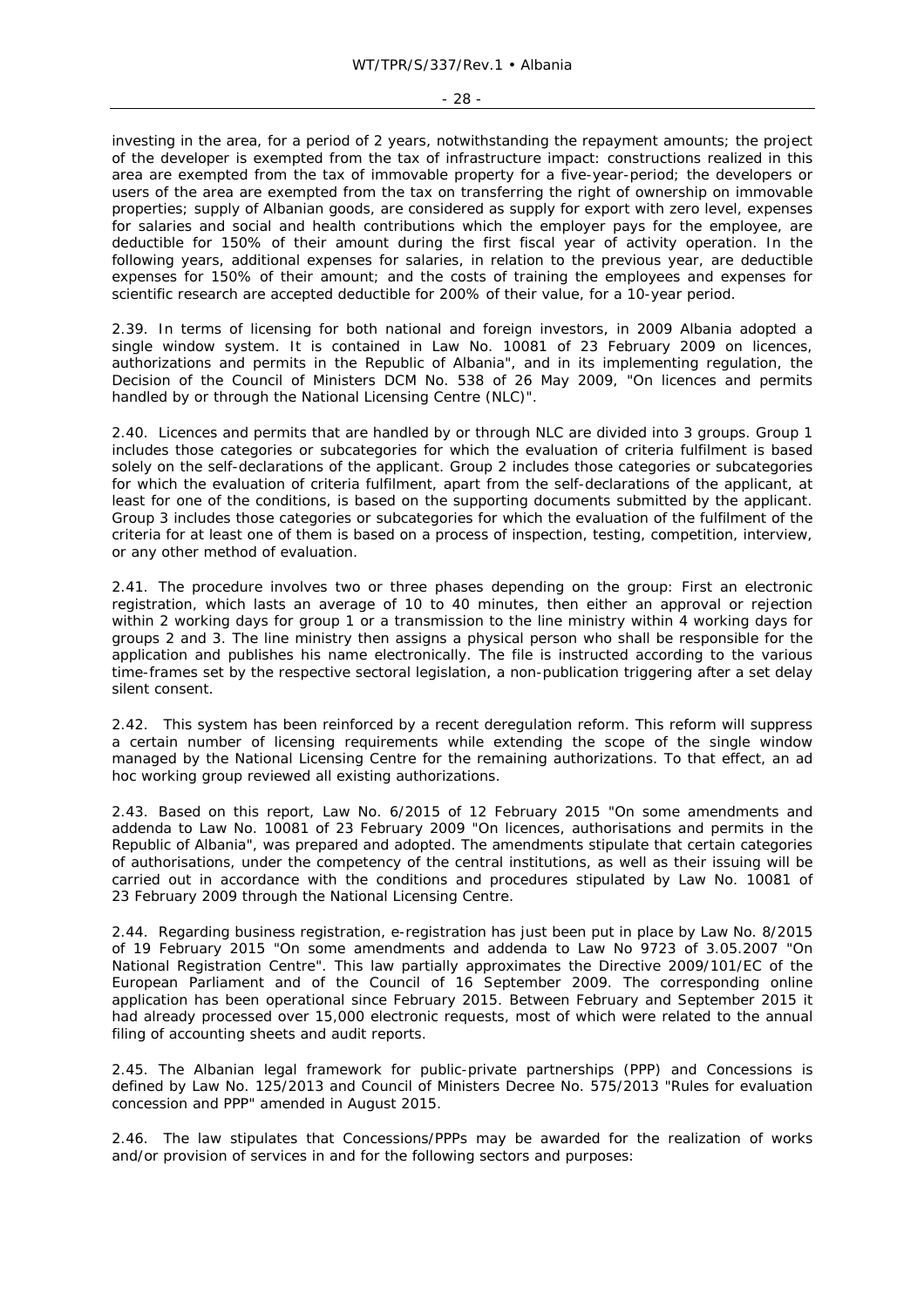investing in the area, for a period of 2 years, notwithstanding the repayment amounts; the project of the developer is exempted from the tax of infrastructure impact: constructions realized in this area are exempted from the tax of immovable property for a five-year-period; the developers or users of the area are exempted from the tax on transferring the right of ownership on immovable properties; supply of Albanian goods, are considered as supply for export with zero level, expenses for salaries and social and health contributions which the employer pays for the employee, are deductible for 150% of their amount during the first fiscal year of activity operation. In the following years, additional expenses for salaries, in relation to the previous year, are deductible expenses for 150% of their amount; and the costs of training the employees and expenses for scientific research are accepted deductible for 200% of their value, for a 10-year period.

2.39. In terms of licensing for both national and foreign investors, in 2009 Albania adopted a single window system. It is contained in Law No. 10081 of 23 February 2009 on licences, authorizations and permits in the Republic of Albania", and in its implementing regulation, the Decision of the Council of Ministers DCM No. 538 of 26 May 2009, "On licences and permits handled by or through the National Licensing Centre (NLC)".

2.40. Licences and permits that are handled by or through NLC are divided into 3 groups. Group 1 includes those categories or subcategories for which the evaluation of criteria fulfilment is based solely on the self-declarations of the applicant. Group 2 includes those categories or subcategories for which the evaluation of criteria fulfilment, apart from the self-declarations of the applicant, at least for one of the conditions, is based on the supporting documents submitted by the applicant. Group 3 includes those categories or subcategories for which the evaluation of the fulfilment of the criteria for at least one of them is based on a process of inspection, testing, competition, interview, or any other method of evaluation.

2.41. The procedure involves two or three phases depending on the group: First an electronic registration, which lasts an average of 10 to 40 minutes, then either an approval or rejection within 2 working days for group 1 or a transmission to the line ministry within 4 working days for groups 2 and 3. The line ministry then assigns a physical person who shall be responsible for the application and publishes his name electronically. The file is instructed according to the various time-frames set by the respective sectoral legislation, a non-publication triggering after a set delay silent consent.

2.42. This system has been reinforced by a recent deregulation reform. This reform will suppress a certain number of licensing requirements while extending the scope of the single window managed by the National Licensing Centre for the remaining authorizations. To that effect, an ad hoc working group reviewed all existing authorizations.

2.43. Based on this report, Law No. 6/2015 of 12 February 2015 "On some amendments and addenda to Law No. 10081 of 23 February 2009 "On licences, authorisations and permits in the Republic of Albania", was prepared and adopted. The amendments stipulate that certain categories of authorisations, under the competency of the central institutions, as well as their issuing will be carried out in accordance with the conditions and procedures stipulated by Law No. 10081 of 23 February 2009 through the National Licensing Centre.

2.44. Regarding business registration, e-registration has just been put in place by Law No. 8/2015 of 19 February 2015 "On some amendments and addenda to Law No 9723 of 3.05.2007 "On National Registration Centre". This law partially approximates the Directive 2009/101/EC of the European Parliament and of the Council of 16 September 2009. The corresponding online application has been operational since February 2015. Between February and September 2015 it had already processed over 15,000 electronic requests, most of which were related to the annual filing of accounting sheets and audit reports.

2.45. The Albanian legal framework for public-private partnerships (PPP) and Concessions is defined by Law No. 125/2013 and Council of Ministers Decree No. 575/2013 "Rules for evaluation concession and PPP" amended in August 2015.

2.46. The law stipulates that Concessions/PPPs may be awarded for the realization of works and/or provision of services in and for the following sectors and purposes: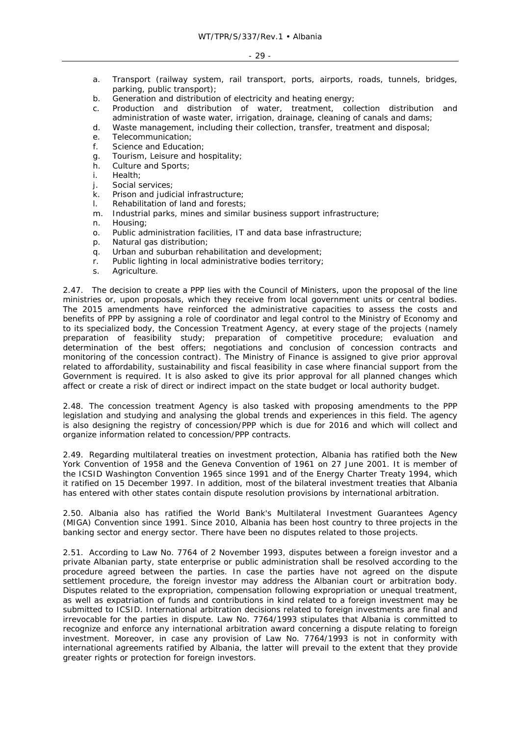a. Transport (railway system, rail transport, ports, airports, roads, tunnels, bridges, parking, public transport);
b. Generation and distribution of electricity and heating energy;
c. Production and distribution of water, treatment, collection distribution and administration of waste water, irrigation, drainage, cleaning of canals and dams;
d. Waste management, including their collection, transfer, treatment and disposal;
e. Telecommunication;
f. Science and Education;
g. Tourism, Leisure and hospitality;
h. Culture and Sports;
i. Health;
j. Social services;
k. Prison and judicial infrastructure;
l. Rehabilitation of land and forests;
m. Industrial parks, mines and similar business support infrastructure;
n. Housing;
o. Public administration facilities, IT and data base infrastructure;
p. Natural gas distribution;
q. Urban and suburban rehabilitation and development;
r. Public lighting in local administrative bodies territory;
s. Agriculture.

2.47. The decision to create a PPP lies with the Council of Ministers, upon the proposal of the line ministries or, upon proposals, which they receive from local government units or central bodies. The 2015 amendments have reinforced the administrative capacities to assess the costs and benefits of PPP by assigning a role of coordinator and legal control to the Ministry of Economy and to its specialized body, the Concession Treatment Agency, at every stage of the projects (namely preparation of feasibility study; preparation of competitive procedure; evaluation and determination of the best offers; negotiations and conclusion of concession contracts and monitoring of the concession contract). The Ministry of Finance is assigned to give prior approval related to affordability, sustainability and fiscal feasibility in case where financial support from the Government is required. It is also asked to give its prior approval for all planned changes which affect or create a risk of direct or indirect impact on the state budget or local authority budget.

2.48. The concession treatment Agency is also tasked with proposing amendments to the PPP legislation and studying and analysing the global trends and experiences in this field. The agency is also designing the registry of concession/PPP which is due for 2016 and which will collect and organize information related to concession/PPP contracts.

2.49. Regarding multilateral treaties on investment protection, Albania has ratified both the New York Convention of 1958 and the Geneva Convention of 1961 on 27 June 2001. It is member of the ICSID Washington Convention 1965 since 1991 and of the Energy Charter Treaty 1994, which it ratified on 15 December 1997. In addition, most of the bilateral investment treaties that Albania has entered with other states contain dispute resolution provisions by international arbitration.

2.50. Albania also has ratified the World Bank's Multilateral Investment Guarantees Agency (MIGA) Convention since 1991. Since 2010, Albania has been host country to three projects in the banking sector and energy sector. There have been no disputes related to those projects.

2.51. According to Law No. 7764 of 2 November 1993, disputes between a foreign investor and a private Albanian party, state enterprise or public administration shall be resolved according to the procedure agreed between the parties. In case the parties have not agreed on the dispute settlement procedure, the foreign investor may address the Albanian court or arbitration body. Disputes related to the expropriation, compensation following expropriation or unequal treatment, as well as expatriation of funds and contributions in kind related to a foreign investment may be submitted to ICSID. International arbitration decisions related to foreign investments are final and irrevocable for the parties in dispute. Law No. 7764/1993 stipulates that Albania is committed to recognize and enforce any international arbitration award concerning a dispute relating to foreign investment. Moreover, in case any provision of Law No. 7764/1993 is not in conformity with international agreements ratified by Albania, the latter will prevail to the extent that they provide greater rights or protection for foreign investors.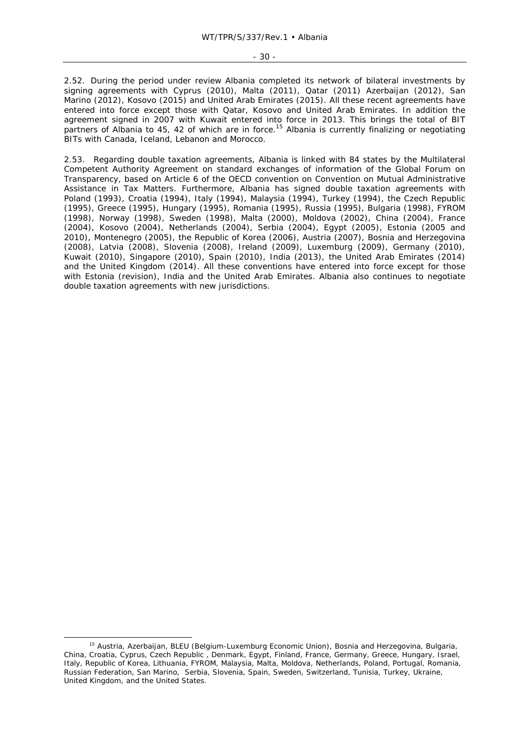2.52. During the period under review Albania completed its network of bilateral investments by signing agreements with Cyprus (2010), Malta (2011), Qatar (2011) Azerbaijan (2012), San Marino (2012), Kosovo (2015) and United Arab Emirates (2015). All these recent agreements have entered into force except those with Qatar, Kosovo and United Arab Emirates. In addition the agreement signed in 2007 with Kuwait entered into force in 2013. This brings the total of BIT partners of Albania to 45, 42 of which are in force.[15] Albania is currently finalizing or negotiating BITs with Canada, Iceland, Lebanon and Morocco.

2.53. Regarding double taxation agreements, Albania is linked with 84 states by the Multilateral Competent Authority Agreement on standard exchanges of information of the Global Forum on Transparency, based on Article 6 of the OECD convention on Convention on Mutual Administrative Assistance in Tax Matters. Furthermore, Albania has signed double taxation agreements with Poland (1993), Croatia (1994), Italy (1994), Malaysia (1994), Turkey (1994), the Czech Republic (1995), Greece (1995), Hungary (1995), Romania (1995), Russia (1995), Bulgaria (1998), FYROM (1998), Norway (1998), Sweden (1998), Malta (2000), Moldova (2002), China (2004), France (2004), Kosovo (2004), Netherlands (2004), Serbia (2004), Egypt (2005), Estonia (2005 and 2010), Montenegro (2005), the Republic of Korea (2006), Austria (2007), Bosnia and Herzegovina (2008), Latvia (2008), Slovenia (2008), Ireland (2009), Luxemburg (2009), Germany (2010), Kuwait (2010), Singapore (2010), Spain (2010), India (2013), the United Arab Emirates (2014) and the United Kingdom (2014). All these conventions have entered into force except for those with Estonia (revision), India and the United Arab Emirates. Albania also continues to negotiate double taxation agreements with new jurisdictions.

---

[15] Austria, Azerbaijan, BLEU (Belgium-Luxemburg Economic Union), Bosnia and Herzegovina, Bulgaria, China, Croatia, Cyprus, Czech Republic , Denmark, Egypt, Finland, France, Germany, Greece, Hungary, Israel, Italy, Republic of Korea, Lithuania, FYROM, Malaysia, Malta, Moldova, Netherlands, Poland, Portugal, Romania, Russian Federation, San Marino, Serbia, Slovenia, Spain, Sweden, Switzerland, Tunisia, Turkey, Ukraine, United Kingdom, and the United States.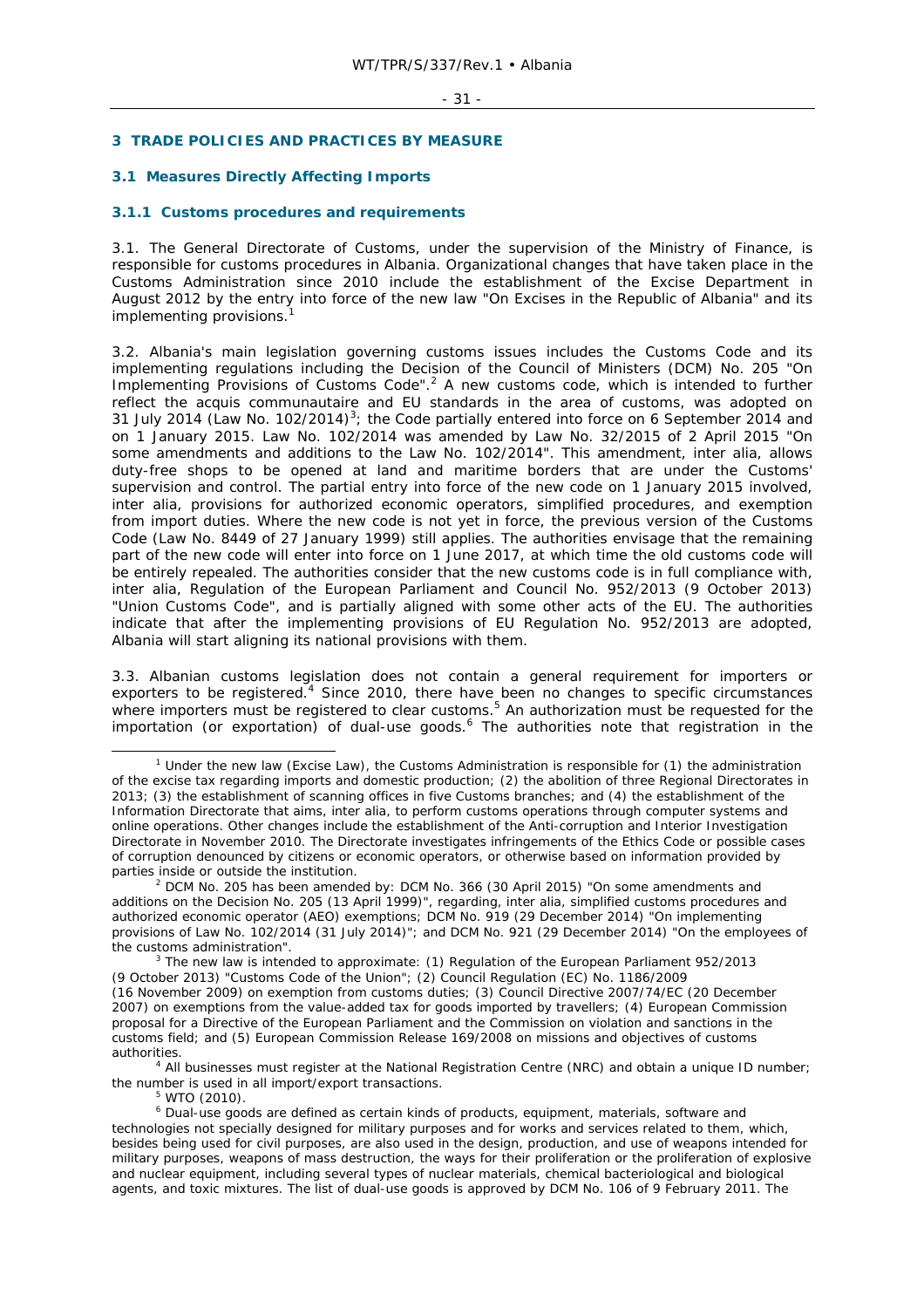## 3 TRADE POLICIES AND PRACTICES BY MEASURE

### 3.1 Measures Directly Affecting Imports

#### 3.1.1 Customs procedures and requirements

3.1. The General Directorate of Customs, under the supervision of the Ministry of Finance, is responsible for customs procedures in Albania. Organizational changes that have taken place in the Customs Administration since 2010 include the establishment of the Excise Department in August 2012 by the entry into force of the new law "On Excises in the Republic of Albania" and its implementing provisions.[1]

3.2. Albania's main legislation governing customs issues includes the Customs Code and its implementing regulations including the Decision of the Council of Ministers (DCM) No. 205 "On Implementing Provisions of Customs Code".[2] A new customs code, which is intended to further reflect the acquis communautaire and EU standards in the area of customs, was adopted on 31 July 2014 (Law No. 102/2014)[3]; the Code partially entered into force on 6 September 2014 and on 1 January 2015. Law No. 102/2014 was amended by Law No. 32/2015 of 2 April 2015 "On some amendments and additions to the Law No. 102/2014". This amendment, inter alia, allows duty-free shops to be opened at land and maritime borders that are under the Customs' supervision and control. The partial entry into force of the new code on 1 January 2015 involved, inter alia, provisions for authorized economic operators, simplified procedures, and exemption from import duties. Where the new code is not yet in force, the previous version of the Customs Code (Law No. 8449 of 27 January 1999) still applies. The authorities envisage that the remaining part of the new code will enter into force on 1 June 2017, at which time the old customs code will be entirely repealed. The authorities consider that the new customs code is in full compliance with, inter alia, Regulation of the European Parliament and Council No. 952/2013 (9 October 2013) "Union Customs Code", and is partially aligned with some other acts of the EU. The authorities indicate that after the implementing provisions of EU Regulation No. 952/2013 are adopted, Albania will start aligning its national provisions with them.

3.3. Albanian customs legislation does not contain a general requirement for importers or exporters to be registered.[4] Since 2010, there have been no changes to specific circumstances where importers must be registered to clear customs.[5] An authorization must be requested for the importation (or exportation) of dual-use goods.[6] The authorities note that registration in the

---

[1] Under the new law (Excise Law), the Customs Administration is responsible for (1) the administration of the excise tax regarding imports and domestic production; (2) the abolition of three Regional Directorates in 2013; (3) the establishment of scanning offices in five Customs branches; and (4) the establishment of the Information Directorate that aims, inter alia, to perform customs operations through computer systems and online operations. Other changes include the establishment of the Anti-corruption and Interior Investigation Directorate in November 2010. The Directorate investigates infringements of the Ethics Code or possible cases of corruption denounced by citizens or economic operators, or otherwise based on information provided by parties inside or outside the institution.

[2] DCM No. 205 has been amended by: DCM No. 366 (30 April 2015) "On some amendments and additions on the Decision No. 205 (13 April 1999)", regarding, inter alia, simplified customs procedures and authorized economic operator (AEO) exemptions; DCM No. 919 (29 December 2014) "On implementing provisions of Law No. 102/2014 (31 July 2014)"; and DCM No. 921 (29 December 2014) "On the employees of the customs administration".

[3] The new law is intended to approximate: (1) Regulation of the European Parliament 952/2013 (9 October 2013) "Customs Code of the Union"; (2) Council Regulation (EC) No. 1186/2009 (16 November 2009) on exemption from customs duties; (3) Council Directive 2007/74/EC (20 December 2007) on exemptions from the value-added tax for goods imported by travellers; (4) European Commission proposal for a Directive of the European Parliament and the Commission on violation and sanctions in the customs field; and (5) European Commission Release 169/2008 on missions and objectives of customs authorities.

[4] All businesses must register at the National Registration Centre (NRC) and obtain a unique ID number; the number is used in all import/export transactions.

[5] WTO (2010).

[6] Dual-use goods are defined as certain kinds of products, equipment, materials, software and technologies not specially designed for military purposes and for works and services related to them, which, besides being used for civil purposes, are also used in the design, production, and use of weapons intended for military purposes, weapons of mass destruction, the ways for their proliferation or the proliferation of explosive and nuclear equipment, including several types of nuclear materials, chemical bacteriological and biological agents, and toxic mixtures. The list of dual-use goods is approved by DCM No. 106 of 9 February 2011. The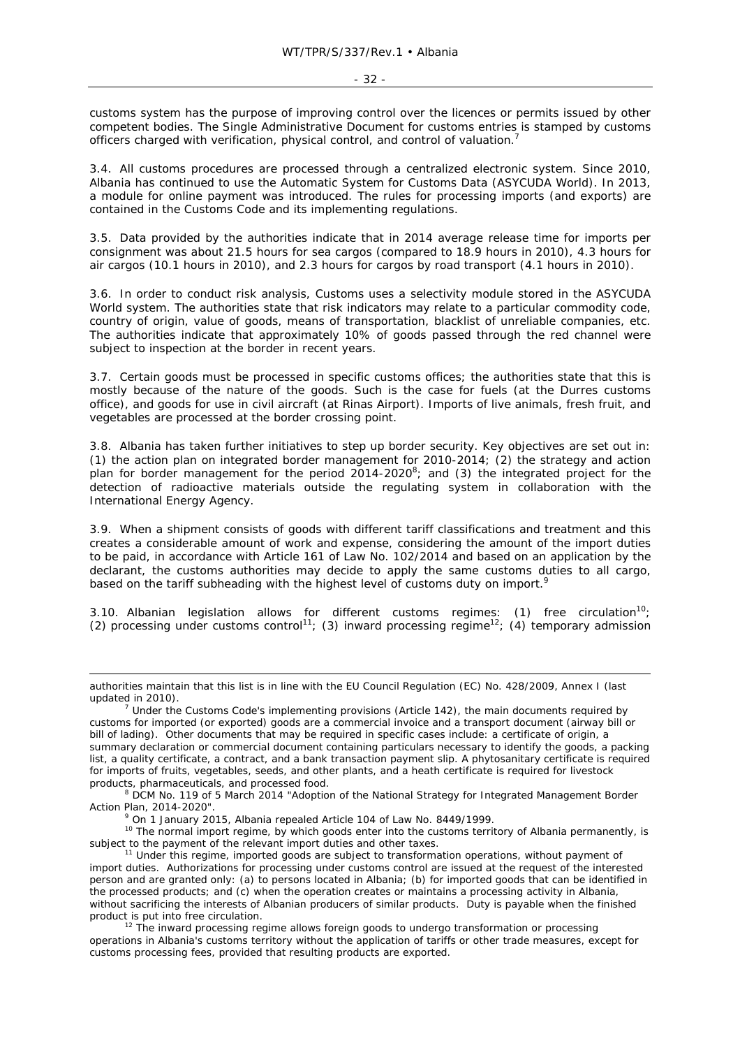customs system has the purpose of improving control over the licences or permits issued by other competent bodies. The Single Administrative Document for customs entries is stamped by customs officers charged with verification, physical control, and control of valuation.[7]

3.4. All customs procedures are processed through a centralized electronic system. Since 2010, Albania has continued to use the Automatic System for Customs Data (ASYCUDA World). In 2013, a module for online payment was introduced. The rules for processing imports (and exports) are contained in the Customs Code and its implementing regulations.

3.5. Data provided by the authorities indicate that in 2014 average release time for imports per consignment was about 21.5 hours for sea cargos (compared to 18.9 hours in 2010), 4.3 hours for air cargos (10.1 hours in 2010), and 2.3 hours for cargos by road transport (4.1 hours in 2010).

3.6. In order to conduct risk analysis, Customs uses a selectivity module stored in the ASYCUDA World system. The authorities state that risk indicators may relate to a particular commodity code, country of origin, value of goods, means of transportation, blacklist of unreliable companies, etc. The authorities indicate that approximately 10% of goods passed through the red channel were subject to inspection at the border in recent years.

3.7. Certain goods must be processed in specific customs offices; the authorities state that this is mostly because of the nature of the goods. Such is the case for fuels (at the Durres customs office), and goods for use in civil aircraft (at Rinas Airport). Imports of live animals, fresh fruit, and vegetables are processed at the border crossing point.

3.8. Albania has taken further initiatives to step up border security. Key objectives are set out in: (1) the action plan on integrated border management for 2010-2014; (2) the strategy and action plan for border management for the period 2014-2020[8]; and (3) the integrated project for the detection of radioactive materials outside the regulating system in collaboration with the International Energy Agency.

3.9. When a shipment consists of goods with different tariff classifications and treatment and this creates a considerable amount of work and expense, considering the amount of the import duties to be paid, in accordance with Article 161 of Law No. 102/2014 and based on an application by the declarant, the customs authorities may decide to apply the same customs duties to all cargo, based on the tariff subheading with the highest level of customs duty on import.[9]

3.10. Albanian legislation allows for different customs regimes: (1) free circulation[10]; (2) processing under customs control[11]; (3) inward processing regime[12]; (4) temporary admission

---

authorities maintain that this list is in line with the EU Council Regulation (EC) No. 428/2009, Annex I (last updated in 2010).

[7] Under the Customs Code's implementing provisions (Article 142), the main documents required by customs for imported (or exported) goods are a commercial invoice and a transport document (airway bill or bill of lading). Other documents that may be required in specific cases include: a certificate of origin, a summary declaration or commercial document containing particulars necessary to identify the goods, a packing list, a quality certificate, a contract, and a bank transaction payment slip. A phytosanitary certificate is required for imports of fruits, vegetables, seeds, and other plants, and a heath certificate is required for livestock products, pharmaceuticals, and processed food.

[8] DCM No. 119 of 5 March 2014 "Adoption of the National Strategy for Integrated Management Border Action Plan, 2014-2020".

[9] On 1 January 2015, Albania repealed Article 104 of Law No. 8449/1999.

[10] The normal import regime, by which goods enter into the customs territory of Albania permanently, is subject to the payment of the relevant import duties and other taxes.

[11] Under this regime, imported goods are subject to transformation operations, without payment of import duties. Authorizations for processing under customs control are issued at the request of the interested person and are granted only: (a) to persons located in Albania; (b) for imported goods that can be identified in the processed products; and (c) when the operation creates or maintains a processing activity in Albania, without sacrificing the interests of Albanian producers of similar products. Duty is payable when the finished product is put into free circulation.

[12] The inward processing regime allows foreign goods to undergo transformation or processing operations in Albania's customs territory without the application of tariffs or other trade measures, except for customs processing fees, provided that resulting products are exported.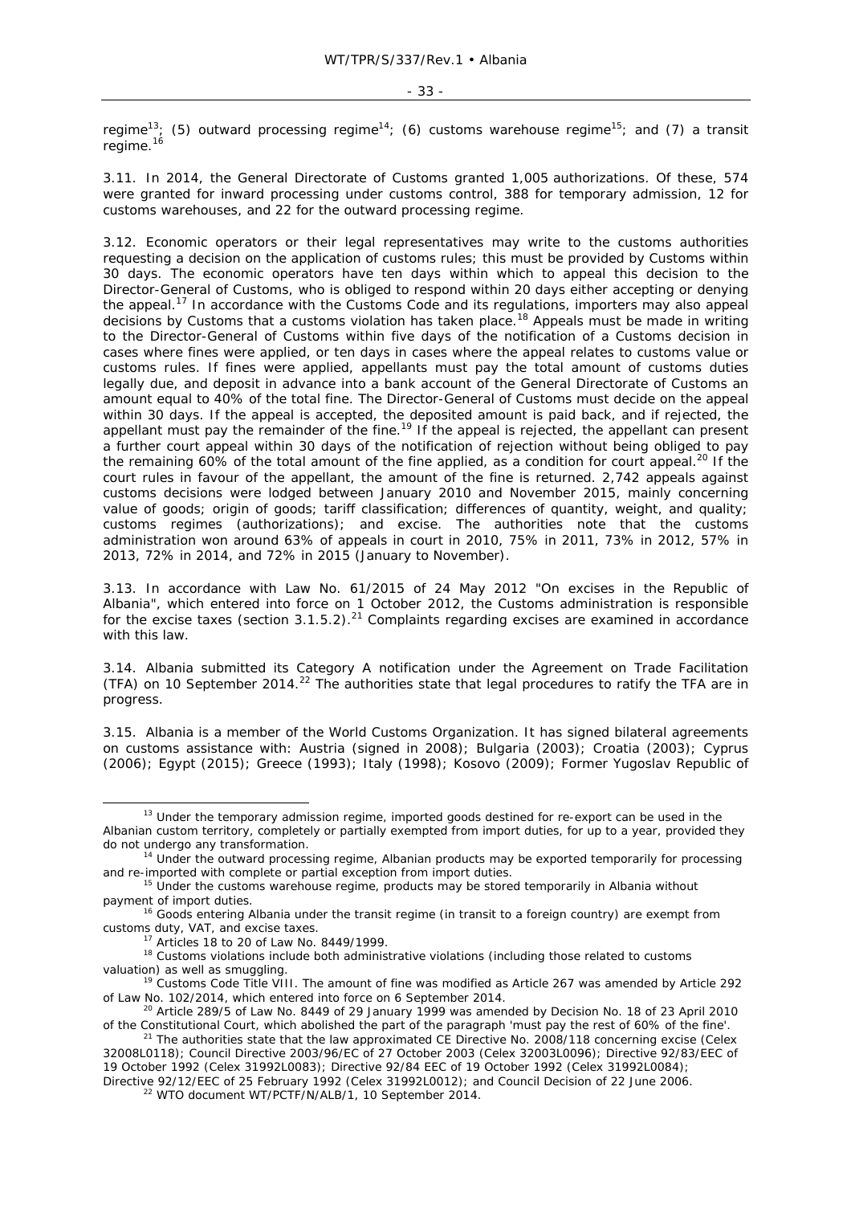regime[13]; (5) outward processing regime[14]; (6) customs warehouse regime[15]; and (7) a transit regime.[16]

3.11. In 2014, the General Directorate of Customs granted 1,005 authorizations. Of these, 574 were granted for inward processing under customs control, 388 for temporary admission, 12 for customs warehouses, and 22 for the outward processing regime.

3.12. Economic operators or their legal representatives may write to the customs authorities requesting a decision on the application of customs rules; this must be provided by Customs within 30 days. The economic operators have ten days within which to appeal this decision to the Director-General of Customs, who is obliged to respond within 20 days either accepting or denying the appeal.[17] In accordance with the Customs Code and its regulations, importers may also appeal decisions by Customs that a customs violation has taken place.[18] Appeals must be made in writing to the Director-General of Customs within five days of the notification of a Customs decision in cases where fines were applied, or ten days in cases where the appeal relates to customs value or customs rules. If fines were applied, appellants must pay the total amount of customs duties legally due, and deposit in advance into a bank account of the General Directorate of Customs an amount equal to 40% of the total fine. The Director-General of Customs must decide on the appeal within 30 days. If the appeal is accepted, the deposited amount is paid back, and if rejected, the appellant must pay the remainder of the fine.[19] If the appeal is rejected, the appellant can present a further court appeal within 30 days of the notification of rejection without being obliged to pay the remaining 60% of the total amount of the fine applied, as a condition for court appeal.[20] If the court rules in favour of the appellant, the amount of the fine is returned. 2,742 appeals against customs decisions were lodged between January 2010 and November 2015, mainly concerning value of goods; origin of goods; tariff classification; differences of quantity, weight, and quality; customs regimes (authorizations); and excise. The authorities note that the customs administration won around 63% of appeals in court in 2010, 75% in 2011, 73% in 2012, 57% in 2013, 72% in 2014, and 72% in 2015 (January to November).

3.13. In accordance with Law No. 61/2015 of 24 May 2012 "On excises in the Republic of Albania", which entered into force on 1 October 2012, the Customs administration is responsible for the excise taxes (section 3.1.5.2).[21] Complaints regarding excises are examined in accordance with this law.

3.14. Albania submitted its Category A notification under the Agreement on Trade Facilitation (TFA) on 10 September 2014.[22] The authorities state that legal procedures to ratify the TFA are in progress.

3.15. Albania is a member of the World Customs Organization. It has signed bilateral agreements on customs assistance with: Austria (signed in 2008); Bulgaria (2003); Croatia (2003); Cyprus (2006); Egypt (2015); Greece (1993); Italy (1998); Kosovo (2009); Former Yugoslav Republic of

---

[13] Under the temporary admission regime, imported goods destined for re-export can be used in the Albanian custom territory, completely or partially exempted from import duties, for up to a year, provided they do not undergo any transformation.

[14] Under the outward processing regime, Albanian products may be exported temporarily for processing and re-imported with complete or partial exception from import duties.

[15] Under the customs warehouse regime, products may be stored temporarily in Albania without payment of import duties.

[16] Goods entering Albania under the transit regime (in transit to a foreign country) are exempt from customs duty, VAT, and excise taxes.

[17] Articles 18 to 20 of Law No. 8449/1999.

[18] Customs violations include both administrative violations (including those related to customs valuation) as well as smuggling.

[19] Customs Code Title VIII. The amount of fine was modified as Article 267 was amended by Article 292 of Law No. 102/2014, which entered into force on 6 September 2014.

[20] Article 289/5 of Law No. 8449 of 29 January 1999 was amended by Decision No. 18 of 23 April 2010 of the Constitutional Court, which abolished the part of the paragraph 'must pay the rest of 60% of the fine'.

[21] The authorities state that the law approximated CE Directive No. 2008/118 concerning excise (Celex 32008L0118); Council Directive 2003/96/EC of 27 October 2003 (Celex 32003L0096); Directive 92/83/EEC of 19 October 1992 (Celex 31992L0083); Directive 92/84 EEC of 19 October 1992 (Celex 31992L0084); Directive 92/12/EEC of 25 February 1992 (Celex 31992L0012); and Council Decision of 22 June 2006.

[22] WTO document WT/PCTF/N/ALB/1, 10 September 2014.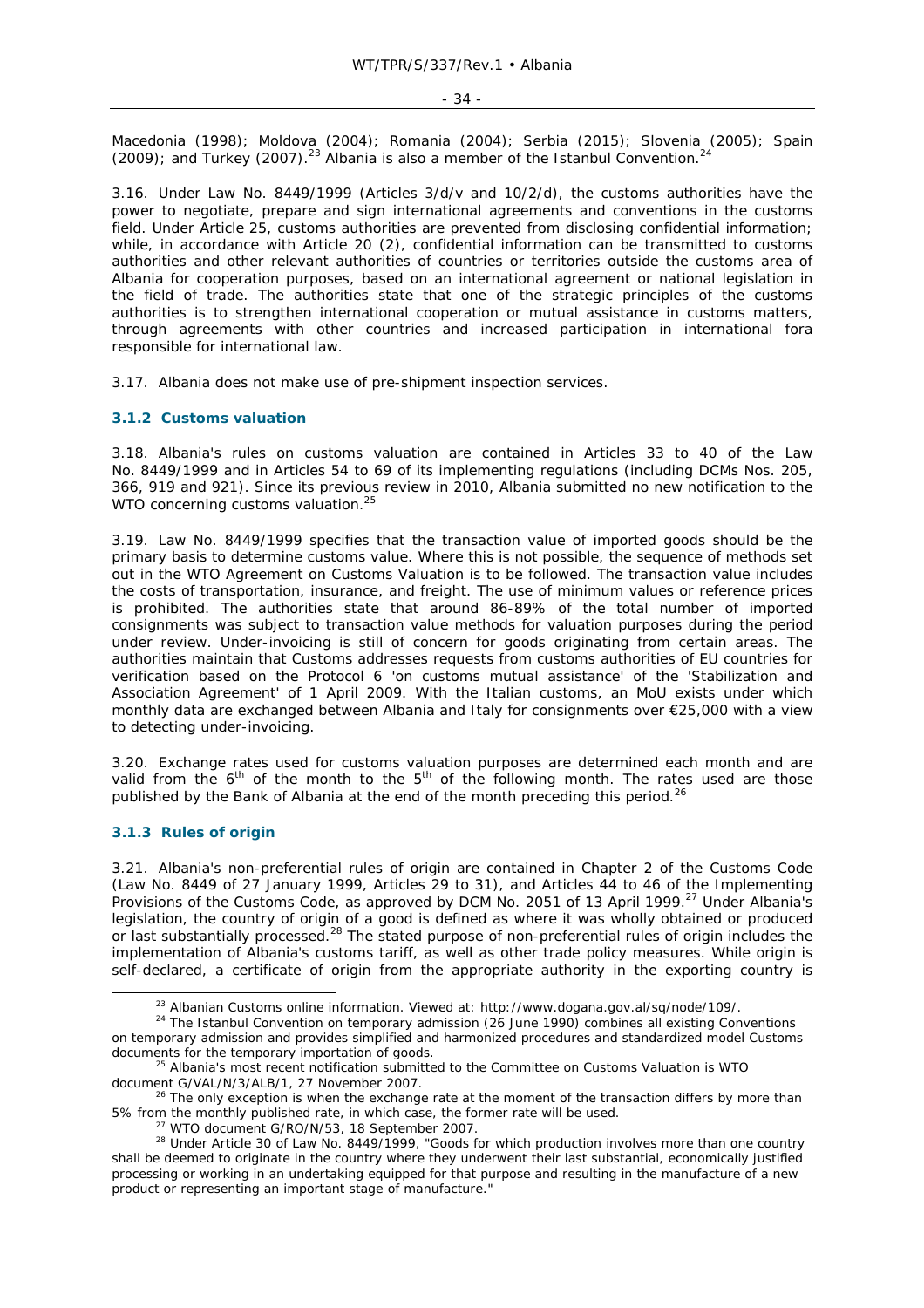Macedonia (1998); Moldova (2004); Romania (2004); Serbia (2015); Slovenia (2005); Spain (2009); and Turkey (2007).[23] Albania is also a member of the Istanbul Convention.[24]

3.16. Under Law No. 8449/1999 (Articles 3/d/v and 10/2/d), the customs authorities have the power to negotiate, prepare and sign international agreements and conventions in the customs field. Under Article 25, customs authorities are prevented from disclosing confidential information; while, in accordance with Article 20 (2), confidential information can be transmitted to customs authorities and other relevant authorities of countries or territories outside the customs area of Albania for cooperation purposes, based on an international agreement or national legislation in the field of trade. The authorities state that one of the strategic principles of the customs authorities is to strengthen international cooperation or mutual assistance in customs matters, through agreements with other countries and increased participation in international fora responsible for international law.

3.17. Albania does not make use of pre-shipment inspection services.

### 3.1.2 Customs valuation

3.18. Albania's rules on customs valuation are contained in Articles 33 to 40 of the Law No. 8449/1999 and in Articles 54 to 69 of its implementing regulations (including DCMs Nos. 205, 366, 919 and 921). Since its previous review in 2010, Albania submitted no new notification to the WTO concerning customs valuation.[25]

3.19. Law No. 8449/1999 specifies that the transaction value of imported goods should be the primary basis to determine customs value. Where this is not possible, the sequence of methods set out in the WTO Agreement on Customs Valuation is to be followed. The transaction value includes the costs of transportation, insurance, and freight. The use of minimum values or reference prices is prohibited. The authorities state that around 86-89% of the total number of imported consignments was subject to transaction value methods for valuation purposes during the period under review. Under-invoicing is still of concern for goods originating from certain areas. The authorities maintain that Customs addresses requests from customs authorities of EU countries for verification based on the Protocol 6 'on customs mutual assistance' of the 'Stabilization and Association Agreement' of 1 April 2009. With the Italian customs, an MoU exists under which monthly data are exchanged between Albania and Italy for consignments over €25,000 with a view to detecting under-invoicing.

3.20. Exchange rates used for customs valuation purposes are determined each month and are valid from the 6th of the month to the 5th of the following month. The rates used are those published by the Bank of Albania at the end of the month preceding this period.[26]

### 3.1.3 Rules of origin

3.21. Albania's non-preferential rules of origin are contained in Chapter 2 of the Customs Code (Law No. 8449 of 27 January 1999, Articles 29 to 31), and Articles 44 to 46 of the Implementing Provisions of the Customs Code, as approved by DCM No. 2051 of 13 April 1999.[27] Under Albania's legislation, the country of origin of a good is defined as where it was wholly obtained or produced or last substantially processed.[28] The stated purpose of non-preferential rules of origin includes the implementation of Albania's customs tariff, as well as other trade policy measures. While origin is self-declared, a certificate of origin from the appropriate authority in the exporting country is

---

[23] Albanian Customs online information. Viewed at: http://www.dogana.gov.al/sq/node/109/.

[24] The Istanbul Convention on temporary admission (26 June 1990) combines all existing Conventions on temporary admission and provides simplified and harmonized procedures and standardized model Customs documents for the temporary importation of goods.

[25] Albania's most recent notification submitted to the Committee on Customs Valuation is WTO document G/VAL/N/3/ALB/1, 27 November 2007.

[26] The only exception is when the exchange rate at the moment of the transaction differs by more than 5% from the monthly published rate, in which case, the former rate will be used.

[27] WTO document G/RO/N/53, 18 September 2007.

[28] Under Article 30 of Law No. 8449/1999, "Goods for which production involves more than one country shall be deemed to originate in the country where they underwent their last substantial, economically justified processing or working in an undertaking equipped for that purpose and resulting in the manufacture of a new product or representing an important stage of manufacture."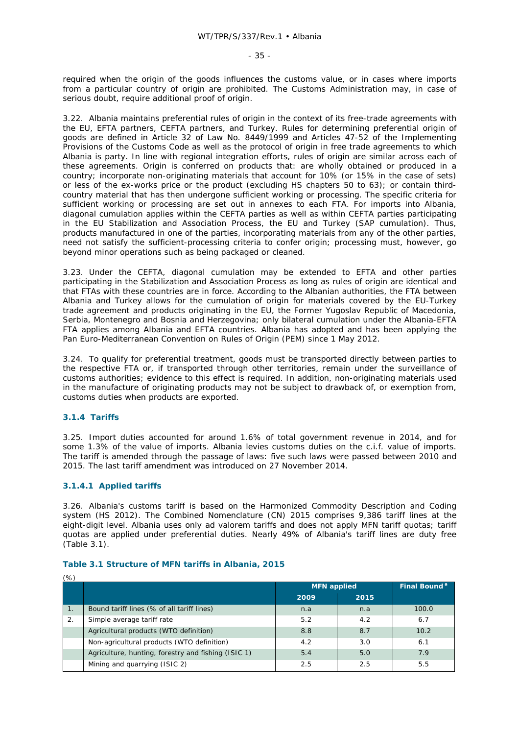required when the origin of the goods influences the customs value, or in cases where imports from a particular country of origin are prohibited. The Customs Administration may, in case of serious doubt, require additional proof of origin.

3.22. Albania maintains preferential rules of origin in the context of its free-trade agreements with the EU, EFTA partners, CEFTA partners, and Turkey. Rules for determining preferential origin of goods are defined in Article 32 of Law No. 8449/1999 and Articles 47-52 of the Implementing Provisions of the Customs Code as well as the protocol of origin in free trade agreements to which Albania is party. In line with regional integration efforts, rules of origin are similar across each of these agreements. Origin is conferred on products that: are wholly obtained or produced in a country; incorporate non-originating materials that account for 10% (or 15% in the case of sets) or less of the ex-works price or the product (excluding HS chapters 50 to 63); or contain third-country material that has then undergone sufficient working or processing. The specific criteria for sufficient working or processing are set out in annexes to each FTA. For imports into Albania, diagonal cumulation applies within the CEFTA parties as well as within CEFTA parties participating in the EU Stabilization and Association Process, the EU and Turkey (SAP cumulation). Thus, products manufactured in one of the parties, incorporating materials from any of the other parties, need not satisfy the sufficient-processing criteria to confer origin; processing must, however, go beyond minor operations such as being packaged or cleaned.

3.23. Under the CEFTA, diagonal cumulation may be extended to EFTA and other parties participating in the Stabilization and Association Process as long as rules of origin are identical and that FTAs with these countries are in force. According to the Albanian authorities, the FTA between Albania and Turkey allows for the cumulation of origin for materials covered by the EU-Turkey trade agreement and products originating in the EU, the Former Yugoslav Republic of Macedonia, Serbia, Montenegro and Bosnia and Herzegovina; only bilateral cumulation under the Albania-EFTA FTA applies among Albania and EFTA countries. Albania has adopted and has been applying the Pan Euro-Mediterranean Convention on Rules of Origin (PEM) since 1 May 2012.

3.24. To qualify for preferential treatment, goods must be transported directly between parties to the respective FTA or, if transported through other territories, remain under the surveillance of customs authorities; evidence to this effect is required. In addition, non-originating materials used in the manufacture of originating products may not be subject to drawback of, or exemption from, customs duties when products are exported.

### 3.1.4 Tariffs

3.25. Import duties accounted for around 1.6% of total government revenue in 2014, and for some 1.3% of the value of imports. Albania levies customs duties on the c.i.f. value of imports. The tariff is amended through the passage of laws: five such laws were passed between 2010 and 2015. The last tariff amendment was introduced on 27 November 2014.

#### 3.1.4.1 Applied tariffs

3.26. Albania's customs tariff is based on the Harmonized Commodity Description and Coding system (HS 2012). The Combined Nomenclature (CN) 2015 comprises 9,386 tariff lines at the eight-digit level. Albania uses only ad valorem tariffs and does not apply MFN tariff quotas; tariff quotas are applied under preferential duties. Nearly 49% of Albania's tariff lines are duty free (Table 3.1).

**Table 3.1 Structure of MFN tariffs in Albania, 2015**

(%)

| | | MFN applied | | Final Bound[a] |
|---|---|---|---|---|
| | | 2009 | 2015 | |
| 1. | Bound tariff lines (% of all tariff lines) | n.a | n.a | 100.0 |
| 2. | Simple average tariff rate | 5.2 | 4.2 | 6.7 |
| | Agricultural products (WTO definition) | 8.8 | 8.7 | 10.2 |
| | Non-agricultural products (WTO definition) | 4.2 | 3.0 | 6.1 |
| | Agriculture, hunting, forestry and fishing (ISIC 1) | 5.4 | 5.0 | 7.9 |
| | Mining and quarrying (ISIC 2) | 2.5 | 2.5 | 5.5 |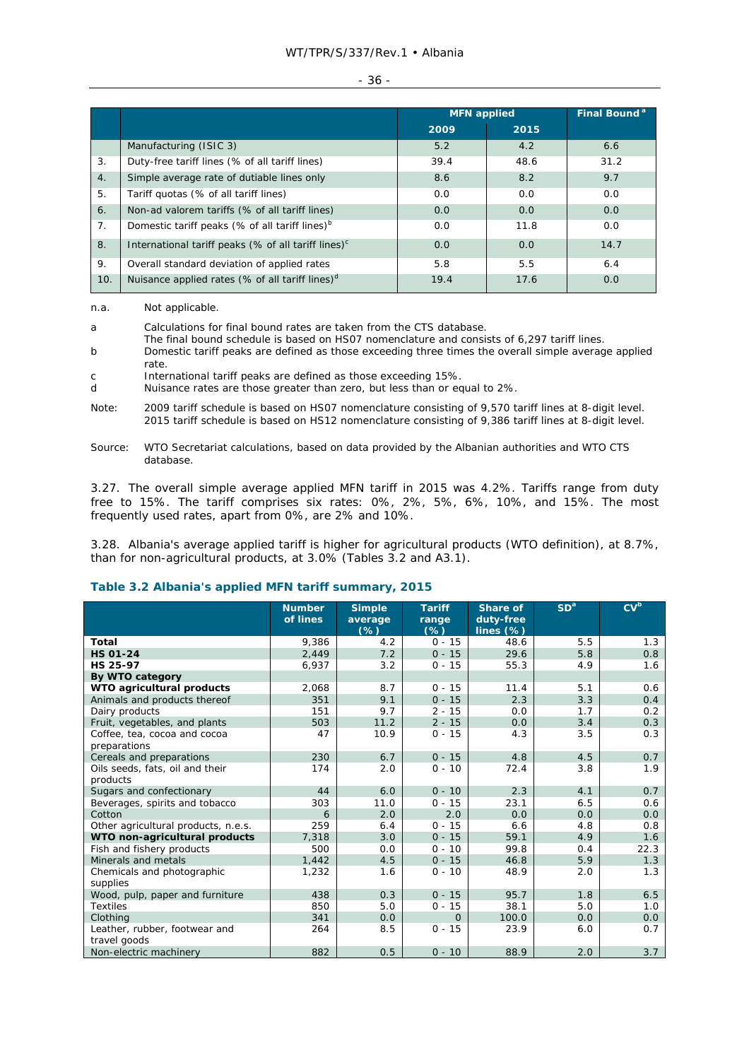| | | MFN applied | | Final Bound[a] |
|---|---|---|---|---|
| | | 2009 | 2015 | |
| | Manufacturing (ISIC 3) | 5.2 | 4.2 | 6.6 |
| 3. | Duty-free tariff lines (% of all tariff lines) | 39.4 | 48.6 | 31.2 |
| 4. | Simple average rate of dutiable lines only | 8.6 | 8.2 | 9.7 |
| 5. | Tariff quotas (% of all tariff lines) | 0.0 | 0.0 | 0.0 |
| 6. | Non-ad valorem tariffs (% of all tariff lines) | 0.0 | 0.0 | 0.0 |
| 7. | Domestic tariff peaks (% of all tariff lines)[b] | 0.0 | 11.8 | 0.0 |
| 8. | International tariff peaks (% of all tariff lines)[c] | 0.0 | 0.0 | 14.7 |
| 9. | Overall standard deviation of applied rates | 5.8 | 5.5 | 6.4 |
| 10. | Nuisance applied rates (% of all tariff lines)[d] | 19.4 | 17.6 | 0.0 |

n.a. Not applicable.

a Calculations for final bound rates are taken from the CTS database.
The final bound schedule is based on HS07 nomenclature and consists of 6,297 tariff lines.

b Domestic tariff peaks are defined as those exceeding three times the overall simple average applied rate.

c International tariff peaks are defined as those exceeding 15%.

d Nuisance rates are those greater than zero, but less than or equal to 2%.

Note: 2009 tariff schedule is based on HS07 nomenclature consisting of 9,570 tariff lines at 8-digit level. 2015 tariff schedule is based on HS12 nomenclature consisting of 9,386 tariff lines at 8-digit level.

Source: WTO Secretariat calculations, based on data provided by the Albanian authorities and WTO CTS database.

3.27. The overall simple average applied MFN tariff in 2015 was 4.2%. Tariffs range from duty free to 15%. The tariff comprises six rates: 0%, 2%, 5%, 6%, 10%, and 15%. The most frequently used rates, apart from 0%, are 2% and 10%.

3.28. Albania's average applied tariff is higher for agricultural products (WTO definition), at 8.7%, than for non-agricultural products, at 3.0% (Tables 3.2 and A3.1).

### Table 3.2 Albania's applied MFN tariff summary, 2015

| | Number of lines | Simple average (%) | Tariff range (%) | Share of duty-free lines (%) | SD[a] | CV[b] |
|---|---|---|---|---|---|---|
| **Total** | 9,386 | 4.2 | 0 - 15 | 48.6 | 5.5 | 1.3 |
| **HS 01-24** | 2,449 | 7.2 | 0 - 15 | 29.6 | 5.8 | 0.8 |
| **HS 25-97** | 6,937 | 3.2 | 0 - 15 | 55.3 | 4.9 | 1.6 |
| **By WTO category** | | | | | | |
| **WTO agricultural products** | 2,068 | 8.7 | 0 - 15 | 11.4 | 5.1 | 0.6 |
| Animals and products thereof | 351 | 9.1 | 0 - 15 | 2.3 | 3.3 | 0.4 |
| Dairy products | 151 | 9.7 | 2 - 15 | 0.0 | 1.7 | 0.2 |
| Fruit, vegetables, and plants | 503 | 11.2 | 2 - 15 | 0.0 | 3.4 | 0.3 |
| Coffee, tea, cocoa and cocoa preparations | 47 | 10.9 | 0 - 15 | 4.3 | 3.5 | 0.3 |
| Cereals and preparations | 230 | 6.7 | 0 - 15 | 4.8 | 4.5 | 0.7 |
| Oils seeds, fats, oil and their products | 174 | 2.0 | 0 - 10 | 72.4 | 3.8 | 1.9 |
| Sugars and confectionary | 44 | 6.0 | 0 - 10 | 2.3 | 4.1 | 0.7 |
| Beverages, spirits and tobacco | 303 | 11.0 | 0 - 15 | 23.1 | 6.5 | 0.6 |
| Cotton | 6 | 2.0 | 2.0 | 0.0 | 0.0 | 0.0 |
| Other agricultural products, n.e.s. | 259 | 6.4 | 0 - 15 | 6.6 | 4.8 | 0.8 |
| **WTO non-agricultural products** | 7,318 | 3.0 | 0 - 15 | 59.1 | 4.9 | 1.6 |
| Fish and fishery products | 500 | 0.0 | 0 - 10 | 99.8 | 0.4 | 22.3 |
| Minerals and metals | 1,442 | 4.5 | 0 - 15 | 46.8 | 5.9 | 1.3 |
| Chemicals and photographic supplies | 1,232 | 1.6 | 0 - 10 | 48.9 | 2.0 | 1.3 |
| Wood, pulp, paper and furniture | 438 | 0.3 | 0 - 15 | 95.7 | 1.8 | 6.5 |
| Textiles | 850 | 5.0 | 0 - 15 | 38.1 | 5.0 | 1.0 |
| Clothing | 341 | 0.0 | 0 | 100.0 | 0.0 | 0.0 |
| Leather, rubber, footwear and travel goods | 264 | 8.5 | 0 - 15 | 23.9 | 6.0 | 0.7 |
| Non-electric machinery | 882 | 0.5 | 0 - 10 | 88.9 | 2.0 | 3.7 |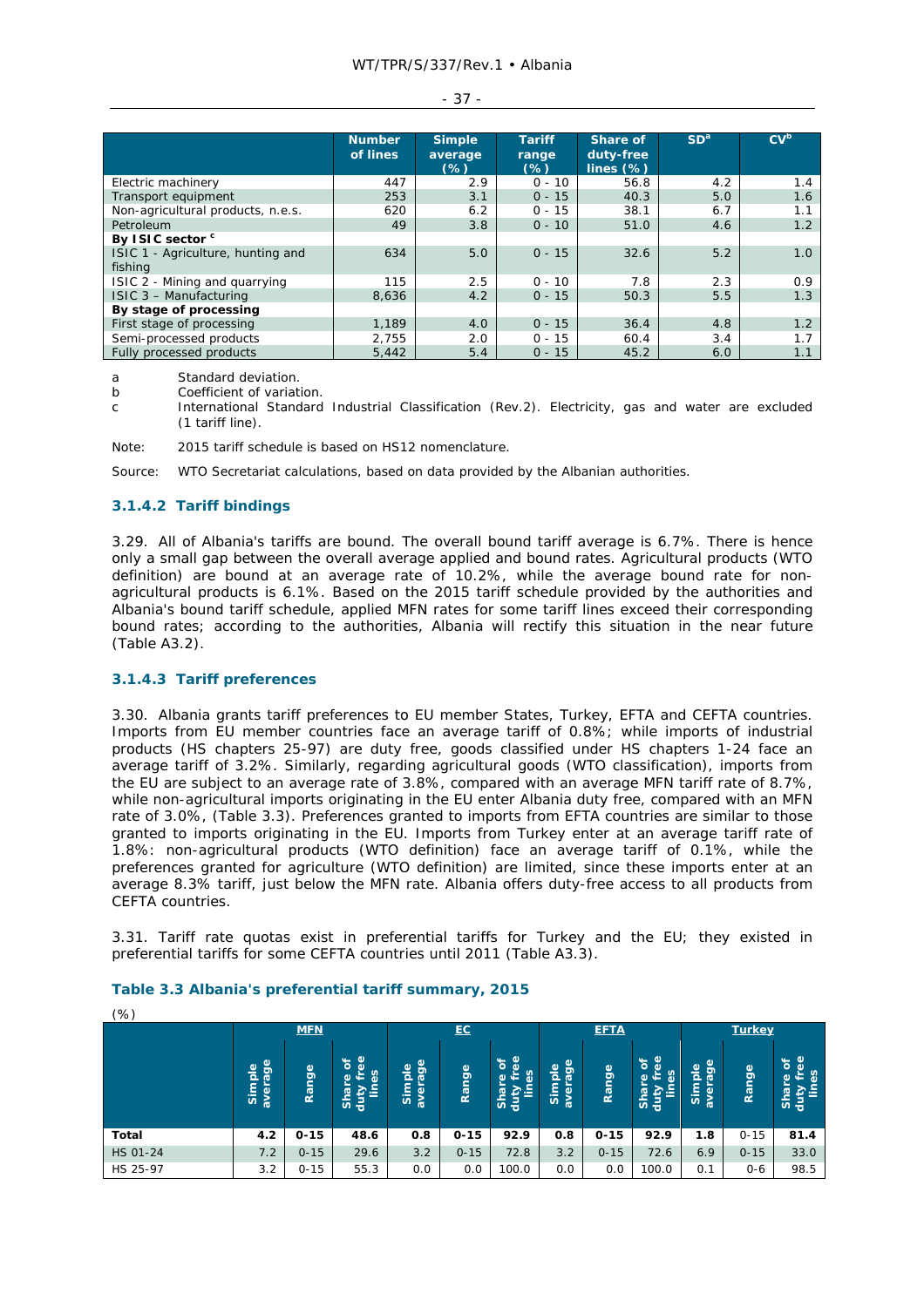| | Number of lines | Simple average (%) | Tariff range (%) | Share of duty-free lines (%) | SD[a] | CV[b] |
|---|---|---|---|---|---|---|
| Electric machinery | 447 | 2.9 | 0 - 10 | 56.8 | 4.2 | 1.4 |
| Transport equipment | 253 | 3.1 | 0 - 15 | 40.3 | 5.0 | 1.6 |
| Non-agricultural products, n.e.s. | 620 | 6.2 | 0 - 15 | 38.1 | 6.7 | 1.1 |
| Petroleum | 49 | 3.8 | 0 - 10 | 51.0 | 4.6 | 1.2 |
| **By ISIC sector [c]** | | | | | | |
| ISIC 1 - Agriculture, hunting and fishing | 634 | 5.0 | 0 - 15 | 32.6 | 5.2 | 1.0 |
| ISIC 2 - Mining and quarrying | 115 | 2.5 | 0 - 10 | 7.8 | 2.3 | 0.9 |
| ISIC 3 – Manufacturing | 8,636 | 4.2 | 0 - 15 | 50.3 | 5.5 | 1.3 |
| **By stage of processing** | | | | | | |
| First stage of processing | 1,189 | 4.0 | 0 - 15 | 36.4 | 4.8 | 1.2 |
| Semi-processed products | 2,755 | 2.0 | 0 - 15 | 60.4 | 3.4 | 1.7 |
| Fully processed products | 5,442 | 5.4 | 0 - 15 | 45.2 | 6.0 | 1.1 |

a Standard deviation.
b Coefficient of variation.
c International Standard Industrial Classification (Rev.2). Electricity, gas and water are excluded (1 tariff line).

Note: 2015 tariff schedule is based on HS12 nomenclature.

Source: WTO Secretariat calculations, based on data provided by the Albanian authorities.

#### 3.1.4.2 Tariff bindings

3.29. All of Albania's tariffs are bound. The overall bound tariff average is 6.7%. There is hence only a small gap between the overall average applied and bound rates. Agricultural products (WTO definition) are bound at an average rate of 10.2%, while the average bound rate for non-agricultural products is 6.1%. Based on the 2015 tariff schedule provided by the authorities and Albania's bound tariff schedule, applied MFN rates for some tariff lines exceed their corresponding bound rates; according to the authorities, Albania will rectify this situation in the near future (Table A3.2).

#### 3.1.4.3 Tariff preferences

3.30. Albania grants tariff preferences to EU member States, Turkey, EFTA and CEFTA countries. Imports from EU member countries face an average tariff of 0.8%; while imports of industrial products (HS chapters 25-97) are duty free, goods classified under HS chapters 1-24 face an average tariff of 3.2%. Similarly, regarding agricultural goods (WTO classification), imports from the EU are subject to an average rate of 3.8%, compared with an average MFN tariff rate of 8.7%, while non-agricultural imports originating in the EU enter Albania duty free, compared with an MFN rate of 3.0%, (Table 3.3). Preferences granted to imports from EFTA countries are similar to those granted to imports originating in the EU. Imports from Turkey enter at an average tariff rate of 1.8%: non-agricultural products (WTO definition) face an average tariff of 0.1%, while the preferences granted for agriculture (WTO definition) are limited, since these imports enter at an average 8.3% tariff, just below the MFN rate. Albania offers duty-free access to all products from CEFTA countries.

3.31. Tariff rate quotas exist in preferential tariffs for Turkey and the EU; they existed in preferential tariffs for some CEFTA countries until 2011 (Table A3.3).

**Table 3.3 Albania's preferential tariff summary, 2015**

(%)

| | MFN | | | EC | | | EFTA | | | Turkey | | |
|---|---|---|---|---|---|---|---|---|---|---|---|---|
| | Simple average | Range | Share of duty free lines | Simple average | Range | Share of duty free lines | Simple average | Range | Share of duty free lines | Simple average | Range | Share of duty free lines |
| **Total** | **4.2** | **0-15** | **48.6** | **0.8** | **0-15** | **92.9** | **0.8** | **0-15** | **92.9** | **1.8** | 0-15 | **81.4** |
| HS 01-24 | 7.2 | 0-15 | 29.6 | 3.2 | 0-15 | 72.8 | 3.2 | 0-15 | 72.6 | 6.9 | 0-15 | 33.0 |
| HS 25-97 | 3.2 | 0-15 | 55.3 | 0.0 | 0.0 | 100.0 | 0.0 | 0.0 | 100.0 | 0.1 | 0-6 | 98.5 |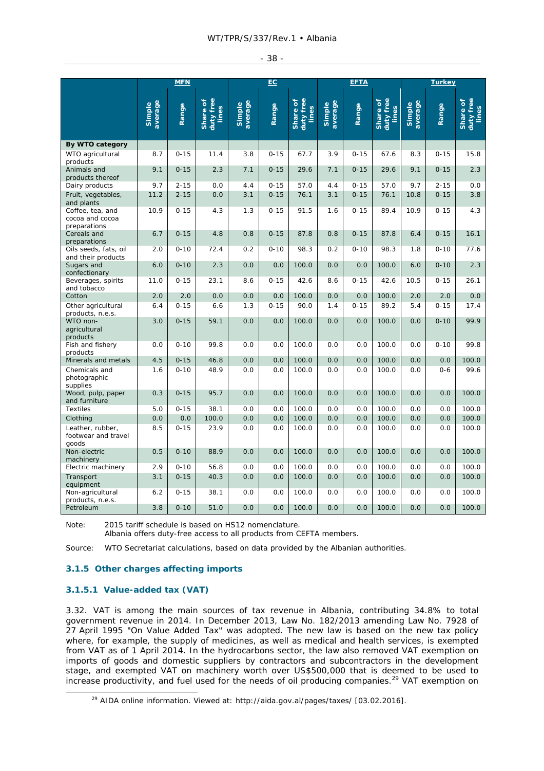| | MFN | | | EC | | | EFTA | | | Turkey | | |
|---|---|---|---|---|---|---|---|---|---|---|---|---|
| | Simple average | Range | Share of duty free lines | Simple average | Range | Share of duty free lines | Simple average | Range | Share of duty free lines | Simple average | Range | Share of duty free lines |
| **By WTO category** | | | | | | | | | | | | |
| WTO agricultural products | 8.7 | 0-15 | 11.4 | 3.8 | 0-15 | 67.7 | 3.9 | 0-15 | 67.6 | 8.3 | 0-15 | 15.8 |
| Animals and products thereof | 9.1 | 0-15 | 2.3 | 7.1 | 0-15 | 29.6 | 7.1 | 0-15 | 29.6 | 9.1 | 0-15 | 2.3 |
| Dairy products | 9.7 | 2-15 | 0.0 | 4.4 | 0-15 | 57.0 | 4.4 | 0-15 | 57.0 | 9.7 | 2-15 | 0.0 |
| Fruit, vegetables, and plants | 11.2 | 2-15 | 0.0 | 3.1 | 0-15 | 76.1 | 3.1 | 0-15 | 76.1 | 10.8 | 0-15 | 3.8 |
| Coffee, tea, and cocoa and cocoa preparations | 10.9 | 0-15 | 4.3 | 1.3 | 0-15 | 91.5 | 1.6 | 0-15 | 89.4 | 10.9 | 0-15 | 4.3 |
| Cereals and preparations | 6.7 | 0-15 | 4.8 | 0.8 | 0-15 | 87.8 | 0.8 | 0-15 | 87.8 | 6.4 | 0-15 | 16.1 |
| Oils seeds, fats, oil and their products | 2.0 | 0-10 | 72.4 | 0.2 | 0-10 | 98.3 | 0.2 | 0-10 | 98.3 | 1.8 | 0-10 | 77.6 |
| Sugars and confectionary | 6.0 | 0-10 | 2.3 | 0.0 | 0.0 | 100.0 | 0.0 | 0.0 | 100.0 | 6.0 | 0-10 | 2.3 |
| Beverages, spirits and tobacco | 11.0 | 0-15 | 23.1 | 8.6 | 0-15 | 42.6 | 8.6 | 0-15 | 42.6 | 10.5 | 0-15 | 26.1 |
| Cotton | 2.0 | 2.0 | 0.0 | 0.0 | 0.0 | 100.0 | 0.0 | 0.0 | 100.0 | 2.0 | 2.0 | 0.0 |
| Other agricultural products, n.e.s. | 6.4 | 0-15 | 6.6 | 1.3 | 0-15 | 90.0 | 1.4 | 0-15 | 89.2 | 5.4 | 0-15 | 17.4 |
| WTO non-agricultural products | 3.0 | 0-15 | 59.1 | 0.0 | 0.0 | 100.0 | 0.0 | 0.0 | 100.0 | 0.0 | 0-10 | 99.9 |
| Fish and fishery products | 0.0 | 0-10 | 99.8 | 0.0 | 0.0 | 100.0 | 0.0 | 0.0 | 100.0 | 0.0 | 0-10 | 99.8 |
| Minerals and metals | 4.5 | 0-15 | 46.8 | 0.0 | 0.0 | 100.0 | 0.0 | 0.0 | 100.0 | 0.0 | 0.0 | 100.0 |
| Chemicals and photographic supplies | 1.6 | 0-10 | 48.9 | 0.0 | 0.0 | 100.0 | 0.0 | 0.0 | 100.0 | 0.0 | 0-6 | 99.6 |
| Wood, pulp, paper and furniture | 0.3 | 0-15 | 95.7 | 0.0 | 0.0 | 100.0 | 0.0 | 0.0 | 100.0 | 0.0 | 0.0 | 100.0 |
| Textiles | 5.0 | 0-15 | 38.1 | 0.0 | 0.0 | 100.0 | 0.0 | 0.0 | 100.0 | 0.0 | 0.0 | 100.0 |
| Clothing | 0.0 | 0.0 | 100.0 | 0.0 | 0.0 | 100.0 | 0.0 | 0.0 | 100.0 | 0.0 | 0.0 | 100.0 |
| Leather, rubber, footwear and travel goods | 8.5 | 0-15 | 23.9 | 0.0 | 0.0 | 100.0 | 0.0 | 0.0 | 100.0 | 0.0 | 0.0 | 100.0 |
| Non-electric machinery | 0.5 | 0-10 | 88.9 | 0.0 | 0.0 | 100.0 | 0.0 | 0.0 | 100.0 | 0.0 | 0.0 | 100.0 |
| Electric machinery | 2.9 | 0-10 | 56.8 | 0.0 | 0.0 | 100.0 | 0.0 | 0.0 | 100.0 | 0.0 | 0.0 | 100.0 |
| Transport equipment | 3.1 | 0-15 | 40.3 | 0.0 | 0.0 | 100.0 | 0.0 | 0.0 | 100.0 | 0.0 | 0.0 | 100.0 |
| Non-agricultural products, n.e.s. | 6.2 | 0-15 | 38.1 | 0.0 | 0.0 | 100.0 | 0.0 | 0.0 | 100.0 | 0.0 | 0.0 | 100.0 |
| Petroleum | 3.8 | 0-10 | 51.0 | 0.0 | 0.0 | 100.0 | 0.0 | 0.0 | 100.0 | 0.0 | 0.0 | 100.0 |

Note: 2015 tariff schedule is based on HS12 nomenclature.
Albania offers duty-free access to all products from CEFTA members.

Source: WTO Secretariat calculations, based on data provided by the Albanian authorities.

### 3.1.5 Other charges affecting imports

#### 3.1.5.1 Value-added tax (VAT)

3.32. VAT is among the main sources of tax revenue in Albania, contributing 34.8% to total government revenue in 2014. In December 2013, Law No. 182/2013 amending Law No. 7928 of 27 April 1995 "On Value Added Tax" was adopted. The new law is based on the new tax policy where, for example, the supply of medicines, as well as medical and health services, is exempted from VAT as of 1 April 2014. In the hydrocarbons sector, the law also removed VAT exemption on imports of goods and domestic suppliers by contractors and subcontractors in the development stage, and exempted VAT on machinery worth over US$500,000 that is deemed to be used to increase productivity, and fuel used for the needs of oil producing companies.[29] VAT exemption on

[29] AIDA online information. Viewed at: http://aida.gov.al/pages/taxes/ [03.02.2016].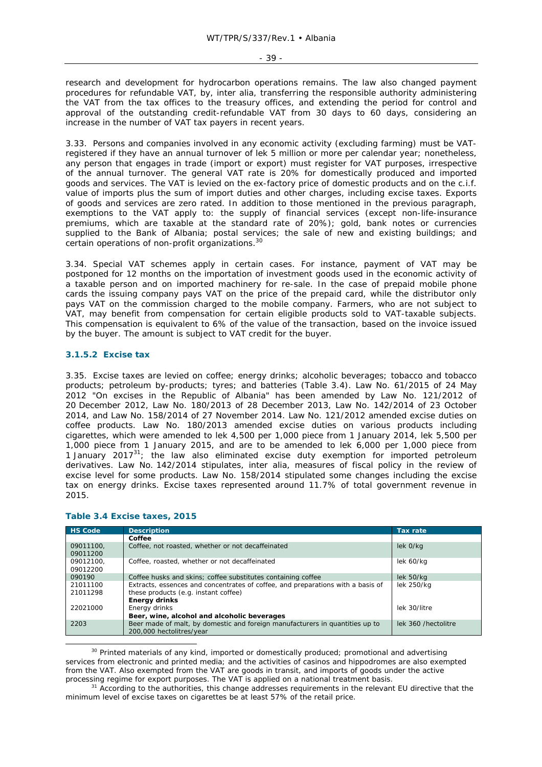research and development for hydrocarbon operations remains. The law also changed payment procedures for refundable VAT, by, inter alia, transferring the responsible authority administering the VAT from the tax offices to the treasury offices, and extending the period for control and approval of the outstanding credit-refundable VAT from 30 days to 60 days, considering an increase in the number of VAT tax payers in recent years.

3.33. Persons and companies involved in any economic activity (excluding farming) must be VAT-registered if they have an annual turnover of lek 5 million or more per calendar year; nonetheless, any person that engages in trade (import or export) must register for VAT purposes, irrespective of the annual turnover. The general VAT rate is 20% for domestically produced and imported goods and services. The VAT is levied on the ex-factory price of domestic products and on the c.i.f. value of imports plus the sum of import duties and other charges, including excise taxes. Exports of goods and services are zero rated. In addition to those mentioned in the previous paragraph, exemptions to the VAT apply to: the supply of financial services (except non-life-insurance premiums, which are taxable at the standard rate of 20%); gold, bank notes or currencies supplied to the Bank of Albania; postal services; the sale of new and existing buildings; and certain operations of non-profit organizations.[30]

3.34. Special VAT schemes apply in certain cases. For instance, payment of VAT may be postponed for 12 months on the importation of investment goods used in the economic activity of a taxable person and on imported machinery for re-sale. In the case of prepaid mobile phone cards the issuing company pays VAT on the price of the prepaid card, while the distributor only pays VAT on the commission charged to the mobile company. Farmers, who are not subject to VAT, may benefit from compensation for certain eligible products sold to VAT-taxable subjects. This compensation is equivalent to 6% of the value of the transaction, based on the invoice issued by the buyer. The amount is subject to VAT credit for the buyer.

#### 3.1.5.2 Excise tax

3.35. Excise taxes are levied on coffee; energy drinks; alcoholic beverages; tobacco and tobacco products; petroleum by-products; tyres; and batteries (Table 3.4). Law No. 61/2015 of 24 May 2012 "On excises in the Republic of Albania" has been amended by Law No. 121/2012 of 20 December 2012, Law No. 180/2013 of 28 December 2013, Law No. 142/2014 of 23 October 2014, and Law No. 158/2014 of 27 November 2014. Law No. 121/2012 amended excise duties on coffee products. Law No. 180/2013 amended excise duties on various products including cigarettes, which were amended to lek 4,500 per 1,000 piece from 1 January 2014, lek 5,500 per 1,000 piece from 1 January 2015, and are to be amended to lek 6,000 per 1,000 piece from 1 January 2017[31]; the law also eliminated excise duty exemption for imported petroleum derivatives. Law No. 142/2014 stipulates, inter alia, measures of fiscal policy in the review of excise level for some products. Law No. 158/2014 stipulated some changes including the excise tax on energy drinks. Excise taxes represented around 11.7% of total government revenue in 2015.

**Table 3.4 Excise taxes, 2015**

| HS Code | Description | Tax rate |
|---|---|---|
| | **Coffee** | |
| 09011100, 09011200 | Coffee, not roasted, whether or not decaffeinated | lek 0/kg |
| 09012100, 09012200 | Coffee, roasted, whether or not decaffeinated | lek 60/kg |
| 090190 | Coffee husks and skins; coffee substitutes containing coffee | lek 50/kg |
| 21011100 21011298 | Extracts, essences and concentrates of coffee, and preparations with a basis of these products (e.g. instant coffee) | lek 250/kg |
| | **Energy drinks** | |
| 22021000 | Energy drinks | lek 30/litre |
| | **Beer, wine, alcohol and alcoholic beverages** | |
| 2203 | Beer made of malt, by domestic and foreign manufacturers in quantities up to 200,000 hectolitres/year | lek 360 /hectolitre |

[30] Printed materials of any kind, imported or domestically produced; promotional and advertising services from electronic and printed media; and the activities of casinos and hippodromes are also exempted from the VAT. Also exempted from the VAT are goods in transit, and imports of goods under the active processing regime for export purposes. The VAT is applied on a national treatment basis.

[31] According to the authorities, this change addresses requirements in the relevant EU directive that the minimum level of excise taxes on cigarettes be at least 57% of the retail price.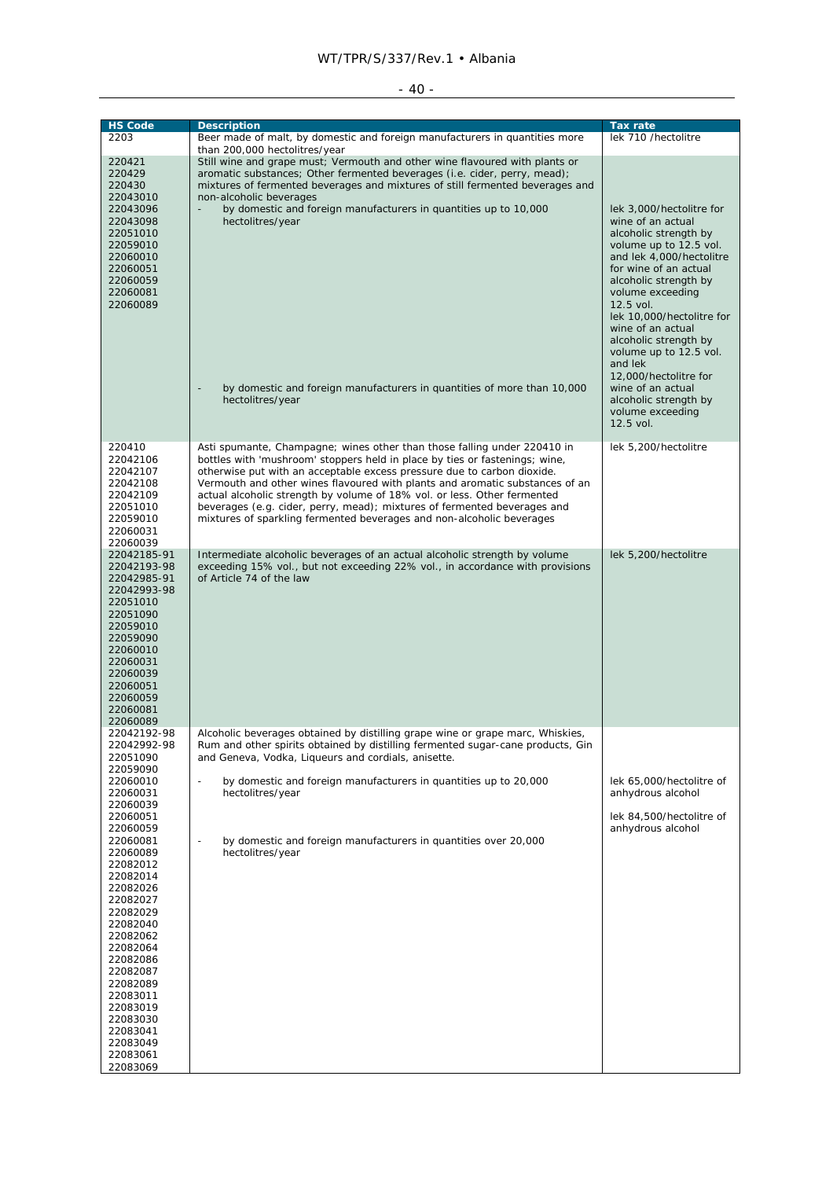| HS Code | Description | Tax rate |
|---|---|---|
| 2203 | Beer made of malt, by domestic and foreign manufacturers in quantities more than 200,000 hectolitres/year | lek 710 /hectolitre |
| 220421<br>220429<br>220430<br>22043010<br>22043096<br>22043098<br>22051010<br>22059010<br>22060010<br>22060051<br>22060059<br>22060081<br>22060089 | Still wine and grape must; Vermouth and other wine flavoured with plants or aromatic substances; Other fermented beverages (i.e. cider, perry, mead); mixtures of fermented beverages and mixtures of still fermented beverages and non-alcoholic beverages<br>- by domestic and foreign manufacturers in quantities up to 10,000 hectolitres/year<br>- by domestic and foreign manufacturers in quantities of more than 10,000 hectolitres/year | lek 3,000/hectolitre for wine of an actual alcoholic strength by volume up to 12.5 vol. and lek 4,000/hectolitre for wine of an actual alcoholic strength by volume exceeding 12.5 vol.<br>lek 10,000/hectolitre for wine of an actual alcoholic strength by volume up to 12.5 vol. and lek 12,000/hectolitre for wine of an actual alcoholic strength by volume exceeding 12.5 vol. |
| 220410<br>22042106<br>22042107<br>22042108<br>22042109<br>22051010<br>22059010<br>22060031<br>22060039 | Asti spumante, Champagne; wines other than those falling under 220410 in bottles with 'mushroom' stoppers held in place by ties or fastenings; wine, otherwise put with an acceptable excess pressure due to carbon dioxide. Vermouth and other wines flavoured with plants and aromatic substances of an actual alcoholic strength by volume of 18% vol. or less. Other fermented beverages (e.g. cider, perry, mead); mixtures of fermented beverages and mixtures of sparkling fermented beverages and non-alcoholic beverages | lek 5,200/hectolitre |
| 22042185-91<br>22042193-98<br>22042985-91<br>22042993-98<br>22051010<br>22051090<br>22059010<br>22059090<br>22060010<br>22060031<br>22060039<br>22060051<br>22060059<br>22060081<br>22060089 | Intermediate alcoholic beverages of an actual alcoholic strength by volume exceeding 15% vol., but not exceeding 22% vol., in accordance with provisions of Article 74 of the law | lek 5,200/hectolitre |
| 22042192-98<br>22042992-98<br>22051090<br>22059090<br>22060010<br>22060031<br>22060039<br>22060051<br>22060059<br>22060081<br>22060089<br>22082012<br>22082014<br>22082026<br>22082027<br>22082029<br>22082040<br>22082062<br>22082064<br>22082086<br>22082087<br>22082089<br>22083011<br>22083019<br>22083030<br>22083041<br>22083049<br>22083061<br>22083069 | Alcoholic beverages obtained by distilling grape wine or grape marc, Whiskies, Rum and other spirits obtained by distilling fermented sugar-cane products, Gin and Geneva, Vodka, Liqueurs and cordials, anisette.<br>- by domestic and foreign manufacturers in quantities up to 20,000 hectolitres/year<br>- by domestic and foreign manufacturers in quantities over 20,000 hectolitres/year | lek 65,000/hectolitre of anhydrous alcohol<br>lek 84,500/hectolitre of anhydrous alcohol |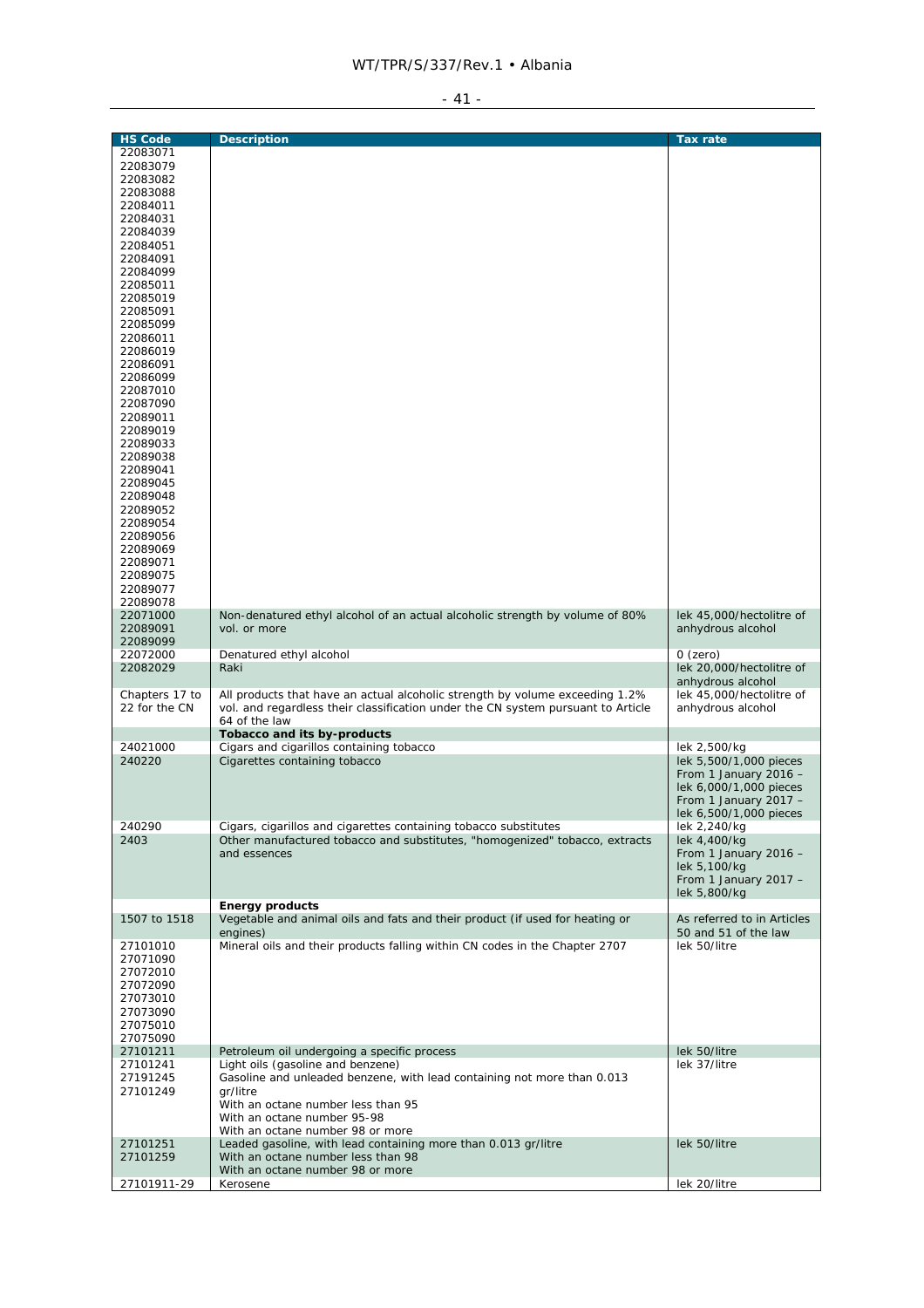| HS Code | Description | Tax rate |
|---|---|---|
| 22083071<br>22083079<br>22083082<br>22083088<br>22084011<br>22084031<br>22084039<br>22084051<br>22084091<br>22084099<br>22085011<br>22085019<br>22085091<br>22085099<br>22086011<br>22086019<br>22086091<br>22086099<br>22087010<br>22087090<br>22089011<br>22089019<br>22089033<br>22089038<br>22089041<br>22089045<br>22089048<br>22089052<br>22089054<br>22089056<br>22089069<br>22089071<br>22089075<br>22089077<br>22089078 | | |
| 22071000<br>22089091<br>22089099 | Non-denatured ethyl alcohol of an actual alcoholic strength by volume of 80% vol. or more | lek 45,000/hectolitre of anhydrous alcohol |
| 22072000 | Denatured ethyl alcohol | 0 (zero) |
| 22082029 | Raki | lek 20,000/hectolitre of anhydrous alcohol |
| Chapters 17 to 22 for the CN | All products that have an actual alcoholic strength by volume exceeding 1.2% vol. and regardless their classification under the CN system pursuant to Article 64 of the law | lek 45,000/hectolitre of anhydrous alcohol |
| | **Tobacco and its by-products** | |
| 24021000 | Cigars and cigarillos containing tobacco | lek 2,500/kg |
| 240220 | Cigarettes containing tobacco | lek 5,500/1,000 pieces<br>From 1 January 2016 – lek 6,000/1,000 pieces<br>From 1 January 2017 – lek 6,500/1,000 pieces |
| 240290 | Cigars, cigarillos and cigarettes containing tobacco substitutes | lek 2,240/kg |
| 2403 | Other manufactured tobacco and substitutes, "homogenized" tobacco, extracts and essences | lek 4,400/kg<br>From 1 January 2016 – lek 5,100/kg<br>From 1 January 2017 – lek 5,800/kg |
| | **Energy products** | |
| 1507 to 1518 | Vegetable and animal oils and fats and their product (if used for heating or engines) | As referred to in Articles 50 and 51 of the law |
| 27101010<br>27071090<br>27072010<br>27072090<br>27073010<br>27073090<br>27075010<br>27075090 | Mineral oils and their products falling within CN codes in the Chapter 2707 | lek 50/litre |
| 27101211 | Petroleum oil undergoing a specific process | lek 50/litre |
| 27101241<br>27191245<br>27101249 | Light oils (gasoline and benzene)<br>Gasoline and unleaded benzene, with lead containing not more than 0.013 gr/litre<br>With an octane number less than 95<br>With an octane number 95-98<br>With an octane number 98 or more | lek 37/litre |
| 27101251<br>27101259 | Leaded gasoline, with lead containing more than 0.013 gr/litre<br>With an octane number less than 98<br>With an octane number 98 or more | lek 50/litre |
| 27101911-29 | Kerosene | lek 20/litre |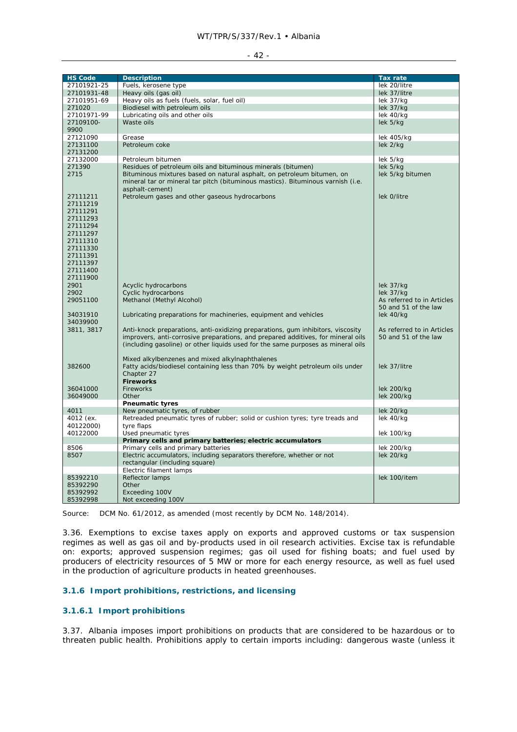| HS Code | Description | Tax rate |
|---|---|---|
| 27101921-25 | Fuels, kerosene type | lek 20/litre |
| 27101931-48 | Heavy oils (gas oil) | lek 37/litre |
| 27101951-69 | Heavy oils as fuels (fuels, solar, fuel oil) | lek 37/kg |
| 271020 | Biodiesel with petroleum oils | lek 37/kg |
| 27101971-99 | Lubricating oils and other oils | lek 40/kg |
| 27109100-9900 | Waste oils | lek 5/kg |
| 27121090 | Grease | lek 405/kg |
| 27131100 27131200 | Petroleum coke | lek 2/kg |
| 27132000 | Petroleum bitumen | lek 5/kg |
| 271390 | Residues of petroleum oils and bituminous minerals (bitumen) | lek 5/kg |
| 2715 | Bituminous mixtures based on natural asphalt, on petroleum bitumen, on mineral tar or mineral tar pitch (bituminous mastics). Bituminous varnish (i.e. asphalt-cement) | lek 5/kg bitumen |
| 27111211 27111219 27111291 27111293 27111294 27111297 27111310 27111330 27111391 27111397 27111400 27111900 | Petroleum gases and other gaseous hydrocarbons | lek 0/litre |
| 2901 | Acyclic hydrocarbons | lek 37/kg |
| 2902 | Cyclic hydrocarbons | lek 37/kg |
| 29051100 | Methanol (Methyl Alcohol) | As referred to in Articles 50 and 51 of the law |
| 34031910 34039900 | Lubricating preparations for machineries, equipment and vehicles | lek 40/kg |
| 3811, 3817 | Anti-knock preparations, anti-oxidizing preparations, gum inhibitors, viscosity improvers, anti-corrosive preparations, and prepared additives, for mineral oils (including gasoline) or other liquids used for the same purposes as mineral oils<br><br>Mixed alkylbenzenes and mixed alkylnaphthalenes | As referred to in Articles 50 and 51 of the law |
| 382600 | Fatty acids/biodiesel containing less than 70% by weight petroleum oils under Chapter 27 | lek 37/litre |
| | **Fireworks** | |
| 36041000 | Fireworks | lek 200/kg |
| 36049000 | Other | lek 200/kg |
| | **Pneumatic tyres** | |
| 4011 | New pneumatic tyres, of rubber | lek 20/kg |
| 4012 (ex. 40122000) | Retreaded pneumatic tyres of rubber; solid or cushion tyres; tyre treads and tyre flaps | lek 40/kg |
| 40122000 | Used pneumatic tyres | lek 100/kg |
| | **Primary cells and primary batteries; electric accumulators** | |
| 8506 | Primary cells and primary batteries | lek 200/kg |
| 8507 | Electric accumulators, including separators therefore, whether or not rectangular (including square) | lek 20/kg |
| | Electric filament lamps | |
| 85392210 | Reflector lamps | lek 100/item |
| 85392290 | Other | |
| 85392992 | Exceeding 100V | |
| 85392998 | Not exceeding 100V | |

Source: DCM No. 61/2012, as amended (most recently by DCM No. 148/2014).

3.36. Exemptions to excise taxes apply on exports and approved customs or tax suspension regimes as well as gas oil and by-products used in oil research activities. Excise tax is refundable on: exports; approved suspension regimes; gas oil used for fishing boats; and fuel used by producers of electricity resources of 5 MW or more for each energy resource, as well as fuel used in the production of agriculture products in heated greenhouses.

### 3.1.6 Import prohibitions, restrictions, and licensing

#### 3.1.6.1 Import prohibitions

3.37. Albania imposes import prohibitions on products that are considered to be hazardous or to threaten public health. Prohibitions apply to certain imports including: dangerous waste (unless it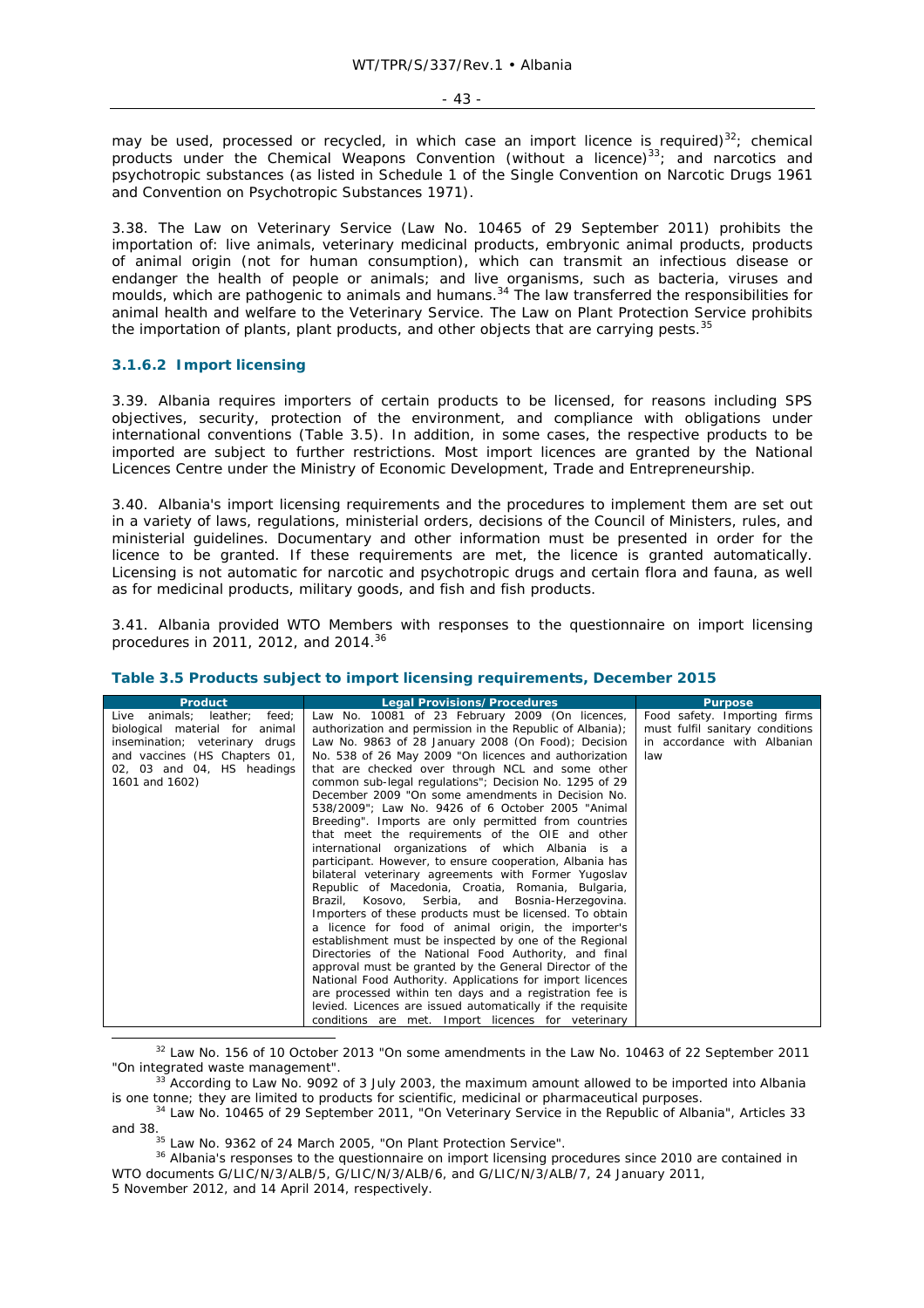may be used, processed or recycled, in which case an import licence is required)[32]; chemical products under the Chemical Weapons Convention (without a licence)[33]; and narcotics and psychotropic substances (as listed in Schedule 1 of the Single Convention on Narcotic Drugs 1961 and Convention on Psychotropic Substances 1971).

3.38. The Law on Veterinary Service (Law No. 10465 of 29 September 2011) prohibits the importation of: live animals, veterinary medicinal products, embryonic animal products, products of animal origin (not for human consumption), which can transmit an infectious disease or endanger the health of people or animals; and live organisms, such as bacteria, viruses and moulds, which are pathogenic to animals and humans.[34] The law transferred the responsibilities for animal health and welfare to the Veterinary Service. The Law on Plant Protection Service prohibits the importation of plants, plant products, and other objects that are carrying pests.[35]

### 3.1.6.2 Import licensing

3.39. Albania requires importers of certain products to be licensed, for reasons including SPS objectives, security, protection of the environment, and compliance with obligations under international conventions (Table 3.5). In addition, in some cases, the respective products to be imported are subject to further restrictions. Most import licences are granted by the National Licences Centre under the Ministry of Economic Development, Trade and Entrepreneurship.

3.40. Albania's import licensing requirements and the procedures to implement them are set out in a variety of laws, regulations, ministerial orders, decisions of the Council of Ministers, rules, and ministerial guidelines. Documentary and other information must be presented in order for the licence to be granted. If these requirements are met, the licence is granted automatically. Licensing is not automatic for narcotic and psychotropic drugs and certain flora and fauna, as well as for medicinal products, military goods, and fish and fish products.

3.41. Albania provided WTO Members with responses to the questionnaire on import licensing procedures in 2011, 2012, and 2014.[36]

**Table 3.5 Products subject to import licensing requirements, December 2015**

| Product | Legal Provisions/Procedures | Purpose |
|---|---|---|
| Live animals; leather; feed; biological material for animal insemination; veterinary drugs and vaccines (HS Chapters 01, 02, 03 and 04, HS headings 1601 and 1602) | Law No. 10081 of 23 February 2009 (On licences, authorization and permission in the Republic of Albania); Law No. 9863 of 28 January 2008 (On Food); Decision No. 538 of 26 May 2009 "On licences and authorization that are checked over through NCL and some other common sub-legal regulations"; Decision No. 1295 of 29 December 2009 "On some amendments in Decision No. 538/2009"; Law No. 9426 of 6 October 2005 "Animal Breeding". Imports are only permitted from countries that meet the requirements of the OIE and other international organizations of which Albania is a participant. However, to ensure cooperation, Albania has bilateral veterinary agreements with Former Yugoslav Republic of Macedonia, Croatia, Romania, Bulgaria, Brazil, Kosovo, Serbia, and Bosnia-Herzegovina. Importers of these products must be licensed. To obtain a licence for food of animal origin, the importer's establishment must be inspected by one of the Regional Directories of the National Food Authority, and final approval must be granted by the General Director of the National Food Authority. Applications for import licences are processed within ten days and a registration fee is levied. Licences are issued automatically if the requisite conditions are met. Import licences for veterinary | Food safety. Importing firms must fulfil sanitary conditions in accordance with Albanian law |

[32] Law No. 156 of 10 October 2013 "On some amendments in the Law No. 10463 of 22 September 2011 "On integrated waste management".

[33] According to Law No. 9092 of 3 July 2003, the maximum amount allowed to be imported into Albania is one tonne; they are limited to products for scientific, medicinal or pharmaceutical purposes.

[34] Law No. 10465 of 29 September 2011, "On Veterinary Service in the Republic of Albania", Articles 33 and 38.

[35] Law No. 9362 of 24 March 2005, "On Plant Protection Service".

[36] Albania's responses to the questionnaire on import licensing procedures since 2010 are contained in WTO documents G/LIC/N/3/ALB/5, G/LIC/N/3/ALB/6, and G/LIC/N/3/ALB/7, 24 January 2011, 5 November 2012, and 14 April 2014, respectively.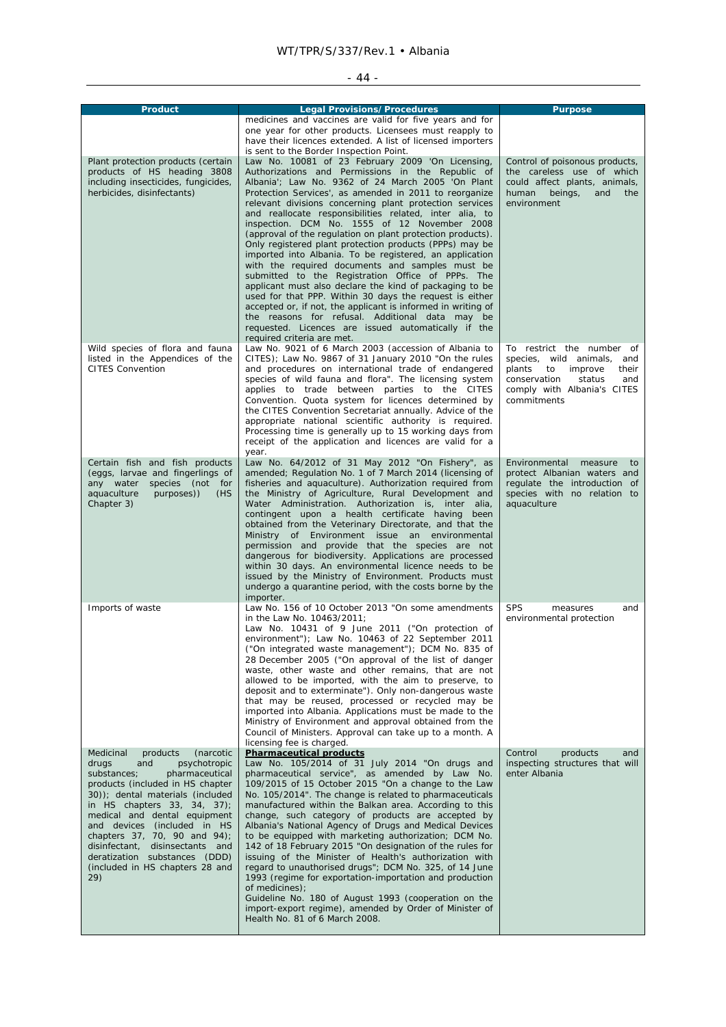| Product | Legal Provisions/Procedures | Purpose |
|---|---|---|
| | medicines and vaccines are valid for five years and for one year for other products. Licensees must reapply to have their licences extended. A list of licensed importers is sent to the Border Inspection Point. | |
| Plant protection products (certain products of HS heading 3808 including insecticides, fungicides, herbicides, disinfectants) | Law No. 10081 of 23 February 2009 'On Licensing, Authorizations and Permissions in the Republic of Albania'; Law No. 9362 of 24 March 2005 'On Plant Protection Services', as amended in 2011 to reorganize relevant divisions concerning plant protection services and reallocate responsibilities related, inter alia, to inspection. DCM No. 1555 of 12 November 2008 (approval of the regulation on plant protection products). Only registered plant protection products (PPPs) may be imported into Albania. To be registered, an application with the required documents and samples must be submitted to the Registration Office of PPPs. The applicant must also declare the kind of packaging to be used for that PPP. Within 30 days the request is either accepted or, if not, the applicant is informed in writing of the reasons for refusal. Additional data may be requested. Licences are issued automatically if the required criteria are met. | Control of poisonous products, the careless use of which could affect plants, animals, human beings, and the environment |
| Wild species of flora and fauna listed in the Appendices of the CITES Convention | Law No. 9021 of 6 March 2003 (accession of Albania to CITES); Law No. 9867 of 31 January 2010 "On the rules and procedures on international trade of endangered species of wild fauna and flora". The licensing system applies to trade between parties to the CITES Convention. Quota system for licences determined by the CITES Convention Secretariat annually. Advice of the appropriate national scientific authority is required. Processing time is generally up to 15 working days from receipt of the application and licences are valid for a year. | To restrict the number of species, wild animals, and plants to improve their conservation status and comply with Albania's CITES commitments |
| Certain fish and fish products (eggs, larvae and fingerlings of any water species (not for aquaculture purposes)) (HS Chapter 3) | Law No. 64/2012 of 31 May 2012 "On Fishery", as amended; Regulation No. 1 of 7 March 2014 (licensing of fisheries and aquaculture). Authorization required from the Ministry of Agriculture, Rural Development and Water Administration. Authorization is, inter alia, contingent upon a health certificate having been obtained from the Veterinary Directorate, and that the Ministry of Environment issue an environmental permission and provide that the species are not dangerous for biodiversity. Applications are processed within 30 days. An environmental licence needs to be issued by the Ministry of Environment. Products must undergo a quarantine period, with the costs borne by the importer. | Environmental measure to protect Albanian waters and regulate the introduction of species with no relation to aquaculture |
| Imports of waste | Law No. 156 of 10 October 2013 "On some amendments in the Law No. 10463/2011;<br>Law No. 10431 of 9 June 2011 ("On protection of environment"); Law No. 10463 of 22 September 2011 ("On integrated waste management"); DCM No. 835 of 28 December 2005 ("On approval of the list of danger waste, other waste and other remains, that are not allowed to be imported, with the aim to preserve, to deposit and to exterminate"). Only non-dangerous waste that may be reused, processed or recycled may be imported into Albania. Applications must be made to the Ministry of Environment and approval obtained from the Council of Ministers. Approval can take up to a month. A licensing fee is charged. | SPS measures and environmental protection |
| Medicinal products (narcotic drugs and psychotropic substances; pharmaceutical products (included in HS chapter 30)); dental materials (included in HS chapters 33, 34, 37); medical and dental equipment and devices (included in HS chapters 37, 70, 90 and 94); disinfectant, disinsectants and deratization substances (DDD) (included in HS chapters 28 and 29) | **Pharmaceutical products**<br>Law No. 105/2014 of 31 July 2014 "On drugs and pharmaceutical service", as amended by Law No. 109/2015 of 15 October 2015 "On a change to the Law No. 105/2014". The change is related to pharmaceuticals manufactured within the Balkan area. According to this change, such category of products are accepted by Albania's National Agency of Drugs and Medical Devices to be equipped with marketing authorization; DCM No. 142 of 18 February 2015 "On designation of the rules for issuing of the Minister of Health's authorization with regard to unauthorised drugs"; DCM No. 325, of 14 June 1993 (regime for exportation-importation and production of medicines);<br>Guideline No. 180 of August 1993 (cooperation on the import-export regime), amended by Order of Minister of Health No. 81 of 6 March 2008. | Control products and inspecting structures that will enter Albania |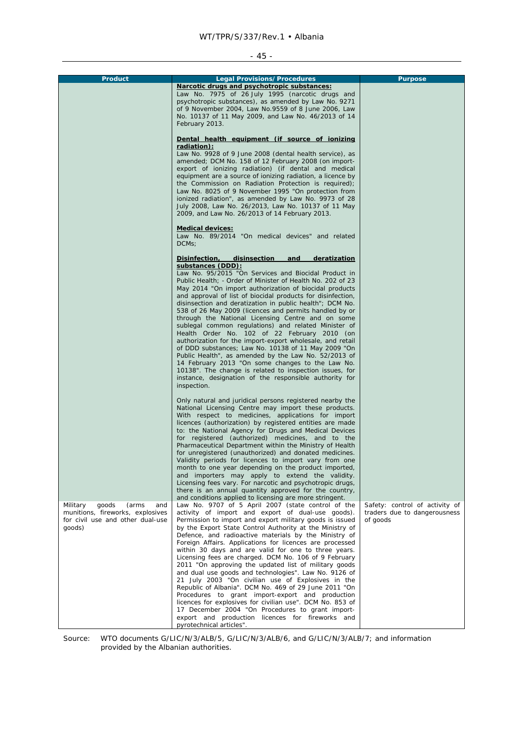| Product | Legal Provisions/Procedures | Purpose |
|---|---|---|
| | **Narcotic drugs and psychotropic substances:**<br>Law No. 7975 of 26 July 1995 (narcotic drugs and psychotropic substances), as amended by Law No. 9271 of 9 November 2004, Law No.9559 of 8 June 2006, Law No. 10137 of 11 May 2009, and Law No. 46/2013 of 14 February 2013.<br><br>**Dental health equipment (if source of ionizing radiation):**<br>Law No. 9928 of 9 June 2008 (dental health service), as amended; DCM No. 158 of 12 February 2008 (on import-export of ionizing radiation) (if dental and medical equipment are a source of ionizing radiation, a licence by the Commission on Radiation Protection is required); Law No. 8025 of 9 November 1995 "On protection from ionized radiation", as amended by Law No. 9973 of 28 July 2008, Law No. 26/2013, Law No. 10137 of 11 May 2009, and Law No. 26/2013 of 14 February 2013.<br><br>**Medical devices:**<br>Law No. 89/2014 "On medical devices" and related DCMs;<br><br>**Disinfection, disinsection and deratization substances (DDD):**<br>Law No. 95/2015 "On Services and Biocidal Product in Public Health; - Order of Minister of Health No. 202 of 23 May 2014 "On import authorization of biocidal products and approval of list of biocidal products for disinfection, disinsection and deratization in public health"; DCM No. 538 of 26 May 2009 (licences and permits handled by or through the National Licensing Centre and on some sublegal common regulations) and related Minister of Health Order No. 102 of 22 February 2010 (on authorization for the import-export wholesale, and retail of DDD substances; Law No. 10138 of 11 May 2009 "On Public Health", as amended by the Law No. 52/2013 of 14 February 2013 "On some changes to the Law No. 10138". The change is related to inspection issues, for instance, designation of the responsible authority for inspection.<br><br>Only natural and juridical persons registered nearby the National Licensing Centre may import these products. With respect to medicines, applications for import licences (authorization) by registered entities are made to: the National Agency for Drugs and Medical Devices for registered (authorized) medicines, and to the Pharmaceutical Department within the Ministry of Health for unregistered (unauthorized) and donated medicines. Validity periods for licences to import vary from one month to one year depending on the product imported, and importers may apply to extend the validity. Licensing fees vary. For narcotic and psychotropic drugs, there is an annual quantity approved for the country, and conditions applied to licensing are more stringent. | |
| Military goods (arms and munitions, fireworks, explosives for civil use and other dual-use goods) | Law No. 9707 of 5 April 2007 (state control of the activity of import and export of dual-use goods). Permission to import and export military goods is issued by the Export State Control Authority at the Ministry of Defence, and radioactive materials by the Ministry of Foreign Affairs. Applications for licences are processed within 30 days and are valid for one to three years. Licensing fees are charged. DCM No. 106 of 9 February 2011 "On approving the updated list of military goods and dual use goods and technologies". Law No. 9126 of 21 July 2003 "On civilian use of Explosives in the Republic of Albania". DCM No. 469 of 29 June 2011 "On Procedures to grant import-export and production licences for explosives for civilian use". DCM No. 853 of 17 December 2004 "On Procedures to grant import-export and production licences for fireworks and pyrotechnical articles". | Safety: control of activity of traders due to dangerousness of goods |

Source: WTO documents G/LIC/N/3/ALB/5, G/LIC/N/3/ALB/6, and G/LIC/N/3/ALB/7; and information provided by the Albanian authorities.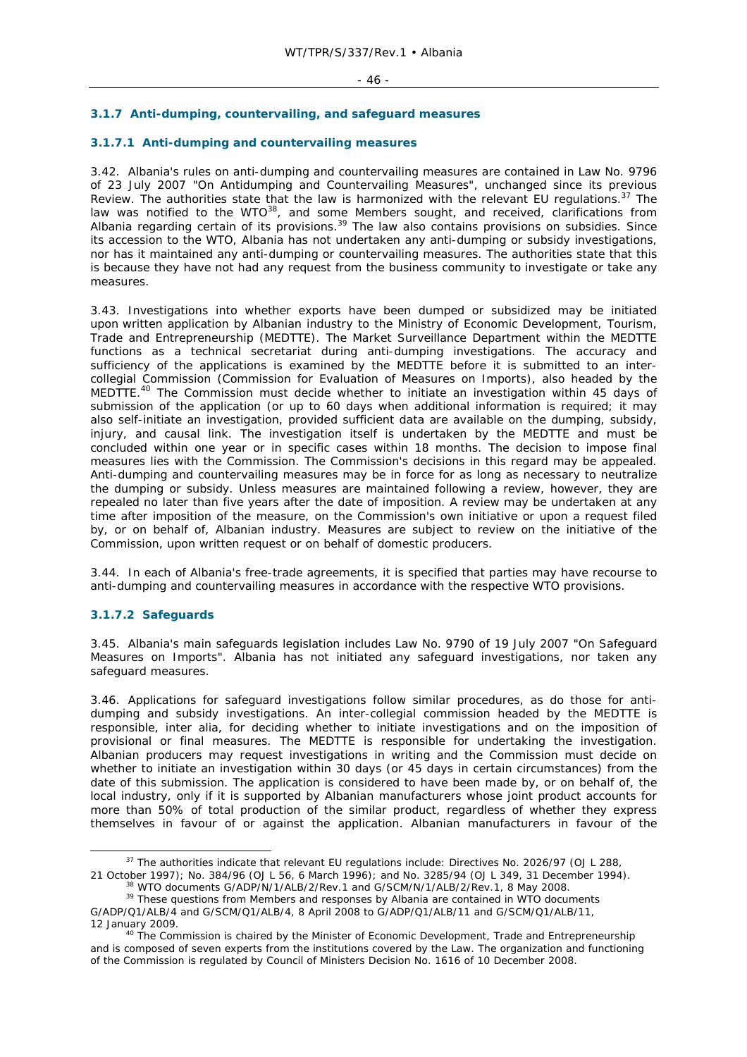### 3.1.7 Anti-dumping, countervailing, and safeguard measures

#### 3.1.7.1 Anti-dumping and countervailing measures

3.42. Albania's rules on anti-dumping and countervailing measures are contained in Law No. 9796 of 23 July 2007 "On Antidumping and Countervailing Measures", unchanged since its previous Review. The authorities state that the law is harmonized with the relevant EU regulations.[37] The law was notified to the WTO[38], and some Members sought, and received, clarifications from Albania regarding certain of its provisions.[39] The law also contains provisions on subsidies. Since its accession to the WTO, Albania has not undertaken any anti-dumping or subsidy investigations, nor has it maintained any anti-dumping or countervailing measures. The authorities state that this is because they have not had any request from the business community to investigate or take any measures.

3.43. Investigations into whether exports have been dumped or subsidized may be initiated upon written application by Albanian industry to the Ministry of Economic Development, Tourism, Trade and Entrepreneurship (MEDTTE). The Market Surveillance Department within the MEDTTE functions as a technical secretariat during anti-dumping investigations. The accuracy and sufficiency of the applications is examined by the MEDTTE before it is submitted to an inter-collegial Commission (Commission for Evaluation of Measures on Imports), also headed by the MEDTTE.[40] The Commission must decide whether to initiate an investigation within 45 days of submission of the application (or up to 60 days when additional information is required; it may also self-initiate an investigation, provided sufficient data are available on the dumping, subsidy, injury, and causal link. The investigation itself is undertaken by the MEDTTE and must be concluded within one year or in specific cases within 18 months. The decision to impose final measures lies with the Commission. The Commission's decisions in this regard may be appealed. Anti-dumping and countervailing measures may be in force for as long as necessary to neutralize the dumping or subsidy. Unless measures are maintained following a review, however, they are repealed no later than five years after the date of imposition. A review may be undertaken at any time after imposition of the measure, on the Commission's own initiative or upon a request filed by, or on behalf of, Albanian industry. Measures are subject to review on the initiative of the Commission, upon written request or on behalf of domestic producers.

3.44. In each of Albania's free-trade agreements, it is specified that parties may have recourse to anti-dumping and countervailing measures in accordance with the respective WTO provisions.

#### 3.1.7.2 Safeguards

3.45. Albania's main safeguards legislation includes Law No. 9790 of 19 July 2007 "On Safeguard Measures on Imports". Albania has not initiated any safeguard investigations, nor taken any safeguard measures.

3.46. Applications for safeguard investigations follow similar procedures, as do those for anti-dumping and subsidy investigations. An inter-collegial commission headed by the MEDTTE is responsible, inter alia, for deciding whether to initiate investigations and on the imposition of provisional or final measures. The MEDTTE is responsible for undertaking the investigation. Albanian producers may request investigations in writing and the Commission must decide on whether to initiate an investigation within 30 days (or 45 days in certain circumstances) from the date of this submission. The application is considered to have been made by, or on behalf of, the local industry, only if it is supported by Albanian manufacturers whose joint product accounts for more than 50% of total production of the similar product, regardless of whether they express themselves in favour of or against the application. Albanian manufacturers in favour of the

---

[37] The authorities indicate that relevant EU regulations include: Directives No. 2026/97 (OJ L 288, 21 October 1997); No. 384/96 (OJ L 56, 6 March 1996); and No. 3285/94 (OJ L 349, 31 December 1994).

[38] WTO documents G/ADP/N/1/ALB/2/Rev.1 and G/SCM/N/1/ALB/2/Rev.1, 8 May 2008.

[39] These questions from Members and responses by Albania are contained in WTO documents G/ADP/Q1/ALB/4 and G/SCM/Q1/ALB/4, 8 April 2008 to G/ADP/Q1/ALB/11 and G/SCM/Q1/ALB/11, 12 January 2009.

[40] The Commission is chaired by the Minister of Economic Development, Trade and Entrepreneurship and is composed of seven experts from the institutions covered by the Law. The organization and functioning of the Commission is regulated by Council of Ministers Decision No. 1616 of 10 December 2008.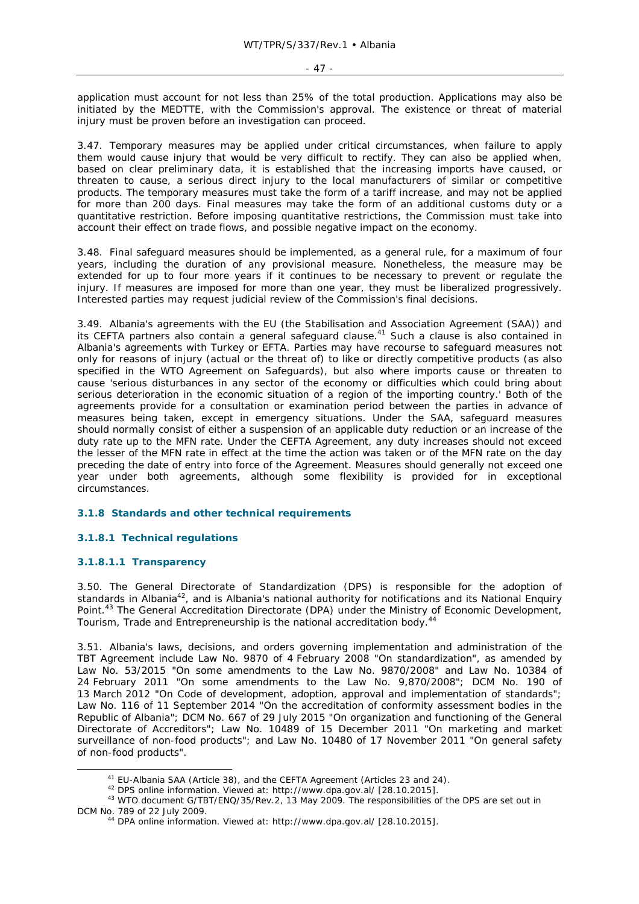application must account for not less than 25% of the total production. Applications may also be initiated by the MEDTTE, with the Commission's approval. The existence or threat of material injury must be proven before an investigation can proceed.

3.47. Temporary measures may be applied under critical circumstances, when failure to apply them would cause injury that would be very difficult to rectify. They can also be applied when, based on clear preliminary data, it is established that the increasing imports have caused, or threaten to cause, a serious direct injury to the local manufacturers of similar or competitive products. The temporary measures must take the form of a tariff increase, and may not be applied for more than 200 days. Final measures may take the form of an additional customs duty or a quantitative restriction. Before imposing quantitative restrictions, the Commission must take into account their effect on trade flows, and possible negative impact on the economy.

3.48. Final safeguard measures should be implemented, as a general rule, for a maximum of four years, including the duration of any provisional measure. Nonetheless, the measure may be extended for up to four more years if it continues to be necessary to prevent or regulate the injury. If measures are imposed for more than one year, they must be liberalized progressively. Interested parties may request judicial review of the Commission's final decisions.

3.49. Albania's agreements with the EU (the Stabilisation and Association Agreement (SAA)) and its CEFTA partners also contain a general safeguard clause.[41] Such a clause is also contained in Albania's agreements with Turkey or EFTA. Parties may have recourse to safeguard measures not only for reasons of injury (actual or the threat of) to like or directly competitive products (as also specified in the WTO Agreement on Safeguards), but also where imports cause or threaten to cause 'serious disturbances in any sector of the economy or difficulties which could bring about serious deterioration in the economic situation of a region of the importing country.' Both of the agreements provide for a consultation or examination period between the parties in advance of measures being taken, except in emergency situations. Under the SAA, safeguard measures should normally consist of either a suspension of an applicable duty reduction or an increase of the duty rate up to the MFN rate. Under the CEFTA Agreement, any duty increases should not exceed the lesser of the MFN rate in effect at the time the action was taken or of the MFN rate on the day preceding the date of entry into force of the Agreement. Measures should generally not exceed one year under both agreements, although some flexibility is provided for in exceptional circumstances.

### 3.1.8 Standards and other technical requirements

#### 3.1.8.1 Technical regulations

##### 3.1.8.1.1 Transparency

3.50. The General Directorate of Standardization (DPS) is responsible for the adoption of standards in Albania[42], and is Albania's national authority for notifications and its National Enquiry Point.[43] The General Accreditation Directorate (DPA) under the Ministry of Economic Development, Tourism, Trade and Entrepreneurship is the national accreditation body.[44]

3.51. Albania's laws, decisions, and orders governing implementation and administration of the TBT Agreement include Law No. 9870 of 4 February 2008 "On standardization", as amended by Law No. 53/2015 "On some amendments to the Law No. 9870/2008" and Law No. 10384 of 24 February 2011 "On some amendments to the Law No. 9,870/2008"; DCM No. 190 of 13 March 2012 "On Code of development, adoption, approval and implementation of standards"; Law No. 116 of 11 September 2014 "On the accreditation of conformity assessment bodies in the Republic of Albania"; DCM No. 667 of 29 July 2015 "On organization and functioning of the General Directorate of Accreditors"; Law No. 10489 of 15 December 2011 "On marketing and market surveillance of non-food products"; and Law No. 10480 of 17 November 2011 "On general safety of non-food products".

---

[41] EU-Albania SAA (Article 38), and the CEFTA Agreement (Articles 23 and 24).

[42] DPS online information. Viewed at: http://www.dpa.gov.al/ [28.10.2015].

[43] WTO document G/TBT/ENQ/35/Rev.2, 13 May 2009. The responsibilities of the DPS are set out in DCM No. 789 of 22 July 2009.

[44] DPA online information. Viewed at: http://www.dpa.gov.al/ [28.10.2015].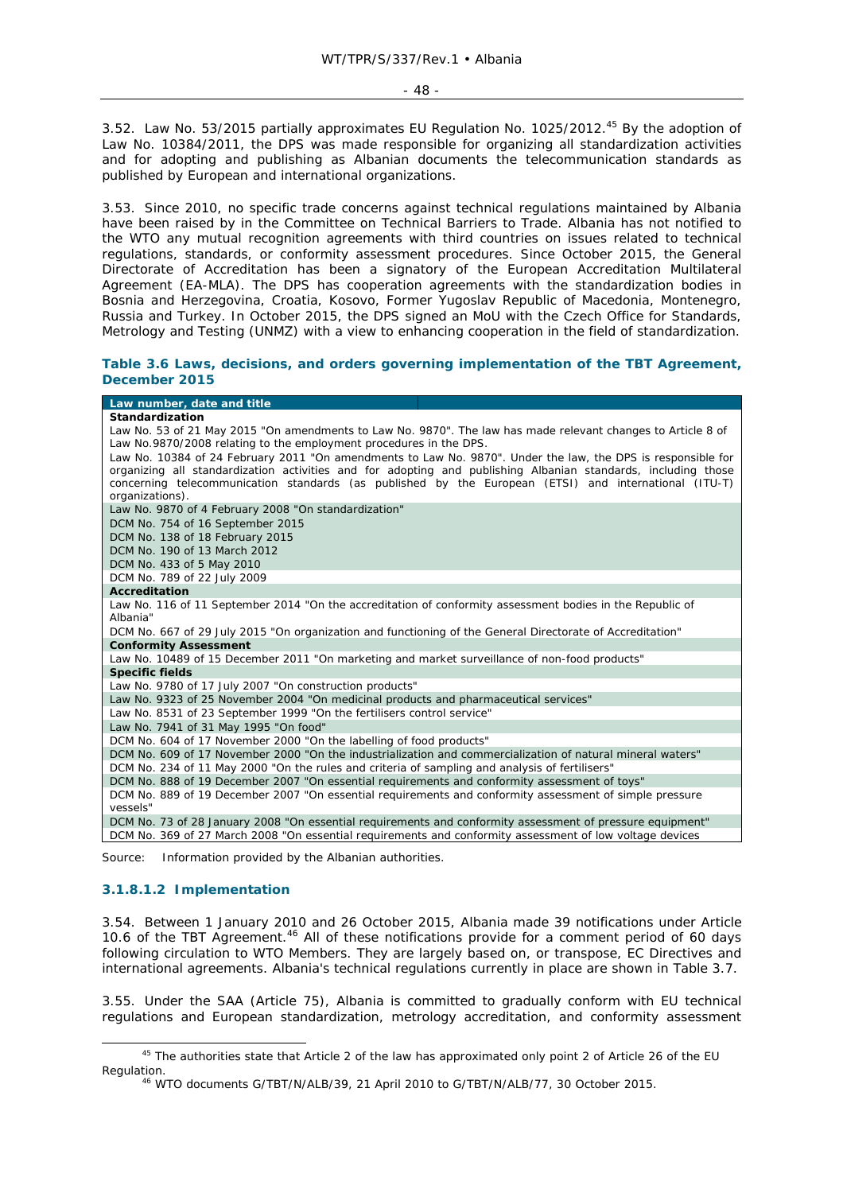3.52. Law No. 53/2015 partially approximates EU Regulation No. 1025/2012.[45] By the adoption of Law No. 10384/2011, the DPS was made responsible for organizing all standardization activities and for adopting and publishing as Albanian documents the telecommunication standards as published by European and international organizations.

3.53. Since 2010, no specific trade concerns against technical regulations maintained by Albania have been raised by in the Committee on Technical Barriers to Trade. Albania has not notified to the WTO any mutual recognition agreements with third countries on issues related to technical regulations, standards, or conformity assessment procedures. Since October 2015, the General Directorate of Accreditation has been a signatory of the European Accreditation Multilateral Agreement (EA-MLA). The DPS has cooperation agreements with the standardization bodies in Bosnia and Herzegovina, Croatia, Kosovo, Former Yugoslav Republic of Macedonia, Montenegro, Russia and Turkey. In October 2015, the DPS signed an MoU with the Czech Office for Standards, Metrology and Testing (UNMZ) with a view to enhancing cooperation in the field of standardization.

**Table 3.6 Laws, decisions, and orders governing implementation of the TBT Agreement, December 2015**

| Law number, date and title |
|---|
| **Standardization** |
| Law No. 53 of 21 May 2015 "On amendments to Law No. 9870". The law has made relevant changes to Article 8 of Law No.9870/2008 relating to the employment procedures in the DPS. |
| Law No. 10384 of 24 February 2011 "On amendments to Law No. 9870". Under the law, the DPS is responsible for organizing all standardization activities and for adopting and publishing Albanian standards, including those concerning telecommunication standards (as published by the European (ETSI) and international (ITU-T) organizations). |
| Law No. 9870 of 4 February 2008 "On standardization" |
| DCM No. 754 of 16 September 2015 |
| DCM No. 138 of 18 February 2015 |
| DCM No. 190 of 13 March 2012 |
| DCM No. 433 of 5 May 2010 |
| DCM No. 789 of 22 July 2009 |
| **Accreditation** |
| Law No. 116 of 11 September 2014 "On the accreditation of conformity assessment bodies in the Republic of Albania" |
| DCM No. 667 of 29 July 2015 "On organization and functioning of the General Directorate of Accreditation" |
| **Conformity Assessment** |
| Law No. 10489 of 15 December 2011 "On marketing and market surveillance of non-food products" |
| **Specific fields** |
| Law No. 9780 of 17 July 2007 "On construction products" |
| Law No. 9323 of 25 November 2004 "On medicinal products and pharmaceutical services" |
| Law No. 8531 of 23 September 1999 "On the fertilisers control service" |
| Law No. 7941 of 31 May 1995 "On food" |
| DCM No. 604 of 17 November 2000 "On the labelling of food products" |
| DCM No. 609 of 17 November 2000 "On the industrialization and commercialization of natural mineral waters" |
| DCM No. 234 of 11 May 2000 "On the rules and criteria of sampling and analysis of fertilisers" |
| DCM No. 888 of 19 December 2007 "On essential requirements and conformity assessment of toys" |
| DCM No. 889 of 19 December 2007 "On essential requirements and conformity assessment of simple pressure vessels" |
| DCM No. 73 of 28 January 2008 "On essential requirements and conformity assessment of pressure equipment" |
| DCM No. 369 of 27 March 2008 "On essential requirements and conformity assessment of low voltage devices |

Source: Information provided by the Albanian authorities.

#### 3.1.8.1.2 Implementation

3.54. Between 1 January 2010 and 26 October 2015, Albania made 39 notifications under Article 10.6 of the TBT Agreement.[46] All of these notifications provide for a comment period of 60 days following circulation to WTO Members. They are largely based on, or transpose, EC Directives and international agreements. Albania's technical regulations currently in place are shown in Table 3.7.

3.55. Under the SAA (Article 75), Albania is committed to gradually conform with EU technical regulations and European standardization, metrology accreditation, and conformity assessment

[45] The authorities state that Article 2 of the law has approximated only point 2 of Article 26 of the EU Regulation.

[46] WTO documents G/TBT/N/ALB/39, 21 April 2010 to G/TBT/N/ALB/77, 30 October 2015.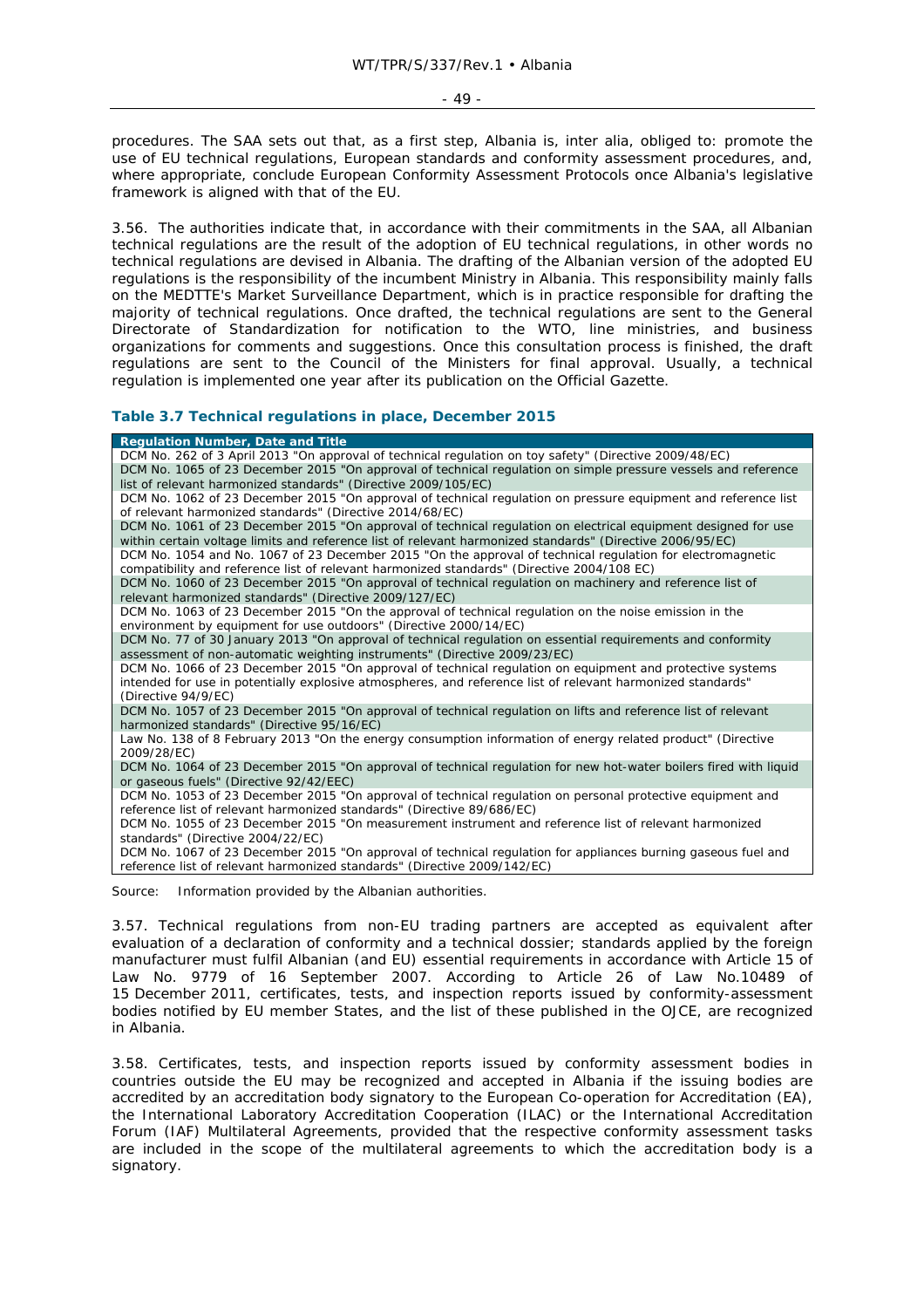procedures. The SAA sets out that, as a first step, Albania is, inter alia, obliged to: promote the use of EU technical regulations, European standards and conformity assessment procedures, and, where appropriate, conclude European Conformity Assessment Protocols once Albania's legislative framework is aligned with that of the EU.

3.56. The authorities indicate that, in accordance with their commitments in the SAA, all Albanian technical regulations are the result of the adoption of EU technical regulations, in other words no technical regulations are devised in Albania. The drafting of the Albanian version of the adopted EU regulations is the responsibility of the incumbent Ministry in Albania. This responsibility mainly falls on the MEDTTE's Market Surveillance Department, which is in practice responsible for drafting the majority of technical regulations. Once drafted, the technical regulations are sent to the General Directorate of Standardization for notification to the WTO, line ministries, and business organizations for comments and suggestions. Once this consultation process is finished, the draft regulations are sent to the Council of the Ministers for final approval. Usually, a technical regulation is implemented one year after its publication on the Official Gazette.

### Table 3.7 Technical regulations in place, December 2015

| Regulation Number, Date and Title |
|---|
| DCM No. 262 of 3 April 2013 "On approval of technical regulation on toy safety" (Directive 2009/48/EC) |
| DCM No. 1065 of 23 December 2015 "On approval of technical regulation on simple pressure vessels and reference list of relevant harmonized standards" (Directive 2009/105/EC) |
| DCM No. 1062 of 23 December 2015 "On approval of technical regulation on pressure equipment and reference list of relevant harmonized standards" (Directive 2014/68/EC) |
| DCM No. 1061 of 23 December 2015 "On approval of technical regulation on electrical equipment designed for use within certain voltage limits and reference list of relevant harmonized standards" (Directive 2006/95/EC) |
| DCM No. 1054 and No. 1067 of 23 December 2015 "On the approval of technical regulation for electromagnetic compatibility and reference list of relevant harmonized standards" (Directive 2004/108 EC) |
| DCM No. 1060 of 23 December 2015 "On approval of technical regulation on machinery and reference list of relevant harmonized standards" (Directive 2009/127/EC) |
| DCM No. 1063 of 23 December 2015 "On the approval of technical regulation on the noise emission in the environment by equipment for use outdoors" (Directive 2000/14/EC) |
| DCM No. 77 of 30 January 2013 "On approval of technical regulation on essential requirements and conformity assessment of non-automatic weighting instruments" (Directive 2009/23/EC) |
| DCM No. 1066 of 23 December 2015 "On approval of technical regulation on equipment and protective systems intended for use in potentially explosive atmospheres, and reference list of relevant harmonized standards" (Directive 94/9/EC) |
| DCM No. 1057 of 23 December 2015 "On approval of technical regulation on lifts and reference list of relevant harmonized standards" (Directive 95/16/EC) |
| Law No. 138 of 8 February 2013 "On the energy consumption information of energy related product" (Directive 2009/28/EC) |
| DCM No. 1064 of 23 December 2015 "On approval of technical regulation for new hot-water boilers fired with liquid or gaseous fuels" (Directive 92/42/EEC) |
| DCM No. 1053 of 23 December 2015 "On approval of technical regulation on personal protective equipment and reference list of relevant harmonized standards" (Directive 89/686/EC) |
| DCM No. 1055 of 23 December 2015 "On measurement instrument and reference list of relevant harmonized standards" (Directive 2004/22/EC) |
| DCM No. 1067 of 23 December 2015 "On approval of technical regulation for appliances burning gaseous fuel and reference list of relevant harmonized standards" (Directive 2009/142/EC) |

Source: Information provided by the Albanian authorities.

3.57. Technical regulations from non-EU trading partners are accepted as equivalent after evaluation of a declaration of conformity and a technical dossier; standards applied by the foreign manufacturer must fulfil Albanian (and EU) essential requirements in accordance with Article 15 of Law No. 9779 of 16 September 2007. According to Article 26 of Law No.10489 of 15 December 2011, certificates, tests, and inspection reports issued by conformity-assessment bodies notified by EU member States, and the list of these published in the OJCE, are recognized in Albania.

3.58. Certificates, tests, and inspection reports issued by conformity assessment bodies in countries outside the EU may be recognized and accepted in Albania if the issuing bodies are accredited by an accreditation body signatory to the European Co-operation for Accreditation (EA), the International Laboratory Accreditation Cooperation (ILAC) or the International Accreditation Forum (IAF) Multilateral Agreements, provided that the respective conformity assessment tasks are included in the scope of the multilateral agreements to which the accreditation body is a signatory.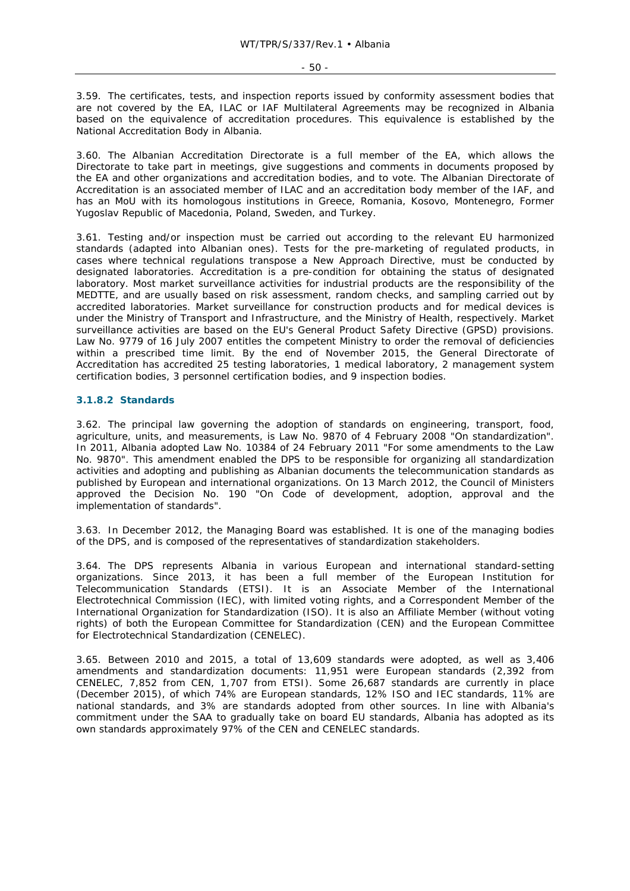3.59. The certificates, tests, and inspection reports issued by conformity assessment bodies that are not covered by the EA, ILAC or IAF Multilateral Agreements may be recognized in Albania based on the equivalence of accreditation procedures. This equivalence is established by the National Accreditation Body in Albania.

3.60. The Albanian Accreditation Directorate is a full member of the EA, which allows the Directorate to take part in meetings, give suggestions and comments in documents proposed by the EA and other organizations and accreditation bodies, and to vote. The Albanian Directorate of Accreditation is an associated member of ILAC and an accreditation body member of the IAF, and has an MoU with its homologous institutions in Greece, Romania, Kosovo, Montenegro, Former Yugoslav Republic of Macedonia, Poland, Sweden, and Turkey.

3.61. Testing and/or inspection must be carried out according to the relevant EU harmonized standards (adapted into Albanian ones). Tests for the pre-marketing of regulated products, in cases where technical regulations transpose a New Approach Directive, must be conducted by designated laboratories. Accreditation is a pre-condition for obtaining the status of designated laboratory. Most market surveillance activities for industrial products are the responsibility of the MEDTTE, and are usually based on risk assessment, random checks, and sampling carried out by accredited laboratories. Market surveillance for construction products and for medical devices is under the Ministry of Transport and Infrastructure, and the Ministry of Health, respectively. Market surveillance activities are based on the EU's General Product Safety Directive (GPSD) provisions. Law No. 9779 of 16 July 2007 entitles the competent Ministry to order the removal of deficiencies within a prescribed time limit. By the end of November 2015, the General Directorate of Accreditation has accredited 25 testing laboratories, 1 medical laboratory, 2 management system certification bodies, 3 personnel certification bodies, and 9 inspection bodies.

#### 3.1.8.2 Standards

3.62. The principal law governing the adoption of standards on engineering, transport, food, agriculture, units, and measurements, is Law No. 9870 of 4 February 2008 "On standardization". In 2011, Albania adopted Law No. 10384 of 24 February 2011 "For some amendments to the Law No. 9870". This amendment enabled the DPS to be responsible for organizing all standardization activities and adopting and publishing as Albanian documents the telecommunication standards as published by European and international organizations. On 13 March 2012, the Council of Ministers approved the Decision No. 190 "On Code of development, adoption, approval and the implementation of standards".

3.63. In December 2012, the Managing Board was established. It is one of the managing bodies of the DPS, and is composed of the representatives of standardization stakeholders.

3.64. The DPS represents Albania in various European and international standard-setting organizations. Since 2013, it has been a full member of the European Institution for Telecommunication Standards (ETSI). It is an Associate Member of the International Electrotechnical Commission (IEC), with limited voting rights, and a Correspondent Member of the International Organization for Standardization (ISO). It is also an Affiliate Member (without voting rights) of both the European Committee for Standardization (CEN) and the European Committee for Electrotechnical Standardization (CENELEC).

3.65. Between 2010 and 2015, a total of 13,609 standards were adopted, as well as 3,406 amendments and standardization documents: 11,951 were European standards (2,392 from CENELEC, 7,852 from CEN, 1,707 from ETSI). Some 26,687 standards are currently in place (December 2015), of which 74% are European standards, 12% ISO and IEC standards, 11% are national standards, and 3% are standards adopted from other sources. In line with Albania's commitment under the SAA to gradually take on board EU standards, Albania has adopted as its own standards approximately 97% of the CEN and CENELEC standards.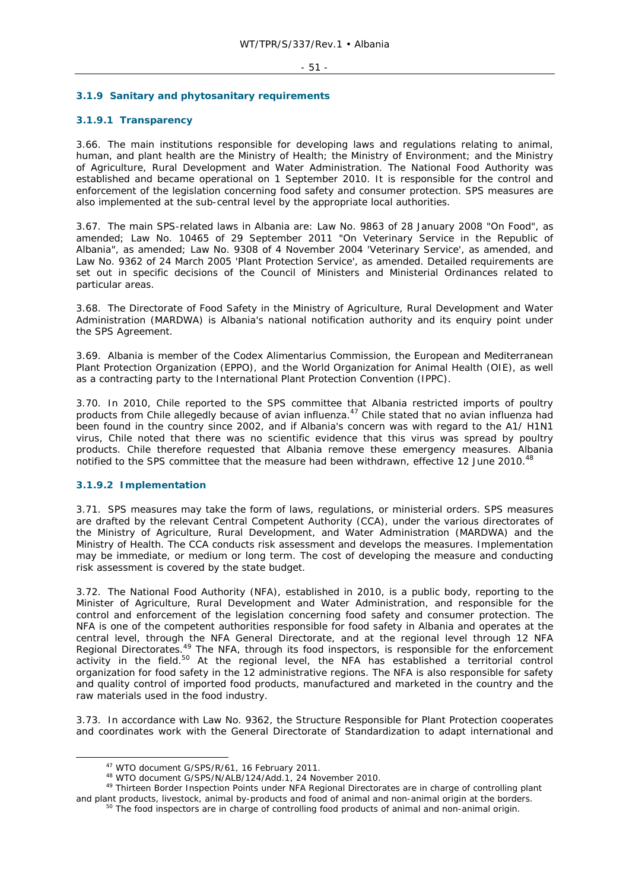### 3.1.9 Sanitary and phytosanitary requirements

#### 3.1.9.1 Transparency

3.66. The main institutions responsible for developing laws and regulations relating to animal, human, and plant health are the Ministry of Health; the Ministry of Environment; and the Ministry of Agriculture, Rural Development and Water Administration. The National Food Authority was established and became operational on 1 September 2010. It is responsible for the control and enforcement of the legislation concerning food safety and consumer protection. SPS measures are also implemented at the sub-central level by the appropriate local authorities.

3.67. The main SPS-related laws in Albania are: Law No. 9863 of 28 January 2008 "On Food", as amended; Law No. 10465 of 29 September 2011 "On Veterinary Service in the Republic of Albania", as amended; Law No. 9308 of 4 November 2004 'Veterinary Service', as amended, and Law No. 9362 of 24 March 2005 'Plant Protection Service', as amended. Detailed requirements are set out in specific decisions of the Council of Ministers and Ministerial Ordinances related to particular areas.

3.68. The Directorate of Food Safety in the Ministry of Agriculture, Rural Development and Water Administration (MARDWA) is Albania's national notification authority and its enquiry point under the SPS Agreement.

3.69. Albania is member of the Codex Alimentarius Commission, the European and Mediterranean Plant Protection Organization (EPPO), and the World Organization for Animal Health (OIE), as well as a contracting party to the International Plant Protection Convention (IPPC).

3.70. In 2010, Chile reported to the SPS committee that Albania restricted imports of poultry products from Chile allegedly because of avian influenza.[47] Chile stated that no avian influenza had been found in the country since 2002, and if Albania's concern was with regard to the A1/ H1N1 virus, Chile noted that there was no scientific evidence that this virus was spread by poultry products. Chile therefore requested that Albania remove these emergency measures. Albania notified to the SPS committee that the measure had been withdrawn, effective 12 June 2010.[48]

#### 3.1.9.2 Implementation

3.71. SPS measures may take the form of laws, regulations, or ministerial orders. SPS measures are drafted by the relevant Central Competent Authority (CCA), under the various directorates of the Ministry of Agriculture, Rural Development, and Water Administration (MARDWA) and the Ministry of Health. The CCA conducts risk assessment and develops the measures. Implementation may be immediate, or medium or long term. The cost of developing the measure and conducting risk assessment is covered by the state budget.

3.72. The National Food Authority (NFA), established in 2010, is a public body, reporting to the Minister of Agriculture, Rural Development and Water Administration, and responsible for the control and enforcement of the legislation concerning food safety and consumer protection. The NFA is one of the competent authorities responsible for food safety in Albania and operates at the central level, through the NFA General Directorate, and at the regional level through 12 NFA Regional Directorates.[49] The NFA, through its food inspectors, is responsible for the enforcement activity in the field.[50] At the regional level, the NFA has established a territorial control organization for food safety in the 12 administrative regions. The NFA is also responsible for safety and quality control of imported food products, manufactured and marketed in the country and the raw materials used in the food industry.

3.73. In accordance with Law No. 9362, the Structure Responsible for Plant Protection cooperates and coordinates work with the General Directorate of Standardization to adapt international and

---

[47] WTO document G/SPS/R/61, 16 February 2011.

[48] WTO document G/SPS/N/ALB/124/Add.1, 24 November 2010.

[49] Thirteen Border Inspection Points under NFA Regional Directorates are in charge of controlling plant and plant products, livestock, animal by-products and food of animal and non-animal origin at the borders.

[50] The food inspectors are in charge of controlling food products of animal and non-animal origin.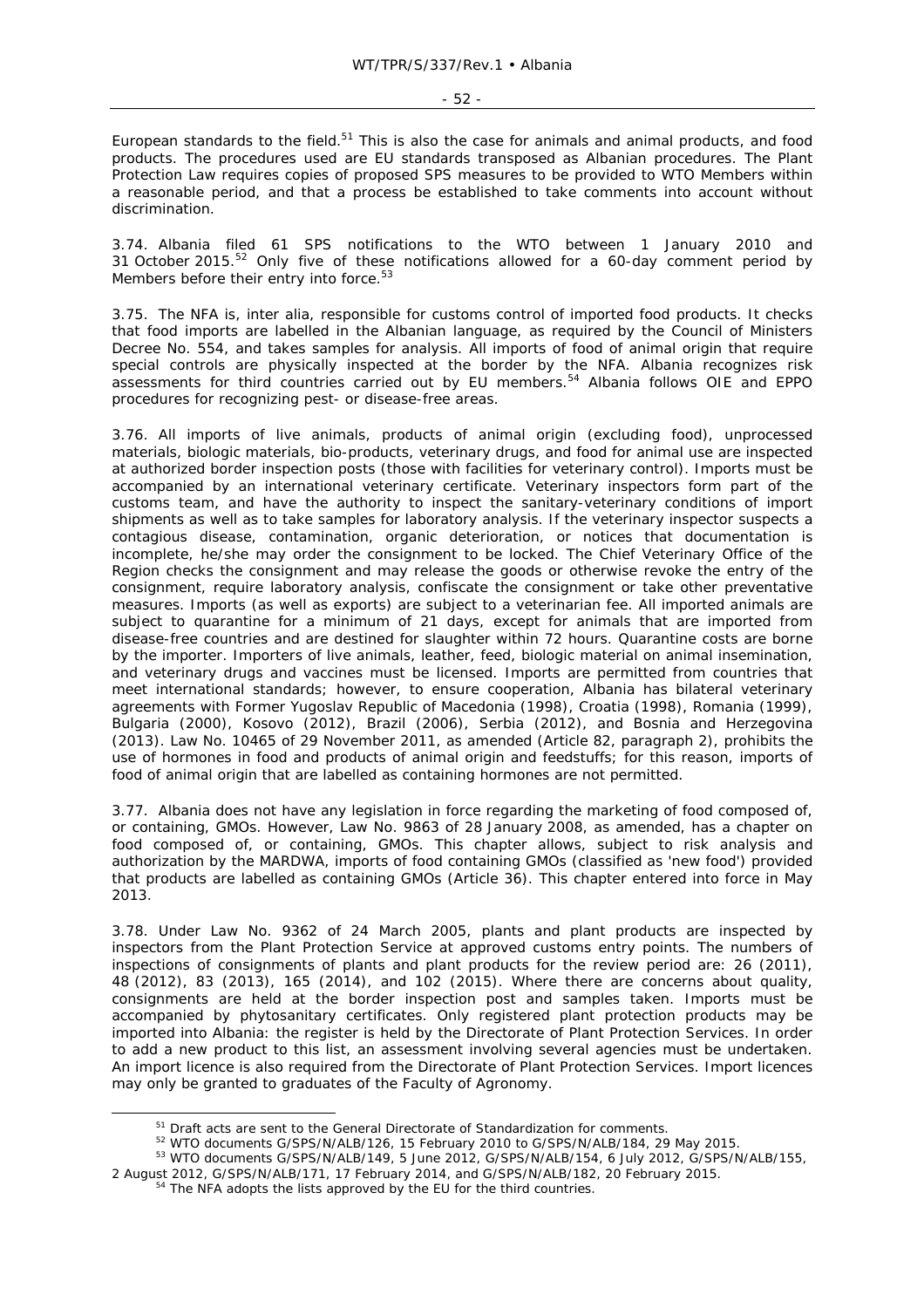European standards to the field.[51] This is also the case for animals and animal products, and food products. The procedures used are EU standards transposed as Albanian procedures. The Plant Protection Law requires copies of proposed SPS measures to be provided to WTO Members within a reasonable period, and that a process be established to take comments into account without discrimination.

3.74. Albania filed 61 SPS notifications to the WTO between 1 January 2010 and 31 October 2015.[52] Only five of these notifications allowed for a 60-day comment period by Members before their entry into force.[53]

3.75. The NFA is, inter alia, responsible for customs control of imported food products. It checks that food imports are labelled in the Albanian language, as required by the Council of Ministers Decree No. 554, and takes samples for analysis. All imports of food of animal origin that require special controls are physically inspected at the border by the NFA. Albania recognizes risk assessments for third countries carried out by EU members.[54] Albania follows OIE and EPPO procedures for recognizing pest- or disease-free areas.

3.76. All imports of live animals, products of animal origin (excluding food), unprocessed materials, biologic materials, bio-products, veterinary drugs, and food for animal use are inspected at authorized border inspection posts (those with facilities for veterinary control). Imports must be accompanied by an international veterinary certificate. Veterinary inspectors form part of the customs team, and have the authority to inspect the sanitary-veterinary conditions of import shipments as well as to take samples for laboratory analysis. If the veterinary inspector suspects a contagious disease, contamination, organic deterioration, or notices that documentation is incomplete, he/she may order the consignment to be locked. The Chief Veterinary Office of the Region checks the consignment and may release the goods or otherwise revoke the entry of the consignment, require laboratory analysis, confiscate the consignment or take other preventative measures. Imports (as well as exports) are subject to a veterinarian fee. All imported animals are subject to quarantine for a minimum of 21 days, except for animals that are imported from disease-free countries and are destined for slaughter within 72 hours. Quarantine costs are borne by the importer. Importers of live animals, leather, feed, biologic material on animal insemination, and veterinary drugs and vaccines must be licensed. Imports are permitted from countries that meet international standards; however, to ensure cooperation, Albania has bilateral veterinary agreements with Former Yugoslav Republic of Macedonia (1998), Croatia (1998), Romania (1999), Bulgaria (2000), Kosovo (2012), Brazil (2006), Serbia (2012), and Bosnia and Herzegovina (2013). Law No. 10465 of 29 November 2011, as amended (Article 82, paragraph 2), prohibits the use of hormones in food and products of animal origin and feedstuffs; for this reason, imports of food of animal origin that are labelled as containing hormones are not permitted.

3.77. Albania does not have any legislation in force regarding the marketing of food composed of, or containing, GMOs. However, Law No. 9863 of 28 January 2008, as amended, has a chapter on food composed of, or containing, GMOs. This chapter allows, subject to risk analysis and authorization by the MARDWA, imports of food containing GMOs (classified as 'new food') provided that products are labelled as containing GMOs (Article 36). This chapter entered into force in May 2013.

3.78. Under Law No. 9362 of 24 March 2005, plants and plant products are inspected by inspectors from the Plant Protection Service at approved customs entry points. The numbers of inspections of consignments of plants and plant products for the review period are: 26 (2011), 48 (2012), 83 (2013), 165 (2014), and 102 (2015). Where there are concerns about quality, consignments are held at the border inspection post and samples taken. Imports must be accompanied by phytosanitary certificates. Only registered plant protection products may be imported into Albania: the register is held by the Directorate of Plant Protection Services. In order to add a new product to this list, an assessment involving several agencies must be undertaken. An import licence is also required from the Directorate of Plant Protection Services. Import licences may only be granted to graduates of the Faculty of Agronomy.

---

[51] Draft acts are sent to the General Directorate of Standardization for comments.

[52] WTO documents G/SPS/N/ALB/126, 15 February 2010 to G/SPS/N/ALB/184, 29 May 2015.

[53] WTO documents G/SPS/N/ALB/149, 5 June 2012, G/SPS/N/ALB/154, 6 July 2012, G/SPS/N/ALB/155, 2 August 2012, G/SPS/N/ALB/171, 17 February 2014, and G/SPS/N/ALB/182, 20 February 2015.

[54] The NFA adopts the lists approved by the EU for the third countries.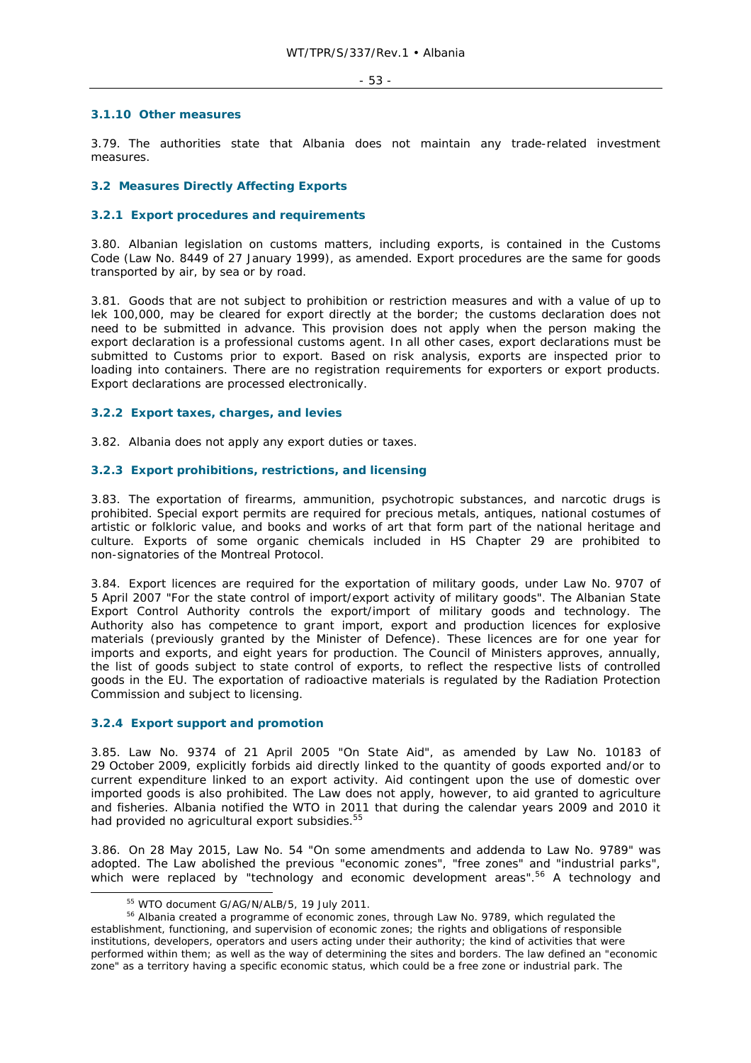### 3.1.10 Other measures

3.79. The authorities state that Albania does not maintain any trade-related investment measures.

## 3.2 Measures Directly Affecting Exports

### 3.2.1 Export procedures and requirements

3.80. Albanian legislation on customs matters, including exports, is contained in the Customs Code (Law No. 8449 of 27 January 1999), as amended. Export procedures are the same for goods transported by air, by sea or by road.

3.81. Goods that are not subject to prohibition or restriction measures and with a value of up to lek 100,000, may be cleared for export directly at the border; the customs declaration does not need to be submitted in advance. This provision does not apply when the person making the export declaration is a professional customs agent. In all other cases, export declarations must be submitted to Customs prior to export. Based on risk analysis, exports are inspected prior to loading into containers. There are no registration requirements for exporters or export products. Export declarations are processed electronically.

### 3.2.2 Export taxes, charges, and levies

3.82. Albania does not apply any export duties or taxes.

### 3.2.3 Export prohibitions, restrictions, and licensing

3.83. The exportation of firearms, ammunition, psychotropic substances, and narcotic drugs is prohibited. Special export permits are required for precious metals, antiques, national costumes of artistic or folkloric value, and books and works of art that form part of the national heritage and culture. Exports of some organic chemicals included in HS Chapter 29 are prohibited to non-signatories of the Montreal Protocol.

3.84. Export licences are required for the exportation of military goods, under Law No. 9707 of 5 April 2007 "For the state control of import/export activity of military goods". The Albanian State Export Control Authority controls the export/import of military goods and technology. The Authority also has competence to grant import, export and production licences for explosive materials (previously granted by the Minister of Defence). These licences are for one year for imports and exports, and eight years for production. The Council of Ministers approves, annually, the list of goods subject to state control of exports, to reflect the respective lists of controlled goods in the EU. The exportation of radioactive materials is regulated by the Radiation Protection Commission and subject to licensing.

### 3.2.4 Export support and promotion

3.85. Law No. 9374 of 21 April 2005 "On State Aid", as amended by Law No. 10183 of 29 October 2009, explicitly forbids aid directly linked to the quantity of goods exported and/or to current expenditure linked to an export activity. Aid contingent upon the use of domestic over imported goods is also prohibited. The Law does not apply, however, to aid granted to agriculture and fisheries. Albania notified the WTO in 2011 that during the calendar years 2009 and 2010 it had provided no agricultural export subsidies.[55]

3.86. On 28 May 2015, Law No. 54 "On some amendments and addenda to Law No. 9789" was adopted. The Law abolished the previous "economic zones", "free zones" and "industrial parks", which were replaced by "technology and economic development areas".[56] A technology and

[55] WTO document G/AG/N/ALB/5, 19 July 2011.

[56] Albania created a programme of economic zones, through Law No. 9789, which regulated the establishment, functioning, and supervision of economic zones; the rights and obligations of responsible institutions, developers, operators and users acting under their authority; the kind of activities that were performed within them; as well as the way of determining the sites and borders. The law defined an "economic zone" as a territory having a specific economic status, which could be a free zone or industrial park. The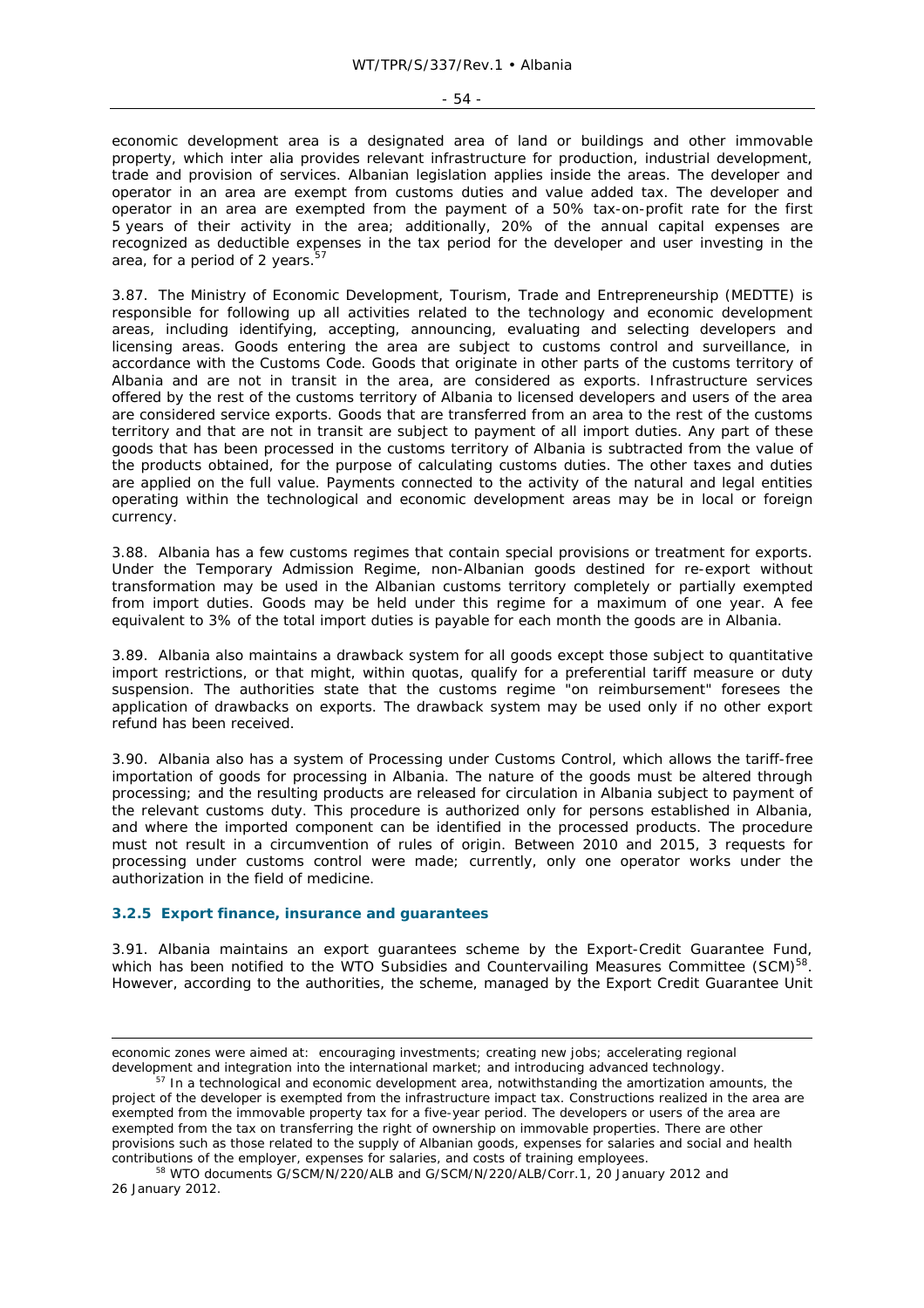economic development area is a designated area of land or buildings and other immovable property, which inter alia provides relevant infrastructure for production, industrial development, trade and provision of services. Albanian legislation applies inside the areas. The developer and operator in an area are exempt from customs duties and value added tax. The developer and operator in an area are exempted from the payment of a 50% tax-on-profit rate for the first 5 years of their activity in the area; additionally, 20% of the annual capital expenses are recognized as deductible expenses in the tax period for the developer and user investing in the area, for a period of 2 years.[57]

3.87. The Ministry of Economic Development, Tourism, Trade and Entrepreneurship (MEDTTE) is responsible for following up all activities related to the technology and economic development areas, including identifying, accepting, announcing, evaluating and selecting developers and licensing areas. Goods entering the area are subject to customs control and surveillance, in accordance with the Customs Code. Goods that originate in other parts of the customs territory of Albania and are not in transit in the area, are considered as exports. Infrastructure services offered by the rest of the customs territory of Albania to licensed developers and users of the area are considered service exports. Goods that are transferred from an area to the rest of the customs territory and that are not in transit are subject to payment of all import duties. Any part of these goods that has been processed in the customs territory of Albania is subtracted from the value of the products obtained, for the purpose of calculating customs duties. The other taxes and duties are applied on the full value. Payments connected to the activity of the natural and legal entities operating within the technological and economic development areas may be in local or foreign currency.

3.88. Albania has a few customs regimes that contain special provisions or treatment for exports. Under the Temporary Admission Regime, non-Albanian goods destined for re-export without transformation may be used in the Albanian customs territory completely or partially exempted from import duties. Goods may be held under this regime for a maximum of one year. A fee equivalent to 3% of the total import duties is payable for each month the goods are in Albania.

3.89. Albania also maintains a drawback system for all goods except those subject to quantitative import restrictions, or that might, within quotas, qualify for a preferential tariff measure or duty suspension. The authorities state that the customs regime "on reimbursement" foresees the application of drawbacks on exports. The drawback system may be used only if no other export refund has been received.

3.90. Albania also has a system of Processing under Customs Control, which allows the tariff-free importation of goods for processing in Albania. The nature of the goods must be altered through processing; and the resulting products are released for circulation in Albania subject to payment of the relevant customs duty. This procedure is authorized only for persons established in Albania, and where the imported component can be identified in the processed products. The procedure must not result in a circumvention of rules of origin. Between 2010 and 2015, 3 requests for processing under customs control were made; currently, only one operator works under the authorization in the field of medicine.

### 3.2.5 Export finance, insurance and guarantees

3.91. Albania maintains an export guarantees scheme by the Export-Credit Guarantee Fund, which has been notified to the WTO Subsidies and Countervailing Measures Committee (SCM)[58]. However, according to the authorities, the scheme, managed by the Export Credit Guarantee Unit

---

economic zones were aimed at: encouraging investments; creating new jobs; accelerating regional development and integration into the international market; and introducing advanced technology.

[57] In a technological and economic development area, notwithstanding the amortization amounts, the project of the developer is exempted from the infrastructure impact tax. Constructions realized in the area are exempted from the immovable property tax for a five-year period. The developers or users of the area are exempted from the tax on transferring the right of ownership on immovable properties. There are other provisions such as those related to the supply of Albanian goods, expenses for salaries and social and health contributions of the employer, expenses for salaries, and costs of training employees.

[58] WTO documents G/SCM/N/220/ALB and G/SCM/N/220/ALB/Corr.1, 20 January 2012 and 26 January 2012.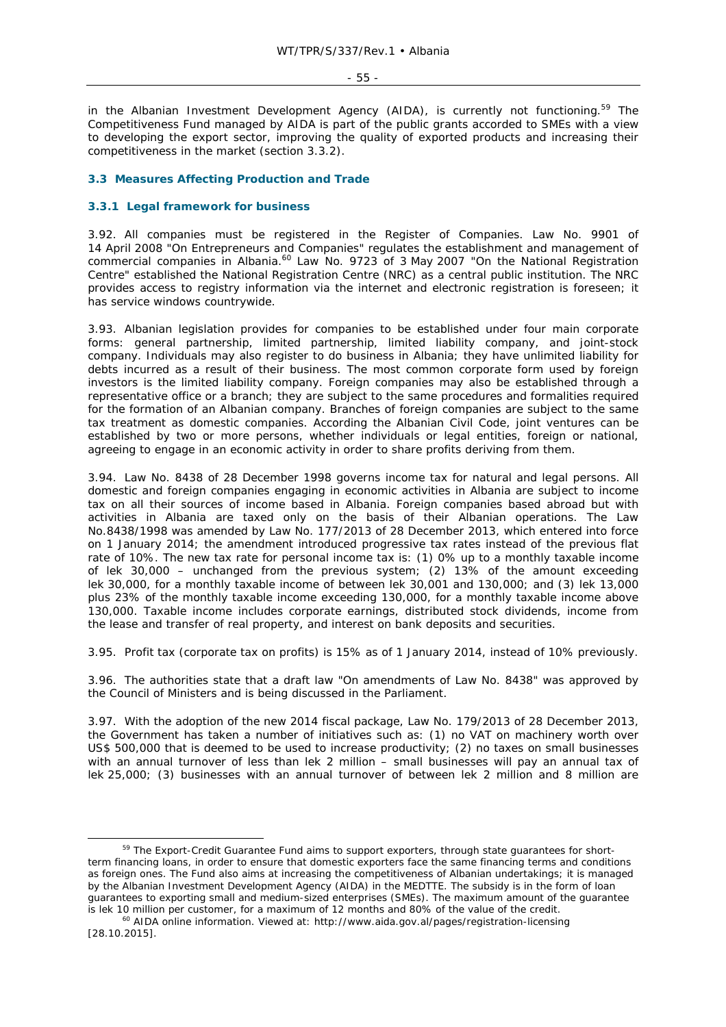in the Albanian Investment Development Agency (AIDA), is currently not functioning.[59] The Competitiveness Fund managed by AIDA is part of the public grants accorded to SMEs with a view to developing the export sector, improving the quality of exported products and increasing their competitiveness in the market (section 3.3.2).

## 3.3 Measures Affecting Production and Trade

### 3.3.1 Legal framework for business

3.92. All companies must be registered in the Register of Companies. Law No. 9901 of 14 April 2008 "On Entrepreneurs and Companies" regulates the establishment and management of commercial companies in Albania.[60] Law No. 9723 of 3 May 2007 "On the National Registration Centre" established the National Registration Centre (NRC) as a central public institution. The NRC provides access to registry information via the internet and electronic registration is foreseen; it has service windows countrywide.

3.93. Albanian legislation provides for companies to be established under four main corporate forms: general partnership, limited partnership, limited liability company, and joint-stock company. Individuals may also register to do business in Albania; they have unlimited liability for debts incurred as a result of their business. The most common corporate form used by foreign investors is the limited liability company. Foreign companies may also be established through a representative office or a branch; they are subject to the same procedures and formalities required for the formation of an Albanian company. Branches of foreign companies are subject to the same tax treatment as domestic companies. According the Albanian Civil Code, joint ventures can be established by two or more persons, whether individuals or legal entities, foreign or national, agreeing to engage in an economic activity in order to share profits deriving from them.

3.94. Law No. 8438 of 28 December 1998 governs income tax for natural and legal persons. All domestic and foreign companies engaging in economic activities in Albania are subject to income tax on all their sources of income based in Albania. Foreign companies based abroad but with activities in Albania are taxed only on the basis of their Albanian operations. The Law No.8438/1998 was amended by Law No. 177/2013 of 28 December 2013, which entered into force on 1 January 2014; the amendment introduced progressive tax rates instead of the previous flat rate of 10%. The new tax rate for personal income tax is: (1) 0% up to a monthly taxable income of lek 30,000 – unchanged from the previous system; (2) 13% of the amount exceeding lek 30,000, for a monthly taxable income of between lek 30,001 and 130,000; and (3) lek 13,000 plus 23% of the monthly taxable income exceeding 130,000, for a monthly taxable income above 130,000. Taxable income includes corporate earnings, distributed stock dividends, income from the lease and transfer of real property, and interest on bank deposits and securities.

3.95. Profit tax (corporate tax on profits) is 15% as of 1 January 2014, instead of 10% previously.

3.96. The authorities state that a draft law "On amendments of Law No. 8438" was approved by the Council of Ministers and is being discussed in the Parliament.

3.97. With the adoption of the new 2014 fiscal package, Law No. 179/2013 of 28 December 2013, the Government has taken a number of initiatives such as: (1) no VAT on machinery worth over US$ 500,000 that is deemed to be used to increase productivity; (2) no taxes on small businesses with an annual turnover of less than lek 2 million – small businesses will pay an annual tax of lek 25,000; (3) businesses with an annual turnover of between lek 2 million and 8 million are

---

[59] The Export-Credit Guarantee Fund aims to support exporters, through state guarantees for short-term financing loans, in order to ensure that domestic exporters face the same financing terms and conditions as foreign ones. The Fund also aims at increasing the competitiveness of Albanian undertakings; it is managed by the Albanian Investment Development Agency (AIDA) in the MEDTTE. The subsidy is in the form of loan guarantees to exporting small and medium-sized enterprises (SMEs). The maximum amount of the guarantee is lek 10 million per customer, for a maximum of 12 months and 80% of the value of the credit.

[60] AIDA online information. Viewed at: http://www.aida.gov.al/pages/registration-licensing [28.10.2015].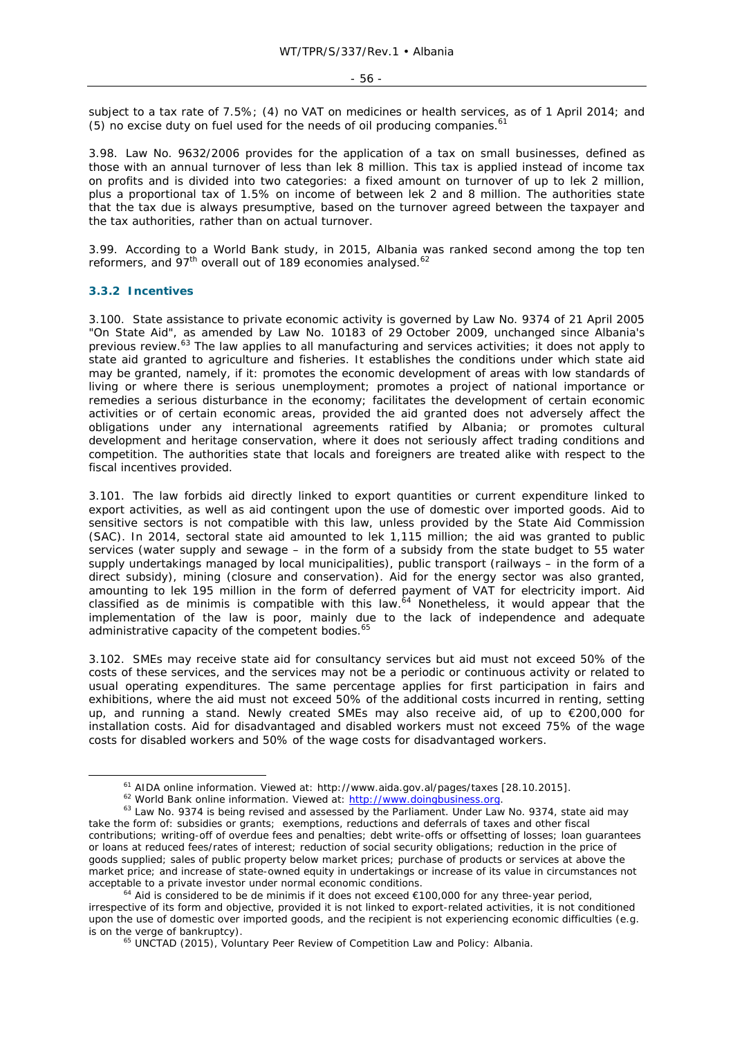subject to a tax rate of 7.5%; (4) no VAT on medicines or health services, as of 1 April 2014; and (5) no excise duty on fuel used for the needs of oil producing companies.[61]

3.98. Law No. 9632/2006 provides for the application of a tax on small businesses, defined as those with an annual turnover of less than lek 8 million. This tax is applied instead of income tax on profits and is divided into two categories: a fixed amount on turnover of up to lek 2 million, plus a proportional tax of 1.5% on income of between lek 2 and 8 million. The authorities state that the tax due is always presumptive, based on the turnover agreed between the taxpayer and the tax authorities, rather than on actual turnover.

3.99. According to a World Bank study, in 2015, Albania was ranked second among the top ten reformers, and 97th overall out of 189 economies analysed.[62]

### 3.3.2 Incentives

3.100. State assistance to private economic activity is governed by Law No. 9374 of 21 April 2005 "On State Aid", as amended by Law No. 10183 of 29 October 2009, unchanged since Albania's previous review.[63] The law applies to all manufacturing and services activities; it does not apply to state aid granted to agriculture and fisheries. It establishes the conditions under which state aid may be granted, namely, if it: promotes the economic development of areas with low standards of living or where there is serious unemployment; promotes a project of national importance or remedies a serious disturbance in the economy; facilitates the development of certain economic activities or of certain economic areas, provided the aid granted does not adversely affect the obligations under any international agreements ratified by Albania; or promotes cultural development and heritage conservation, where it does not seriously affect trading conditions and competition. The authorities state that locals and foreigners are treated alike with respect to the fiscal incentives provided.

3.101. The law forbids aid directly linked to export quantities or current expenditure linked to export activities, as well as aid contingent upon the use of domestic over imported goods. Aid to sensitive sectors is not compatible with this law, unless provided by the State Aid Commission (SAC). In 2014, sectoral state aid amounted to lek 1,115 million; the aid was granted to public services (water supply and sewage – in the form of a subsidy from the state budget to 55 water supply undertakings managed by local municipalities), public transport (railways – in the form of a direct subsidy), mining (closure and conservation). Aid for the energy sector was also granted, amounting to lek 195 million in the form of deferred payment of VAT for electricity import. Aid classified as de minimis is compatible with this law.[64] Nonetheless, it would appear that the implementation of the law is poor, mainly due to the lack of independence and adequate administrative capacity of the competent bodies.[65]

3.102. SMEs may receive state aid for consultancy services but aid must not exceed 50% of the costs of these services, and the services may not be a periodic or continuous activity or related to usual operating expenditures. The same percentage applies for first participation in fairs and exhibitions, where the aid must not exceed 50% of the additional costs incurred in renting, setting up, and running a stand. Newly created SMEs may also receive aid, of up to €200,000 for installation costs. Aid for disadvantaged and disabled workers must not exceed 75% of the wage costs for disabled workers and 50% of the wage costs for disadvantaged workers.

---

[61] AIDA online information. Viewed at: http://www.aida.gov.al/pages/taxes [28.10.2015].

[62] World Bank online information. Viewed at: http://www.doingbusiness.org.

[63] Law No. 9374 is being revised and assessed by the Parliament. Under Law No. 9374, state aid may take the form of: subsidies or grants; exemptions, reductions and deferrals of taxes and other fiscal contributions; writing-off of overdue fees and penalties; debt write-offs or offsetting of losses; loan guarantees or loans at reduced fees/rates of interest; reduction of social security obligations; reduction in the price of goods supplied; sales of public property below market prices; purchase of products or services at above the market price; and increase of state-owned equity in undertakings or increase of its value in circumstances not acceptable to a private investor under normal economic conditions.

[64] Aid is considered to be de minimis if it does not exceed €100,000 for any three-year period, irrespective of its form and objective, provided it is not linked to export-related activities, it is not conditioned upon the use of domestic over imported goods, and the recipient is not experiencing economic difficulties (e.g. is on the verge of bankruptcy).

[65] UNCTAD (2015), *Voluntary Peer Review of Competition Law and Policy: Albania*.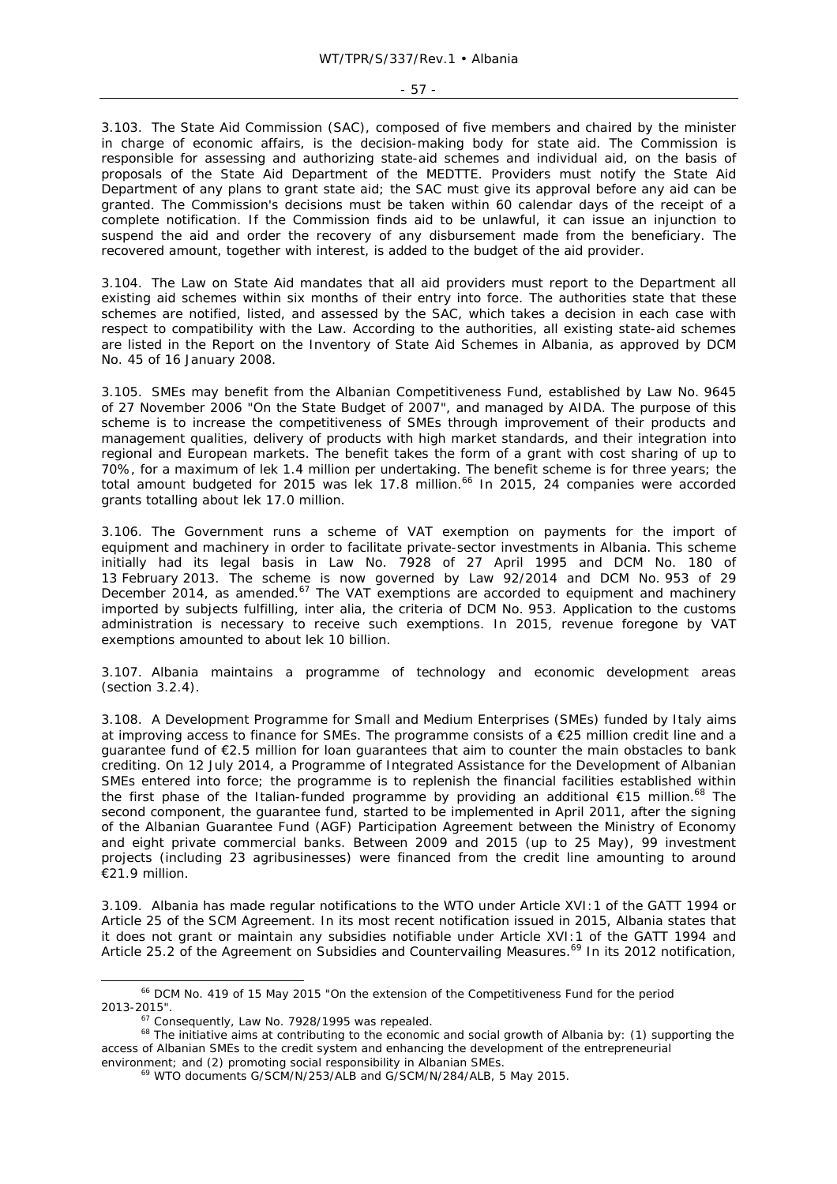3.103. The State Aid Commission (SAC), composed of five members and chaired by the minister in charge of economic affairs, is the decision-making body for state aid. The Commission is responsible for assessing and authorizing state-aid schemes and individual aid, on the basis of proposals of the State Aid Department of the MEDTTE. Providers must notify the State Aid Department of any plans to grant state aid; the SAC must give its approval before any aid can be granted. The Commission's decisions must be taken within 60 calendar days of the receipt of a complete notification. If the Commission finds aid to be unlawful, it can issue an injunction to suspend the aid and order the recovery of any disbursement made from the beneficiary. The recovered amount, together with interest, is added to the budget of the aid provider.

3.104. The Law on State Aid mandates that all aid providers must report to the Department all existing aid schemes within six months of their entry into force. The authorities state that these schemes are notified, listed, and assessed by the SAC, which takes a decision in each case with respect to compatibility with the Law. According to the authorities, all existing state-aid schemes are listed in the Report on the Inventory of State Aid Schemes in Albania, as approved by DCM No. 45 of 16 January 2008.

3.105. SMEs may benefit from the Albanian Competitiveness Fund, established by Law No. 9645 of 27 November 2006 "On the State Budget of 2007", and managed by AIDA. The purpose of this scheme is to increase the competitiveness of SMEs through improvement of their products and management qualities, delivery of products with high market standards, and their integration into regional and European markets. The benefit takes the form of a grant with cost sharing of up to 70%, for a maximum of lek 1.4 million per undertaking. The benefit scheme is for three years; the total amount budgeted for 2015 was lek 17.8 million.[66] In 2015, 24 companies were accorded grants totalling about lek 17.0 million.

3.106. The Government runs a scheme of VAT exemption on payments for the import of equipment and machinery in order to facilitate private-sector investments in Albania. This scheme initially had its legal basis in Law No. 7928 of 27 April 1995 and DCM No. 180 of 13 February 2013. The scheme is now governed by Law 92/2014 and DCM No. 953 of 29 December 2014, as amended.[67] The VAT exemptions are accorded to equipment and machinery imported by subjects fulfilling, inter alia, the criteria of DCM No. 953. Application to the customs administration is necessary to receive such exemptions. In 2015, revenue foregone by VAT exemptions amounted to about lek 10 billion.

3.107. Albania maintains a programme of technology and economic development areas (section 3.2.4).

3.108. A Development Programme for Small and Medium Enterprises (SMEs) funded by Italy aims at improving access to finance for SMEs. The programme consists of a €25 million credit line and a guarantee fund of €2.5 million for loan guarantees that aim to counter the main obstacles to bank crediting. On 12 July 2014, a Programme of Integrated Assistance for the Development of Albanian SMEs entered into force; the programme is to replenish the financial facilities established within the first phase of the Italian-funded programme by providing an additional €15 million.[68] The second component, the guarantee fund, started to be implemented in April 2011, after the signing of the Albanian Guarantee Fund (AGF) Participation Agreement between the Ministry of Economy and eight private commercial banks. Between 2009 and 2015 (up to 25 May), 99 investment projects (including 23 agribusinesses) were financed from the credit line amounting to around €21.9 million.

3.109. Albania has made regular notifications to the WTO under Article XVI:1 of the GATT 1994 or Article 25 of the SCM Agreement. In its most recent notification issued in 2015, Albania states that it does not grant or maintain any subsidies notifiable under Article XVI:1 of the GATT 1994 and Article 25.2 of the Agreement on Subsidies and Countervailing Measures.[69] In its 2012 notification,

---

[66] DCM No. 419 of 15 May 2015 "On the extension of the Competitiveness Fund for the period 2013-2015".

[67] Consequently, Law No. 7928/1995 was repealed.

[68] The initiative aims at contributing to the economic and social growth of Albania by: (1) supporting the access of Albanian SMEs to the credit system and enhancing the development of the entrepreneurial environment; and (2) promoting social responsibility in Albanian SMEs.

[69] WTO documents G/SCM/N/253/ALB and G/SCM/N/284/ALB, 5 May 2015.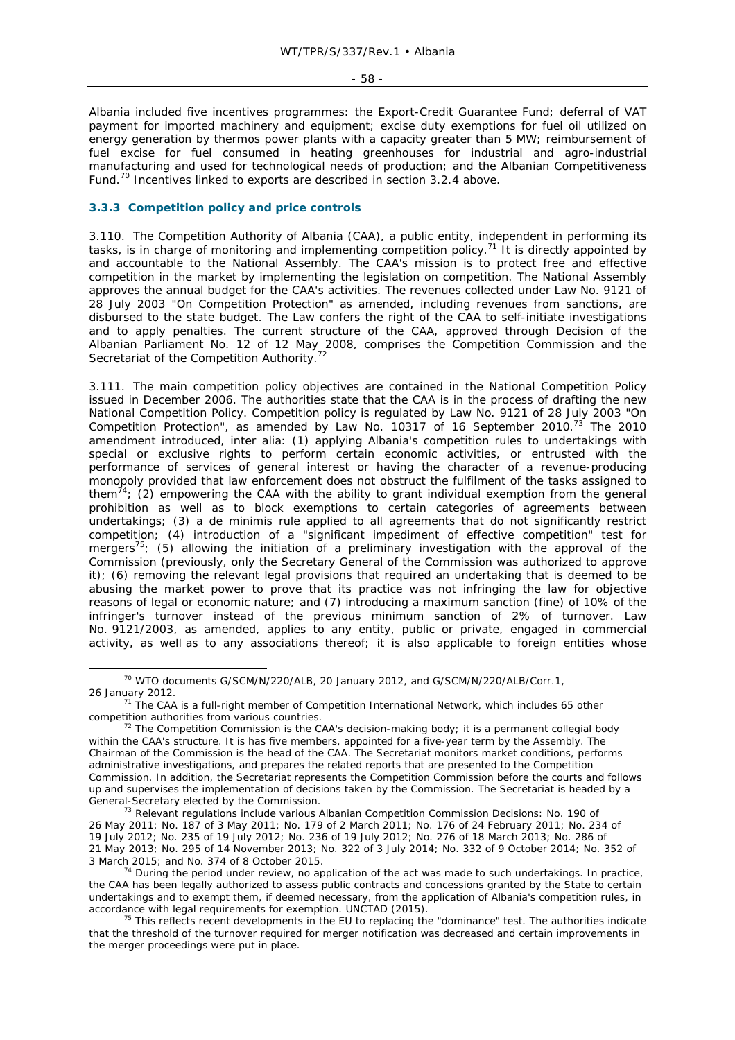Albania included five incentives programmes: the Export-Credit Guarantee Fund; deferral of VAT payment for imported machinery and equipment; excise duty exemptions for fuel oil utilized on energy generation by thermos power plants with a capacity greater than 5 MW; reimbursement of fuel excise for fuel consumed in heating greenhouses for industrial and agro-industrial manufacturing and used for technological needs of production; and the Albanian Competitiveness Fund.[70] Incentives linked to exports are described in section 3.2.4 above.

### 3.3.3 Competition policy and price controls

3.110. The Competition Authority of Albania (CAA), a public entity, independent in performing its tasks, is in charge of monitoring and implementing competition policy.[71] It is directly appointed by and accountable to the National Assembly. The CAA's mission is to protect free and effective competition in the market by implementing the legislation on competition. The National Assembly approves the annual budget for the CAA's activities. The revenues collected under Law No. 9121 of 28 July 2003 "On Competition Protection" as amended, including revenues from sanctions, are disbursed to the state budget. The Law confers the right of the CAA to self-initiate investigations and to apply penalties. The current structure of the CAA, approved through Decision of the Albanian Parliament No. 12 of 12 May 2008, comprises the Competition Commission and the Secretariat of the Competition Authority.[72]

3.111. The main competition policy objectives are contained in the National Competition Policy issued in December 2006. The authorities state that the CAA is in the process of drafting the new National Competition Policy. Competition policy is regulated by Law No. 9121 of 28 July 2003 "On Competition Protection", as amended by Law No. 10317 of 16 September 2010.[73] The 2010 amendment introduced, inter alia: (1) applying Albania's competition rules to undertakings with special or exclusive rights to perform certain economic activities, or entrusted with the performance of services of general interest or having the character of a revenue-producing monopoly provided that law enforcement does not obstruct the fulfilment of the tasks assigned to them[74]; (2) empowering the CAA with the ability to grant individual exemption from the general prohibition as well as to block exemptions to certain categories of agreements between undertakings; (3) a de minimis rule applied to all agreements that do not significantly restrict competition; (4) introduction of a "significant impediment of effective competition" test for mergers[75]; (5) allowing the initiation of a preliminary investigation with the approval of the Commission (previously, only the Secretary General of the Commission was authorized to approve it); (6) removing the relevant legal provisions that required an undertaking that is deemed to be abusing the market power to prove that its practice was not infringing the law for objective reasons of legal or economic nature; and (7) introducing a maximum sanction (fine) of 10% of the infringer's turnover instead of the previous minimum sanction of 2% of turnover. Law No. 9121/2003, as amended, applies to any entity, public or private, engaged in commercial activity, as well as to any associations thereof; it is also applicable to foreign entities whose

---

[70] WTO documents G/SCM/N/220/ALB, 20 January 2012, and G/SCM/N/220/ALB/Corr.1, 26 January 2012.

[71] The CAA is a full-right member of Competition International Network, which includes 65 other competition authorities from various countries.

[72] The Competition Commission is the CAA's decision-making body; it is a permanent collegial body within the CAA's structure. It is has five members, appointed for a five-year term by the Assembly. The Chairman of the Commission is the head of the CAA. The Secretariat monitors market conditions, performs administrative investigations, and prepares the related reports that are presented to the Competition Commission. In addition, the Secretariat represents the Competition Commission before the courts and follows up and supervises the implementation of decisions taken by the Commission. The Secretariat is headed by a General-Secretary elected by the Commission.

[73] Relevant regulations include various Albanian Competition Commission Decisions: No. 190 of 26 May 2011; No. 187 of 3 May 2011; No. 179 of 2 March 2011; No. 176 of 24 February 2011; No. 234 of 19 July 2012; No. 235 of 19 July 2012; No. 236 of 19 July 2012; No. 276 of 18 March 2013; No. 286 of 21 May 2013; No. 295 of 14 November 2013; No. 322 of 3 July 2014; No. 332 of 9 October 2014; No. 352 of 3 March 2015; and No. 374 of 8 October 2015.

[74] During the period under review, no application of the act was made to such undertakings. In practice, the CAA has been legally authorized to assess public contracts and concessions granted by the State to certain undertakings and to exempt them, if deemed necessary, from the application of Albania's competition rules, in accordance with legal requirements for exemption. UNCTAD (2015).

[75] This reflects recent developments in the EU to replacing the "dominance" test. The authorities indicate that the threshold of the turnover required for merger notification was decreased and certain improvements in the merger proceedings were put in place.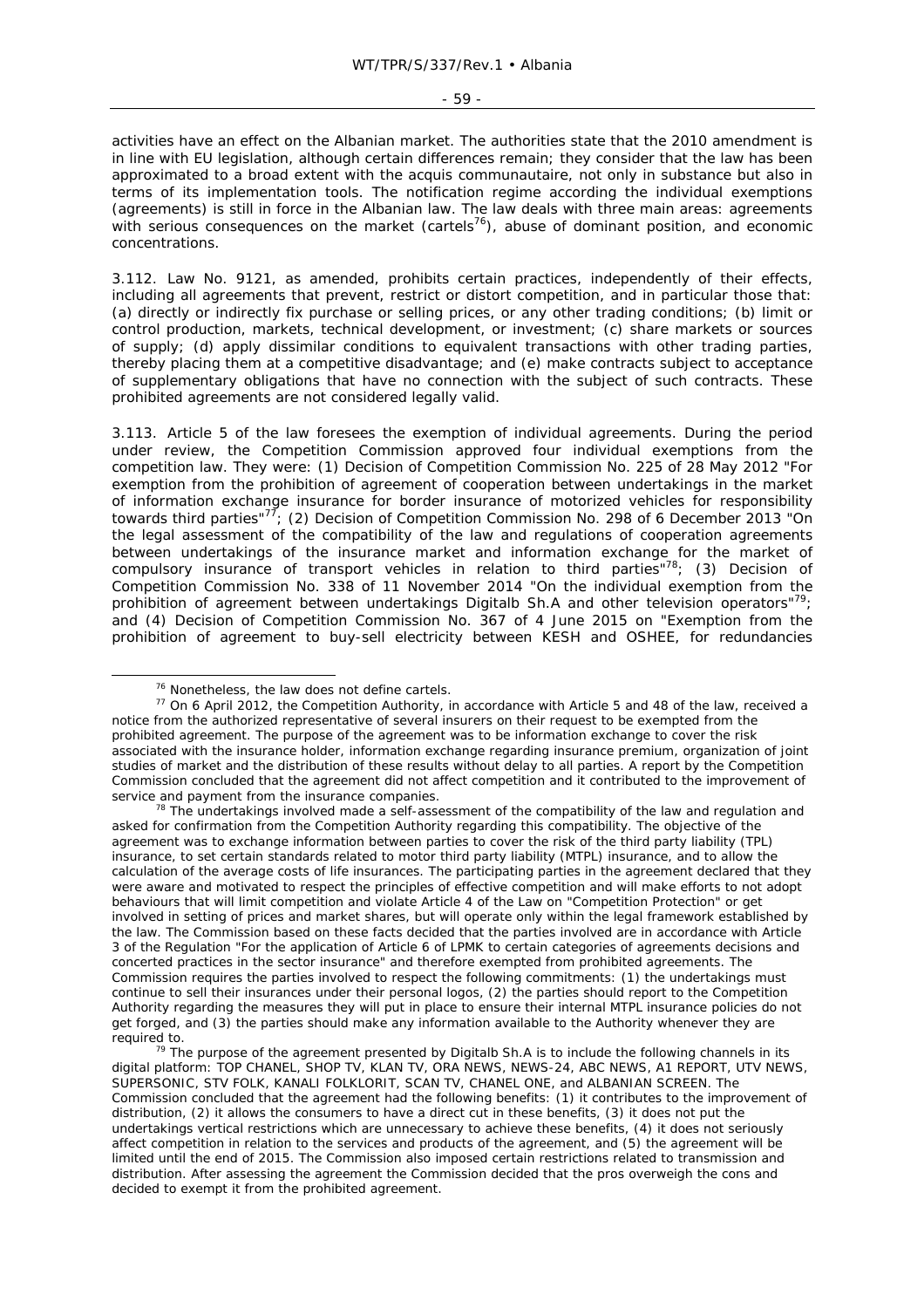activities have an effect on the Albanian market. The authorities state that the 2010 amendment is in line with EU legislation, although certain differences remain; they consider that the law has been approximated to a broad extent with the acquis communautaire, not only in substance but also in terms of its implementation tools. The notification regime according the individual exemptions (agreements) is still in force in the Albanian law. The law deals with three main areas: agreements with serious consequences on the market (cartels[76]), abuse of dominant position, and economic concentrations.

3.112. Law No. 9121, as amended, prohibits certain practices, independently of their effects, including all agreements that prevent, restrict or distort competition, and in particular those that: (a) directly or indirectly fix purchase or selling prices, or any other trading conditions; (b) limit or control production, markets, technical development, or investment; (c) share markets or sources of supply; (d) apply dissimilar conditions to equivalent transactions with other trading parties, thereby placing them at a competitive disadvantage; and (e) make contracts subject to acceptance of supplementary obligations that have no connection with the subject of such contracts. These prohibited agreements are not considered legally valid.

3.113. Article 5 of the law foresees the exemption of individual agreements. During the period under review, the Competition Commission approved four individual exemptions from the competition law. They were: (1) Decision of Competition Commission No. 225 of 28 May 2012 "For exemption from the prohibition of agreement of cooperation between undertakings in the market of information exchange insurance for border insurance of motorized vehicles for responsibility towards third parties"[77]; (2) Decision of Competition Commission No. 298 of 6 December 2013 "On the legal assessment of the compatibility of the law and regulations of cooperation agreements between undertakings of the insurance market and information exchange for the market of compulsory insurance of transport vehicles in relation to third parties"[78]; (3) Decision of Competition Commission No. 338 of 11 November 2014 "On the individual exemption from the prohibition of agreement between undertakings Digitalb Sh.A and other television operators"[79]; and (4) Decision of Competition Commission No. 367 of 4 June 2015 on "Exemption from the prohibition of agreement to buy-sell electricity between KESH and OSHEE, for redundancies

---

[76] Nonetheless, the law does not define cartels.

[77] On 6 April 2012, the Competition Authority, in accordance with Article 5 and 48 of the law, received a notice from the authorized representative of several insurers on their request to be exempted from the prohibited agreement. The purpose of the agreement was to be information exchange to cover the risk associated with the insurance holder, information exchange regarding insurance premium, organization of joint studies of market and the distribution of these results without delay to all parties. A report by the Competition Commission concluded that the agreement did not affect competition and it contributed to the improvement of service and payment from the insurance companies.

[78] The undertakings involved made a self-assessment of the compatibility of the law and regulation and asked for confirmation from the Competition Authority regarding this compatibility. The objective of the agreement was to exchange information between parties to cover the risk of the third party liability (TPL) insurance, to set certain standards related to motor third party liability (MTPL) insurance, and to allow the calculation of the average costs of life insurances. The participating parties in the agreement declared that they were aware and motivated to respect the principles of effective competition and will make efforts to not adopt behaviours that will limit competition and violate Article 4 of the Law on "Competition Protection" or get involved in setting of prices and market shares, but will operate only within the legal framework established by the law. The Commission based on these facts decided that the parties involved are in accordance with Article 3 of the Regulation "For the application of Article 6 of LPMK to certain categories of agreements decisions and concerted practices in the sector insurance" and therefore exempted from prohibited agreements. The Commission requires the parties involved to respect the following commitments: (1) the undertakings must continue to sell their insurances under their personal logos, (2) the parties should report to the Competition Authority regarding the measures they will put in place to ensure their internal MTPL insurance policies do not get forged, and (3) the parties should make any information available to the Authority whenever they are required to.

[79] The purpose of the agreement presented by Digitalb Sh.A is to include the following channels in its digital platform: TOP CHANEL, SHOP TV, KLAN TV, ORA NEWS, NEWS-24, ABC NEWS, A1 REPORT, UTV NEWS, SUPERSONIC, STV FOLK, KANALI FOLKLORIT, SCAN TV, CHANEL ONE, and ALBANIAN SCREEN. The Commission concluded that the agreement had the following benefits: (1) it contributes to the improvement of distribution, (2) it allows the consumers to have a direct cut in these benefits, (3) it does not put the undertakings vertical restrictions which are unnecessary to achieve these benefits, (4) it does not seriously affect competition in relation to the services and products of the agreement, and (5) the agreement will be limited until the end of 2015. The Commission also imposed certain restrictions related to transmission and distribution. After assessing the agreement the Commission decided that the pros overweigh the cons and decided to exempt it from the prohibited agreement.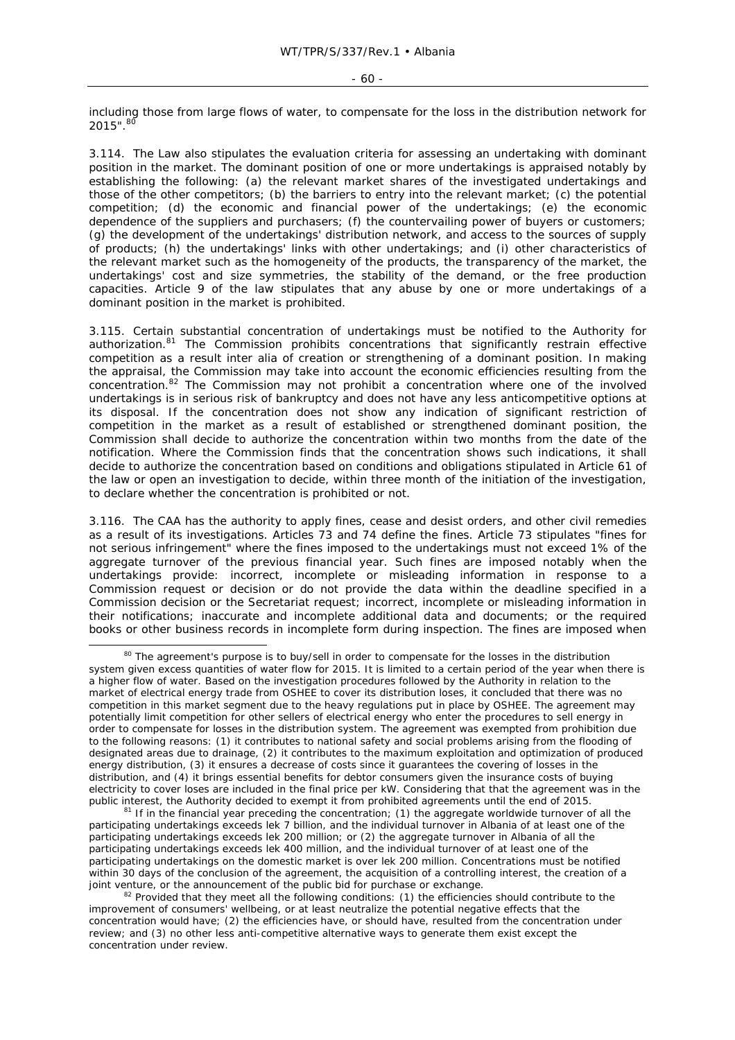including those from large flows of water, to compensate for the loss in the distribution network for 2015".[80]

3.114. The Law also stipulates the evaluation criteria for assessing an undertaking with dominant position in the market. The dominant position of one or more undertakings is appraised notably by establishing the following: (a) the relevant market shares of the investigated undertakings and those of the other competitors; (b) the barriers to entry into the relevant market; (c) the potential competition; (d) the economic and financial power of the undertakings; (e) the economic dependence of the suppliers and purchasers; (f) the countervailing power of buyers or customers; (g) the development of the undertakings' distribution network, and access to the sources of supply of products; (h) the undertakings' links with other undertakings; and (i) other characteristics of the relevant market such as the homogeneity of the products, the transparency of the market, the undertakings' cost and size symmetries, the stability of the demand, or the free production capacities. Article 9 of the law stipulates that any abuse by one or more undertakings of a dominant position in the market is prohibited.

3.115. Certain substantial concentration of undertakings must be notified to the Authority for authorization.[81] The Commission prohibits concentrations that significantly restrain effective competition as a result inter alia of creation or strengthening of a dominant position. In making the appraisal, the Commission may take into account the economic efficiencies resulting from the concentration.[82] The Commission may not prohibit a concentration where one of the involved undertakings is in serious risk of bankruptcy and does not have any less anticompetitive options at its disposal. If the concentration does not show any indication of significant restriction of competition in the market as a result of established or strengthened dominant position, the Commission shall decide to authorize the concentration within two months from the date of the notification. Where the Commission finds that the concentration shows such indications, it shall decide to authorize the concentration based on conditions and obligations stipulated in Article 61 of the law or open an investigation to decide, within three month of the initiation of the investigation, to declare whether the concentration is prohibited or not.

3.116. The CAA has the authority to apply fines, cease and desist orders, and other civil remedies as a result of its investigations. Articles 73 and 74 define the fines. Article 73 stipulates "fines for not serious infringement" where the fines imposed to the undertakings must not exceed 1% of the aggregate turnover of the previous financial year. Such fines are imposed notably when the undertakings provide: incorrect, incomplete or misleading information in response to a Commission request or decision or do not provide the data within the deadline specified in a Commission decision or the Secretariat request; incorrect, incomplete or misleading information in their notifications; inaccurate and incomplete additional data and documents; or the required books or other business records in incomplete form during inspection. The fines are imposed when

---

[80] The agreement's purpose is to buy/sell in order to compensate for the losses in the distribution system given excess quantities of water flow for 2015. It is limited to a certain period of the year when there is a higher flow of water. Based on the investigation procedures followed by the Authority in relation to the market of electrical energy trade from OSHEE to cover its distribution loses, it concluded that there was no competition in this market segment due to the heavy regulations put in place by OSHEE. The agreement may potentially limit competition for other sellers of electrical energy who enter the procedures to sell energy in order to compensate for losses in the distribution system. The agreement was exempted from prohibition due to the following reasons: (1) it contributes to national safety and social problems arising from the flooding of designated areas due to drainage, (2) it contributes to the maximum exploitation and optimization of produced energy distribution, (3) it ensures a decrease of costs since it guarantees the covering of losses in the distribution, and (4) it brings essential benefits for debtor consumers given the insurance costs of buying electricity to cover loses are included in the final price per kW. Considering that that the agreement was in the public interest, the Authority decided to exempt it from prohibited agreements until the end of 2015.

[81] If in the financial year preceding the concentration; (1) the aggregate worldwide turnover of all the participating undertakings exceeds lek 7 billion, and the individual turnover in Albania of at least one of the participating undertakings exceeds lek 200 million; or (2) the aggregate turnover in Albania of all the participating undertakings exceeds lek 400 million, and the individual turnover of at least one of the participating undertakings on the domestic market is over lek 200 million. Concentrations must be notified within 30 days of the conclusion of the agreement, the acquisition of a controlling interest, the creation of a joint venture, or the announcement of the public bid for purchase or exchange.

[82] Provided that they meet all the following conditions: (1) the efficiencies should contribute to the improvement of consumers' wellbeing, or at least neutralize the potential negative effects that the concentration would have; (2) the efficiencies have, or should have, resulted from the concentration under review; and (3) no other less anti-competitive alternative ways to generate them exist except the concentration under review.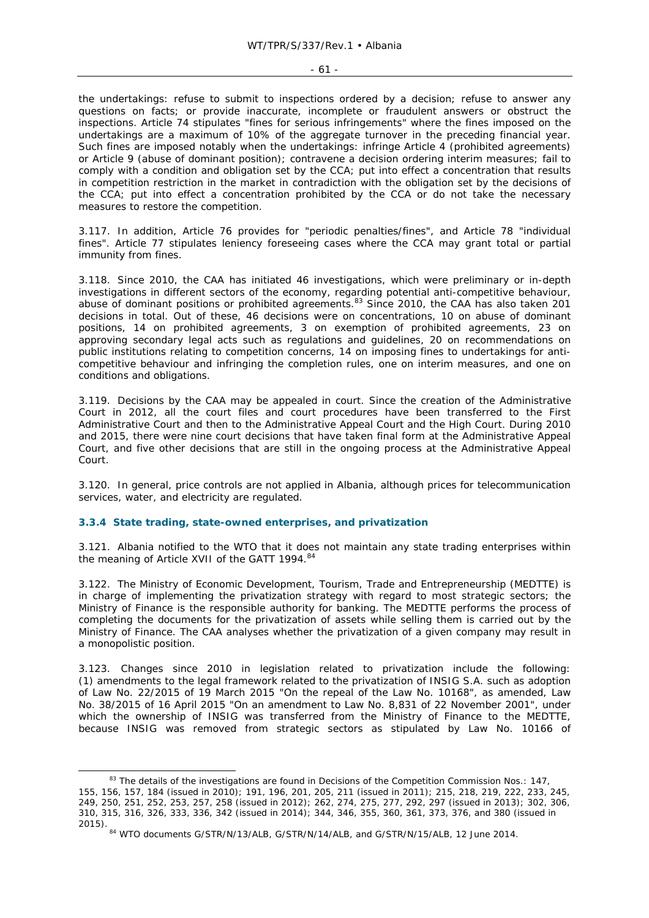the undertakings: refuse to submit to inspections ordered by a decision; refuse to answer any questions on facts; or provide inaccurate, incomplete or fraudulent answers or obstruct the inspections. Article 74 stipulates "fines for serious infringements" where the fines imposed on the undertakings are a maximum of 10% of the aggregate turnover in the preceding financial year. Such fines are imposed notably when the undertakings: infringe Article 4 (prohibited agreements) or Article 9 (abuse of dominant position); contravene a decision ordering interim measures; fail to comply with a condition and obligation set by the CCA; put into effect a concentration that results in competition restriction in the market in contradiction with the obligation set by the decisions of the CCA; put into effect a concentration prohibited by the CCA or do not take the necessary measures to restore the competition.

3.117. In addition, Article 76 provides for "periodic penalties/fines", and Article 78 "individual fines". Article 77 stipulates leniency foreseeing cases where the CCA may grant total or partial immunity from fines.

3.118. Since 2010, the CAA has initiated 46 investigations, which were preliminary or in-depth investigations in different sectors of the economy, regarding potential anti-competitive behaviour, abuse of dominant positions or prohibited agreements.[83] Since 2010, the CAA has also taken 201 decisions in total. Out of these, 46 decisions were on concentrations, 10 on abuse of dominant positions, 14 on prohibited agreements, 3 on exemption of prohibited agreements, 23 on approving secondary legal acts such as regulations and guidelines, 20 on recommendations on public institutions relating to competition concerns, 14 on imposing fines to undertakings for anti-competitive behaviour and infringing the completion rules, one on interim measures, and one on conditions and obligations.

3.119. Decisions by the CAA may be appealed in court. Since the creation of the Administrative Court in 2012, all the court files and court procedures have been transferred to the First Administrative Court and then to the Administrative Appeal Court and the High Court. During 2010 and 2015, there were nine court decisions that have taken final form at the Administrative Appeal Court, and five other decisions that are still in the ongoing process at the Administrative Appeal Court.

3.120. In general, price controls are not applied in Albania, although prices for telecommunication services, water, and electricity are regulated.

### 3.3.4 State trading, state-owned enterprises, and privatization

3.121. Albania notified to the WTO that it does not maintain any state trading enterprises within the meaning of Article XVII of the GATT 1994.[84]

3.122. The Ministry of Economic Development, Tourism, Trade and Entrepreneurship (MEDTTE) is in charge of implementing the privatization strategy with regard to most strategic sectors; the Ministry of Finance is the responsible authority for banking. The MEDTTE performs the process of completing the documents for the privatization of assets while selling them is carried out by the Ministry of Finance. The CAA analyses whether the privatization of a given company may result in a monopolistic position.

3.123. Changes since 2010 in legislation related to privatization include the following: (1) amendments to the legal framework related to the privatization of INSIG S.A. such as adoption of Law No. 22/2015 of 19 March 2015 "On the repeal of the Law No. 10168", as amended, Law No. 38/2015 of 16 April 2015 "On an amendment to Law No. 8,831 of 22 November 2001", under which the ownership of INSIG was transferred from the Ministry of Finance to the MEDTTE, because INSIG was removed from strategic sectors as stipulated by Law No. 10166 of

---

[83] The details of the investigations are found in Decisions of the Competition Commission Nos.: 147, 155, 156, 157, 184 (issued in 2010); 191, 196, 201, 205, 211 (issued in 2011); 215, 218, 219, 222, 233, 245, 249, 250, 251, 252, 253, 257, 258 (issued in 2012); 262, 274, 275, 277, 292, 297 (issued in 2013); 302, 306, 310, 315, 316, 326, 333, 336, 342 (issued in 2014); 344, 346, 355, 360, 361, 373, 376, and 380 (issued in 2015).

[84] WTO documents G/STR/N/13/ALB, G/STR/N/14/ALB, and G/STR/N/15/ALB, 12 June 2014.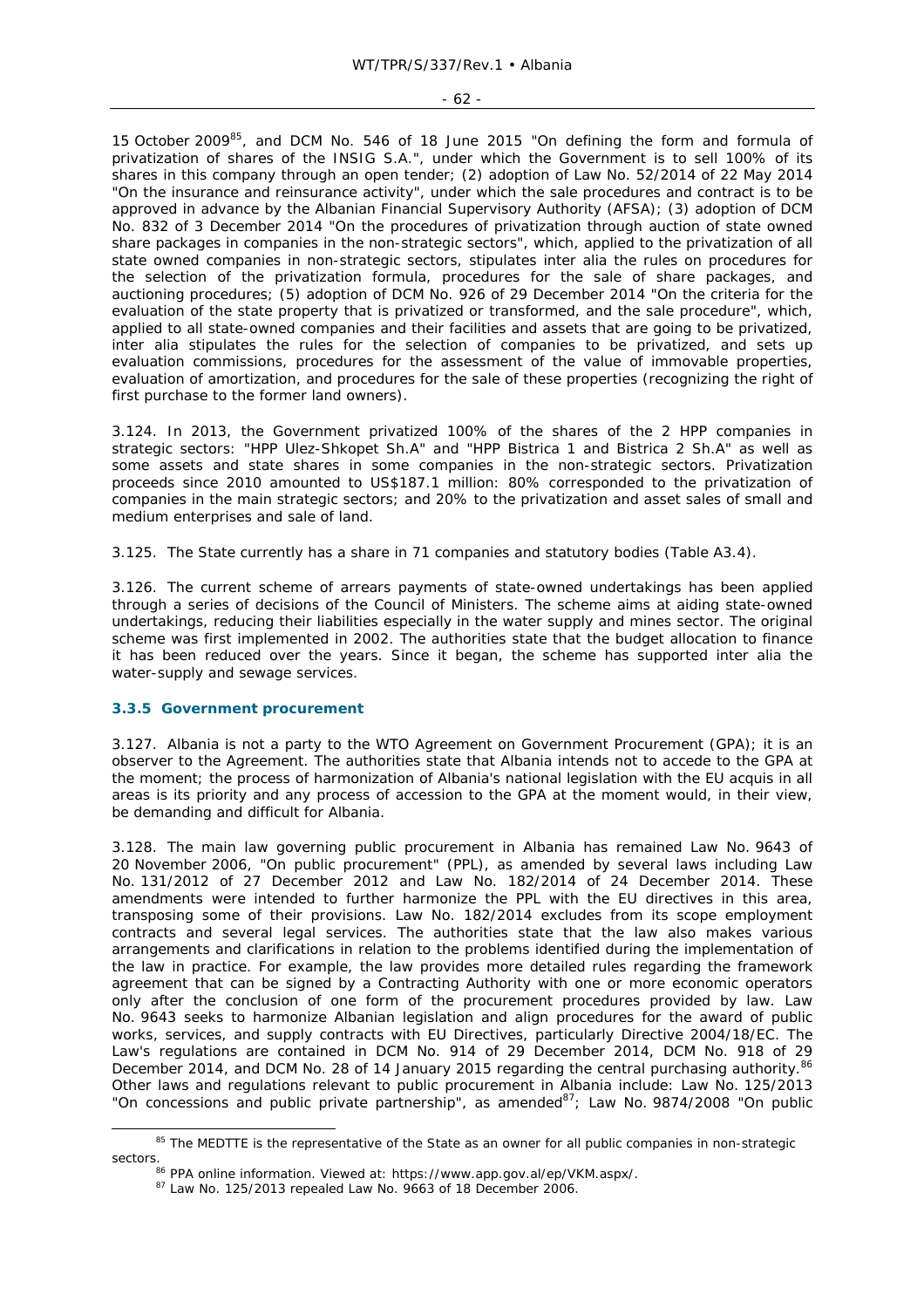15 October 2009[85], and DCM No. 546 of 18 June 2015 "On defining the form and formula of privatization of shares of the INSIG S.A.", under which the Government is to sell 100% of its shares in this company through an open tender; (2) adoption of Law No. 52/2014 of 22 May 2014 "On the insurance and reinsurance activity", under which the sale procedures and contract is to be approved in advance by the Albanian Financial Supervisory Authority (AFSA); (3) adoption of DCM No. 832 of 3 December 2014 "On the procedures of privatization through auction of state owned share packages in companies in the non-strategic sectors", which, applied to the privatization of all state owned companies in non-strategic sectors, stipulates inter alia the rules on procedures for the selection of the privatization formula, procedures for the sale of share packages, and auctioning procedures; (5) adoption of DCM No. 926 of 29 December 2014 "On the criteria for the evaluation of the state property that is privatized or transformed, and the sale procedure", which, applied to all state-owned companies and their facilities and assets that are going to be privatized, inter alia stipulates the rules for the selection of companies to be privatized, and sets up evaluation commissions, procedures for the assessment of the value of immovable properties, evaluation of amortization, and procedures for the sale of these properties (recognizing the right of first purchase to the former land owners).

3.124. In 2013, the Government privatized 100% of the shares of the 2 HPP companies in strategic sectors: "HPP Ulez-Shkopet Sh.A" and "HPP Bistrica 1 and Bistrica 2 Sh.A" as well as some assets and state shares in some companies in the non-strategic sectors. Privatization proceeds since 2010 amounted to US$187.1 million: 80% corresponded to the privatization of companies in the main strategic sectors; and 20% to the privatization and asset sales of small and medium enterprises and sale of land.

3.125. The State currently has a share in 71 companies and statutory bodies (Table A3.4).

3.126. The current scheme of arrears payments of state-owned undertakings has been applied through a series of decisions of the Council of Ministers. The scheme aims at aiding state-owned undertakings, reducing their liabilities especially in the water supply and mines sector. The original scheme was first implemented in 2002. The authorities state that the budget allocation to finance it has been reduced over the years. Since it began, the scheme has supported inter alia the water-supply and sewage services.

### 3.3.5 Government procurement

3.127. Albania is not a party to the WTO Agreement on Government Procurement (GPA); it is an observer to the Agreement. The authorities state that Albania intends not to accede to the GPA at the moment; the process of harmonization of Albania's national legislation with the EU acquis in all areas is its priority and any process of accession to the GPA at the moment would, in their view, be demanding and difficult for Albania.

3.128. The main law governing public procurement in Albania has remained Law No. 9643 of 20 November 2006, "On public procurement" (PPL), as amended by several laws including Law No. 131/2012 of 27 December 2012 and Law No. 182/2014 of 24 December 2014. These amendments were intended to further harmonize the PPL with the EU directives in this area, transposing some of their provisions. Law No. 182/2014 excludes from its scope employment contracts and several legal services. The authorities state that the law also makes various arrangements and clarifications in relation to the problems identified during the implementation of the law in practice. For example, the law provides more detailed rules regarding the framework agreement that can be signed by a Contracting Authority with one or more economic operators only after the conclusion of one form of the procurement procedures provided by law. Law No. 9643 seeks to harmonize Albanian legislation and align procedures for the award of public works, services, and supply contracts with EU Directives, particularly Directive 2004/18/EC. The Law's regulations are contained in DCM No. 914 of 29 December 2014, DCM No. 918 of 29 December 2014, and DCM No. 28 of 14 January 2015 regarding the central purchasing authority.[86] Other laws and regulations relevant to public procurement in Albania include: Law No. 125/2013 "On concessions and public private partnership", as amended[87]; Law No. 9874/2008 "On public

---

[85] The MEDTTE is the representative of the State as an owner for all public companies in non-strategic sectors.

[86] PPA online information. Viewed at: https://www.app.gov.al/ep/VKM.aspx/.

[87] Law No. 125/2013 repealed Law No. 9663 of 18 December 2006.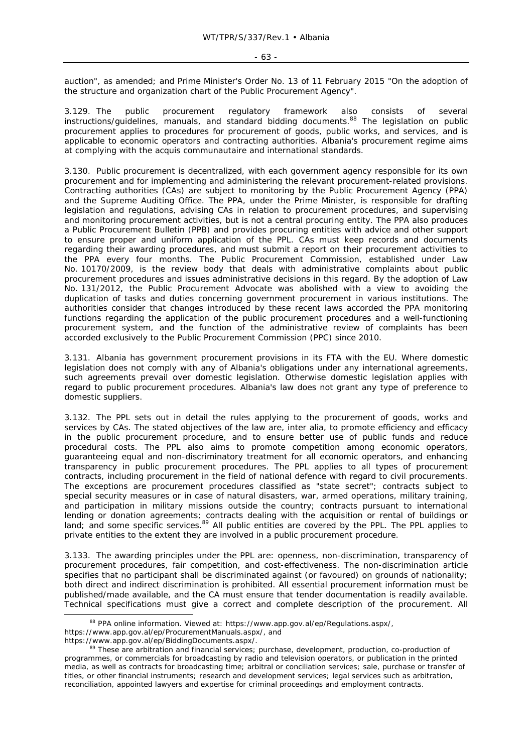auction", as amended; and Prime Minister's Order No. 13 of 11 February 2015 "On the adoption of the structure and organization chart of the Public Procurement Agency".

3.129. The public procurement regulatory framework also consists of several instructions/guidelines, manuals, and standard bidding documents.[88] The legislation on public procurement applies to procedures for procurement of goods, public works, and services, and is applicable to economic operators and contracting authorities. Albania's procurement regime aims at complying with the acquis communautaire and international standards.

3.130. Public procurement is decentralized, with each government agency responsible for its own procurement and for implementing and administering the relevant procurement-related provisions. Contracting authorities (CAs) are subject to monitoring by the Public Procurement Agency (PPA) and the Supreme Auditing Office. The PPA, under the Prime Minister, is responsible for drafting legislation and regulations, advising CAs in relation to procurement procedures, and supervising and monitoring procurement activities, but is not a central procuring entity. The PPA also produces a Public Procurement Bulletin (PPB) and provides procuring entities with advice and other support to ensure proper and uniform application of the PPL. CAs must keep records and documents regarding their awarding procedures, and must submit a report on their procurement activities to the PPA every four months. The Public Procurement Commission, established under Law No. 10170/2009, is the review body that deals with administrative complaints about public procurement procedures and issues administrative decisions in this regard. By the adoption of Law No. 131/2012, the Public Procurement Advocate was abolished with a view to avoiding the duplication of tasks and duties concerning government procurement in various institutions. The authorities consider that changes introduced by these recent laws accorded the PPA monitoring functions regarding the application of the public procurement procedures and a well-functioning procurement system, and the function of the administrative review of complaints has been accorded exclusively to the Public Procurement Commission (PPC) since 2010.

3.131. Albania has government procurement provisions in its FTA with the EU. Where domestic legislation does not comply with any of Albania's obligations under any international agreements, such agreements prevail over domestic legislation. Otherwise domestic legislation applies with regard to public procurement procedures. Albania's law does not grant any type of preference to domestic suppliers.

3.132. The PPL sets out in detail the rules applying to the procurement of goods, works and services by CAs. The stated objectives of the law are, inter alia, to promote efficiency and efficacy in the public procurement procedure, and to ensure better use of public funds and reduce procedural costs. The PPL also aims to promote competition among economic operators, guaranteeing equal and non-discriminatory treatment for all economic operators, and enhancing transparency in public procurement procedures. The PPL applies to all types of procurement contracts, including procurement in the field of national defence with regard to civil procurements. The exceptions are procurement procedures classified as "state secret"; contracts subject to special security measures or in case of natural disasters, war, armed operations, military training, and participation in military missions outside the country; contracts pursuant to international lending or donation agreements; contracts dealing with the acquisition or rental of buildings or land; and some specific services.[89] All public entities are covered by the PPL. The PPL applies to private entities to the extent they are involved in a public procurement procedure.

3.133. The awarding principles under the PPL are: openness, non-discrimination, transparency of procurement procedures, fair competition, and cost-effectiveness. The non-discrimination article specifies that no participant shall be discriminated against (or favoured) on grounds of nationality; both direct and indirect discrimination is prohibited. All essential procurement information must be published/made available, and the CA must ensure that tender documentation is readily available. Technical specifications must give a correct and complete description of the procurement. All

---

[88] PPA online information. Viewed at: https://www.app.gov.al/ep/Regulations.aspx/, https://www.app.gov.al/ep/ProcurementManuals.aspx/, and https://www.app.gov.al/ep/BiddingDocuments.aspx/.

[89] These are arbitration and financial services; purchase, development, production, co-production of programmes, or commercials for broadcasting by radio and television operators, or publication in the printed media, as well as contracts for broadcasting time; arbitral or conciliation services; sale, purchase or transfer of titles, or other financial instruments; research and development services; legal services such as arbitration, reconciliation, appointed lawyers and expertise for criminal proceedings and employment contracts.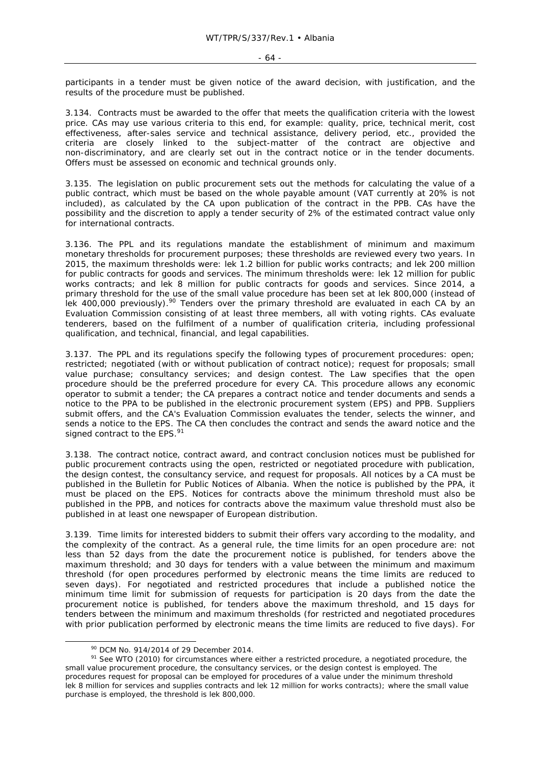participants in a tender must be given notice of the award decision, with justification, and the results of the procedure must be published.

3.134. Contracts must be awarded to the offer that meets the qualification criteria with the lowest price. CAs may use various criteria to this end, for example: quality, price, technical merit, cost effectiveness, after-sales service and technical assistance, delivery period, etc., provided the criteria are closely linked to the subject-matter of the contract are objective and non-discriminatory, and are clearly set out in the contract notice or in the tender documents. Offers must be assessed on economic and technical grounds only.

3.135. The legislation on public procurement sets out the methods for calculating the value of a public contract, which must be based on the whole payable amount (VAT currently at 20% is not included), as calculated by the CA upon publication of the contract in the PPB. CAs have the possibility and the discretion to apply a tender security of 2% of the estimated contract value only for international contracts.

3.136. The PPL and its regulations mandate the establishment of minimum and maximum monetary thresholds for procurement purposes; these thresholds are reviewed every two years. In 2015, the maximum thresholds were: lek 1.2 billion for public works contracts; and lek 200 million for public contracts for goods and services. The minimum thresholds were: lek 12 million for public works contracts; and lek 8 million for public contracts for goods and services. Since 2014, a primary threshold for the use of the small value procedure has been set at lek 800,000 (instead of lek 400,000 previously).[90] Tenders over the primary threshold are evaluated in each CA by an Evaluation Commission consisting of at least three members, all with voting rights. CAs evaluate tenderers, based on the fulfilment of a number of qualification criteria, including professional qualification, and technical, financial, and legal capabilities.

3.137. The PPL and its regulations specify the following types of procurement procedures: open; restricted; negotiated (with or without publication of contract notice); request for proposals; small value purchase; consultancy services; and design contest. The Law specifies that the open procedure should be the preferred procedure for every CA. This procedure allows any economic operator to submit a tender; the CA prepares a contract notice and tender documents and sends a notice to the PPA to be published in the electronic procurement system (EPS) and PPB. Suppliers submit offers, and the CA's Evaluation Commission evaluates the tender, selects the winner, and sends a notice to the EPS. The CA then concludes the contract and sends the award notice and the signed contract to the EPS.[91]

3.138. The contract notice, contract award, and contract conclusion notices must be published for public procurement contracts using the open, restricted or negotiated procedure with publication, the design contest, the consultancy service, and request for proposals. All notices by a CA must be published in the Bulletin for Public Notices of Albania. When the notice is published by the PPA, it must be placed on the EPS. Notices for contracts above the minimum threshold must also be published in the PPB, and notices for contracts above the maximum value threshold must also be published in at least one newspaper of European distribution.

3.139. Time limits for interested bidders to submit their offers vary according to the modality, and the complexity of the contract. As a general rule, the time limits for an open procedure are: not less than 52 days from the date the procurement notice is published, for tenders above the maximum threshold; and 30 days for tenders with a value between the minimum and maximum threshold (for open procedures performed by electronic means the time limits are reduced to seven days). For negotiated and restricted procedures that include a published notice the minimum time limit for submission of requests for participation is 20 days from the date the procurement notice is published, for tenders above the maximum threshold, and 15 days for tenders between the minimum and maximum thresholds (for restricted and negotiated procedures with prior publication performed by electronic means the time limits are reduced to five days). For

---

[90] DCM No. 914/2014 of 29 December 2014.

[91] See WTO (2010) for circumstances where either a restricted procedure, a negotiated procedure, the small value procurement procedure, the consultancy services, or the design contest is employed. The procedures request for proposal can be employed for procedures of a value under the minimum threshold lek 8 million for services and supplies contracts and lek 12 million for works contracts); where the small value purchase is employed, the threshold is lek 800,000.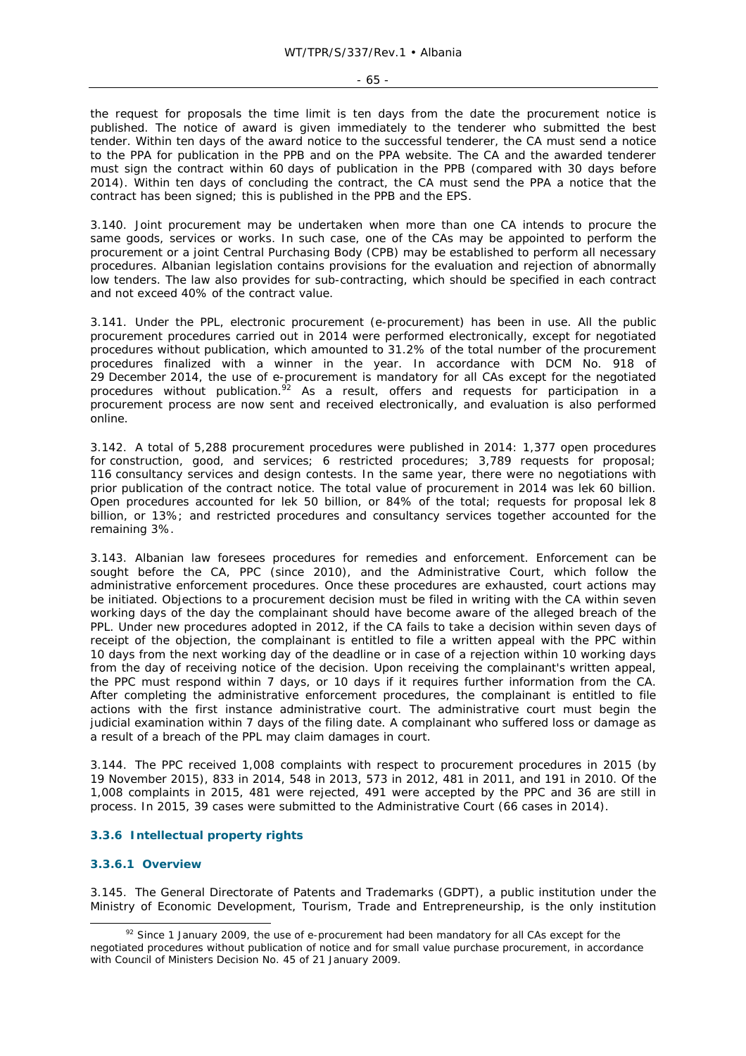the request for proposals the time limit is ten days from the date the procurement notice is published. The notice of award is given immediately to the tenderer who submitted the best tender. Within ten days of the award notice to the successful tenderer, the CA must send a notice to the PPA for publication in the PPB and on the PPA website. The CA and the awarded tenderer must sign the contract within 60 days of publication in the PPB (compared with 30 days before 2014). Within ten days of concluding the contract, the CA must send the PPA a notice that the contract has been signed; this is published in the PPB and the EPS.

3.140. Joint procurement may be undertaken when more than one CA intends to procure the same goods, services or works. In such case, one of the CAs may be appointed to perform the procurement or a joint Central Purchasing Body (CPB) may be established to perform all necessary procedures. Albanian legislation contains provisions for the evaluation and rejection of abnormally low tenders. The law also provides for sub-contracting, which should be specified in each contract and not exceed 40% of the contract value.

3.141. Under the PPL, electronic procurement (e-procurement) has been in use. All the public procurement procedures carried out in 2014 were performed electronically, except for negotiated procedures without publication, which amounted to 31.2% of the total number of the procurement procedures finalized with a winner in the year. In accordance with DCM No. 918 of 29 December 2014, the use of e-procurement is mandatory for all CAs except for the negotiated procedures without publication.[92] As a result, offers and requests for participation in a procurement process are now sent and received electronically, and evaluation is also performed online.

3.142. A total of 5,288 procurement procedures were published in 2014: 1,377 open procedures for construction, good, and services; 6 restricted procedures; 3,789 requests for proposal; 116 consultancy services and design contests. In the same year, there were no negotiations with prior publication of the contract notice. The total value of procurement in 2014 was lek 60 billion. Open procedures accounted for lek 50 billion, or 84% of the total; requests for proposal lek 8 billion, or 13%; and restricted procedures and consultancy services together accounted for the remaining 3%.

3.143. Albanian law foresees procedures for remedies and enforcement. Enforcement can be sought before the CA, PPC (since 2010), and the Administrative Court, which follow the administrative enforcement procedures. Once these procedures are exhausted, court actions may be initiated. Objections to a procurement decision must be filed in writing with the CA within seven working days of the day the complainant should have become aware of the alleged breach of the PPL. Under new procedures adopted in 2012, if the CA fails to take a decision within seven days of receipt of the objection, the complainant is entitled to file a written appeal with the PPC within 10 days from the next working day of the deadline or in case of a rejection within 10 working days from the day of receiving notice of the decision. Upon receiving the complainant's written appeal, the PPC must respond within 7 days, or 10 days if it requires further information from the CA. After completing the administrative enforcement procedures, the complainant is entitled to file actions with the first instance administrative court. The administrative court must begin the judicial examination within 7 days of the filing date. A complainant who suffered loss or damage as a result of a breach of the PPL may claim damages in court.

3.144. The PPC received 1,008 complaints with respect to procurement procedures in 2015 (by 19 November 2015), 833 in 2014, 548 in 2013, 573 in 2012, 481 in 2011, and 191 in 2010. Of the 1,008 complaints in 2015, 481 were rejected, 491 were accepted by the PPC and 36 are still in process. In 2015, 39 cases were submitted to the Administrative Court (66 cases in 2014).

### 3.3.6 Intellectual property rights

#### 3.3.6.1 Overview

3.145. The General Directorate of Patents and Trademarks (GDPT), a public institution under the Ministry of Economic Development, Tourism, Trade and Entrepreneurship, is the only institution

[92] Since 1 January 2009, the use of e-procurement had been mandatory for all CAs except for the negotiated procedures without publication of notice and for small value purchase procurement, in accordance with Council of Ministers Decision No. 45 of 21 January 2009.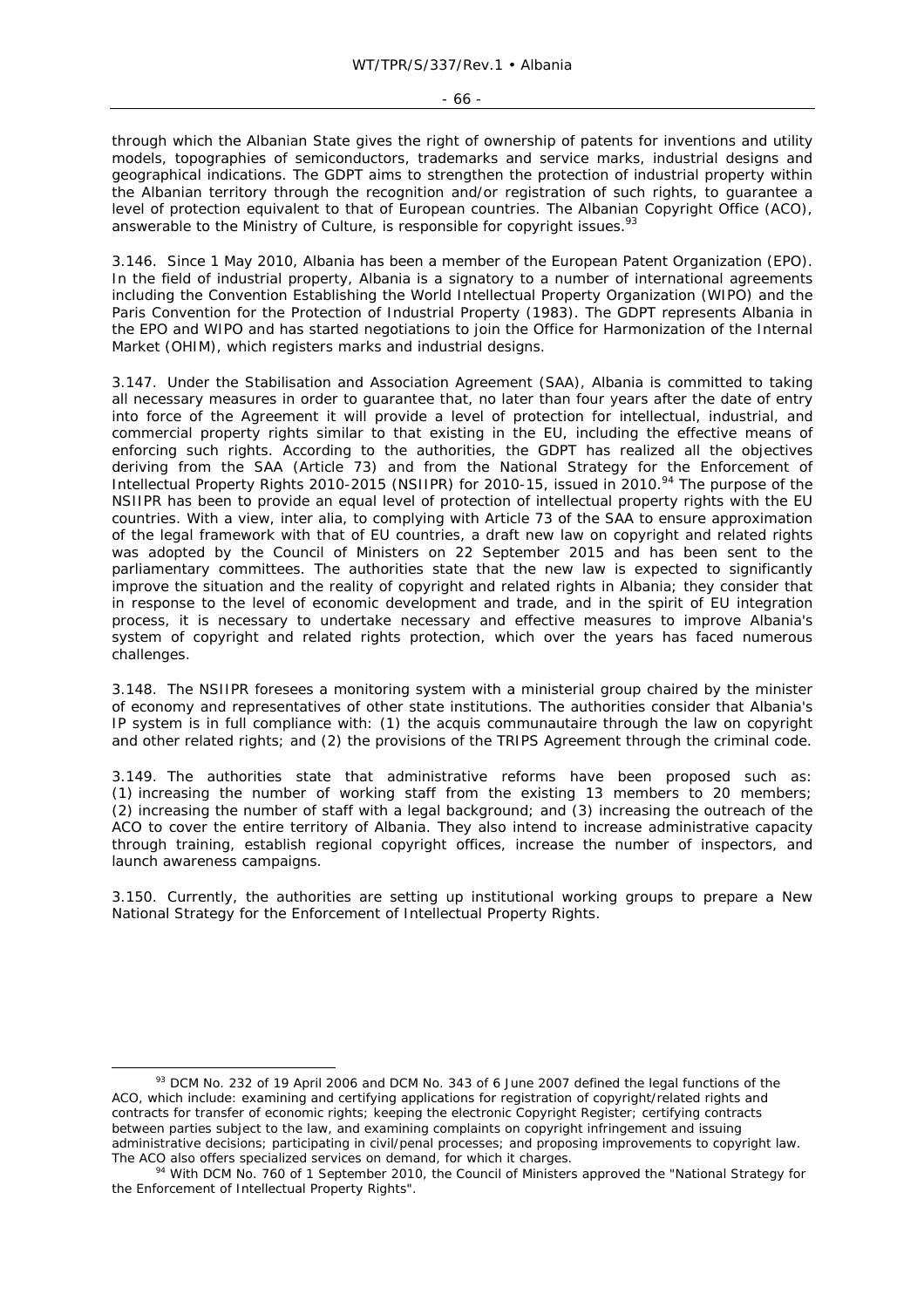through which the Albanian State gives the right of ownership of patents for inventions and utility models, topographies of semiconductors, trademarks and service marks, industrial designs and geographical indications. The GDPT aims to strengthen the protection of industrial property within the Albanian territory through the recognition and/or registration of such rights, to guarantee a level of protection equivalent to that of European countries. The Albanian Copyright Office (ACO), answerable to the Ministry of Culture, is responsible for copyright issues.[93]

3.146. Since 1 May 2010, Albania has been a member of the European Patent Organization (EPO). In the field of industrial property, Albania is a signatory to a number of international agreements including the Convention Establishing the World Intellectual Property Organization (WIPO) and the Paris Convention for the Protection of Industrial Property (1983). The GDPT represents Albania in the EPO and WIPO and has started negotiations to join the Office for Harmonization of the Internal Market (OHIM), which registers marks and industrial designs.

3.147. Under the Stabilisation and Association Agreement (SAA), Albania is committed to taking all necessary measures in order to guarantee that, no later than four years after the date of entry into force of the Agreement it will provide a level of protection for intellectual, industrial, and commercial property rights similar to that existing in the EU, including the effective means of enforcing such rights. According to the authorities, the GDPT has realized all the objectives deriving from the SAA (Article 73) and from the National Strategy for the Enforcement of Intellectual Property Rights 2010-2015 (NSIIPR) for 2010-15, issued in 2010.[94] The purpose of the NSIIPR has been to provide an equal level of protection of intellectual property rights with the EU countries. With a view, *inter alia*, to complying with Article 73 of the SAA to ensure approximation of the legal framework with that of EU countries, a draft new law on copyright and related rights was adopted by the Council of Ministers on 22 September 2015 and has been sent to the parliamentary committees. The authorities state that the new law is expected to significantly improve the situation and the reality of copyright and related rights in Albania; they consider that in response to the level of economic development and trade, and in the spirit of EU integration process, it is necessary to undertake necessary and effective measures to improve Albania's system of copyright and related rights protection, which over the years has faced numerous challenges.

3.148. The NSIIPR foresees a monitoring system with a ministerial group chaired by the minister of economy and representatives of other state institutions. The authorities consider that Albania's IP system is in full compliance with: (1) the *acquis communautaire* through the law on copyright and other related rights; and (2) the provisions of the TRIPS Agreement through the criminal code.

3.149. The authorities state that administrative reforms have been proposed such as: (1) increasing the number of working staff from the existing 13 members to 20 members; (2) increasing the number of staff with a legal background; and (3) increasing the outreach of the ACO to cover the entire territory of Albania. They also intend to increase administrative capacity through training, establish regional copyright offices, increase the number of inspectors, and launch awareness campaigns.

3.150. Currently, the authorities are setting up institutional working groups to prepare a New National Strategy for the Enforcement of Intellectual Property Rights.

---

[93] DCM No. 232 of 19 April 2006 and DCM No. 343 of 6 June 2007 defined the legal functions of the ACO, which include: examining and certifying applications for registration of copyright/related rights and contracts for transfer of economic rights; keeping the electronic Copyright Register; certifying contracts between parties subject to the law, and examining complaints on copyright infringement and issuing administrative decisions; participating in civil/penal processes; and proposing improvements to copyright law. The ACO also offers specialized services on demand, for which it charges.

[94] With DCM No. 760 of 1 September 2010, the Council of Ministers approved the "National Strategy for the Enforcement of Intellectual Property Rights".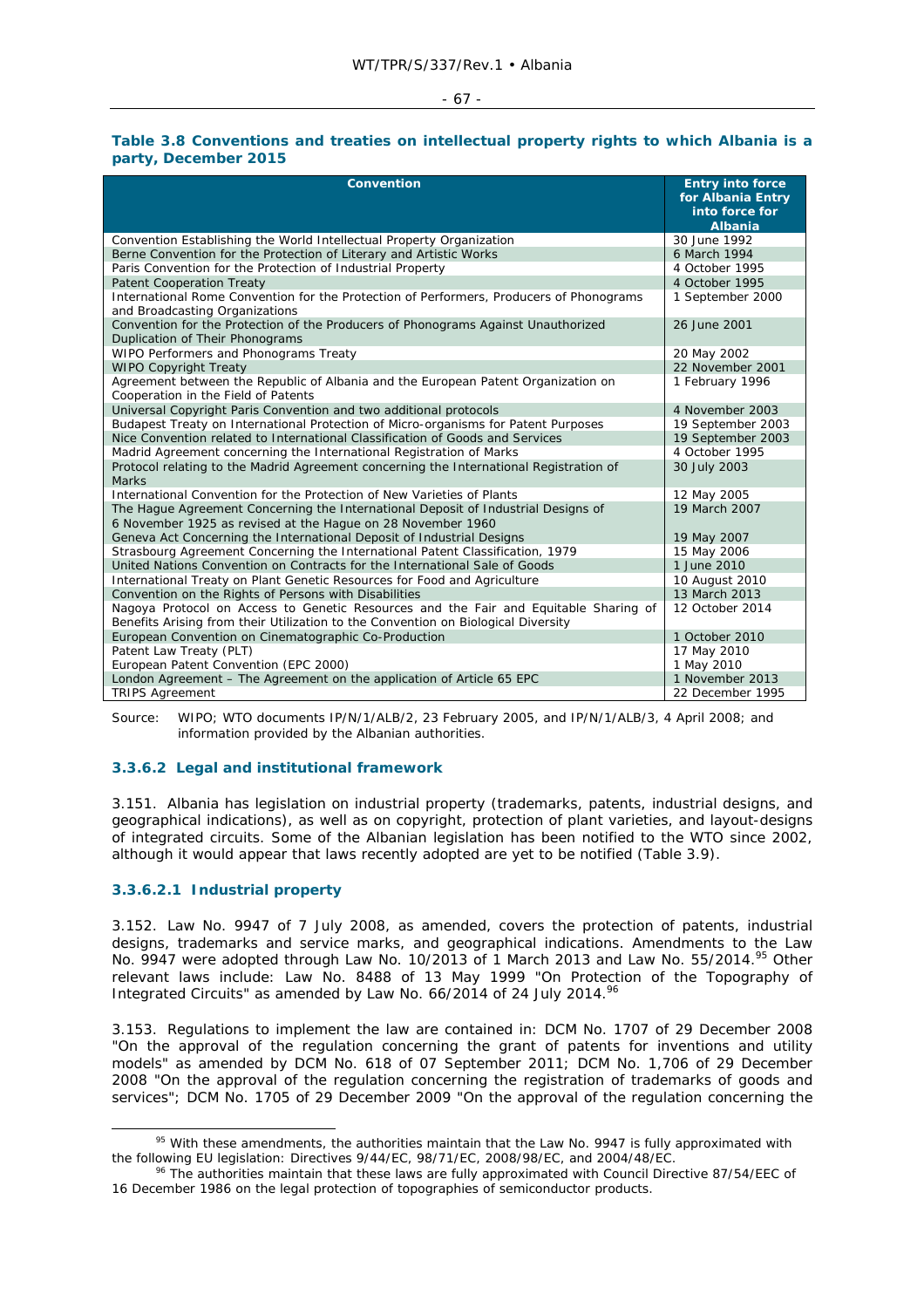**Table 3.8 Conventions and treaties on intellectual property rights to which Albania is a party, December 2015**

| Convention | Entry into force for Albania Entry into force for Albania |
|---|---|
| Convention Establishing the World Intellectual Property Organization | 30 June 1992 |
| Berne Convention for the Protection of Literary and Artistic Works | 6 March 1994 |
| Paris Convention for the Protection of Industrial Property | 4 October 1995 |
| Patent Cooperation Treaty | 4 October 1995 |
| International Rome Convention for the Protection of Performers, Producers of Phonograms and Broadcasting Organizations | 1 September 2000 |
| Convention for the Protection of the Producers of Phonograms Against Unauthorized Duplication of Their Phonograms | 26 June 2001 |
| WIPO Performers and Phonograms Treaty | 20 May 2002 |
| WIPO Copyright Treaty | 22 November 2001 |
| Agreement between the Republic of Albania and the European Patent Organization on Cooperation in the Field of Patents | 1 February 1996 |
| Universal Copyright Paris Convention and two additional protocols | 4 November 2003 |
| Budapest Treaty on International Protection of Micro-organisms for Patent Purposes | 19 September 2003 |
| Nice Convention related to International Classification of Goods and Services | 19 September 2003 |
| Madrid Agreement concerning the International Registration of Marks | 4 October 1995 |
| Protocol relating to the Madrid Agreement concerning the International Registration of Marks | 30 July 2003 |
| International Convention for the Protection of New Varieties of Plants | 12 May 2005 |
| The Hague Agreement Concerning the International Deposit of Industrial Designs of 6 November 1925 as revised at the Hague on 28 November 1960 | 19 March 2007 |
| Geneva Act Concerning the International Deposit of Industrial Designs | 19 May 2007 |
| Strasbourg Agreement Concerning the International Patent Classification, 1979 | 15 May 2006 |
| United Nations Convention on Contracts for the International Sale of Goods | 1 June 2010 |
| International Treaty on Plant Genetic Resources for Food and Agriculture | 10 August 2010 |
| Convention on the Rights of Persons with Disabilities | 13 March 2013 |
| Nagoya Protocol on Access to Genetic Resources and the Fair and Equitable Sharing of Benefits Arising from their Utilization to the Convention on Biological Diversity | 12 October 2014 |
| European Convention on Cinematographic Co-Production | 1 October 2010 |
| Patent Law Treaty (PLT) | 17 May 2010 |
| European Patent Convention (EPC 2000) | 1 May 2010 |
| London Agreement – The Agreement on the application of Article 65 EPC | 1 November 2013 |
| TRIPS Agreement | 22 December 1995 |

Source: WIPO; WTO documents IP/N/1/ALB/2, 23 February 2005, and IP/N/1/ALB/3, 4 April 2008; and information provided by the Albanian authorities.

### 3.3.6.2 Legal and institutional framework

3.151. Albania has legislation on industrial property (trademarks, patents, industrial designs, and geographical indications), as well as on copyright, protection of plant varieties, and layout-designs of integrated circuits. Some of the Albanian legislation has been notified to the WTO since 2002, although it would appear that laws recently adopted are yet to be notified (Table 3.9).

#### 3.3.6.2.1 Industrial property

3.152. Law No. 9947 of 7 July 2008, as amended, covers the protection of patents, industrial designs, trademarks and service marks, and geographical indications. Amendments to the Law No. 9947 were adopted through Law No. 10/2013 of 1 March 2013 and Law No. 55/2014.[95] Other relevant laws include: Law No. 8488 of 13 May 1999 "On Protection of the Topography of Integrated Circuits" as amended by Law No. 66/2014 of 24 July 2014.[96]

3.153. Regulations to implement the law are contained in: DCM No. 1707 of 29 December 2008 "On the approval of the regulation concerning the grant of patents for inventions and utility models" as amended by DCM No. 618 of 07 September 2011; DCM No. 1,706 of 29 December 2008 "On the approval of the regulation concerning the registration of trademarks of goods and services"; DCM No. 1705 of 29 December 2009 "On the approval of the regulation concerning the

[95] With these amendments, the authorities maintain that the Law No. 9947 is fully approximated with the following EU legislation: Directives 9/44/EC, 98/71/EC, 2008/98/EC, and 2004/48/EC.

[96] The authorities maintain that these laws are fully approximated with Council Directive 87/54/EEC of 16 December 1986 on the legal protection of topographies of semiconductor products.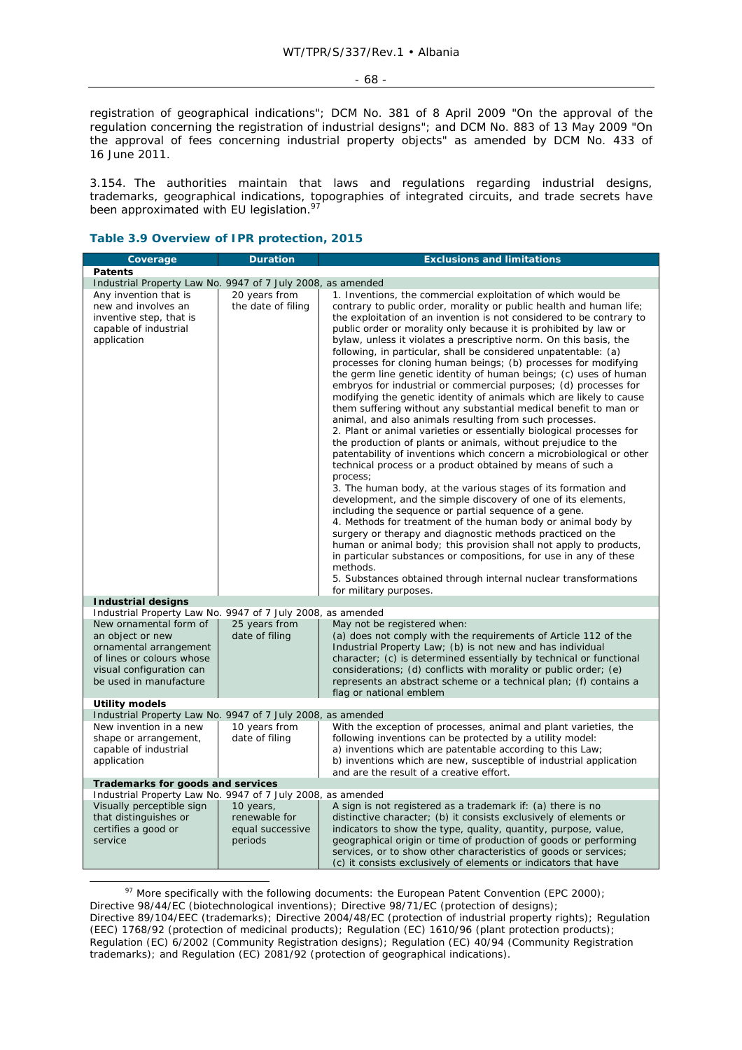registration of geographical indications"; DCM No. 381 of 8 April 2009 "On the approval of the regulation concerning the registration of industrial designs"; and DCM No. 883 of 13 May 2009 "On the approval of fees concerning industrial property objects" as amended by DCM No. 433 of 16 June 2011.

3.154. The authorities maintain that laws and regulations regarding industrial designs, trademarks, geographical indications, topographies of integrated circuits, and trade secrets have been approximated with EU legislation.[97]

### Table 3.9 Overview of IPR protection, 2015

| Coverage | Duration | Exclusions and limitations |
| --- | --- | --- |
| **Patents** | | |
| Industrial Property Law No. 9947 of 7 July 2008, as amended | | |
| Any invention that is new and involves an inventive step, that is capable of industrial application | 20 years from the date of filing | 1. Inventions, the commercial exploitation of which would be contrary to public order, morality or public health and human life; the exploitation of an invention is not considered to be contrary to public order or morality only because it is prohibited by law or bylaw, unless it violates a prescriptive norm. On this basis, the following, in particular, shall be considered unpatentable: (a) processes for cloning human beings; (b) processes for modifying the germ line genetic identity of human beings; (c) uses of human embryos for industrial or commercial purposes; (d) processes for modifying the genetic identity of animals which are likely to cause them suffering without any substantial medical benefit to man or animal, and also animals resulting from such processes.<br>2. Plant or animal varieties or essentially biological processes for the production of plants or animals, without prejudice to the patentability of inventions which concern a microbiological or other technical process or a product obtained by means of such a process;<br>3. The human body, at the various stages of its formation and development, and the simple discovery of one of its elements, including the sequence or partial sequence of a gene.<br>4. Methods for treatment of the human body or animal body by surgery or therapy and diagnostic methods practiced on the human or animal body; this provision shall not apply to products, in particular substances or compositions, for use in any of these methods.<br>5. Substances obtained through internal nuclear transformations for military purposes. |
| **Industrial designs** | | |
| Industrial Property Law No. 9947 of 7 July 2008, as amended | | |
| New ornamental form of an object or new ornamental arrangement of lines or colours whose visual configuration can be used in manufacture | 25 years from date of filing | May not be registered when:<br>(a) does not comply with the requirements of Article 112 of the Industrial Property Law; (b) is not new and has individual character; (c) is determined essentially by technical or functional considerations; (d) conflicts with morality or public order; (e) represents an abstract scheme or a technical plan; (f) contains a flag or national emblem |
| **Utility models** | | |
| Industrial Property Law No. 9947 of 7 July 2008, as amended | | |
| New invention in a new shape or arrangement, capable of industrial application | 10 years from date of filing | With the exception of processes, animal and plant varieties, the following inventions can be protected by a utility model:<br>a) inventions which are patentable according to this Law;<br>b) inventions which are new, susceptible of industrial application and are the result of a creative effort. |
| **Trademarks for goods and services** | | |
| Industrial Property Law No. 9947 of 7 July 2008, as amended | | |
| Visually perceptible sign that distinguishes or certifies a good or service | 10 years, renewable for equal successive periods | A sign is not registered as a trademark if: (a) there is no distinctive character; (b) it consists exclusively of elements or indicators to show the type, quality, quantity, purpose, value, geographical origin or time of production of goods or performing services, or to show other characteristics of goods or services; (c) it consists exclusively of elements or indicators that have |

[97] More specifically with the following documents: the European Patent Convention (EPC 2000); Directive 98/44/EC (biotechnological inventions); Directive 98/71/EC (protection of designs); Directive 89/104/EEC (trademarks); Directive 2004/48/EC (protection of industrial property rights); Regulation (EEC) 1768/92 (protection of medicinal products); Regulation (EC) 1610/96 (plant protection products); Regulation (EC) 6/2002 (Community Registration designs); Regulation (EC) 40/94 (Community Registration trademarks); and Regulation (EC) 2081/92 (protection of geographical indications).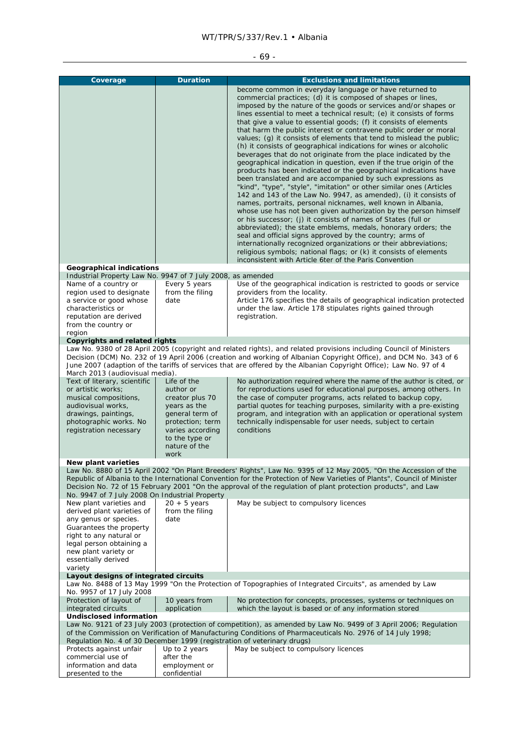| Coverage | Duration | Exclusions and limitations |
|---|---|---|
| | | become common in everyday language or have returned to commercial practices; (d) it is composed of shapes or lines, imposed by the nature of the goods or services and/or shapes or lines essential to meet a technical result; (e) it consists of forms that give a value to essential goods; (f) it consists of elements that harm the public interest or contravene public order or moral values; (g) it consists of elements that tend to mislead the public; (h) it consists of geographical indications for wines or alcoholic beverages that do not originate from the place indicated by the geographical indication in question, even if the true origin of the products has been indicated or the geographical indications have been translated and are accompanied by such expressions as "kind", "type", "style", "imitation" or other similar ones (Articles 142 and 143 of the Law No. 9947, as amended), (i) it consists of names, portraits, personal nicknames, well known in Albania, whose use has not been given authorization by the person himself or his successor; (j) it consists of names of States (full or abbreviated); the state emblems, medals, honorary orders; the seal and official signs approved by the country; arms of internationally recognized organizations or their abbreviations; religious symbols; national flags; or (k) it consists of elements inconsistent with Article 6ter of the Paris Convention |
| **Geographical indications** | | |
| Industrial Property Law No. 9947 of 7 July 2008, as amended | | |
| Name of a country or region used to designate a service or good whose characteristics or reputation are derived from the country or region | Every 5 years from the filing date | Use of the geographical indication is restricted to goods or service providers from the locality.<br>Article 176 specifies the details of geographical indication protected under the law. Article 178 stipulates rights gained through registration. |
| **Copyrights and related rights** | | |
| Law No. 9380 of 28 April 2005 (copyright and related rights), and related provisions including Council of Ministers Decision (DCM) No. 232 of 19 April 2006 (creation and working of Albanian Copyright Office), and DCM No. 343 of 6 June 2007 (adaption of the tariffs of services that are offered by the Albanian Copyright Office); Law No. 97 of 4 March 2013 (audiovisual media). | | |
| Text of literary, scientific or artistic works; musical compositions, audiovisual works, drawings, paintings, photographic works. No registration necessary | Life of the author or creator plus 70 years as the general term of protection; term varies according to the type or nature of the work | No authorization required where the name of the author is cited, or for reproductions used for educational purposes, among others. In the case of computer programs, acts related to backup copy, partial quotes for teaching purposes, similarity with a pre-existing program, and integration with an application or operational system technically indispensable for user needs, subject to certain conditions |
| **New plant varieties** | | |
| Law No. 8880 of 15 April 2002 "On Plant Breeders' Rights", Law No. 9395 of 12 May 2005, "On the Accession of the Republic of Albania to the International Convention for the Protection of New Varieties of Plants", Council of Minister Decision No. 72 of 15 February 2001 "On the approval of the regulation of plant protection products", and Law No. 9947 of 7 July 2008 On Industrial Property | | |
| New plant varieties and derived plant varieties of any genus or species. Guarantees the property right to any natural or legal person obtaining a new plant variety or essentially derived variety | 20 + 5 years from the filing date | May be subject to compulsory licences |
| **Layout designs of integrated circuits** | | |
| Law No. 8488 of 13 May 1999 "On the Protection of Topographies of Integrated Circuits", as amended by Law No. 9957 of 17 July 2008 | | |
| Protection of layout of integrated circuits | 10 years from application | No protection for concepts, processes, systems or techniques on which the layout is based or of any information stored |
| **Undisclosed information** | | |
| Law No. 9121 of 23 July 2003 (protection of competition), as amended by Law No. 9499 of 3 April 2006; Regulation of the Commission on Verification of Manufacturing Conditions of Pharmaceuticals No. 2976 of 14 July 1998; Regulation No. 4 of 30 December 1999 (registration of veterinary drugs) | | |
| Protects against unfair commercial use of information and data presented to the | Up to 2 years after the employment or confidential | May be subject to compulsory licences |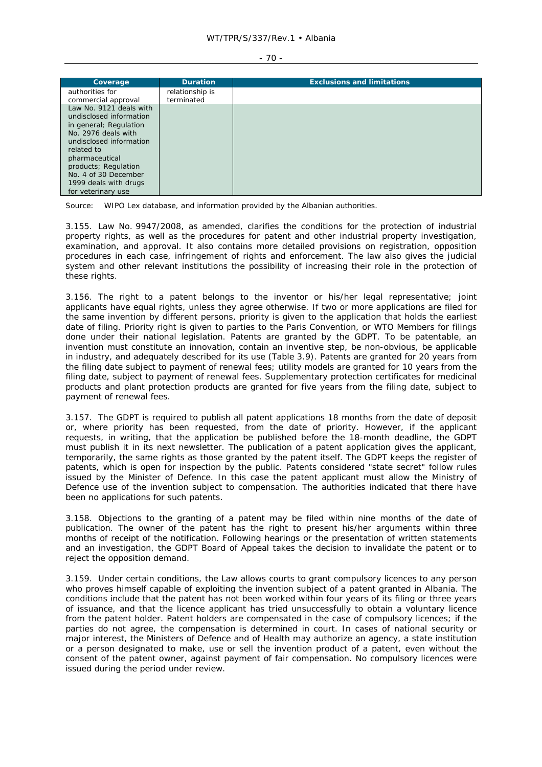| Coverage | Duration | Exclusions and limitations |
|---|---|---|
| authorities for commercial approval | relationship is terminated | |
| Law No. 9121 deals with undisclosed information in general; Regulation No. 2976 deals with undisclosed information related to pharmaceutical products; Regulation No. 4 of 30 December 1999 deals with drugs for veterinary use | | |

Source: WIPO Lex database, and information provided by the Albanian authorities.

3.155. Law No. 9947/2008, as amended, clarifies the conditions for the protection of industrial property rights, as well as the procedures for patent and other industrial property investigation, examination, and approval. It also contains more detailed provisions on registration, opposition procedures in each case, infringement of rights and enforcement. The law also gives the judicial system and other relevant institutions the possibility of increasing their role in the protection of these rights.

3.156. The right to a patent belongs to the inventor or his/her legal representative; joint applicants have equal rights, unless they agree otherwise. If two or more applications are filed for the same invention by different persons, priority is given to the application that holds the earliest date of filing. Priority right is given to parties to the Paris Convention, or WTO Members for filings done under their national legislation. Patents are granted by the GDPT. To be patentable, an invention must constitute an innovation, contain an inventive step, be non-obvious, be applicable in industry, and adequately described for its use (Table 3.9). Patents are granted for 20 years from the filing date subject to payment of renewal fees; utility models are granted for 10 years from the filing date, subject to payment of renewal fees. Supplementary protection certificates for medicinal products and plant protection products are granted for five years from the filing date, subject to payment of renewal fees.

3.157. The GDPT is required to publish all patent applications 18 months from the date of deposit or, where priority has been requested, from the date of priority. However, if the applicant requests, in writing, that the application be published before the 18-month deadline, the GDPT must publish it in its next newsletter. The publication of a patent application gives the applicant, temporarily, the same rights as those granted by the patent itself. The GDPT keeps the register of patents, which is open for inspection by the public. Patents considered "state secret" follow rules issued by the Minister of Defence. In this case the patent applicant must allow the Ministry of Defence use of the invention subject to compensation. The authorities indicated that there have been no applications for such patents.

3.158. Objections to the granting of a patent may be filed within nine months of the date of publication. The owner of the patent has the right to present his/her arguments within three months of receipt of the notification. Following hearings or the presentation of written statements and an investigation, the GDPT Board of Appeal takes the decision to invalidate the patent or to reject the opposition demand.

3.159. Under certain conditions, the Law allows courts to grant compulsory licences to any person who proves himself capable of exploiting the invention subject of a patent granted in Albania. The conditions include that the patent has not been worked within four years of its filing or three years of issuance, and that the licence applicant has tried unsuccessfully to obtain a voluntary licence from the patent holder. Patent holders are compensated in the case of compulsory licences; if the parties do not agree, the compensation is determined in court. In cases of national security or major interest, the Ministers of Defence and of Health may authorize an agency, a state institution or a person designated to make, use or sell the invention product of a patent, even without the consent of the patent owner, against payment of fair compensation. No compulsory licences were issued during the period under review.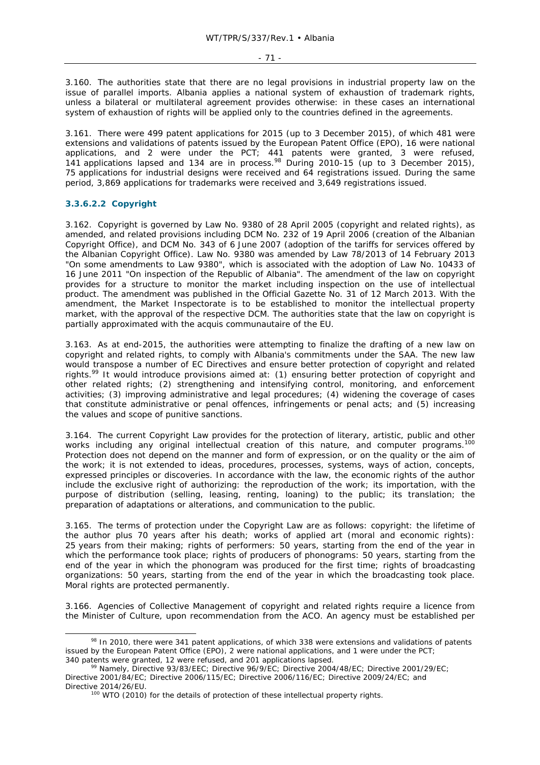3.160. The authorities state that there are no legal provisions in industrial property law on the issue of parallel imports. Albania applies a national system of exhaustion of trademark rights, unless a bilateral or multilateral agreement provides otherwise: in these cases an international system of exhaustion of rights will be applied only to the countries defined in the agreements.

3.161. There were 499 patent applications for 2015 (up to 3 December 2015), of which 481 were extensions and validations of patents issued by the European Patent Office (EPO), 16 were national applications, and 2 were under the PCT; 441 patents were granted, 3 were refused, 141 applications lapsed and 134 are in process.[98] During 2010-15 (up to 3 December 2015), 75 applications for industrial designs were received and 64 registrations issued. During the same period, 3,869 applications for trademarks were received and 3,649 registrations issued.

#### 3.3.6.2.2 Copyright

3.162. Copyright is governed by Law No. 9380 of 28 April 2005 (copyright and related rights), as amended, and related provisions including DCM No. 232 of 19 April 2006 (creation of the Albanian Copyright Office), and DCM No. 343 of 6 June 2007 (adoption of the tariffs for services offered by the Albanian Copyright Office). Law No. 9380 was amended by Law 78/2013 of 14 February 2013 "On some amendments to Law 9380", which is associated with the adoption of Law No. 10433 of 16 June 2011 "On inspection of the Republic of Albania". The amendment of the law on copyright provides for a structure to monitor the market including inspection on the use of intellectual product. The amendment was published in the Official Gazette No. 31 of 12 March 2013. With the amendment, the Market Inspectorate is to be established to monitor the intellectual property market, with the approval of the respective DCM. The authorities state that the law on copyright is partially approximated with the acquis communautaire of the EU.

3.163. As at end-2015, the authorities were attempting to finalize the drafting of a new law on copyright and related rights, to comply with Albania's commitments under the SAA. The new law would transpose a number of EC Directives and ensure better protection of copyright and related rights.[99] It would introduce provisions aimed at: (1) ensuring better protection of copyright and other related rights; (2) strengthening and intensifying control, monitoring, and enforcement activities; (3) improving administrative and legal procedures; (4) widening the coverage of cases that constitute administrative or penal offences, infringements or penal acts; and (5) increasing the values and scope of punitive sanctions.

3.164. The current Copyright Law provides for the protection of literary, artistic, public and other works including any original intellectual creation of this nature, and computer programs.[100] Protection does not depend on the manner and form of expression, or on the quality or the aim of the work; it is not extended to ideas, procedures, processes, systems, ways of action, concepts, expressed principles or discoveries. In accordance with the law, the economic rights of the author include the exclusive right of authorizing: the reproduction of the work; its importation, with the purpose of distribution (selling, leasing, renting, loaning) to the public; its translation; the preparation of adaptations or alterations, and communication to the public.

3.165. The terms of protection under the Copyright Law are as follows: copyright: the lifetime of the author plus 70 years after his death; works of applied art (moral and economic rights): 25 years from their making; rights of performers: 50 years, starting from the end of the year in which the performance took place; rights of producers of phonograms: 50 years, starting from the end of the year in which the phonogram was produced for the first time; rights of broadcasting organizations: 50 years, starting from the end of the year in which the broadcasting took place. Moral rights are protected permanently.

3.166. Agencies of Collective Management of copyright and related rights require a licence from the Minister of Culture, upon recommendation from the ACO. An agency must be established per

---

[98] In 2010, there were 341 patent applications, of which 338 were extensions and validations of patents issued by the European Patent Office (EPO), 2 were national applications, and 1 were under the PCT; 340 patents were granted, 12 were refused, and 201 applications lapsed.

[99] Namely, Directive 93/83/EEC; Directive 96/9/EC; Directive 2004/48/EC; Directive 2001/29/EC; Directive 2001/84/EC; Directive 2006/115/EC; Directive 2006/116/EC; Directive 2009/24/EC; and Directive 2014/26/EU.

[100] WTO (2010) for the details of protection of these intellectual property rights.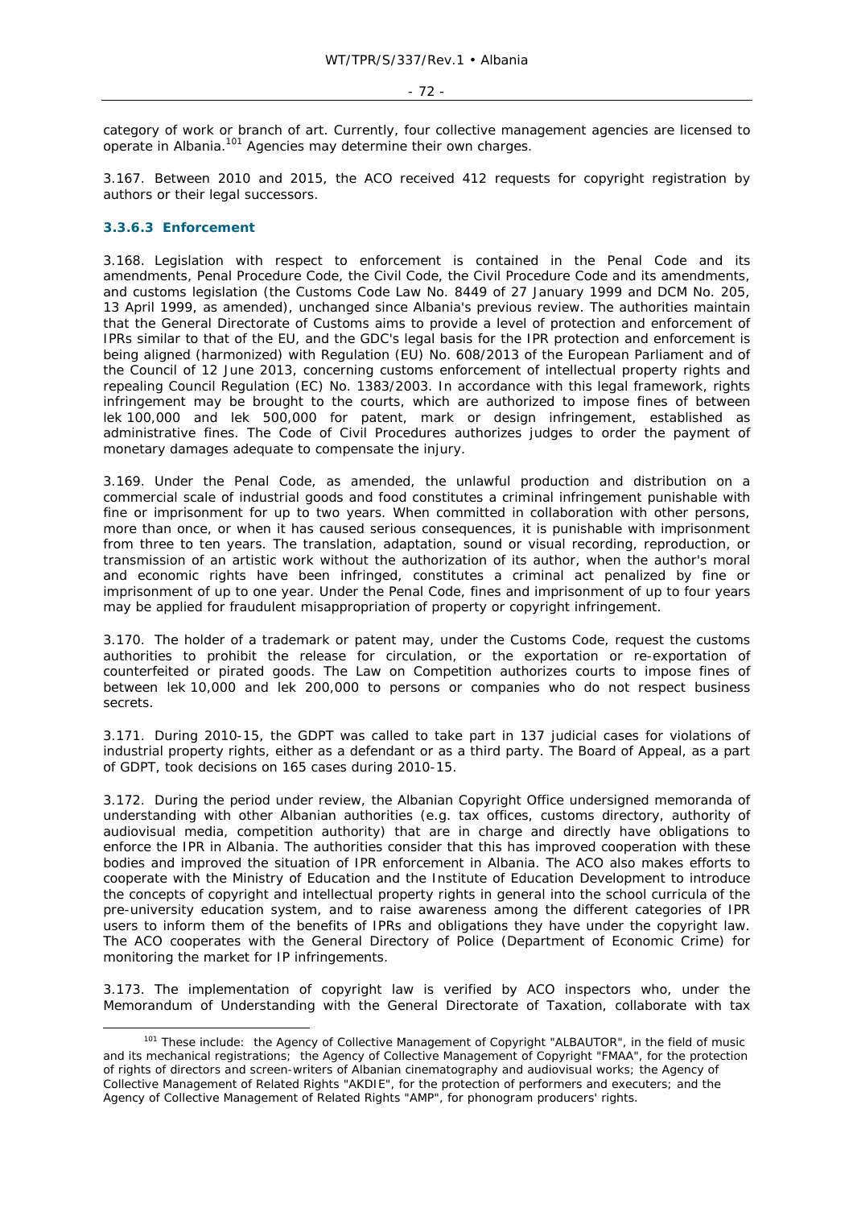category of work or branch of art. Currently, four collective management agencies are licensed to operate in Albania.[101] Agencies may determine their own charges.

3.167. Between 2010 and 2015, the ACO received 412 requests for copyright registration by authors or their legal successors.

### 3.3.6.3 Enforcement

3.168. Legislation with respect to enforcement is contained in the Penal Code and its amendments, Penal Procedure Code, the Civil Code, the Civil Procedure Code and its amendments, and customs legislation (the Customs Code Law No. 8449 of 27 January 1999 and DCM No. 205, 13 April 1999, as amended), unchanged since Albania's previous review. The authorities maintain that the General Directorate of Customs aims to provide a level of protection and enforcement of IPRs similar to that of the EU, and the GDC's legal basis for the IPR protection and enforcement is being aligned (harmonized) with Regulation (EU) No. 608/2013 of the European Parliament and of the Council of 12 June 2013, concerning customs enforcement of intellectual property rights and repealing Council Regulation (EC) No. 1383/2003. In accordance with this legal framework, rights infringement may be brought to the courts, which are authorized to impose fines of between lek 100,000 and lek 500,000 for patent, mark or design infringement, established as administrative fines. The Code of Civil Procedures authorizes judges to order the payment of monetary damages adequate to compensate the injury.

3.169. Under the Penal Code, as amended, the unlawful production and distribution on a commercial scale of industrial goods and food constitutes a criminal infringement punishable with fine or imprisonment for up to two years. When committed in collaboration with other persons, more than once, or when it has caused serious consequences, it is punishable with imprisonment from three to ten years. The translation, adaptation, sound or visual recording, reproduction, or transmission of an artistic work without the authorization of its author, when the author's moral and economic rights have been infringed, constitutes a criminal act penalized by fine or imprisonment of up to one year. Under the Penal Code, fines and imprisonment of up to four years may be applied for fraudulent misappropriation of property or copyright infringement.

3.170. The holder of a trademark or patent may, under the Customs Code, request the customs authorities to prohibit the release for circulation, or the exportation or re-exportation of counterfeited or pirated goods. The Law on Competition authorizes courts to impose fines of between lek 10,000 and lek 200,000 to persons or companies who do not respect business secrets.

3.171. During 2010-15, the GDPT was called to take part in 137 judicial cases for violations of industrial property rights, either as a defendant or as a third party. The Board of Appeal, as a part of GDPT, took decisions on 165 cases during 2010-15.

3.172. During the period under review, the Albanian Copyright Office undersigned memoranda of understanding with other Albanian authorities (e.g. tax offices, customs directory, authority of audiovisual media, competition authority) that are in charge and directly have obligations to enforce the IPR in Albania. The authorities consider that this has improved cooperation with these bodies and improved the situation of IPR enforcement in Albania. The ACO also makes efforts to cooperate with the Ministry of Education and the Institute of Education Development to introduce the concepts of copyright and intellectual property rights in general into the school curricula of the pre-university education system, and to raise awareness among the different categories of IPR users to inform them of the benefits of IPRs and obligations they have under the copyright law. The ACO cooperates with the General Directory of Police (Department of Economic Crime) for monitoring the market for IP infringements.

3.173. The implementation of copyright law is verified by ACO inspectors who, under the Memorandum of Understanding with the General Directorate of Taxation, collaborate with tax

---

[101] These include: the Agency of Collective Management of Copyright "ALBAUTOR", in the field of music and its mechanical registrations; the Agency of Collective Management of Copyright "FMAA", for the protection of rights of directors and screen-writers of Albanian cinematography and audiovisual works; the Agency of Collective Management of Related Rights "AKDIE", for the protection of performers and executers; and the Agency of Collective Management of Related Rights "AMP", for phonogram producers' rights.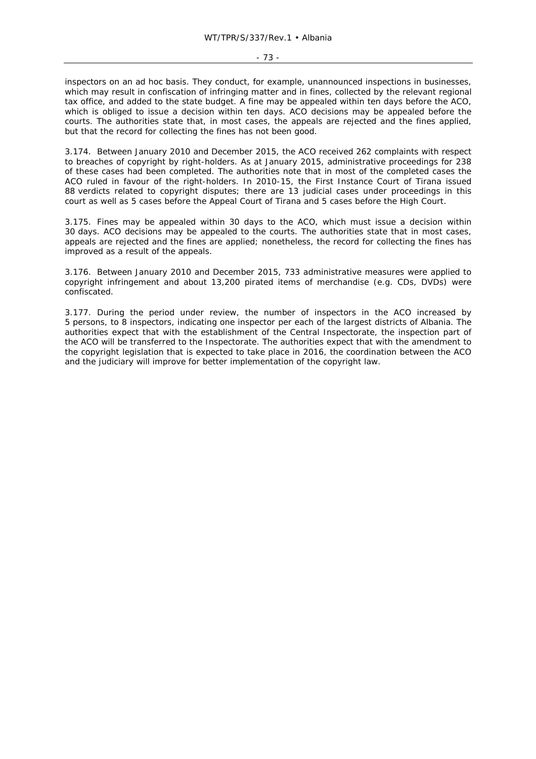inspectors on an ad hoc basis. They conduct, for example, unannounced inspections in businesses, which may result in confiscation of infringing matter and in fines, collected by the relevant regional tax office, and added to the state budget. A fine may be appealed within ten days before the ACO, which is obliged to issue a decision within ten days. ACO decisions may be appealed before the courts. The authorities state that, in most cases, the appeals are rejected and the fines applied, but that the record for collecting the fines has not been good.

3.174. Between January 2010 and December 2015, the ACO received 262 complaints with respect to breaches of copyright by right-holders. As at January 2015, administrative proceedings for 238 of these cases had been completed. The authorities note that in most of the completed cases the ACO ruled in favour of the right-holders. In 2010-15, the First Instance Court of Tirana issued 88 verdicts related to copyright disputes; there are 13 judicial cases under proceedings in this court as well as 5 cases before the Appeal Court of Tirana and 5 cases before the High Court.

3.175. Fines may be appealed within 30 days to the ACO, which must issue a decision within 30 days. ACO decisions may be appealed to the courts. The authorities state that in most cases, appeals are rejected and the fines are applied; nonetheless, the record for collecting the fines has improved as a result of the appeals.

3.176. Between January 2010 and December 2015, 733 administrative measures were applied to copyright infringement and about 13,200 pirated items of merchandise (e.g. CDs, DVDs) were confiscated.

3.177. During the period under review, the number of inspectors in the ACO increased by 5 persons, to 8 inspectors, indicating one inspector per each of the largest districts of Albania. The authorities expect that with the establishment of the Central Inspectorate, the inspection part of the ACO will be transferred to the Inspectorate. The authorities expect that with the amendment to the copyright legislation that is expected to take place in 2016, the coordination between the ACO and the judiciary will improve for better implementation of the copyright law.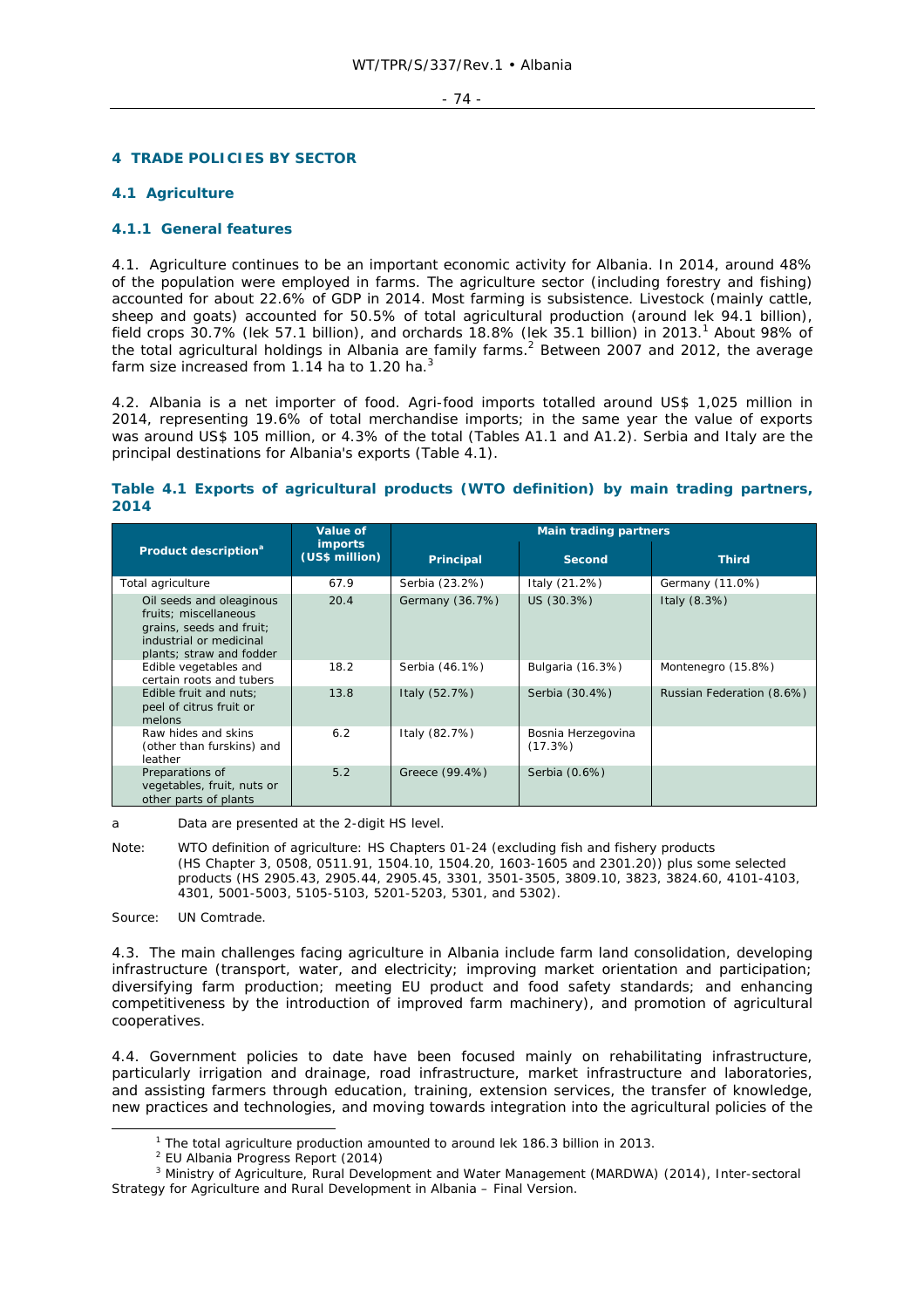# 4 TRADE POLICIES BY SECTOR

## 4.1 Agriculture

### 4.1.1 General features

4.1. Agriculture continues to be an important economic activity for Albania. In 2014, around 48% of the population were employed in farms. The agriculture sector (including forestry and fishing) accounted for about 22.6% of GDP in 2014. Most farming is subsistence. Livestock (mainly cattle, sheep and goats) accounted for 50.5% of total agricultural production (around lek 94.1 billion), field crops 30.7% (lek 57.1 billion), and orchards 18.8% (lek 35.1 billion) in 2013.[1] About 98% of the total agricultural holdings in Albania are family farms.[2] Between 2007 and 2012, the average farm size increased from 1.14 ha to 1.20 ha.[3]

4.2. Albania is a net importer of food. Agri-food imports totalled around US$ 1,025 million in 2014, representing 19.6% of total merchandise imports; in the same year the value of exports was around US$ 105 million, or 4.3% of the total (Tables A1.1 and A1.2). Serbia and Italy are the principal destinations for Albania's exports (Table 4.1).

**Table 4.1 Exports of agricultural products (WTO definition) by main trading partners, 2014**

| Product description[a] | Value of imports (US$ million) | Main trading partners | | |
|---|---|---|---|---|
| | | Principal | Second | Third |
| Total agriculture | 67.9 | Serbia (23.2%) | Italy (21.2%) | Germany (11.0%) |
| Oil seeds and oleaginous fruits; miscellaneous grains, seeds and fruit; industrial or medicinal plants; straw and fodder | 20.4 | Germany (36.7%) | US (30.3%) | Italy (8.3%) |
| Edible vegetables and certain roots and tubers | 18.2 | Serbia (46.1%) | Bulgaria (16.3%) | Montenegro (15.8%) |
| Edible fruit and nuts; peel of citrus fruit or melons | 13.8 | Italy (52.7%) | Serbia (30.4%) | Russian Federation (8.6%) |
| Raw hides and skins (other than furskins) and leather | 6.2 | Italy (82.7%) | Bosnia Herzegovina (17.3%) | |
| Preparations of vegetables, fruit, nuts or other parts of plants | 5.2 | Greece (99.4%) | Serbia (0.6%) | |

a Data are presented at the 2-digit HS level.

Note: WTO definition of agriculture: HS Chapters 01-24 (excluding fish and fishery products (HS Chapter 3, 0508, 0511.91, 1504.10, 1504.20, 1603-1605 and 2301.20)) plus some selected products (HS 2905.43, 2905.44, 2905.45, 3301, 3501-3505, 3809.10, 3823, 3824.60, 4101-4103, 4301, 5001-5003, 5105-5103, 5201-5203, 5301, and 5302).

Source: UN Comtrade.

4.3. The main challenges facing agriculture in Albania include farm land consolidation, developing infrastructure (transport, water, and electricity; improving market orientation and participation; diversifying farm production; meeting EU product and food safety standards; and enhancing competitiveness by the introduction of improved farm machinery), and promotion of agricultural cooperatives.

4.4. Government policies to date have been focused mainly on rehabilitating infrastructure, particularly irrigation and drainage, road infrastructure, market infrastructure and laboratories, and assisting farmers through education, training, extension services, the transfer of knowledge, new practices and technologies, and moving towards integration into the agricultural policies of the

[1] The total agriculture production amounted to around lek 186.3 billion in 2013.

[2] EU Albania Progress Report (2014)

[3] Ministry of Agriculture, Rural Development and Water Management (MARDWA) (2014), Inter-sectoral Strategy for Agriculture and Rural Development in Albania – Final Version.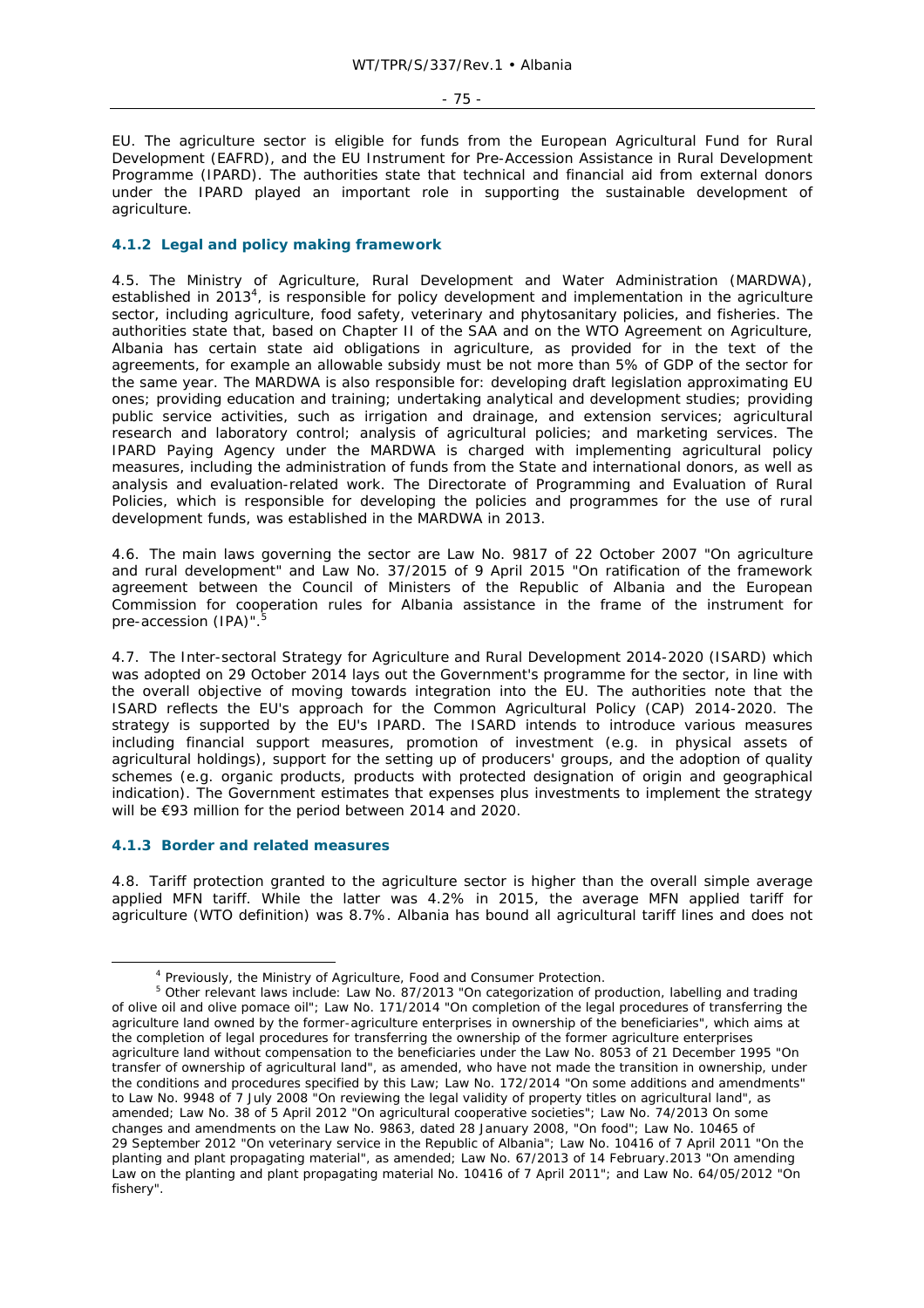EU. The agriculture sector is eligible for funds from the European Agricultural Fund for Rural Development (EAFRD), and the EU Instrument for Pre-Accession Assistance in Rural Development Programme (IPARD). The authorities state that technical and financial aid from external donors under the IPARD played an important role in supporting the sustainable development of agriculture.

### 4.1.2 Legal and policy making framework

4.5. The Ministry of Agriculture, Rural Development and Water Administration (MARDWA), established in 2013[4], is responsible for policy development and implementation in the agriculture sector, including agriculture, food safety, veterinary and phytosanitary policies, and fisheries. The authorities state that, based on Chapter II of the SAA and on the WTO Agreement on Agriculture, Albania has certain state aid obligations in agriculture, as provided for in the text of the agreements, for example an allowable subsidy must be not more than 5% of GDP of the sector for the same year. The MARDWA is also responsible for: developing draft legislation approximating EU ones; providing education and training; undertaking analytical and development studies; providing public service activities, such as irrigation and drainage, and extension services; agricultural research and laboratory control; analysis of agricultural policies; and marketing services. The IPARD Paying Agency under the MARDWA is charged with implementing agricultural policy measures, including the administration of funds from the State and international donors, as well as analysis and evaluation-related work. The Directorate of Programming and Evaluation of Rural Policies, which is responsible for developing the policies and programmes for the use of rural development funds, was established in the MARDWA in 2013.

4.6. The main laws governing the sector are Law No. 9817 of 22 October 2007 "On agriculture and rural development" and Law No. 37/2015 of 9 April 2015 "On ratification of the framework agreement between the Council of Ministers of the Republic of Albania and the European Commission for cooperation rules for Albania assistance in the frame of the instrument for pre-accession (IPA)".[5]

4.7. The Inter-sectoral Strategy for Agriculture and Rural Development 2014-2020 (ISARD) which was adopted on 29 October 2014 lays out the Government's programme for the sector, in line with the overall objective of moving towards integration into the EU. The authorities note that the ISARD reflects the EU's approach for the Common Agricultural Policy (CAP) 2014-2020. The strategy is supported by the EU's IPARD. The ISARD intends to introduce various measures including financial support measures, promotion of investment (e.g. in physical assets of agricultural holdings), support for the setting up of producers' groups, and the adoption of quality schemes (e.g. organic products, products with protected designation of origin and geographical indication). The Government estimates that expenses plus investments to implement the strategy will be €93 million for the period between 2014 and 2020.

### 4.1.3 Border and related measures

4.8. Tariff protection granted to the agriculture sector is higher than the overall simple average applied MFN tariff. While the latter was 4.2% in 2015, the average MFN applied tariff for agriculture (WTO definition) was 8.7%. Albania has bound all agricultural tariff lines and does not

---

[4] Previously, the Ministry of Agriculture, Food and Consumer Protection.

[5] Other relevant laws include: Law No. 87/2013 "On categorization of production, labelling and trading of olive oil and olive pomace oil"; Law No. 171/2014 "On completion of the legal procedures of transferring the agriculture land owned by the former-agriculture enterprises in ownership of the beneficiaries", which aims at the completion of legal procedures for transferring the ownership of the former agriculture enterprises agriculture land without compensation to the beneficiaries under the Law No. 8053 of 21 December 1995 "On transfer of ownership of agricultural land", as amended, who have not made the transition in ownership, under the conditions and procedures specified by this Law; Law No. 172/2014 "On some additions and amendments" to Law No. 9948 of 7 July 2008 "On reviewing the legal validity of property titles on agricultural land", as amended; Law No. 38 of 5 April 2012 "On agricultural cooperative societies"; Law No. 74/2013 On some changes and amendments on the Law No. 9863, dated 28 January 2008, "On food"; Law No. 10465 of 29 September 2012 "On veterinary service in the Republic of Albania"; Law No. 10416 of 7 April 2011 "On the planting and plant propagating material", as amended; Law No. 67/2013 of 14 February.2013 "On amending Law on the planting and plant propagating material No. 10416 of 7 April 2011"; and Law No. 64/05/2012 "On fishery".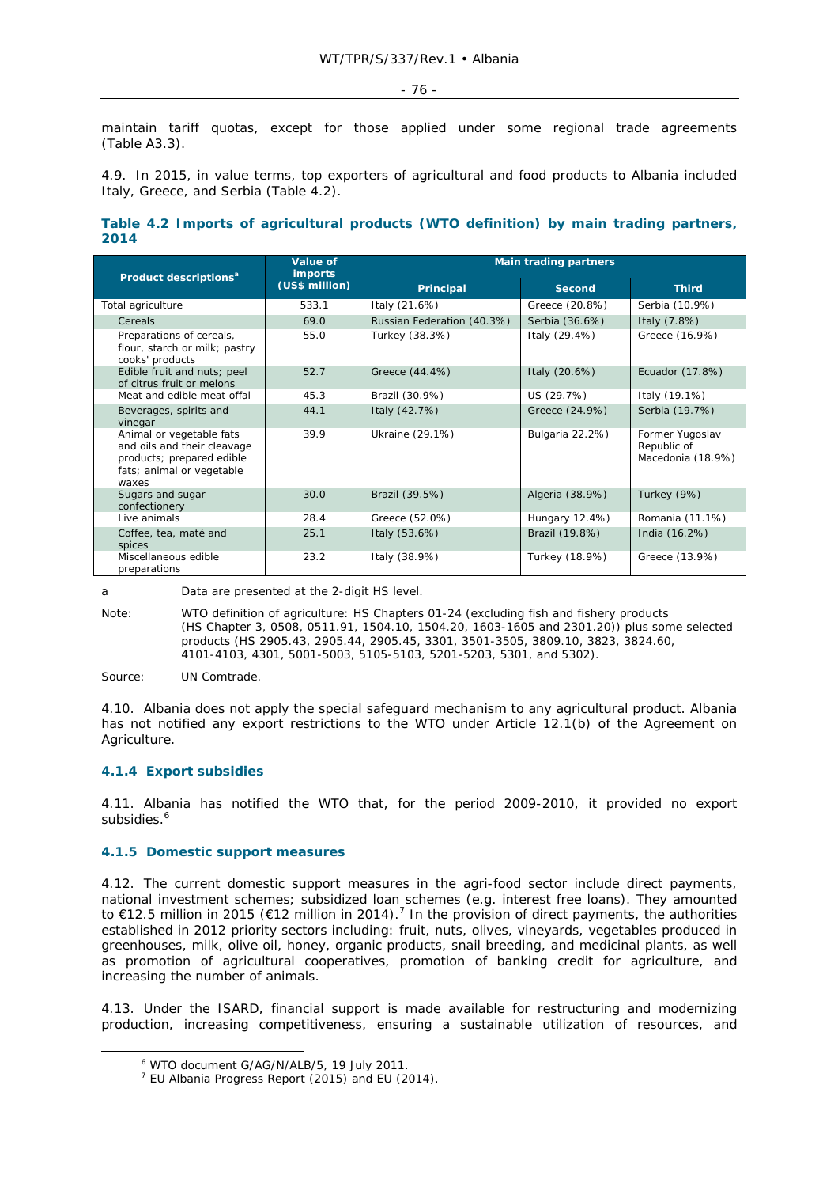maintain tariff quotas, except for those applied under some regional trade agreements (Table A3.3).

4.9. In 2015, in value terms, top exporters of agricultural and food products to Albania included Italy, Greece, and Serbia (Table 4.2).

### Table 4.2 Imports of agricultural products (WTO definition) by main trading partners, 2014

| Product descriptions[a] | Value of imports (US$ million) | Main trading partners | | |
|---|---|---|---|---|
| | | Principal | Second | Third |
| Total agriculture | 533.1 | Italy (21.6%) | Greece (20.8%) | Serbia (10.9%) |
| Cereals | 69.0 | Russian Federation (40.3%) | Serbia (36.6%) | Italy (7.8%) |
| Preparations of cereals, flour, starch or milk; pastry cooks' products | 55.0 | Turkey (38.3%) | Italy (29.4%) | Greece (16.9%) |
| Edible fruit and nuts; peel of citrus fruit or melons | 52.7 | Greece (44.4%) | Italy (20.6%) | Ecuador (17.8%) |
| Meat and edible meat offal | 45.3 | Brazil (30.9%) | US (29.7%) | Italy (19.1%) |
| Beverages, spirits and vinegar | 44.1 | Italy (42.7%) | Greece (24.9%) | Serbia (19.7%) |
| Animal or vegetable fats and oils and their cleavage products; prepared edible fats; animal or vegetable waxes | 39.9 | Ukraine (29.1%) | Bulgaria 22.2%) | Former Yugoslav Republic of Macedonia (18.9%) |
| Sugars and sugar confectionery | 30.0 | Brazil (39.5%) | Algeria (38.9%) | Turkey (9%) |
| Live animals | 28.4 | Greece (52.0%) | Hungary 12.4%) | Romania (11.1%) |
| Coffee, tea, maté and spices | 25.1 | Italy (53.6%) | Brazil (19.8%) | India (16.2%) |
| Miscellaneous edible preparations | 23.2 | Italy (38.9%) | Turkey (18.9%) | Greece (13.9%) |

a Data are presented at the 2-digit HS level.

Note: WTO definition of agriculture: HS Chapters 01-24 (excluding fish and fishery products (HS Chapter 3, 0508, 0511.91, 1504.10, 1504.20, 1603-1605 and 2301.20)) plus some selected products (HS 2905.43, 2905.44, 2905.45, 3301, 3501-3505, 3809.10, 3823, 3824.60, 4101-4103, 4301, 5001-5003, 5105-5103, 5201-5203, 5301, and 5302).

Source: UN Comtrade.

4.10. Albania does not apply the special safeguard mechanism to any agricultural product. Albania has not notified any export restrictions to the WTO under Article 12.1(b) of the Agreement on Agriculture.

#### 4.1.4 Export subsidies

4.11. Albania has notified the WTO that, for the period 2009-2010, it provided no export subsidies.[6]

#### 4.1.5 Domestic support measures

4.12. The current domestic support measures in the agri-food sector include direct payments, national investment schemes; subsidized loan schemes (e.g. interest free loans). They amounted to €12.5 million in 2015 (€12 million in 2014).[7] In the provision of direct payments, the authorities established in 2012 priority sectors including: fruit, nuts, olives, vineyards, vegetables produced in greenhouses, milk, olive oil, honey, organic products, snail breeding, and medicinal plants, as well as promotion of agricultural cooperatives, promotion of banking credit for agriculture, and increasing the number of animals.

4.13. Under the ISARD, financial support is made available for restructuring and modernizing production, increasing competitiveness, ensuring a sustainable utilization of resources, and

[6] WTO document G/AG/N/ALB/5, 19 July 2011.

[7] EU Albania Progress Report (2015) and EU (2014).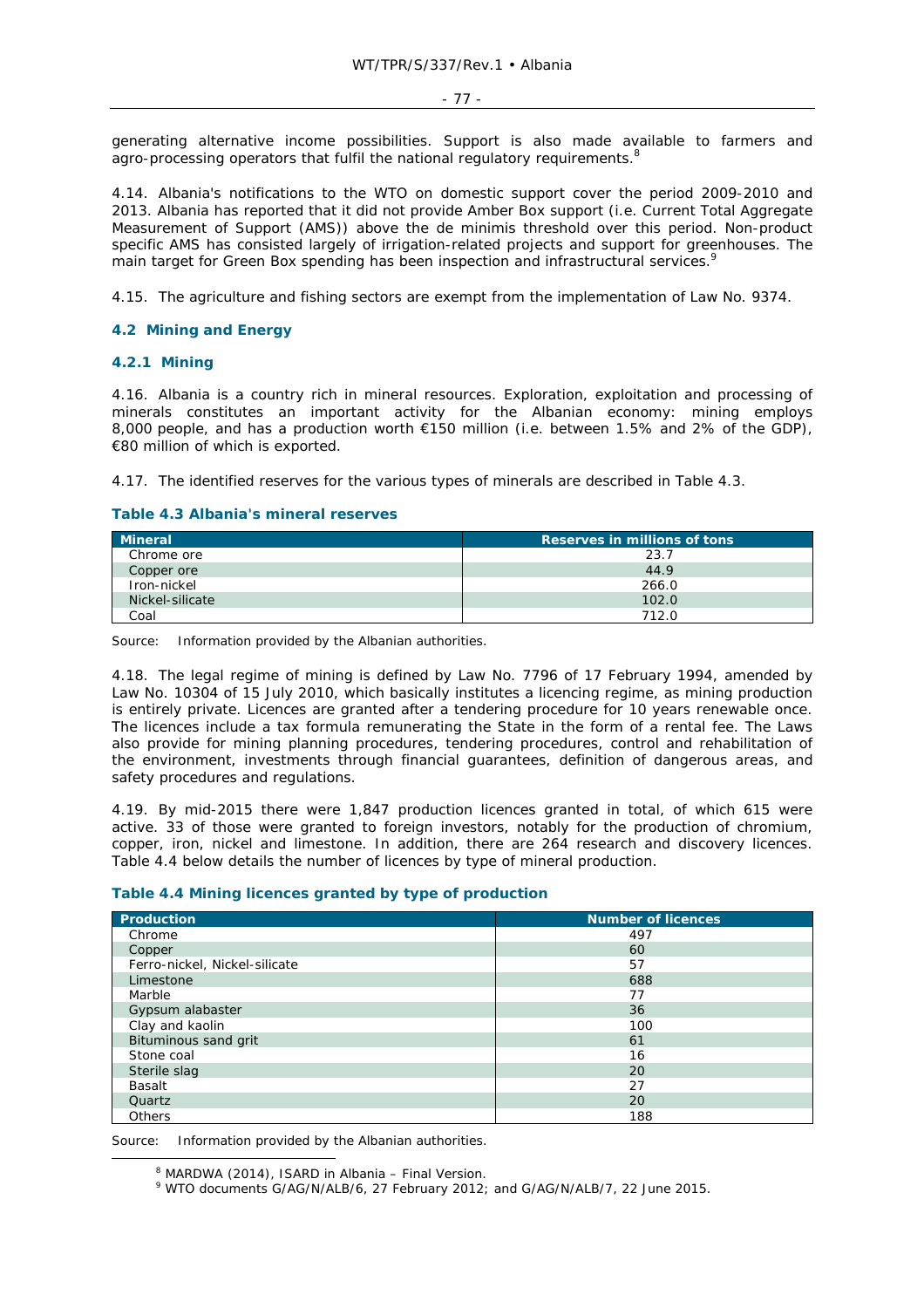generating alternative income possibilities. Support is also made available to farmers and agro-processing operators that fulfil the national regulatory requirements.[8]

4.14. Albania's notifications to the WTO on domestic support cover the period 2009-2010 and 2013. Albania has reported that it did not provide Amber Box support (i.e. Current Total Aggregate Measurement of Support (AMS)) above the de minimis threshold over this period. Non-product specific AMS has consisted largely of irrigation-related projects and support for greenhouses. The main target for Green Box spending has been inspection and infrastructural services.[9]

4.15. The agriculture and fishing sectors are exempt from the implementation of Law No. 9374.

## 4.2 Mining and Energy

### 4.2.1 Mining

4.16. Albania is a country rich in mineral resources. Exploration, exploitation and processing of minerals constitutes an important activity for the Albanian economy: mining employs 8,000 people, and has a production worth €150 million (i.e. between 1.5% and 2% of the GDP), €80 million of which is exported.

4.17. The identified reserves for the various types of minerals are described in Table 4.3.

**Table 4.3 Albania's mineral reserves**

| Mineral | Reserves in millions of tons |
|---|---|
| Chrome ore | 23.7 |
| Copper ore | 44.9 |
| Iron-nickel | 266.0 |
| Nickel-silicate | 102.0 |
| Coal | 712.0 |

Source: Information provided by the Albanian authorities.

4.18. The legal regime of mining is defined by Law No. 7796 of 17 February 1994, amended by Law No. 10304 of 15 July 2010, which basically institutes a licencing regime, as mining production is entirely private. Licences are granted after a tendering procedure for 10 years renewable once. The licences include a tax formula remunerating the State in the form of a rental fee. The Laws also provide for mining planning procedures, tendering procedures, control and rehabilitation of the environment, investments through financial guarantees, definition of dangerous areas, and safety procedures and regulations.

4.19. By mid-2015 there were 1,847 production licences granted in total, of which 615 were active. 33 of those were granted to foreign investors, notably for the production of chromium, copper, iron, nickel and limestone. In addition, there are 264 research and discovery licences. Table 4.4 below details the number of licences by type of mineral production.

**Table 4.4 Mining licences granted by type of production**

| Production | Number of licences |
|---|---|
| Chrome | 497 |
| Copper | 60 |
| Ferro-nickel, Nickel-silicate | 57 |
| Limestone | 688 |
| Marble | 77 |
| Gypsum alabaster | 36 |
| Clay and kaolin | 100 |
| Bituminous sand grit | 61 |
| Stone coal | 16 |
| Sterile slag | 20 |
| Basalt | 27 |
| Quartz | 20 |
| Others | 188 |

Source: Information provided by the Albanian authorities.

[8] MARDWA (2014), ISARD in Albania – Final Version.

[9] WTO documents G/AG/N/ALB/6, 27 February 2012; and G/AG/N/ALB/7, 22 June 2015.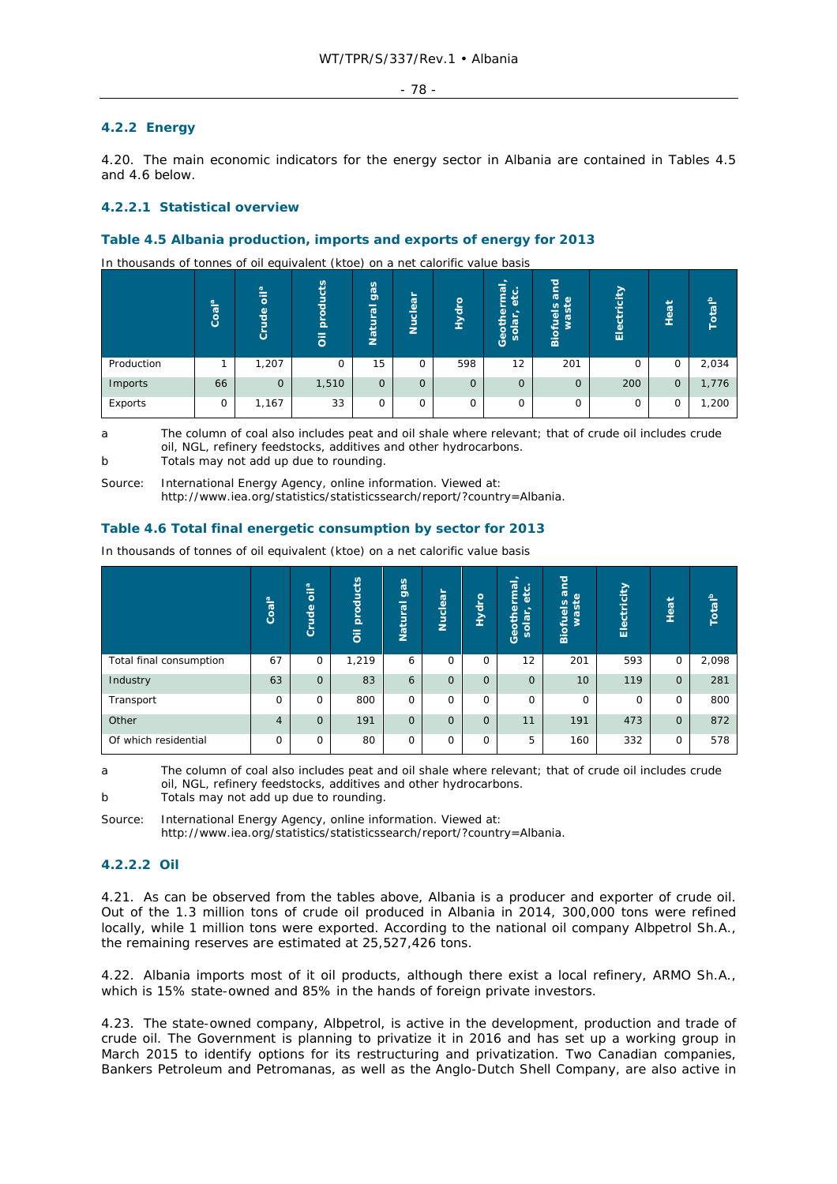### 4.2.2 Energy

4.20. The main economic indicators for the energy sector in Albania are contained in Tables 4.5 and 4.6 below.

#### 4.2.2.1 Statistical overview

**Table 4.5 Albania production, imports and exports of energy for 2013**

In thousands of tonnes of oil equivalent (ktoe) on a net calorific value basis

| | Coal[a] | Crude oil[a] | Oil products | Natural gas | Nuclear | Hydro | Geothermal, solar, etc. | Biofuels and waste | Electricity | Heat | Total[b] |
|---|---|---|---|---|---|---|---|---|---|---|---|
| Production | 1 | 1,207 | 0 | 15 | 0 | 598 | 12 | 201 | 0 | 0 | 2,034 |
| Imports | 66 | 0 | 1,510 | 0 | 0 | 0 | 0 | 0 | 200 | 0 | 1,776 |
| Exports | 0 | 1,167 | 33 | 0 | 0 | 0 | 0 | 0 | 0 | 0 | 1,200 |

a The column of coal also includes peat and oil shale where relevant; that of crude oil includes crude oil, NGL, refinery feedstocks, additives and other hydrocarbons.
b Totals may not add up due to rounding.

Source: International Energy Agency, online information. Viewed at: http://www.iea.org/statistics/statisticssearch/report/?country=Albania.

**Table 4.6 Total final energetic consumption by sector for 2013**

In thousands of tonnes of oil equivalent (ktoe) on a net calorific value basis

| | Coal[a] | Crude oil[a] | Oil products | Natural gas | Nuclear | Hydro | Geothermal, solar, etc. | Biofuels and waste | Electricity | Heat | Total[b] |
|---|---|---|---|---|---|---|---|---|---|---|---|
| Total final consumption | 67 | 0 | 1,219 | 6 | 0 | 0 | 12 | 201 | 593 | 0 | 2,098 |
| Industry | 63 | 0 | 83 | 6 | 0 | 0 | 0 | 10 | 119 | 0 | 281 |
| Transport | 0 | 0 | 800 | 0 | 0 | 0 | 0 | 0 | 0 | 0 | 800 |
| Other | 4 | 0 | 191 | 0 | 0 | 0 | 11 | 191 | 473 | 0 | 872 |
| Of which residential | 0 | 0 | 80 | 0 | 0 | 0 | 5 | 160 | 332 | 0 | 578 |

a The column of coal also includes peat and oil shale where relevant; that of crude oil includes crude oil, NGL, refinery feedstocks, additives and other hydrocarbons.
b Totals may not add up due to rounding.

Source: International Energy Agency, online information. Viewed at: http://www.iea.org/statistics/statisticssearch/report/?country=Albania.

#### 4.2.2.2 Oil

4.21. As can be observed from the tables above, Albania is a producer and exporter of crude oil. Out of the 1.3 million tons of crude oil produced in Albania in 2014, 300,000 tons were refined locally, while 1 million tons were exported. According to the national oil company Albpetrol Sh.A., the remaining reserves are estimated at 25,527,426 tons.

4.22. Albania imports most of it oil products, although there exist a local refinery, ARMO Sh.A., which is 15% state-owned and 85% in the hands of foreign private investors.

4.23. The state-owned company, Albpetrol, is active in the development, production and trade of crude oil. The Government is planning to privatize it in 2016 and has set up a working group in March 2015 to identify options for its restructuring and privatization. Two Canadian companies, Bankers Petroleum and Petromanas, as well as the Anglo-Dutch Shell Company, are also active in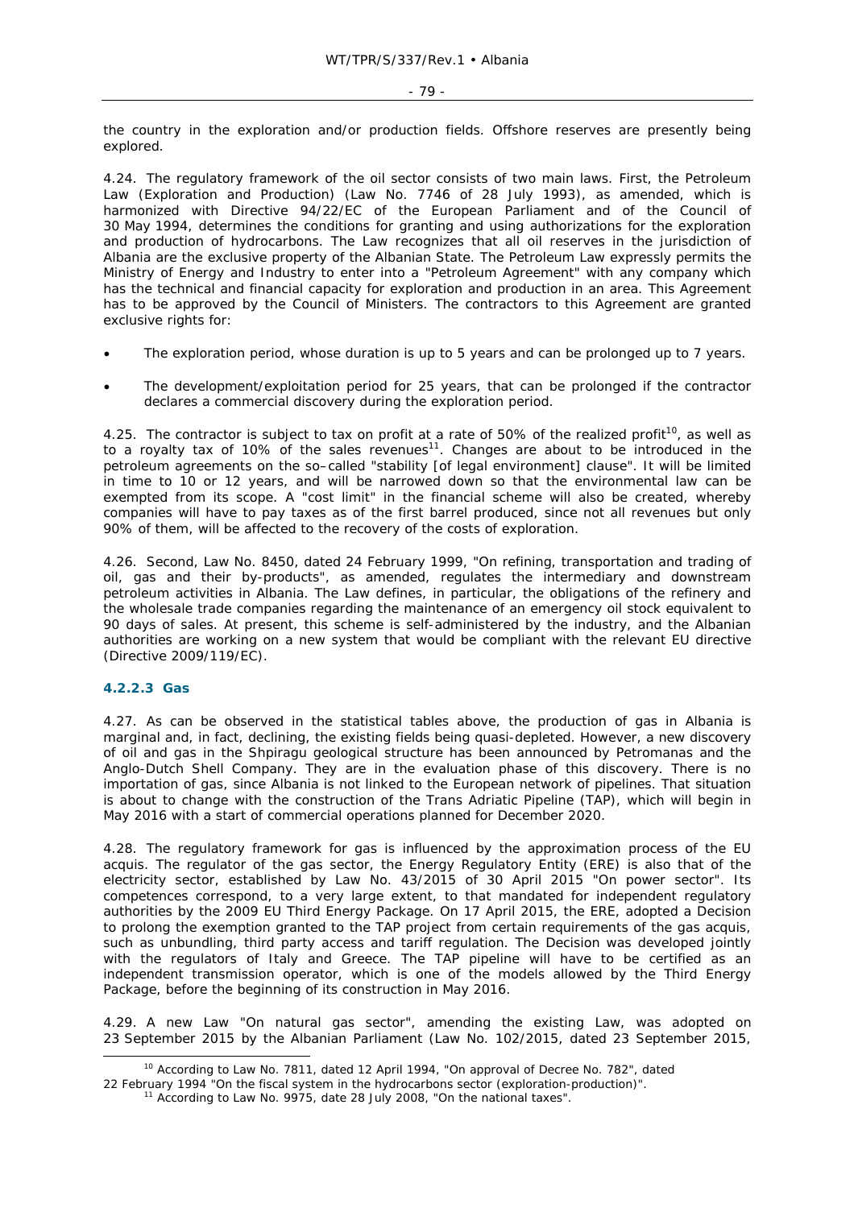the country in the exploration and/or production fields. Offshore reserves are presently being explored.

4.24. The regulatory framework of the oil sector consists of two main laws. First, the Petroleum Law (Exploration and Production) (Law No. 7746 of 28 July 1993), as amended, which is harmonized with Directive 94/22/EC of the European Parliament and of the Council of 30 May 1994, determines the conditions for granting and using authorizations for the exploration and production of hydrocarbons. The Law recognizes that all oil reserves in the jurisdiction of Albania are the exclusive property of the Albanian State. The Petroleum Law expressly permits the Ministry of Energy and Industry to enter into a "Petroleum Agreement" with any company which has the technical and financial capacity for exploration and production in an area. This Agreement has to be approved by the Council of Ministers. The contractors to this Agreement are granted exclusive rights for:

- The exploration period, whose duration is up to 5 years and can be prolonged up to 7 years.
- The development/exploitation period for 25 years, that can be prolonged if the contractor declares a commercial discovery during the exploration period.

4.25. The contractor is subject to tax on profit at a rate of 50% of the realized profit[10], as well as to a royalty tax of 10% of the sales revenues[11]. Changes are about to be introduced in the petroleum agreements on the so–called "stability [of legal environment] clause". It will be limited in time to 10 or 12 years, and will be narrowed down so that the environmental law can be exempted from its scope. A "cost limit" in the financial scheme will also be created, whereby companies will have to pay taxes as of the first barrel produced, since not all revenues but only 90% of them, will be affected to the recovery of the costs of exploration.

4.26. Second, Law No. 8450, dated 24 February 1999, "On refining, transportation and trading of oil, gas and their by-products", as amended, regulates the intermediary and downstream petroleum activities in Albania. The Law defines, in particular, the obligations of the refinery and the wholesale trade companies regarding the maintenance of an emergency oil stock equivalent to 90 days of sales. At present, this scheme is self-administered by the industry, and the Albanian authorities are working on a new system that would be compliant with the relevant EU directive (Directive 2009/119/EC).

#### 4.2.2.3 Gas

4.27. As can be observed in the statistical tables above, the production of gas in Albania is marginal and, in fact, declining, the existing fields being quasi-depleted. However, a new discovery of oil and gas in the Shpiragu geological structure has been announced by Petromanas and the Anglo-Dutch Shell Company. They are in the evaluation phase of this discovery. There is no importation of gas, since Albania is not linked to the European network of pipelines. That situation is about to change with the construction of the Trans Adriatic Pipeline (TAP), which will begin in May 2016 with a start of commercial operations planned for December 2020.

4.28. The regulatory framework for gas is influenced by the approximation process of the EU acquis. The regulator of the gas sector, the Energy Regulatory Entity (ERE) is also that of the electricity sector, established by Law No. 43/2015 of 30 April 2015 "On power sector". Its competences correspond, to a very large extent, to that mandated for independent regulatory authorities by the 2009 EU Third Energy Package. On 17 April 2015, the ERE, adopted a Decision to prolong the exemption granted to the TAP project from certain requirements of the gas acquis, such as unbundling, third party access and tariff regulation. The Decision was developed jointly with the regulators of Italy and Greece. The TAP pipeline will have to be certified as an independent transmission operator, which is one of the models allowed by the Third Energy Package, before the beginning of its construction in May 2016.

4.29. A new Law "On natural gas sector", amending the existing Law, was adopted on 23 September 2015 by the Albanian Parliament (Law No. 102/2015, dated 23 September 2015,

---

[10] According to Law No. 7811, dated 12 April 1994, "On approval of Decree No. 782", dated 22 February 1994 "On the fiscal system in the hydrocarbons sector (exploration-production)".

[11] According to Law No. 9975, date 28 July 2008, "On the national taxes".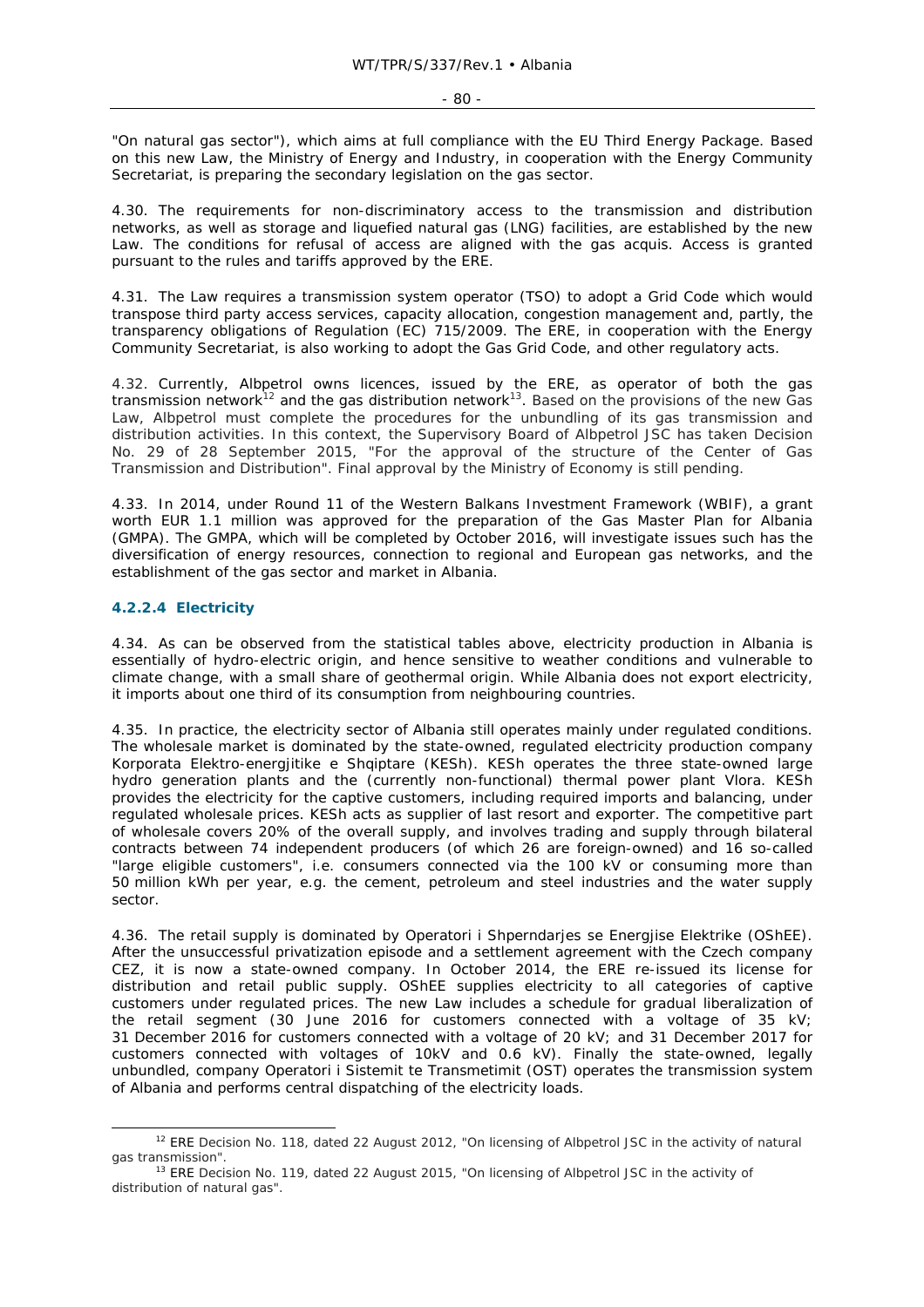"On natural gas sector"), which aims at full compliance with the EU Third Energy Package. Based on this new Law, the Ministry of Energy and Industry, in cooperation with the Energy Community Secretariat, is preparing the secondary legislation on the gas sector.

4.30. The requirements for non-discriminatory access to the transmission and distribution networks, as well as storage and liquefied natural gas (LNG) facilities, are established by the new Law. The conditions for refusal of access are aligned with the gas acquis. Access is granted pursuant to the rules and tariffs approved by the ERE.

4.31. The Law requires a transmission system operator (TSO) to adopt a Grid Code which would transpose third party access services, capacity allocation, congestion management and, partly, the transparency obligations of Regulation (EC) 715/2009. The ERE, in cooperation with the Energy Community Secretariat, is also working to adopt the Gas Grid Code, and other regulatory acts.

4.32. Currently, Albpetrol owns licences, issued by the ERE, as operator of both the gas transmission network[12] and the gas distribution network[13]. Based on the provisions of the new Gas Law, Albpetrol must complete the procedures for the unbundling of its gas transmission and distribution activities. In this context, the Supervisory Board of Albpetrol JSC has taken Decision No. 29 of 28 September 2015, "For the approval of the structure of the Center of Gas Transmission and Distribution". Final approval by the Ministry of Economy is still pending.

4.33. In 2014, under Round 11 of the Western Balkans Investment Framework (WBIF), a grant worth EUR 1.1 million was approved for the preparation of the Gas Master Plan for Albania (GMPA). The GMPA, which will be completed by October 2016, will investigate issues such has the diversification of energy resources, connection to regional and European gas networks, and the establishment of the gas sector and market in Albania.

#### 4.2.2.4 Electricity

4.34. As can be observed from the statistical tables above, electricity production in Albania is essentially of hydro-electric origin, and hence sensitive to weather conditions and vulnerable to climate change, with a small share of geothermal origin. While Albania does not export electricity, it imports about one third of its consumption from neighbouring countries.

4.35. In practice, the electricity sector of Albania still operates mainly under regulated conditions. The wholesale market is dominated by the state-owned, regulated electricity production company Korporata Elektro-energjitike e Shqiptare (KESh). KESh operates the three state-owned large hydro generation plants and the (currently non-functional) thermal power plant Vlora. KESh provides the electricity for the captive customers, including required imports and balancing, under regulated wholesale prices. KESh acts as supplier of last resort and exporter. The competitive part of wholesale covers 20% of the overall supply, and involves trading and supply through bilateral contracts between 74 independent producers (of which 26 are foreign-owned) and 16 so-called "large eligible customers", i.e. consumers connected via the 100 kV or consuming more than 50 million kWh per year, e.g. the cement, petroleum and steel industries and the water supply sector.

4.36. The retail supply is dominated by Operatori i Shperndarjes se Energjise Elektrike (OShEE). After the unsuccessful privatization episode and a settlement agreement with the Czech company CEZ, it is now a state-owned company. In October 2014, the ERE re-issued its license for distribution and retail public supply. OShEE supplies electricity to all categories of captive customers under regulated prices. The new Law includes a schedule for gradual liberalization of the retail segment (30 June 2016 for customers connected with a voltage of 35 kV; 31 December 2016 for customers connected with a voltage of 20 kV; and 31 December 2017 for customers connected with voltages of 10kV and 0.6 kV). Finally the state-owned, legally unbundled, company Operatori i Sistemit te Transmetimit (OST) operates the transmission system of Albania and performs central dispatching of the electricity loads.

---

[12] ERE Decision No. 118, dated 22 August 2012, "On licensing of Albpetrol JSC in the activity of natural gas transmission".

[13] ERE Decision No. 119, dated 22 August 2015, "On licensing of Albpetrol JSC in the activity of distribution of natural gas".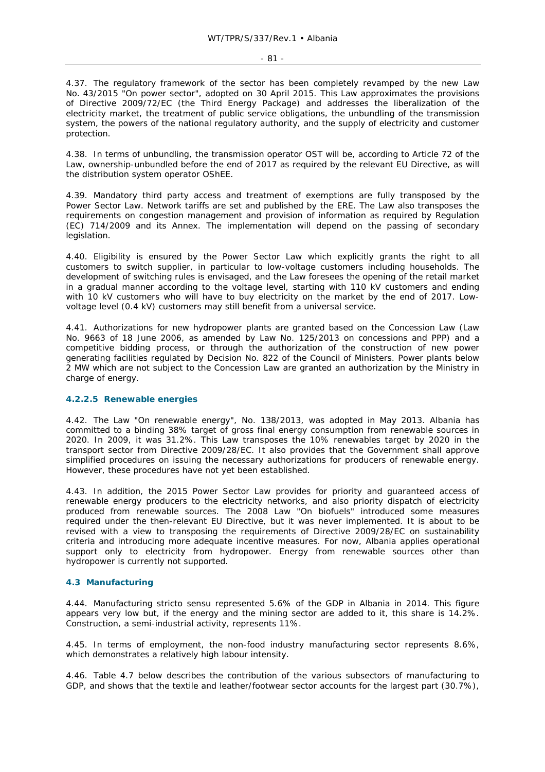4.37. The regulatory framework of the sector has been completely revamped by the new Law No. 43/2015 "On power sector", adopted on 30 April 2015. This Law approximates the provisions of Directive 2009/72/EC (the Third Energy Package) and addresses the liberalization of the electricity market, the treatment of public service obligations, the unbundling of the transmission system, the powers of the national regulatory authority, and the supply of electricity and customer protection.

4.38. In terms of unbundling, the transmission operator OST will be, according to Article 72 of the Law, ownership-unbundled before the end of 2017 as required by the relevant EU Directive, as will the distribution system operator OShEE.

4.39. Mandatory third party access and treatment of exemptions are fully transposed by the Power Sector Law. Network tariffs are set and published by the ERE. The Law also transposes the requirements on congestion management and provision of information as required by Regulation (EC) 714/2009 and its Annex. The implementation will depend on the passing of secondary legislation.

4.40. Eligibility is ensured by the Power Sector Law which explicitly grants the right to all customers to switch supplier, in particular to low-voltage customers including households. The development of switching rules is envisaged, and the Law foresees the opening of the retail market in a gradual manner according to the voltage level, starting with 110 kV customers and ending with 10 kV customers who will have to buy electricity on the market by the end of 2017. Low-voltage level (0.4 kV) customers may still benefit from a universal service.

4.41. Authorizations for new hydropower plants are granted based on the Concession Law (Law No. 9663 of 18 June 2006, as amended by Law No. 125/2013 on concessions and PPP) and a competitive bidding process, or through the authorization of the construction of new power generating facilities regulated by Decision No. 822 of the Council of Ministers. Power plants below 2 MW which are not subject to the Concession Law are granted an authorization by the Ministry in charge of energy.

#### 4.2.2.5 Renewable energies

4.42. The Law "On renewable energy", No. 138/2013, was adopted in May 2013. Albania has committed to a binding 38% target of gross final energy consumption from renewable sources in 2020. In 2009, it was 31.2%. This Law transposes the 10% renewables target by 2020 in the transport sector from Directive 2009/28/EC. It also provides that the Government shall approve simplified procedures on issuing the necessary authorizations for producers of renewable energy. However, these procedures have not yet been established.

4.43. In addition, the 2015 Power Sector Law provides for priority and guaranteed access of renewable energy producers to the electricity networks, and also priority dispatch of electricity produced from renewable sources. The 2008 Law "On biofuels" introduced some measures required under the then-relevant EU Directive, but it was never implemented. It is about to be revised with a view to transposing the requirements of Directive 2009/28/EC on sustainability criteria and introducing more adequate incentive measures. For now, Albania applies operational support only to electricity from hydropower. Energy from renewable sources other than hydropower is currently not supported.

### 4.3 Manufacturing

4.44. Manufacturing stricto sensu represented 5.6% of the GDP in Albania in 2014. This figure appears very low but, if the energy and the mining sector are added to it, this share is 14.2%. Construction, a semi-industrial activity, represents 11%.

4.45. In terms of employment, the non-food industry manufacturing sector represents 8.6%, which demonstrates a relatively high labour intensity.

4.46. Table 4.7 below describes the contribution of the various subsectors of manufacturing to GDP, and shows that the textile and leather/footwear sector accounts for the largest part (30.7%),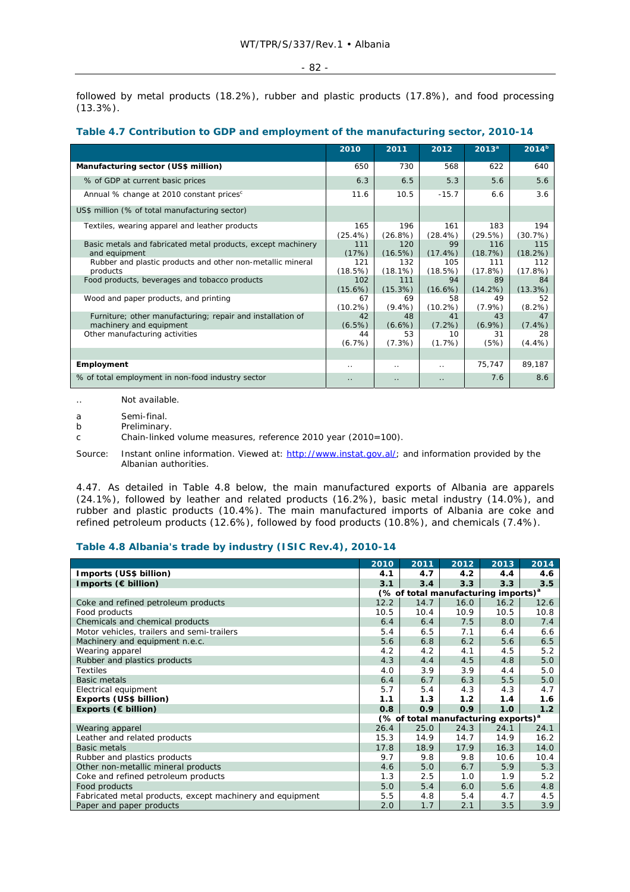followed by metal products (18.2%), rubber and plastic products (17.8%), and food processing (13.3%).

### Table 4.7 Contribution to GDP and employment of the manufacturing sector, 2010-14

| | 2010 | 2011 | 2012 | 2013[a] | 2014[b] |
|---|---|---|---|---|---|
| **Manufacturing sector (US$ million)** | 650 | 730 | 568 | 622 | 640 |
| % of GDP at current basic prices | 6.3 | 6.5 | 5.3 | 5.6 | 5.6 |
| Annual % change at 2010 constant prices[c] | 11.6 | 10.5 | -15.7 | 6.6 | 3.6 |
| US$ million (% of total manufacturing sector) | | | | | |
| Textiles, wearing apparel and leather products | 165 (25.4%) | 196 (26.8%) | 161 (28.4%) | 183 (29.5%) | 194 (30.7%) |
| Basic metals and fabricated metal products, except machinery and equipment | 111 (17%) | 120 (16.5%) | 99 (17.4%) | 116 (18.7%) | 115 (18.2%) |
| Rubber and plastic products and other non-metallic mineral products | 121 (18.5%) | 132 (18.1%) | 105 (18.5%) | 111 (17.8%) | 112 (17.8%) |
| Food products, beverages and tobacco products | 102 (15.6%) | 111 (15.3%) | 94 (16.6%) | 89 (14.2%) | 84 (13.3%) |
| Wood and paper products, and printing | 67 (10.2%) | 69 (9.4%) | 58 (10.2%) | 49 (7.9%) | 52 (8.2%) |
| Furniture; other manufacturing; repair and installation of machinery and equipment | 42 (6.5%) | 48 (6.6%) | 41 (7.2%) | 43 (6.9%) | 47 (7.4%) |
| Other manufacturing activities | 44 (6.7%) | 53 (7.3%) | 10 (1.7%) | 31 (5%) | 28 (4.4%) |
| | | | | | |
| **Employment** | .. | .. | .. | 75,747 | 89,187 |
| % of total employment in non-food industry sector | .. | .. | .. | 7.6 | 8.6 |

.. Not available.

a Semi-final.

b Preliminary.

c Chain-linked volume measures, reference 2010 year (2010=100).

Source: Instant online information. Viewed at: http://www.instat.gov.al/; and information provided by the Albanian authorities.

4.47. As detailed in Table 4.8 below, the main manufactured exports of Albania are apparels (24.1%), followed by leather and related products (16.2%), basic metal industry (14.0%), and rubber and plastic products (10.4%). The main manufactured imports of Albania are coke and refined petroleum products (12.6%), followed by food products (10.8%), and chemicals (7.4%).

### Table 4.8 Albania's trade by industry (ISIC Rev.4), 2010-14

| | 2010 | 2011 | 2012 | 2013 | 2014 |
|---|---|---|---|---|---|
| **Imports (US$ billion)** | **4.1** | **4.7** | **4.2** | **4.4** | **4.6** |
| **Imports (€ billion)** | **3.1** | **3.4** | **3.3** | **3.3** | **3.5** |
| | **(% of total manufacturing imports)[a]** | | | | |
| Coke and refined petroleum products | 12.2 | 14.7 | 16.0 | 16.2 | 12.6 |
| Food products | 10.5 | 10.4 | 10.9 | 10.5 | 10.8 |
| Chemicals and chemical products | 6.4 | 6.4 | 7.5 | 8.0 | 7.4 |
| Motor vehicles, trailers and semi-trailers | 5.4 | 6.5 | 7.1 | 6.4 | 6.6 |
| Machinery and equipment n.e.c. | 5.6 | 6.8 | 6.2 | 5.6 | 6.5 |
| Wearing apparel | 4.2 | 4.2 | 4.1 | 4.5 | 5.2 |
| Rubber and plastics products | 4.3 | 4.4 | 4.5 | 4.8 | 5.0 |
| Textiles | 4.0 | 3.9 | 3.9 | 4.4 | 5.0 |
| Basic metals | 6.4 | 6.7 | 6.3 | 5.5 | 5.0 |
| Electrical equipment | 5.7 | 5.4 | 4.3 | 4.3 | 4.7 |
| **Exports (US$ billion)** | **1.1** | **1.3** | **1.2** | **1.4** | **1.6** |
| **Exports (€ billion)** | **0.8** | **0.9** | **0.9** | **1.0** | **1.2** |
| | **(% of total manufacturing exports)[a]** | | | | |
| Wearing apparel | 26.4 | 25.0 | 24.3 | 24.1 | 24.1 |
| Leather and related products | 15.3 | 14.9 | 14.7 | 14.9 | 16.2 |
| Basic metals | 17.8 | 18.9 | 17.9 | 16.3 | 14.0 |
| Rubber and plastics products | 9.7 | 9.8 | 9.8 | 10.6 | 10.4 |
| Other non-metallic mineral products | 4.6 | 5.0 | 6.7 | 5.9 | 5.3 |
| Coke and refined petroleum products | 1.3 | 2.5 | 1.0 | 1.9 | 5.2 |
| Food products | 5.0 | 5.4 | 6.0 | 5.6 | 4.8 |
| Fabricated metal products, except machinery and equipment | 5.5 | 4.8 | 5.4 | 4.7 | 4.5 |
| Paper and paper products | 2.0 | 1.7 | 2.1 | 3.5 | 3.9 |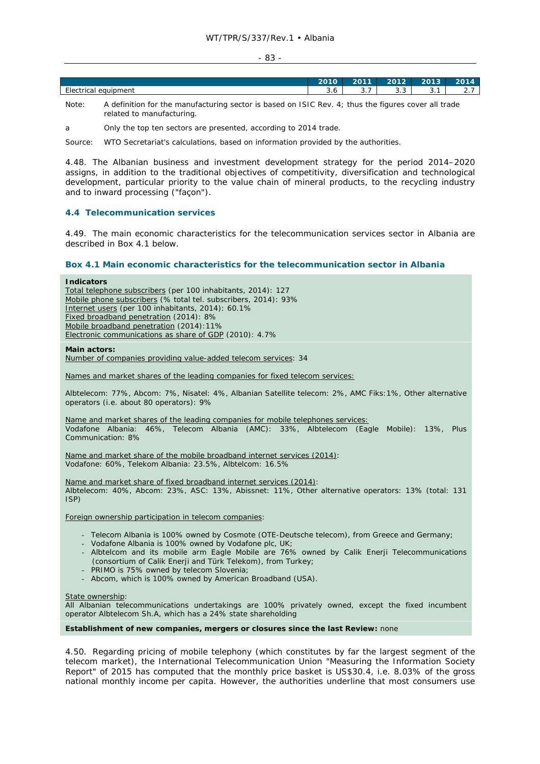| | 2010 | 2011 | 2012 | 2013 | 2014 |
|---|---|---|---|---|---|
| Electrical equipment | 3.6 | 3.7 | 3.3 | 3.1 | 2.7 |

Note: A definition for the manufacturing sector is based on ISIC Rev. 4; thus the figures cover all trade related to manufacturing.

a Only the top ten sectors are presented, according to 2014 trade.

Source: WTO Secretariat's calculations, based on information provided by the authorities.

4.48. The Albanian business and investment development strategy for the period 2014–2020 assigns, in addition to the traditional objectives of competitivity, diversification and technological development, particular priority to the value chain of mineral products, to the recycling industry and to inward processing ("façon").

### 4.4 Telecommunication services

4.49. The main economic characteristics for the telecommunication services sector in Albania are described in Box 4.1 below.

#### Box 4.1 Main economic characteristics for the telecommunication sector in Albania

**Indicators**
Total telephone subscribers (per 100 inhabitants, 2014): 127
Mobile phone subscribers (% total tel. subscribers, 2014): 93%
Internet users (per 100 inhabitants, 2014): 60.1%
Fixed broadband penetration (2014): 8%
Mobile broadband penetration (2014):11%
Electronic communications as share of GDP (2010): 4.7%

**Main actors:**
Number of companies providing value-added telecom services: 34

Names and market shares of the leading companies for fixed telecom services:

Albtelecom: 77%, Abcom: 7%, Nisatel: 4%, Albanian Satellite telecom: 2%, AMC Fiks:1%, Other alternative operators (i.e. about 80 operators): 9%

Name and market shares of the leading companies for mobile telephones services:
Vodafone Albania: 46%, Telecom Albania (AMC): 33%, Albtelecom (Eagle Mobile): 13%, Plus Communication: 8%

Name and market share of the mobile broadband internet services (2014):
Vodafone: 60%, Telekom Albania: 23.5%, Albtelcom: 16.5%

Name and market share of fixed broadband internet services (2014):
Albtelecom: 40%, Abcom: 23%, ASC: 13%, Abissnet: 11%, Other alternative operators: 13% (total: 131 ISP)

Foreign ownership participation in telecom companies:

- Telecom Albania is 100% owned by Cosmote (OTE-Deutsche telecom), from Greece and Germany;
- Vodafone Albania is 100% owned by Vodafone plc, UK;
- Albtelcom and its mobile arm Eagle Mobile are 76% owned by Calik Enerji Telecommunications (consortium of Calik Enerji and Türk Telekom), from Turkey;
- PRIMO is 75% owned by telecom Slovenia;
- Abcom, which is 100% owned by American Broadband (USA).

State ownership:
All Albanian telecommunications undertakings are 100% privately owned, except the fixed incumbent operator Albtelecom Sh.A, which has a 24% state shareholding

**Establishment of new companies, mergers or closures since the last Review:** none

4.50. Regarding pricing of mobile telephony (which constitutes by far the largest segment of the telecom market), the International Telecommunication Union "Measuring the Information Society Report" of 2015 has computed that the monthly price basket is US$30.4, i.e. 8.03% of the gross national monthly income per capita. However, the authorities underline that most consumers use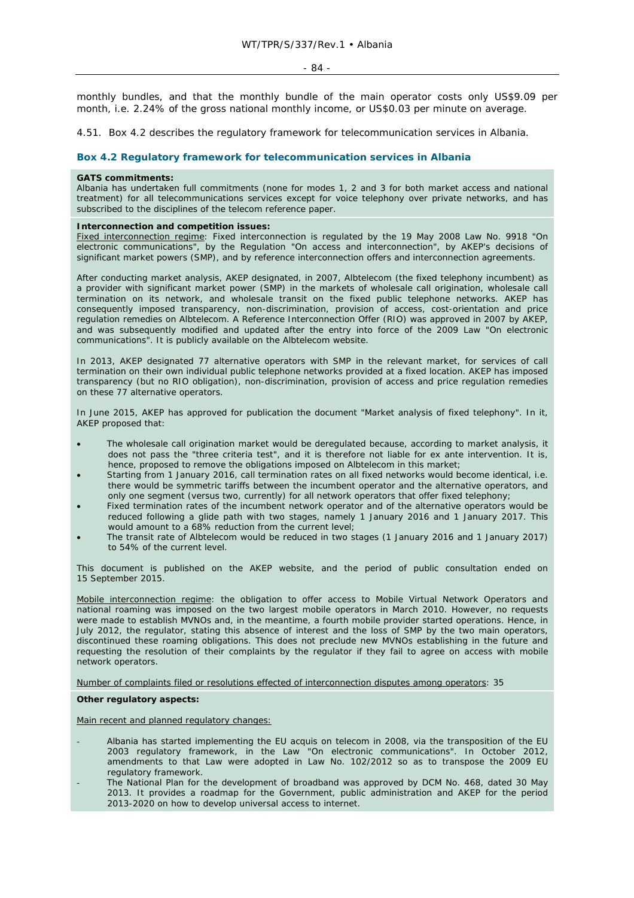monthly bundles, and that the monthly bundle of the main operator costs only US$9.09 per month, i.e. 2.24% of the gross national monthly income, or US$0.03 per minute on average.

4.51. Box 4.2 describes the regulatory framework for telecommunication services in Albania.

### Box 4.2 Regulatory framework for telecommunication services in Albania

**GATS commitments:**
Albania has undertaken full commitments (none for modes 1, 2 and 3 for both market access and national treatment) for all telecommunications services except for voice telephony over private networks, and has subscribed to the disciplines of the telecom reference paper.

**Interconnection and competition issues:**
Fixed interconnection regime: Fixed interconnection is regulated by the 19 May 2008 Law No. 9918 "On electronic communications", by the Regulation "On access and interconnection", by AKEP's decisions of significant market powers (SMP), and by reference interconnection offers and interconnection agreements.

After conducting market analysis, AKEP designated, in 2007, Albtelecom (the fixed telephony incumbent) as a provider with significant market power (SMP) in the markets of wholesale call origination, wholesale call termination on its network, and wholesale transit on the fixed public telephone networks. AKEP has consequently imposed transparency, non-discrimination, provision of access, cost-orientation and price regulation remedies on Albtelecom. A Reference Interconnection Offer (RIO) was approved in 2007 by AKEP, and was subsequently modified and updated after the entry into force of the 2009 Law "On electronic communications". It is publicly available on the Albtelecom website.

In 2013, AKEP designated 77 alternative operators with SMP in the relevant market, for services of call termination on their own individual public telephone networks provided at a fixed location. AKEP has imposed transparency (but no RIO obligation), non-discrimination, provision of access and price regulation remedies on these 77 alternative operators.

In June 2015, AKEP has approved for publication the document "Market analysis of fixed telephony". In it, AKEP proposed that:

- The wholesale call origination market would be deregulated because, according to market analysis, it does not pass the "three criteria test", and it is therefore not liable for ex ante intervention. It is, hence, proposed to remove the obligations imposed on Albtelecom in this market;
- Starting from 1 January 2016, call termination rates on all fixed networks would become identical, i.e. there would be symmetric tariffs between the incumbent operator and the alternative operators, and only one segment (versus two, currently) for all network operators that offer fixed telephony;
- Fixed termination rates of the incumbent network operator and of the alternative operators would be reduced following a glide path with two stages, namely 1 January 2016 and 1 January 2017. This would amount to a 68% reduction from the current level;
- The transit rate of Albtelecom would be reduced in two stages (1 January 2016 and 1 January 2017) to 54% of the current level.

This document is published on the AKEP website, and the period of public consultation ended on 15 September 2015.

Mobile interconnection regime: the obligation to offer access to Mobile Virtual Network Operators and national roaming was imposed on the two largest mobile operators in March 2010. However, no requests were made to establish MVNOs and, in the meantime, a fourth mobile provider started operations. Hence, in July 2012, the regulator, stating this absence of interest and the loss of SMP by the two main operators, discontinued these roaming obligations. This does not preclude new MVNOs establishing in the future and requesting the resolution of their complaints by the regulator if they fail to agree on access with mobile network operators.

Number of complaints filed or resolutions effected of interconnection disputes among operators: 35

**Other regulatory aspects:**

Main recent and planned regulatory changes:

- Albania has started implementing the EU acquis on telecom in 2008, via the transposition of the EU 2003 regulatory framework, in the Law "On electronic communications". In October 2012, amendments to that Law were adopted in Law No. 102/2012 so as to transpose the 2009 EU regulatory framework.
- The National Plan for the development of broadband was approved by DCM No. 468, dated 30 May 2013. It provides a roadmap for the Government, public administration and AKEP for the period 2013-2020 on how to develop universal access to internet.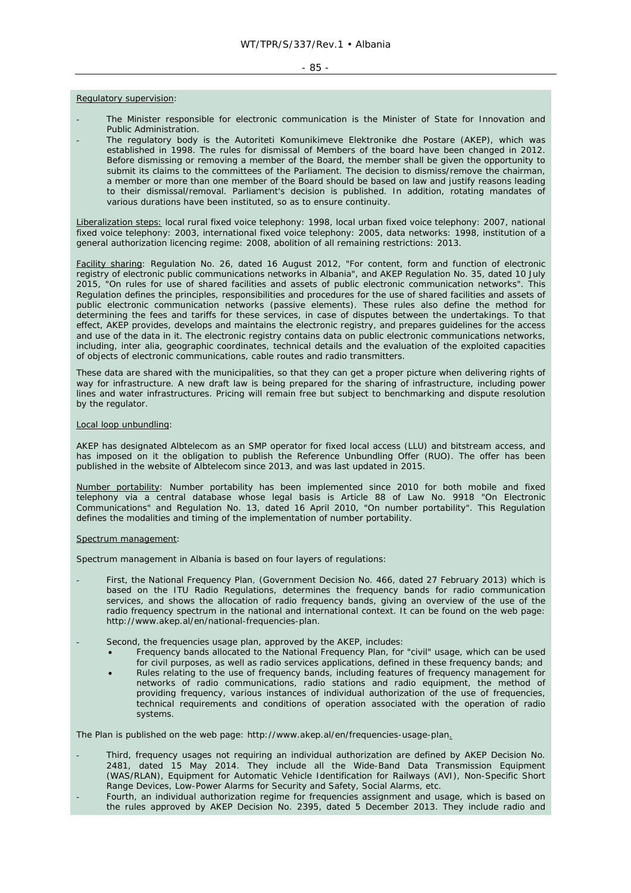Regulatory supervision:

- The Minister responsible for electronic communication is the Minister of State for Innovation and Public Administration.
- The regulatory body is the Autoriteti Komunikimeve Elektronike dhe Postare (AKEP), which was established in 1998. The rules for dismissal of Members of the board have been changed in 2012. Before dismissing or removing a member of the Board, the member shall be given the opportunity to submit its claims to the committees of the Parliament. The decision to dismiss/remove the chairman, a member or more than one member of the Board should be based on law and justify reasons leading to their dismissal/removal. Parliament's decision is published. In addition, rotating mandates of various durations have been instituted, so as to ensure continuity.

Liberalization steps: local rural fixed voice telephony: 1998, local urban fixed voice telephony: 2007, national fixed voice telephony: 2003, international fixed voice telephony: 2005, data networks: 1998, institution of a general authorization licencing regime: 2008, abolition of all remaining restrictions: 2013.

Facility sharing: Regulation No. 26, dated 16 August 2012, "For content, form and function of electronic registry of electronic public communications networks in Albania", and AKEP Regulation No. 35, dated 10 July 2015, "On rules for use of shared facilities and assets of public electronic communication networks". This Regulation defines the principles, responsibilities and procedures for the use of shared facilities and assets of public electronic communication networks (passive elements). These rules also define the method for determining the fees and tariffs for these services, in case of disputes between the undertakings. To that effect, AKEP provides, develops and maintains the electronic registry, and prepares guidelines for the access and use of the data in it. The electronic registry contains data on public electronic communications networks, including, inter alia, geographic coordinates, technical details and the evaluation of the exploited capacities of objects of electronic communications, cable routes and radio transmitters.

These data are shared with the municipalities, so that they can get a proper picture when delivering rights of way for infrastructure. A new draft law is being prepared for the sharing of infrastructure, including power lines and water infrastructures. Pricing will remain free but subject to benchmarking and dispute resolution by the regulator.

Local loop unbundling:

AKEP has designated Albtelecom as an SMP operator for fixed local access (LLU) and bitstream access, and has imposed on it the obligation to publish the Reference Unbundling Offer (RUO). The offer has been published in the website of Albtelecom since 2013, and was last updated in 2015.

Number portability: Number portability has been implemented since 2010 for both mobile and fixed telephony via a central database whose legal basis is Article 88 of Law No. 9918 "On Electronic Communications" and Regulation No. 13, dated 16 April 2010, "On number portability". This Regulation defines the modalities and timing of the implementation of number portability.

Spectrum management:

Spectrum management in Albania is based on four layers of regulations:

- First, the National Frequency Plan, (Government Decision No. 466, dated 27 February 2013) which is based on the ITU Radio Regulations, determines the frequency bands for radio communication services, and shows the allocation of radio frequency bands, giving an overview of the use of the radio frequency spectrum in the national and international context. It can be found on the web page: http://www.akep.al/en/national-frequencies-plan.

- Second, the frequencies usage plan, approved by the AKEP, includes:
    - Frequency bands allocated to the National Frequency Plan, for "civil" usage, which can be used for civil purposes, as well as radio services applications, defined in these frequency bands; and
    - Rules relating to the use of frequency bands, including features of frequency management for networks of radio communications, radio stations and radio equipment, the method of providing frequency, various instances of individual authorization of the use of frequencies, technical requirements and conditions of operation associated with the operation of radio systems.

The Plan is published on the web page: http://www.akep.al/en/frequencies-usage-plan.

- Third, frequency usages not requiring an individual authorization are defined by AKEP Decision No. 2481, dated 15 May 2014. They include all the Wide-Band Data Transmission Equipment (WAS/RLAN), Equipment for Automatic Vehicle Identification for Railways (AVI), Non-Specific Short Range Devices, Low-Power Alarms for Security and Safety, Social Alarms, etc.
- Fourth, an individual authorization regime for frequencies assignment and usage, which is based on the rules approved by AKEP Decision No. 2395, dated 5 December 2013. They include radio and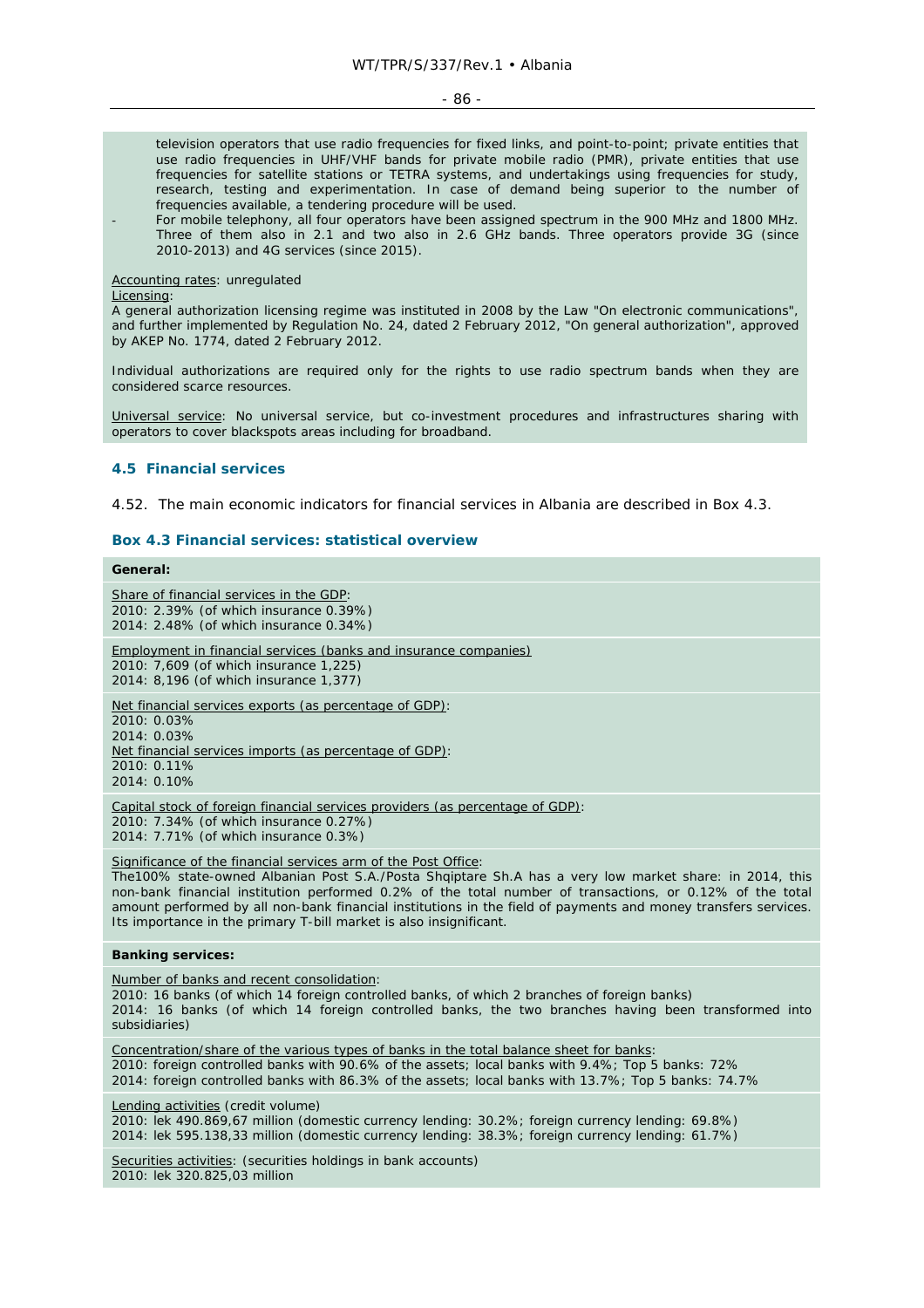television operators that use radio frequencies for fixed links, and point-to-point; private entities that use radio frequencies in UHF/VHF bands for private mobile radio (PMR), private entities that use frequencies for satellite stations or TETRA systems, and undertakings using frequencies for study, research, testing and experimentation. In case of demand being superior to the number of frequencies available, a tendering procedure will be used.

- For mobile telephony, all four operators have been assigned spectrum in the 900 MHz and 1800 MHz. Three of them also in 2.1 and two also in 2.6 GHz bands. Three operators provide 3G (since 2010-2013) and 4G services (since 2015).

Accounting rates: unregulated

Licensing:

A general authorization licensing regime was instituted in 2008 by the Law "On electronic communications", and further implemented by Regulation No. 24, dated 2 February 2012, "On general authorization", approved by AKEP No. 1774, dated 2 February 2012.

Individual authorizations are required only for the rights to use radio spectrum bands when they are considered scarce resources.

Universal service: No universal service, but co-investment procedures and infrastructures sharing with operators to cover blackspots areas including for broadband.

### 4.5 Financial services

4.52. The main economic indicators for financial services in Albania are described in Box 4.3.

#### Box 4.3 Financial services: statistical overview

**General:**

Share of financial services in the GDP:
2010: 2.39% (of which insurance 0.39%)
2014: 2.48% (of which insurance 0.34%)

Employment in financial services (banks and insurance companies)
2010: 7,609 (of which insurance 1,225)
2014: 8,196 (of which insurance 1,377)

Net financial services exports (as percentage of GDP):
2010: 0.03%
2014: 0.03%

Net financial services imports (as percentage of GDP):
2010: 0.11%
2014: 0.10%

Capital stock of foreign financial services providers (as percentage of GDP):
2010: 7.34% (of which insurance 0.27%)
2014: 7.71% (of which insurance 0.3%)

Significance of the financial services arm of the Post Office:
The100% state-owned Albanian Post S.A./Posta Shqiptare Sh.A has a very low market share: in 2014, this non-bank financial institution performed 0.2% of the total number of transactions, or 0.12% of the total amount performed by all non-bank financial institutions in the field of payments and money transfers services. Its importance in the primary T-bill market is also insignificant.

**Banking services:**

Number of banks and recent consolidation:
2010: 16 banks (of which 14 foreign controlled banks, of which 2 branches of foreign banks)
2014: 16 banks (of which 14 foreign controlled banks, the two branches having been transformed into subsidiaries)

Concentration/share of the various types of banks in the total balance sheet for banks:
2010: foreign controlled banks with 90.6% of the assets; local banks with 9.4%; Top 5 banks: 72%
2014: foreign controlled banks with 86.3% of the assets; local banks with 13.7%; Top 5 banks: 74.7%

Lending activities (credit volume)
2010: lek 490.869,67 million (domestic currency lending: 30.2%; foreign currency lending: 69.8%)
2014: lek 595.138,33 million (domestic currency lending: 38.3%; foreign currency lending: 61.7%)

Securities activities: (securities holdings in bank accounts)
2010: lek 320.825,03 million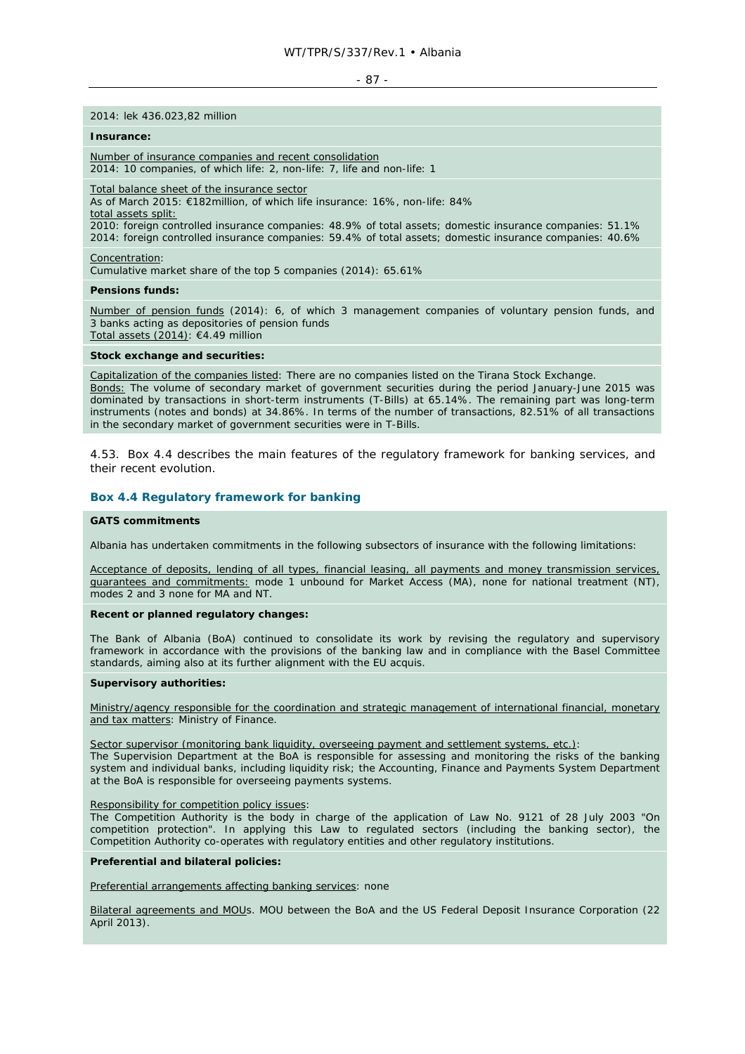2014: lek 436.023,82 million

**Insurance:**

Number of insurance companies and recent consolidation
2014: 10 companies, of which life: 2, non-life: 7, life and non-life: 1

Total balance sheet of the insurance sector
As of March 2015: €182million, of which life insurance: 16%, non-life: 84%
total assets split:
2010: foreign controlled insurance companies: 48.9% of total assets; domestic insurance companies: 51.1%
2014: foreign controlled insurance companies: 59.4% of total assets; domestic insurance companies: 40.6%

Concentration:
Cumulative market share of the top 5 companies (2014): 65.61%

**Pensions funds:**

Number of pension funds (2014): 6, of which 3 management companies of voluntary pension funds, and 3 banks acting as depositories of pension funds
Total assets (2014): €4.49 million

**Stock exchange and securities:**

Capitalization of the companies listed: There are no companies listed on the Tirana Stock Exchange.
Bonds: The volume of secondary market of government securities during the period January-June 2015 was dominated by transactions in short-term instruments (T-Bills) at 65.14%. The remaining part was long-term instruments (notes and bonds) at 34.86%. In terms of the number of transactions, 82.51% of all transactions in the secondary market of government securities were in T-Bills.

4.53. Box 4.4 describes the main features of the regulatory framework for banking services, and their recent evolution.

### Box 4.4 Regulatory framework for banking

**GATS commitments**

Albania has undertaken commitments in the following subsectors of insurance with the following limitations:

Acceptance of deposits, lending of all types, financial leasing, all payments and money transmission services, guarantees and commitments: mode 1 unbound for Market Access (MA), none for national treatment (NT), modes 2 and 3 none for MA and NT.

**Recent or planned regulatory changes:**

The Bank of Albania (BoA) continued to consolidate its work by revising the regulatory and supervisory framework in accordance with the provisions of the banking law and in compliance with the Basel Committee standards, aiming also at its further alignment with the EU acquis.

**Supervisory authorities:**

Ministry/agency responsible for the coordination and strategic management of international financial, monetary and tax matters: Ministry of Finance.

Sector supervisor (monitoring bank liquidity, overseeing payment and settlement systems, etc.):
The Supervision Department at the BoA is responsible for assessing and monitoring the risks of the banking system and individual banks, including liquidity risk; the Accounting, Finance and Payments System Department at the BoA is responsible for overseeing payments systems.

Responsibility for competition policy issues:
The Competition Authority is the body in charge of the application of Law No. 9121 of 28 July 2003 "On competition protection". In applying this Law to regulated sectors (including the banking sector), the Competition Authority co-operates with regulatory entities and other regulatory institutions.

**Preferential and bilateral policies:**

Preferential arrangements affecting banking services: none

Bilateral agreements and MOUs. MOU between the BoA and the US Federal Deposit Insurance Corporation (22 April 2013).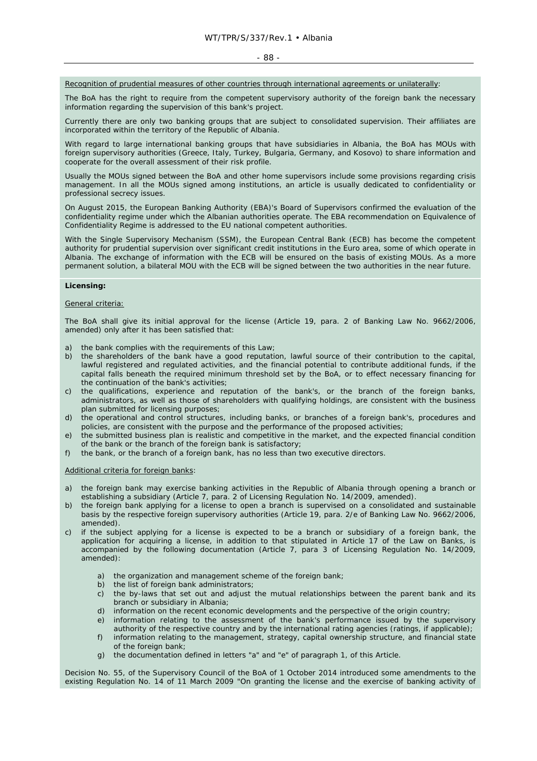Recognition of prudential measures of other countries through international agreements or unilaterally:

The BoA has the right to require from the competent supervisory authority of the foreign bank the necessary information regarding the supervision of this bank's project.

Currently there are only two banking groups that are subject to consolidated supervision. Their affiliates are incorporated within the territory of the Republic of Albania.

With regard to large international banking groups that have subsidiaries in Albania, the BoA has MOUs with foreign supervisory authorities (Greece, Italy, Turkey, Bulgaria, Germany, and Kosovo) to share information and cooperate for the overall assessment of their risk profile.

Usually the MOUs signed between the BoA and other home supervisors include some provisions regarding crisis management. In all the MOUs signed among institutions, an article is usually dedicated to confidentiality or professional secrecy issues.

On August 2015, the European Banking Authority (EBA)'s Board of Supervisors confirmed the evaluation of the confidentiality regime under which the Albanian authorities operate. The EBA recommendation on Equivalence of Confidentiality Regime is addressed to the EU national competent authorities.

With the Single Supervisory Mechanism (SSM), the European Central Bank (ECB) has become the competent authority for prudential supervision over significant credit institutions in the Euro area, some of which operate in Albania. The exchange of information with the ECB will be ensured on the basis of existing MOUs. As a more permanent solution, a bilateral MOU with the ECB will be signed between the two authorities in the near future.

**Licensing:**

General criteria:

The BoA shall give its initial approval for the license (Article 19, para. 2 of Banking Law No. 9662/2006, amended) only after it has been satisfied that:

a) the bank complies with the requirements of this Law;
b) the shareholders of the bank have a good reputation, lawful source of their contribution to the capital, lawful registered and regulated activities, and the financial potential to contribute additional funds, if the capital falls beneath the required minimum threshold set by the BoA, or to effect necessary financing for the continuation of the bank's activities;
c) the qualifications, experience and reputation of the bank's, or the branch of the foreign banks, administrators, as well as those of shareholders with qualifying holdings, are consistent with the business plan submitted for licensing purposes;
d) the operational and control structures, including banks, or branches of a foreign bank's, procedures and policies, are consistent with the purpose and the performance of the proposed activities;
e) the submitted business plan is realistic and competitive in the market, and the expected financial condition of the bank or the branch of the foreign bank is satisfactory;
f) the bank, or the branch of a foreign bank, has no less than two executive directors.

Additional criteria for foreign banks:

a) the foreign bank may exercise banking activities in the Republic of Albania through opening a branch or establishing a subsidiary (Article 7, para. 2 of Licensing Regulation No. 14/2009, amended).
b) the foreign bank applying for a license to open a branch is supervised on a consolidated and sustainable basis by the respective foreign supervisory authorities (Article 19, para. 2/e of Banking Law No. 9662/2006, amended).
c) if the subject applying for a license is expected to be a branch or subsidiary of a foreign bank, the application for acquiring a license, in addition to that stipulated in Article 17 of the Law on Banks, is accompanied by the following documentation (Article 7, para 3 of Licensing Regulation No. 14/2009, amended):

    a) the organization and management scheme of the foreign bank;
    b) the list of foreign bank administrators;
    c) the by-laws that set out and adjust the mutual relationships between the parent bank and its branch or subsidiary in Albania;
    d) information on the recent economic developments and the perspective of the origin country;
    e) information relating to the assessment of the bank's performance issued by the supervisory authority of the respective country and by the international rating agencies (ratings, if applicable);
    f) information relating to the management, strategy, capital ownership structure, and financial state of the foreign bank;
    g) the documentation defined in letters "a" and "e" of paragraph 1, of this Article.

Decision No. 55, of the Supervisory Council of the BoA of 1 October 2014 introduced some amendments to the existing Regulation No. 14 of 11 March 2009 "On granting the license and the exercise of banking activity of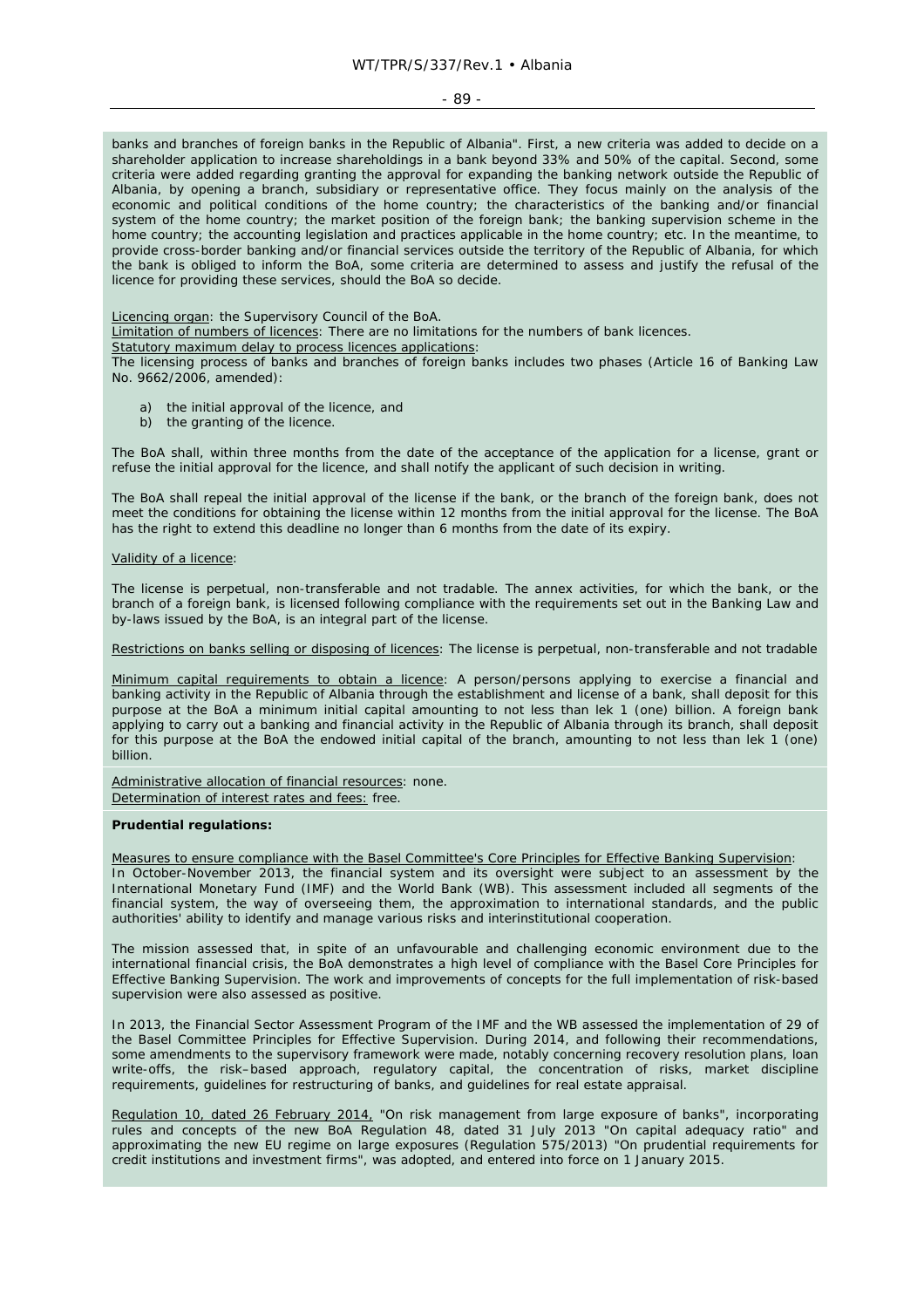banks and branches of foreign banks in the Republic of Albania". First, a new criteria was added to decide on a shareholder application to increase shareholdings in a bank beyond 33% and 50% of the capital. Second, some criteria were added regarding granting the approval for expanding the banking network outside the Republic of Albania, by opening a branch, subsidiary or representative office. They focus mainly on the analysis of the economic and political conditions of the home country; the characteristics of the banking and/or financial system of the home country; the market position of the foreign bank; the banking supervision scheme in the home country; the accounting legislation and practices applicable in the home country; etc. In the meantime, to provide cross-border banking and/or financial services outside the territory of the Republic of Albania, for which the bank is obliged to inform the BoA, some criteria are determined to assess and justify the refusal of the licence for providing these services, should the BoA so decide.

Licencing organ: the Supervisory Council of the BoA.
Limitation of numbers of licences: There are no limitations for the numbers of bank licences.
Statutory maximum delay to process licences applications:
The licensing process of banks and branches of foreign banks includes two phases (Article 16 of Banking Law No. 9662/2006, amended):

a) the initial approval of the licence, and
b) the granting of the licence.

The BoA shall, within three months from the date of the acceptance of the application for a license, grant or refuse the initial approval for the licence, and shall notify the applicant of such decision in writing.

The BoA shall repeal the initial approval of the license if the bank, or the branch of the foreign bank, does not meet the conditions for obtaining the license within 12 months from the initial approval for the license. The BoA has the right to extend this deadline no longer than 6 months from the date of its expiry.

Validity of a licence:

The license is perpetual, non-transferable and not tradable. The annex activities, for which the bank, or the branch of a foreign bank, is licensed following compliance with the requirements set out in the Banking Law and by-laws issued by the BoA, is an integral part of the license.

Restrictions on banks selling or disposing of licences: The license is perpetual, non-transferable and not tradable

Minimum capital requirements to obtain a licence: A person/persons applying to exercise a financial and banking activity in the Republic of Albania through the establishment and license of a bank, shall deposit for this purpose at the BoA a minimum initial capital amounting to not less than lek 1 (one) billion. A foreign bank applying to carry out a banking and financial activity in the Republic of Albania through its branch, shall deposit for this purpose at the BoA the endowed initial capital of the branch, amounting to not less than lek 1 (one) billion.

Administrative allocation of financial resources: none.
Determination of interest rates and fees: free.

**Prudential regulations:**

Measures to ensure compliance with the Basel Committee's Core Principles for Effective Banking Supervision:
In October-November 2013, the financial system and its oversight were subject to an assessment by the International Monetary Fund (IMF) and the World Bank (WB). This assessment included all segments of the financial system, the way of overseeing them, the approximation to international standards, and the public authorities' ability to identify and manage various risks and interinstitutional cooperation.

The mission assessed that, in spite of an unfavourable and challenging economic environment due to the international financial crisis, the BoA demonstrates a high level of compliance with the Basel Core Principles for Effective Banking Supervision. The work and improvements of concepts for the full implementation of risk-based supervision were also assessed as positive.

In 2013, the Financial Sector Assessment Program of the IMF and the WB assessed the implementation of 29 of the Basel Committee Principles for Effective Supervision. During 2014, and following their recommendations, some amendments to the supervisory framework were made, notably concerning recovery resolution plans, loan write-offs, the risk–based approach, regulatory capital, the concentration of risks, market discipline requirements, guidelines for restructuring of banks, and guidelines for real estate appraisal.

Regulation 10, dated 26 February 2014, "On risk management from large exposure of banks", incorporating rules and concepts of the new BoA Regulation 48, dated 31 July 2013 "On capital adequacy ratio" and approximating the new EU regime on large exposures (Regulation 575/2013) "On prudential requirements for credit institutions and investment firms", was adopted, and entered into force on 1 January 2015.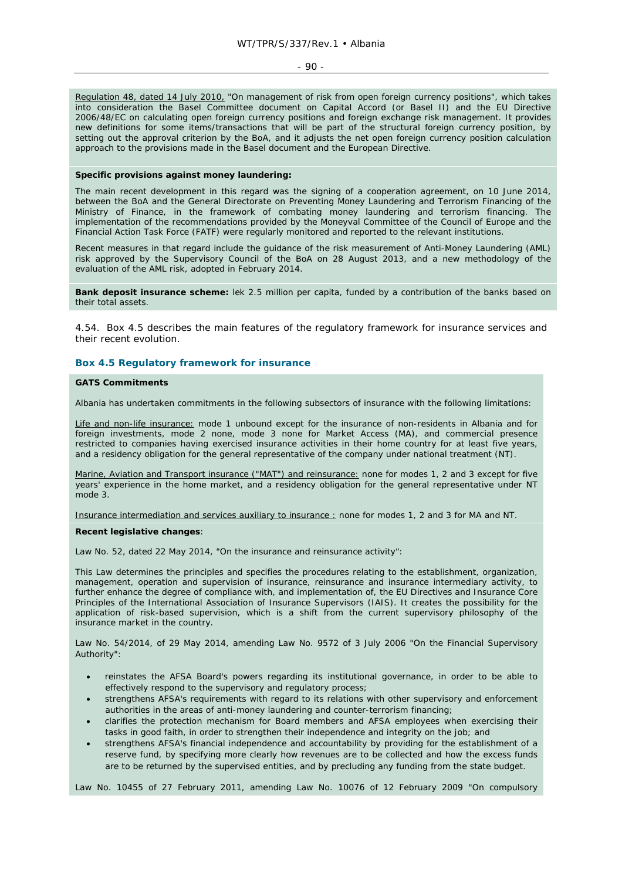Regulation 48, dated 14 July 2010, "On management of risk from open foreign currency positions", which takes into consideration the Basel Committee document on Capital Accord (or Basel II) and the EU Directive 2006/48/EC on calculating open foreign currency positions and foreign exchange risk management. It provides new definitions for some items/transactions that will be part of the structural foreign currency position, by setting out the approval criterion by the BoA, and it adjusts the net open foreign currency position calculation approach to the provisions made in the Basel document and the European Directive.

**Specific provisions against money laundering:**

The main recent development in this regard was the signing of a cooperation agreement, on 10 June 2014, between the BoA and the General Directorate on Preventing Money Laundering and Terrorism Financing of the Ministry of Finance, in the framework of combating money laundering and terrorism financing. The implementation of the recommendations provided by the Moneyval Committee of the Council of Europe and the Financial Action Task Force (FATF) were regularly monitored and reported to the relevant institutions.

Recent measures in that regard include the guidance of the risk measurement of Anti-Money Laundering (AML) risk approved by the Supervisory Council of the BoA on 28 August 2013, and a new methodology of the evaluation of the AML risk, adopted in February 2014.

**Bank deposit insurance scheme:** lek 2.5 million per capita, funded by a contribution of the banks based on their total assets.

4.54. Box 4.5 describes the main features of the regulatory framework for insurance services and their recent evolution.

### Box 4.5 Regulatory framework for insurance

**GATS Commitments**

Albania has undertaken commitments in the following subsectors of insurance with the following limitations:

Life and non-life insurance: mode 1 unbound except for the insurance of non-residents in Albania and for foreign investments, mode 2 none, mode 3 none for Market Access (MA), and commercial presence restricted to companies having exercised insurance activities in their home country for at least five years, and a residency obligation for the general representative of the company under national treatment (NT).

Marine, Aviation and Transport insurance ("MAT") and reinsurance: none for modes 1, 2 and 3 except for five years' experience in the home market, and a residency obligation for the general representative under NT mode 3.

Insurance intermediation and services auxiliary to insurance : none for modes 1, 2 and 3 for MA and NT.

**Recent legislative changes**:

Law No. 52, dated 22 May 2014, "On the insurance and reinsurance activity":

This Law determines the principles and specifies the procedures relating to the establishment, organization, management, operation and supervision of insurance, reinsurance and insurance intermediary activity, to further enhance the degree of compliance with, and implementation of, the EU Directives and Insurance Core Principles of the International Association of Insurance Supervisors (IAIS). It creates the possibility for the application of risk-based supervision, which is a shift from the current supervisory philosophy of the insurance market in the country.

Law No. 54/2014, of 29 May 2014, amending Law No. 9572 of 3 July 2006 "On the Financial Supervisory Authority":

- reinstates the AFSA Board's powers regarding its institutional governance, in order to be able to effectively respond to the supervisory and regulatory process;
- strengthens AFSA's requirements with regard to its relations with other supervisory and enforcement authorities in the areas of anti-money laundering and counter-terrorism financing;
- clarifies the protection mechanism for Board members and AFSA employees when exercising their tasks in good faith, in order to strengthen their independence and integrity on the job; and
- strengthens AFSA's financial independence and accountability by providing for the establishment of a reserve fund, by specifying more clearly how revenues are to be collected and how the excess funds are to be returned by the supervised entities, and by precluding any funding from the state budget.

Law No. 10455 of 27 February 2011, amending Law No. 10076 of 12 February 2009 "On compulsory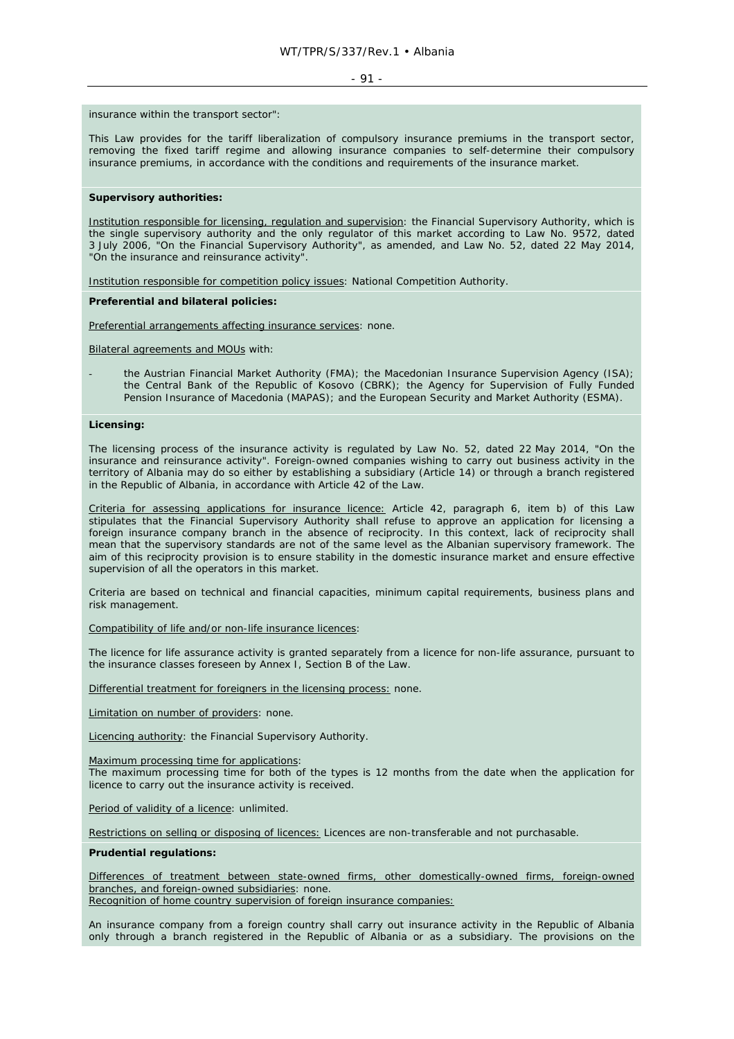insurance within the transport sector":

This Law provides for the tariff liberalization of compulsory insurance premiums in the transport sector, removing the fixed tariff regime and allowing insurance companies to self-determine their compulsory insurance premiums, in accordance with the conditions and requirements of the insurance market.

**Supervisory authorities:**

Institution responsible for licensing, regulation and supervision: the Financial Supervisory Authority, which is the single supervisory authority and the only regulator of this market according to Law No. 9572, dated 3 July 2006, "On the Financial Supervisory Authority", as amended, and Law No. 52, dated 22 May 2014, "On the insurance and reinsurance activity".

Institution responsible for competition policy issues: National Competition Authority.

**Preferential and bilateral policies:**

Preferential arrangements affecting insurance services: none.

Bilateral agreements and MOUs with:

- the Austrian Financial Market Authority (FMA); the Macedonian Insurance Supervision Agency (ISA); the Central Bank of the Republic of Kosovo (CBRK); the Agency for Supervision of Fully Funded Pension Insurance of Macedonia (MAPAS); and the European Security and Market Authority (ESMA).

**Licensing:**

The licensing process of the insurance activity is regulated by Law No. 52, dated 22 May 2014, "On the insurance and reinsurance activity". Foreign-owned companies wishing to carry out business activity in the territory of Albania may do so either by establishing a subsidiary (Article 14) or through a branch registered in the Republic of Albania, in accordance with Article 42 of the Law.

Criteria for assessing applications for insurance licence: Article 42, paragraph 6, item b) of this Law stipulates that the Financial Supervisory Authority shall refuse to approve an application for licensing a foreign insurance company branch in the absence of reciprocity. In this context, lack of reciprocity shall mean that the supervisory standards are not of the same level as the Albanian supervisory framework. The aim of this reciprocity provision is to ensure stability in the domestic insurance market and ensure effective supervision of all the operators in this market.

Criteria are based on technical and financial capacities, minimum capital requirements, business plans and risk management.

Compatibility of life and/or non-life insurance licences:

The licence for life assurance activity is granted separately from a licence for non-life assurance, pursuant to the insurance classes foreseen by Annex I, Section B of the Law.

Differential treatment for foreigners in the licensing process: none.

Limitation on number of providers: none.

Licencing authority: the Financial Supervisory Authority.

Maximum processing time for applications:
The maximum processing time for both of the types is 12 months from the date when the application for licence to carry out the insurance activity is received.

Period of validity of a licence: unlimited.

Restrictions on selling or disposing of licences: Licences are non-transferable and not purchasable.

**Prudential regulations:**

Differences of treatment between state-owned firms, other domestically-owned firms, foreign-owned branches, and foreign-owned subsidiaries: none.
Recognition of home country supervision of foreign insurance companies:

An insurance company from a foreign country shall carry out insurance activity in the Republic of Albania only through a branch registered in the Republic of Albania or as a subsidiary. The provisions on the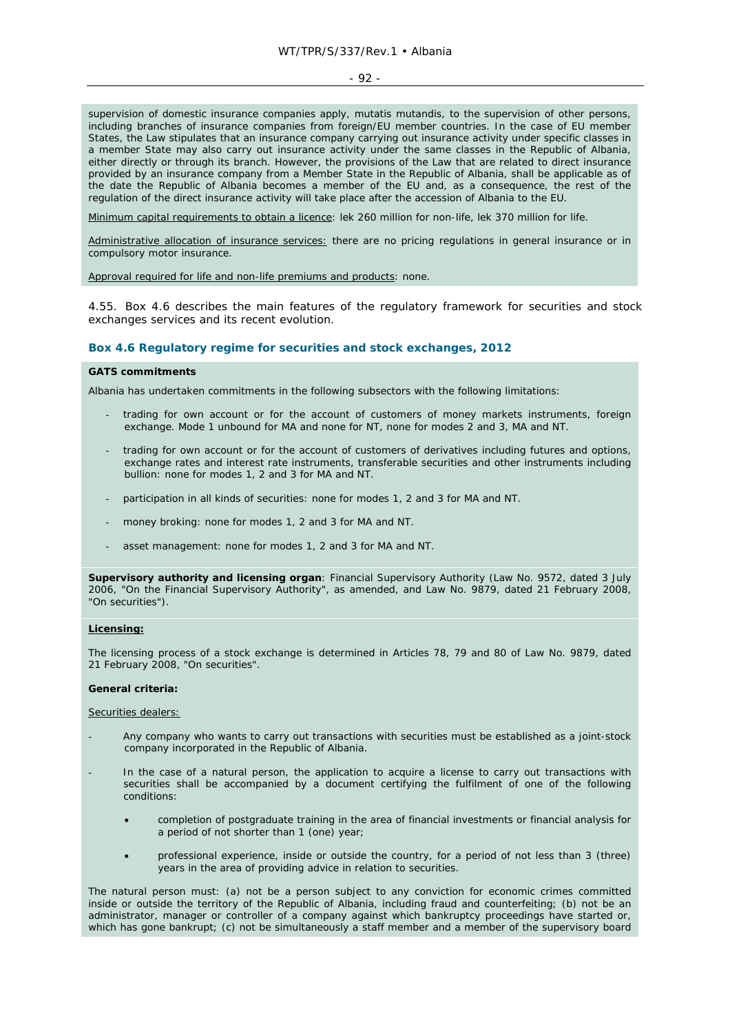supervision of domestic insurance companies apply, mutatis mutandis, to the supervision of other persons, including branches of insurance companies from foreign/EU member countries. In the case of EU member States, the Law stipulates that an insurance company carrying out insurance activity under specific classes in a member State may also carry out insurance activity under the same classes in the Republic of Albania, either directly or through its branch. However, the provisions of the Law that are related to direct insurance provided by an insurance company from a Member State in the Republic of Albania, shall be applicable as of the date the Republic of Albania becomes a member of the EU and, as a consequence, the rest of the regulation of the direct insurance activity will take place after the accession of Albania to the EU.

Minimum capital requirements to obtain a licence: lek 260 million for non-life, lek 370 million for life.

Administrative allocation of insurance services: there are no pricing regulations in general insurance or in compulsory motor insurance.

Approval required for life and non-life premiums and products: none.

4.55. Box 4.6 describes the main features of the regulatory framework for securities and stock exchanges services and its recent evolution.

### Box 4.6 Regulatory regime for securities and stock exchanges, 2012

**GATS commitments**

Albania has undertaken commitments in the following subsectors with the following limitations:

- trading for own account or for the account of customers of money markets instruments, foreign exchange. Mode 1 unbound for MA and none for NT, none for modes 2 and 3, MA and NT.
- trading for own account or for the account of customers of derivatives including futures and options, exchange rates and interest rate instruments, transferable securities and other instruments including bullion: none for modes 1, 2 and 3 for MA and NT.
- participation in all kinds of securities: none for modes 1, 2 and 3 for MA and NT.
- money broking: none for modes 1, 2 and 3 for MA and NT.
- asset management: none for modes 1, 2 and 3 for MA and NT.

**Supervisory authority and licensing organ**: Financial Supervisory Authority (Law No. 9572, dated 3 July 2006, "On the Financial Supervisory Authority", as amended, and Law No. 9879, dated 21 February 2008, "On securities").

**Licensing:**

The licensing process of a stock exchange is determined in Articles 78, 79 and 80 of Law No. 9879, dated 21 February 2008, "On securities".

**General criteria:**

Securities dealers:

- Any company who wants to carry out transactions with securities must be established as a joint-stock company incorporated in the Republic of Albania.
- In the case of a natural person, the application to acquire a license to carry out transactions with securities shall be accompanied by a document certifying the fulfilment of one of the following conditions:
  - completion of postgraduate training in the area of financial investments or financial analysis for a period of not shorter than 1 (one) year;
  - professional experience, inside or outside the country, for a period of not less than 3 (three) years in the area of providing advice in relation to securities.

The natural person must: (a) not be a person subject to any conviction for economic crimes committed inside or outside the territory of the Republic of Albania, including fraud and counterfeiting; (b) not be an administrator, manager or controller of a company against which bankruptcy proceedings have started or, which has gone bankrupt; (c) not be simultaneously a staff member and a member of the supervisory board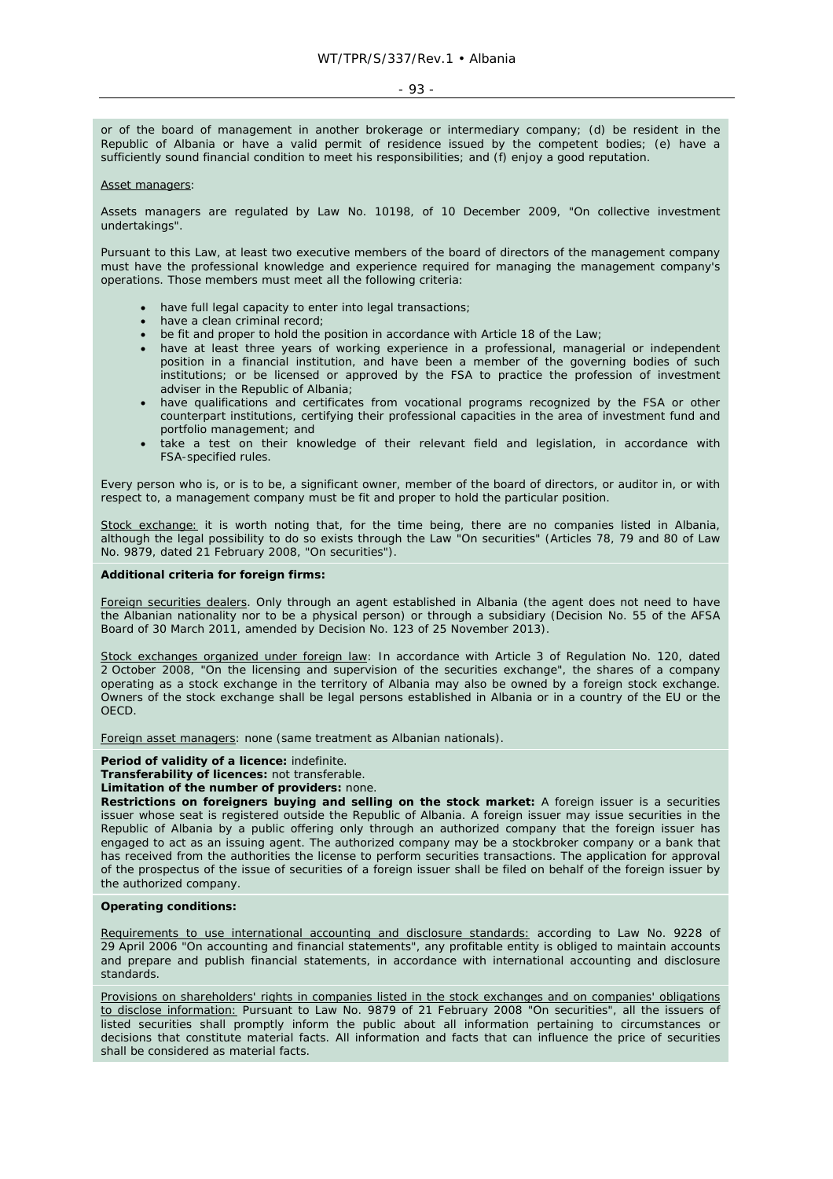or of the board of management in another brokerage or intermediary company; (d) be resident in the Republic of Albania or have a valid permit of residence issued by the competent bodies; (e) have a sufficiently sound financial condition to meet his responsibilities; and (f) enjoy a good reputation.

Asset managers:

Assets managers are regulated by Law No. 10198, of 10 December 2009, "On collective investment undertakings".

Pursuant to this Law, at least two executive members of the board of directors of the management company must have the professional knowledge and experience required for managing the management company's operations. Those members must meet all the following criteria:

- have full legal capacity to enter into legal transactions;
- have a clean criminal record;
- be fit and proper to hold the position in accordance with Article 18 of the Law;
- have at least three years of working experience in a professional, managerial or independent position in a financial institution, and have been a member of the governing bodies of such institutions; or be licensed or approved by the FSA to practice the profession of investment adviser in the Republic of Albania;
- have qualifications and certificates from vocational programs recognized by the FSA or other counterpart institutions, certifying their professional capacities in the area of investment fund and portfolio management; and
- take a test on their knowledge of their relevant field and legislation, in accordance with FSA-specified rules.

Every person who is, or is to be, a significant owner, member of the board of directors, or auditor in, or with respect to, a management company must be fit and proper to hold the particular position.

Stock exchange: it is worth noting that, for the time being, there are no companies listed in Albania, although the legal possibility to do so exists through the Law "On securities" (Articles 78, 79 and 80 of Law No. 9879, dated 21 February 2008, "On securities").

**Additional criteria for foreign firms:**

Foreign securities dealers. Only through an agent established in Albania (the agent does not need to have the Albanian nationality nor to be a physical person) or through a subsidiary (Decision No. 55 of the AFSA Board of 30 March 2011, amended by Decision No. 123 of 25 November 2013).

Stock exchanges organized under foreign law: In accordance with Article 3 of Regulation No. 120, dated 2 October 2008, "On the licensing and supervision of the securities exchange", the shares of a company operating as a stock exchange in the territory of Albania may also be owned by a foreign stock exchange. Owners of the stock exchange shall be legal persons established in Albania or in a country of the EU or the OECD.

Foreign asset managers: none (same treatment as Albanian nationals).

**Period of validity of a licence:** indefinite.
**Transferability of licences:** not transferable.
**Limitation of the number of providers:** none.
**Restrictions on foreigners buying and selling on the stock market:** A foreign issuer is a securities issuer whose seat is registered outside the Republic of Albania. A foreign issuer may issue securities in the Republic of Albania by a public offering only through an authorized company that the foreign issuer has engaged to act as an issuing agent. The authorized company may be a stockbroker company or a bank that has received from the authorities the license to perform securities transactions. The application for approval of the prospectus of the issue of securities of a foreign issuer shall be filed on behalf of the foreign issuer by the authorized company.

**Operating conditions:**

Requirements to use international accounting and disclosure standards: according to Law No. 9228 of 29 April 2006 "On accounting and financial statements", any profitable entity is obliged to maintain accounts and prepare and publish financial statements, in accordance with international accounting and disclosure standards.

Provisions on shareholders' rights in companies listed in the stock exchanges and on companies' obligations to disclose information: Pursuant to Law No. 9879 of 21 February 2008 "On securities", all the issuers of listed securities shall promptly inform the public about all information pertaining to circumstances or decisions that constitute material facts. All information and facts that can influence the price of securities shall be considered as material facts.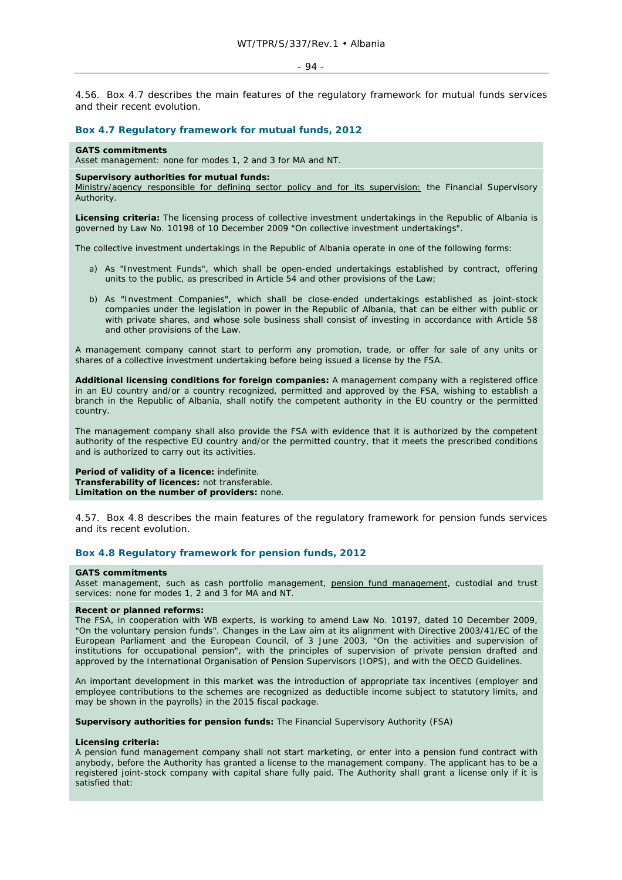4.56. Box 4.7 describes the main features of the regulatory framework for mutual funds services and their recent evolution.

### Box 4.7 Regulatory framework for mutual funds, 2012

**GATS commitments**
Asset management: none for modes 1, 2 and 3 for MA and NT.

**Supervisory authorities for mutual funds:**
Ministry/agency responsible for defining sector policy and for its supervision: the Financial Supervisory Authority.

**Licensing criteria:** The licensing process of collective investment undertakings in the Republic of Albania is governed by Law No. 10198 of 10 December 2009 "On collective investment undertakings".

The collective investment undertakings in the Republic of Albania operate in one of the following forms:

a) As "Investment Funds", which shall be open-ended undertakings established by contract, offering units to the public, as prescribed in Article 54 and other provisions of the Law;

b) As "Investment Companies", which shall be close-ended undertakings established as joint-stock companies under the legislation in power in the Republic of Albania, that can be either with public or with private shares, and whose sole business shall consist of investing in accordance with Article 58 and other provisions of the Law.

A management company cannot start to perform any promotion, trade, or offer for sale of any units or shares of a collective investment undertaking before being issued a license by the FSA.

**Additional licensing conditions for foreign companies:** A management company with a registered office in an EU country and/or a country recognized, permitted and approved by the FSA, wishing to establish a branch in the Republic of Albania, shall notify the competent authority in the EU country or the permitted country.

The management company shall also provide the FSA with evidence that it is authorized by the competent authority of the respective EU country and/or the permitted country, that it meets the prescribed conditions and is authorized to carry out its activities.

**Period of validity of a licence:** indefinite.
**Transferability of licences:** not transferable.
**Limitation on the number of providers:** none.

4.57. Box 4.8 describes the main features of the regulatory framework for pension funds services and its recent evolution.

### Box 4.8 Regulatory framework for pension funds, 2012

**GATS commitments**
Asset management, such as cash portfolio management, pension fund management, custodial and trust services: none for modes 1, 2 and 3 for MA and NT.

**Recent or planned reforms:**
The FSA, in cooperation with WB experts, is working to amend Law No. 10197, dated 10 December 2009, "On the voluntary pension funds". Changes in the Law aim at its alignment with Directive 2003/41/EC of the European Parliament and the European Council, of 3 June 2003, "On the activities and supervision of institutions for occupational pension", with the principles of supervision of private pension drafted and approved by the International Organisation of Pension Supervisors (IOPS), and with the OECD Guidelines.

An important development in this market was the introduction of appropriate tax incentives (employer and employee contributions to the schemes are recognized as deductible income subject to statutory limits, and may be shown in the payrolls) in the 2015 fiscal package.

**Supervisory authorities for pension funds:** The Financial Supervisory Authority (FSA)

**Licensing criteria:**
A pension fund management company shall not start marketing, or enter into a pension fund contract with anybody, before the Authority has granted a license to the management company. The applicant has to be a registered joint-stock company with capital share fully paid. The Authority shall grant a license only if it is satisfied that: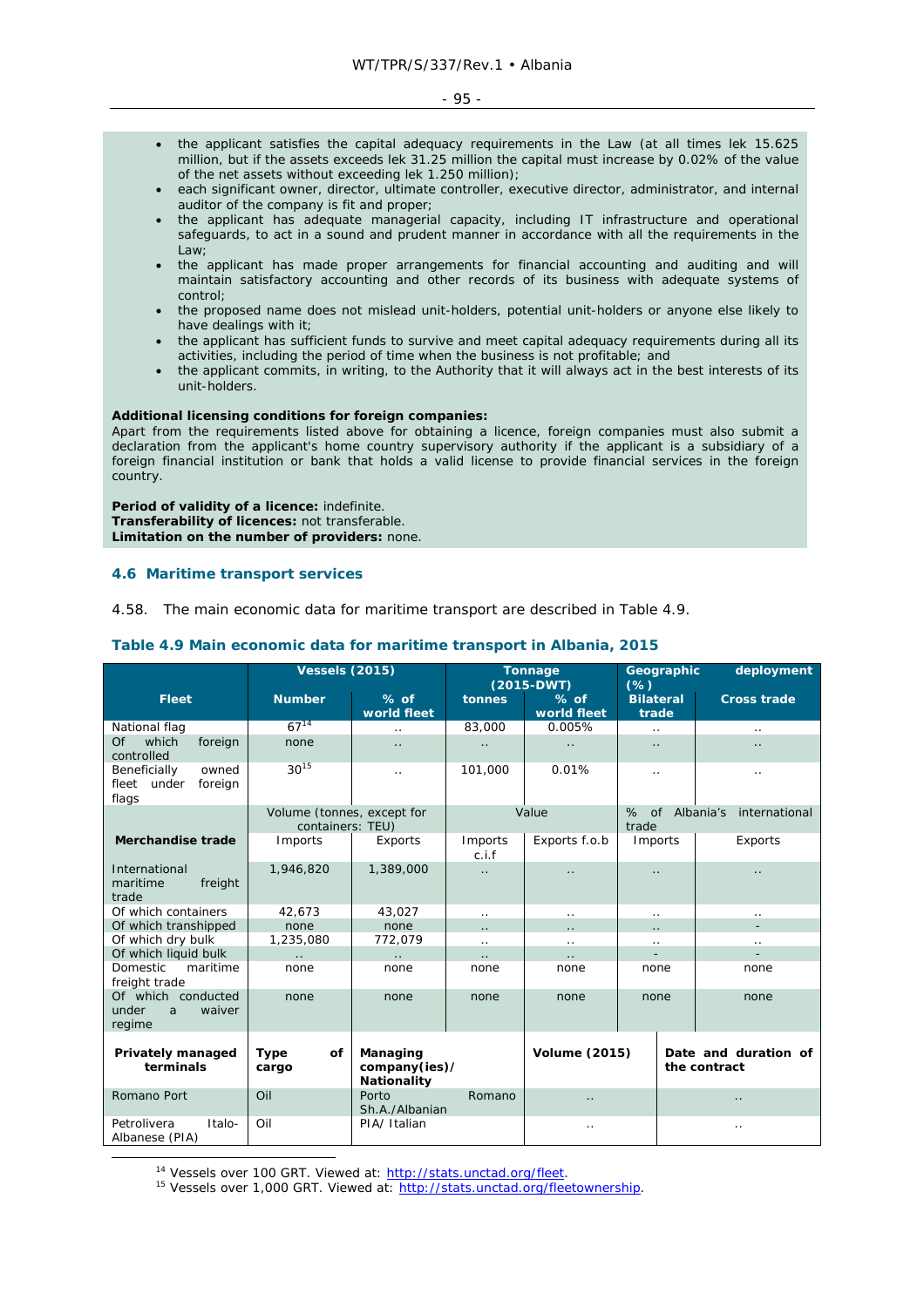- the applicant satisfies the capital adequacy requirements in the Law (at all times lek 15.625 million, but if the assets exceeds lek 31.25 million the capital must increase by 0.02% of the value of the net assets without exceeding lek 1.250 million);
- each significant owner, director, ultimate controller, executive director, administrator, and internal auditor of the company is fit and proper;
- the applicant has adequate managerial capacity, including IT infrastructure and operational safeguards, to act in a sound and prudent manner in accordance with all the requirements in the Law;
- the applicant has made proper arrangements for financial accounting and auditing and will maintain satisfactory accounting and other records of its business with adequate systems of control;
- the proposed name does not mislead unit-holders, potential unit-holders or anyone else likely to have dealings with it;
- the applicant has sufficient funds to survive and meet capital adequacy requirements during all its activities, including the period of time when the business is not profitable; and
- the applicant commits, in writing, to the Authority that it will always act in the best interests of its unit-holders.

**Additional licensing conditions for foreign companies:**
Apart from the requirements listed above for obtaining a licence, foreign companies must also submit a declaration from the applicant's home country supervisory authority if the applicant is a subsidiary of a foreign financial institution or bank that holds a valid license to provide financial services in the foreign country.

**Period of validity of a licence:** indefinite.
**Transferability of licences:** not transferable.
**Limitation on the number of providers:** none.

### 4.6 Maritime transport services

4.58. The main economic data for maritime transport are described in Table 4.9.

**Table 4.9 Main economic data for maritime transport in Albania, 2015**

| | Vessels (2015) | | Tonnage (2015-DWT) | | Geographic deployment (%) | |
|---|---|---|---|---|---|---|
| **Fleet** | **Number** | **% of world fleet** | **tonnes** | **% of world fleet** | **Bilateral trade** | **Cross trade** |
| National flag | 67[14] | .. | 83,000 | 0.005% | .. | .. |
| Of which foreign controlled | none | .. | .. | .. | .. | .. |
| Beneficially owned fleet under foreign flags | 30[15] | .. | 101,000 | 0.01% | .. | .. |
| | Volume (tonnes, except for containers: TEU) | | Value | | % of Albania's international trade | |
| **Merchandise trade** | Imports | Exports | Imports c.i.f | Exports f.o.b | Imports | Exports |
| International maritime freight trade | 1,946,820 | 1,389,000 | .. | .. | .. | .. |
| Of which containers | 42,673 | 43,027 | .. | .. | .. | .. |
| Of which transhipped | none | none | .. | .. | .. | - |
| Of which dry bulk | 1,235,080 | 772,079 | .. | .. | .. | .. |
| Of which liquid bulk | .. | .. | .. | .. | - | - |
| Domestic maritime freight trade | none | none | none | none | none | none |
| Of which conducted under a waiver regime | none | none | none | none | none | none |
| **Privately managed terminals** | **Type of cargo** | **Managing company(ies)/ Nationality** | | **Volume (2015)** | **Date and duration of the contract** | |
| Romano Port | Oil | Porto Romano Sh.A./Albanian | | .. | .. | |
| Petrolivera Italo-Albanese (PIA) | Oil | PIA/ Italian | | .. | .. | |

[14] Vessels over 100 GRT. Viewed at: http://stats.unctad.org/fleet.
[15] Vessels over 1,000 GRT. Viewed at: http://stats.unctad.org/fleetownership.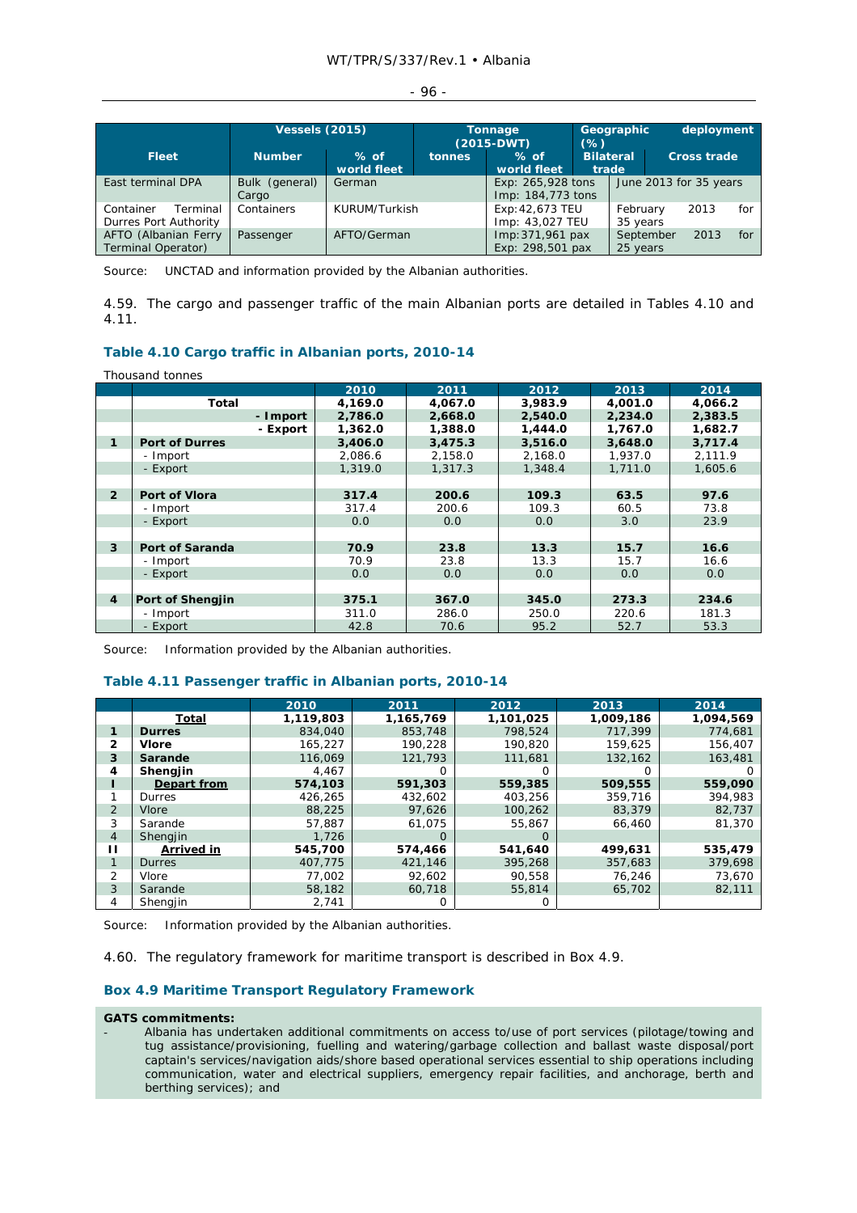| Fleet | Vessels (2015) | | Tonnage (2015-DWT) | | Geographic deployment (%) | |
|---|---|---|---|---|---|---|
| | Number | % of world fleet | tonnes | % of world fleet | Bilateral trade | Cross trade |
| East terminal DPA | Bulk (general) Cargo | German | | Exp: 265,928 tons Imp: 184,773 tons | June 2013 for 35 years | |
| Container Terminal Durres Port Authority | Containers | KURUM/Turkish | | Exp:42,673 TEU Imp: 43,027 TEU | February 2013 for 35 years | |
| AFTO (Albanian Ferry Terminal Operator) | Passenger | AFTO/German | | Imp:371,961 pax Exp: 298,501 pax | September 2013 for 25 years | |

Source: UNCTAD and information provided by the Albanian authorities.

4.59. The cargo and passenger traffic of the main Albanian ports are detailed in Tables 4.10 and 4.11.

### Table 4.10 Cargo traffic in Albanian ports, 2010-14

Thousand tonnes

| | | 2010 | 2011 | 2012 | 2013 | 2014 |
|---|---|---|---|---|---|---|
| | **Total** | **4,169.0** | **4,067.0** | **3,983.9** | **4,001.0** | **4,066.2** |
| | **- Import** | **2,786.0** | **2,668.0** | **2,540.0** | **2,234.0** | **2,383.5** |
| | **- Export** | **1,362.0** | **1,388.0** | **1,444.0** | **1,767.0** | **1,682.7** |
| **1** | **Port of Durres** | **3,406.0** | **3,475.3** | **3,516.0** | **3,648.0** | **3,717.4** |
| | - Import | 2,086.6 | 2,158.0 | 2,168.0 | 1,937.0 | 2,111.9 |
| | - Export | 1,319.0 | 1,317.3 | 1,348.4 | 1,711.0 | 1,605.6 |
| **2** | **Port of Vlora** | **317.4** | **200.6** | **109.3** | **63.5** | **97.6** |
| | - Import | 317.4 | 200.6 | 109.3 | 60.5 | 73.8 |
| | - Export | 0.0 | 0.0 | 0.0 | 3.0 | 23.9 |
| **3** | **Port of Saranda** | **70.9** | **23.8** | **13.3** | **15.7** | **16.6** |
| | - Import | 70.9 | 23.8 | 13.3 | 15.7 | 16.6 |
| | - Export | 0.0 | 0.0 | 0.0 | 0.0 | 0.0 |
| **4** | **Port of Shengjin** | **375.1** | **367.0** | **345.0** | **273.3** | **234.6** |
| | - Import | 311.0 | 286.0 | 250.0 | 220.6 | 181.3 |
| | - Export | 42.8 | 70.6 | 95.2 | 52.7 | 53.3 |

Source: Information provided by the Albanian authorities.

### Table 4.11 Passenger traffic in Albanian ports, 2010-14

| | | 2010 | 2011 | 2012 | 2013 | 2014 |
|---|---|---|---|---|---|---|
| | **Total** | **1,119,803** | **1,165,769** | **1,101,025** | **1,009,186** | **1,094,569** |
| **1** | **Durres** | 834,040 | 853,748 | 798,524 | 717,399 | 774,681 |
| **2** | **Vlore** | 165,227 | 190,228 | 190,820 | 159,625 | 156,407 |
| **3** | **Sarande** | 116,069 | 121,793 | 111,681 | 132,162 | 163,481 |
| **4** | **Shengjin** | 4,467 | 0 | 0 | 0 | 0 |
| **I** | **Depart from** | **574,103** | **591,303** | **559,385** | **509,555** | **559,090** |
| 1 | Durres | 426,265 | 432,602 | 403,256 | 359,716 | 394,983 |
| 2 | Vlore | 88,225 | 97,626 | 100,262 | 83,379 | 82,737 |
| 3 | Sarande | 57,887 | 61,075 | 55,867 | 66,460 | 81,370 |
| 4 | Shengjin | 1,726 | 0 | 0 | | |
| **II** | **Arrived in** | **545,700** | **574,466** | **541,640** | **499,631** | **535,479** |
| 1 | Durres | 407,775 | 421,146 | 395,268 | 357,683 | 379,698 |
| 2 | Vlore | 77,002 | 92,602 | 90,558 | 76,246 | 73,670 |
| 3 | Sarande | 58,182 | 60,718 | 55,814 | 65,702 | 82,111 |
| 4 | Shengjin | 2,741 | 0 | 0 | | |

Source: Information provided by the Albanian authorities.

4.60. The regulatory framework for maritime transport is described in Box 4.9.

### Box 4.9 Maritime Transport Regulatory Framework

**GATS commitments:**

- Albania has undertaken additional commitments on access to/use of port services (pilotage/towing and tug assistance/provisioning, fuelling and watering/garbage collection and ballast waste disposal/port captain's services/navigation aids/shore based operational services essential to ship operations including communication, water and electrical suppliers, emergency repair facilities, and anchorage, berth and berthing services); and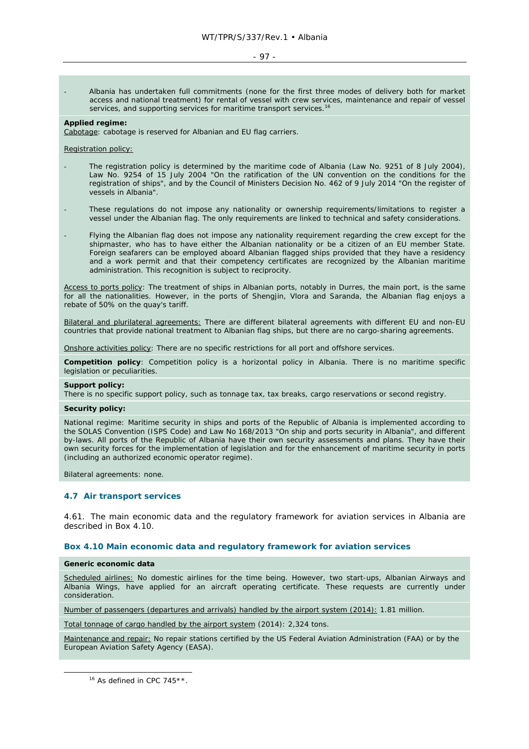- Albania has undertaken full commitments (none for the first three modes of delivery both for market access and national treatment) for rental of vessel with crew services, maintenance and repair of vessel services, and supporting services for maritime transport services.[16]

**Applied regime:**

Cabotage: cabotage is reserved for Albanian and EU flag carriers.

Registration policy:

- The registration policy is determined by the maritime code of Albania (Law No. 9251 of 8 July 2004), Law No. 9254 of 15 July 2004 "On the ratification of the UN convention on the conditions for the registration of ships", and by the Council of Ministers Decision No. 462 of 9 July 2014 "On the register of vessels in Albania".
- These regulations do not impose any nationality or ownership requirements/limitations to register a vessel under the Albanian flag. The only requirements are linked to technical and safety considerations.
- Flying the Albanian flag does not impose any nationality requirement regarding the crew except for the shipmaster, who has to have either the Albanian nationality or be a citizen of an EU member State. Foreign seafarers can be employed aboard Albanian flagged ships provided that they have a residency and a work permit and that their competency certificates are recognized by the Albanian maritime administration. This recognition is subject to reciprocity.

Access to ports policy: The treatment of ships in Albanian ports, notably in Durres, the main port, is the same for all the nationalities. However, in the ports of Shengjin, Vlora and Saranda, the Albanian flag enjoys a rebate of 50% on the quay's tariff.

Bilateral and plurilateral agreements: There are different bilateral agreements with different EU and non-EU countries that provide national treatment to Albanian flag ships, but there are no cargo-sharing agreements.

Onshore activities policy: There are no specific restrictions for all port and offshore services.

**Competition policy**: Competition policy is a horizontal policy in Albania. There is no maritime specific legislation or peculiarities.

**Support policy:**

There is no specific support policy, such as tonnage tax, tax breaks, cargo reservations or second registry.

**Security policy:**

National regime: Maritime security in ships and ports of the Republic of Albania is implemented according to the SOLAS Convention (ISPS Code) and Law No 168/2013 "On ship and ports security in Albania", and different by-laws. All ports of the Republic of Albania have their own security assessments and plans. They have their own security forces for the implementation of legislation and for the enhancement of maritime security in ports (including an authorized economic operator regime).

Bilateral agreements: none.

### 4.7 Air transport services

4.61. The main economic data and the regulatory framework for aviation services in Albania are described in Box 4.10.

#### Box 4.10 Main economic data and regulatory framework for aviation services

**Generic economic data**

Scheduled airlines: No domestic airlines for the time being. However, two start-ups, Albanian Airways and Albania Wings, have applied for an aircraft operating certificate. These requests are currently under consideration.

Number of passengers (departures and arrivals) handled by the airport system (2014): 1.81 million.

Total tonnage of cargo handled by the airport system (2014): 2,324 tons.

Maintenance and repair: No repair stations certified by the US Federal Aviation Administration (FAA) or by the European Aviation Safety Agency (EASA).

[16] As defined in CPC 745**.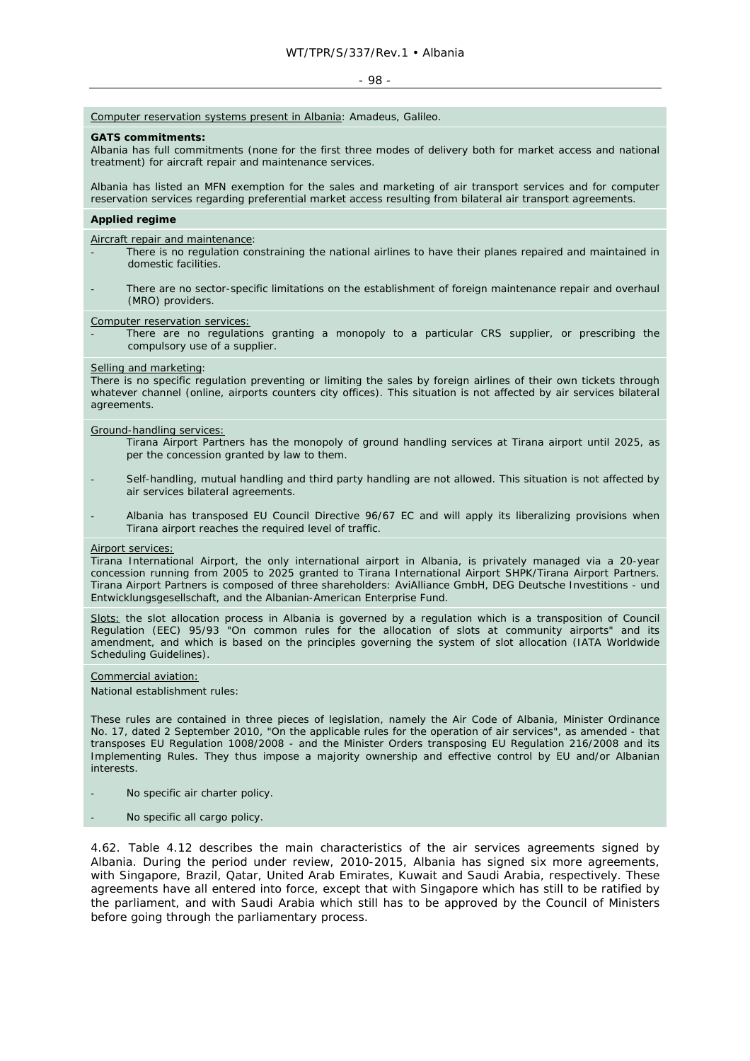<u>Computer reservation systems present in Albania</u>: Amadeus, Galileo.

**GATS commitments:**
Albania has full commitments (none for the first three modes of delivery both for market access and national treatment) for aircraft repair and maintenance services.

Albania has listed an MFN exemption for the sales and marketing of air transport services and for computer reservation services regarding preferential market access resulting from bilateral air transport agreements.

**Applied regime**

<u>Aircraft repair and maintenance</u>:

- There is no regulation constraining the national airlines to have their planes repaired and maintained in domestic facilities.
- There are no sector-specific limitations on the establishment of foreign maintenance repair and overhaul (MRO) providers.

<u>Computer reservation services:</u>

- There are no regulations granting a monopoly to a particular CRS supplier, or prescribing the compulsory use of a supplier.

<u>Selling and marketing</u>:
There is no specific regulation preventing or limiting the sales by foreign airlines of their own tickets through whatever channel (online, airports counters city offices). This situation is not affected by air services bilateral agreements.

<u>Ground-handling services:</u>

Tirana Airport Partners has the monopoly of ground handling services at Tirana airport until 2025, as per the concession granted by law to them.

- Self-handling, mutual handling and third party handling are not allowed. This situation is not affected by air services bilateral agreements.
- Albania has transposed EU Council Directive 96/67 EC and will apply its liberalizing provisions when Tirana airport reaches the required level of traffic.

<u>Airport services:</u>
Tirana International Airport, the only international airport in Albania, is privately managed via a 20-year concession running from 2005 to 2025 granted to Tirana International Airport SHPK/Tirana Airport Partners. Tirana Airport Partners is composed of three shareholders: AviAlliance GmbH, DEG Deutsche Investitions - und Entwicklungsgesellschaft, and the Albanian-American Enterprise Fund.

<u>Slots:</u> the slot allocation process in Albania is governed by a regulation which is a transposition of Council Regulation (EEC) 95/93 "On common rules for the allocation of slots at community airports" and its amendment, and which is based on the principles governing the system of slot allocation (IATA Worldwide Scheduling Guidelines).

<u>Commercial aviation:</u>
National establishment rules:

These rules are contained in three pieces of legislation, namely the Air Code of Albania, Minister Ordinance No. 17, dated 2 September 2010, "On the applicable rules for the operation of air services", as amended - that transposes EU Regulation 1008/2008 - and the Minister Orders transposing EU Regulation 216/2008 and its Implementing Rules. They thus impose a majority ownership and effective control by EU and/or Albanian interests.

- No specific air charter policy.
- No specific all cargo policy.

4.62. Table 4.12 describes the main characteristics of the air services agreements signed by Albania. During the period under review, 2010-2015, Albania has signed six more agreements, with Singapore, Brazil, Qatar, United Arab Emirates, Kuwait and Saudi Arabia, respectively. These agreements have all entered into force, except that with Singapore which has still to be ratified by the parliament, and with Saudi Arabia which still has to be approved by the Council of Ministers before going through the parliamentary process.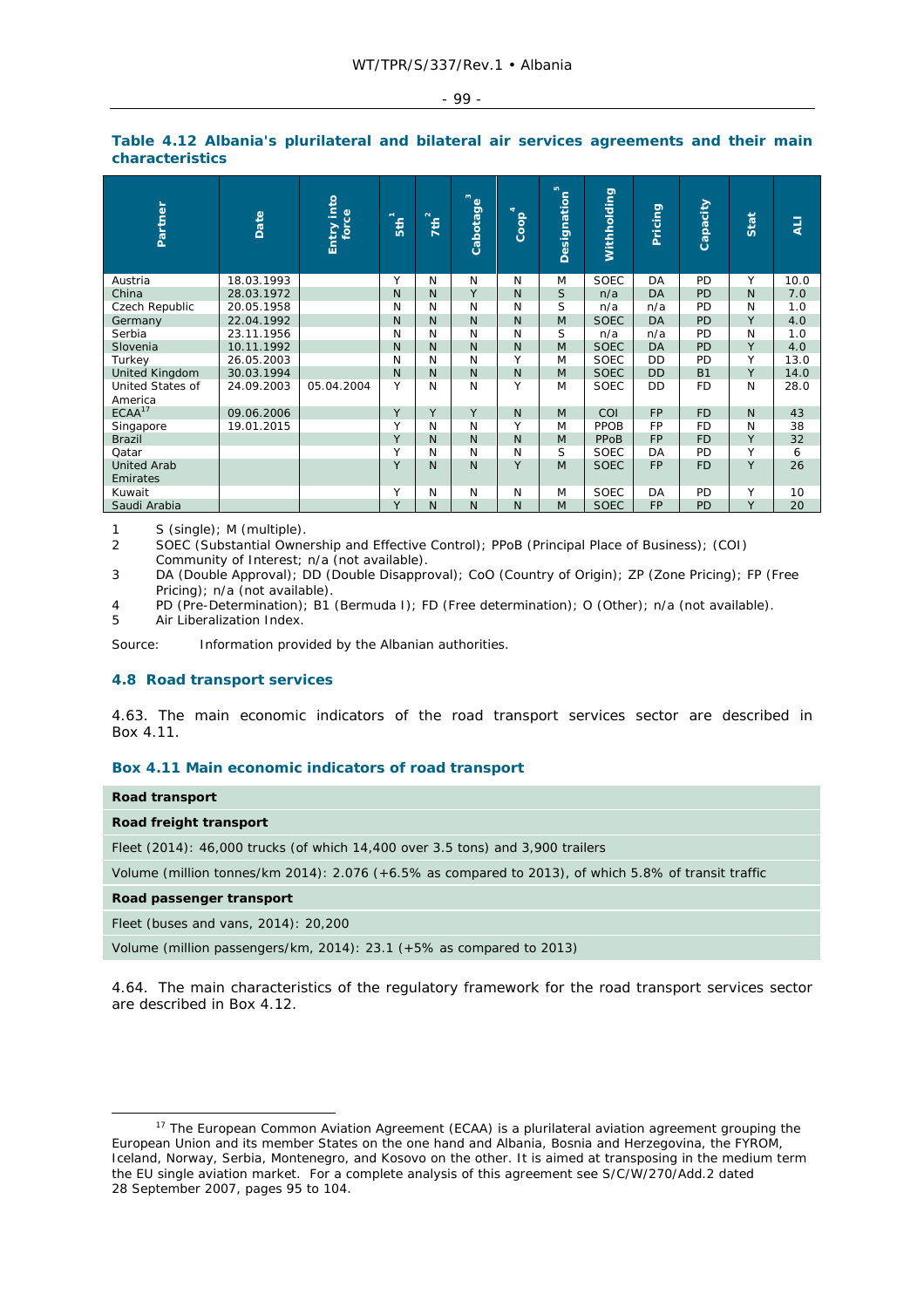**Table 4.12 Albania's plurilateral and bilateral air services agreements and their main characteristics**

| Partner | Date | Entry into force | 5th[1] | 7th[2] | Cabotage[3] | Coop[4] | Designation[5] | Withholding | Pricing | Capacity | Stat | ALI |
|---|---|---|---|---|---|---|---|---|---|---|---|---|
| Austria | 18.03.1993 | | Y | N | N | N | M | SOEC | DA | PD | Y | 10.0 |
| China | 28.03.1972 | | N | N | Y | N | S | n/a | DA | PD | N | 7.0 |
| Czech Republic | 20.05.1958 | | N | N | N | N | S | n/a | n/a | PD | N | 1.0 |
| Germany | 22.04.1992 | | N | N | N | N | M | SOEC | DA | PD | Y | 4.0 |
| Serbia | 23.11.1956 | | N | N | N | N | S | n/a | n/a | PD | N | 1.0 |
| Slovenia | 10.11.1992 | | N | N | N | N | M | SOEC | DA | PD | Y | 4.0 |
| Turkey | 26.05.2003 | | N | N | N | Y | M | SOEC | DD | PD | Y | 13.0 |
| United Kingdom | 30.03.1994 | | N | N | N | N | M | SOEC | DD | B1 | Y | 14.0 |
| United States of America | 24.09.2003 | 05.04.2004 | Y | N | N | Y | M | SOEC | DD | FD | N | 28.0 |
| ECAA[17] | 09.06.2006 | | Y | Y | Y | N | M | COI | FP | FD | N | 43 |
| Singapore | 19.01.2015 | | Y | N | N | Y | M | PPOB | FP | FD | N | 38 |
| Brazil | | | Y | N | N | N | M | PPoB | FP | FD | Y | 32 |
| Qatar | | | Y | N | N | N | S | SOEC | DA | PD | Y | 6 |
| United Arab Emirates | | | Y | N | N | Y | M | SOEC | FP | FD | Y | 26 |
| Kuwait | | | Y | N | N | N | M | SOEC | DA | PD | Y | 10 |
| Saudi Arabia | | | Y | N | N | N | M | SOEC | FP | PD | Y | 20 |

1 S (single); M (multiple).
2 SOEC (Substantial Ownership and Effective Control); PPoB (Principal Place of Business); (COI) Community of Interest; n/a (not available).
3 DA (Double Approval); DD (Double Disapproval); CoO (Country of Origin); ZP (Zone Pricing); FP (Free Pricing); n/a (not available).
4 PD (Pre-Determination); B1 (Bermuda I); FD (Free determination); O (Other); n/a (not available).
5 Air Liberalization Index.

Source: Information provided by the Albanian authorities.

### 4.8 Road transport services

4.63. The main economic indicators of the road transport services sector are described in Box 4.11.

**Box 4.11 Main economic indicators of road transport**

| **Road transport** |
|---|
| **Road freight transport** |
| Fleet (2014): 46,000 trucks (of which 14,400 over 3.5 tons) and 3,900 trailers |
| Volume (million tonnes/km 2014): 2.076 (+6.5% as compared to 2013), of which 5.8% of transit traffic |
| **Road passenger transport** |
| Fleet (buses and vans, 2014): 20,200 |
| Volume (million passengers/km, 2014): 23.1 (+5% as compared to 2013) |

4.64. The main characteristics of the regulatory framework for the road transport services sector are described in Box 4.12.

[17] The European Common Aviation Agreement (ECAA) is a plurilateral aviation agreement grouping the European Union and its member States on the one hand and Albania, Bosnia and Herzegovina, the FYROM, Iceland, Norway, Serbia, Montenegro, and Kosovo on the other. It is aimed at transposing in the medium term the EU single aviation market. For a complete analysis of this agreement see S/C/W/270/Add.2 dated 28 September 2007, pages 95 to 104.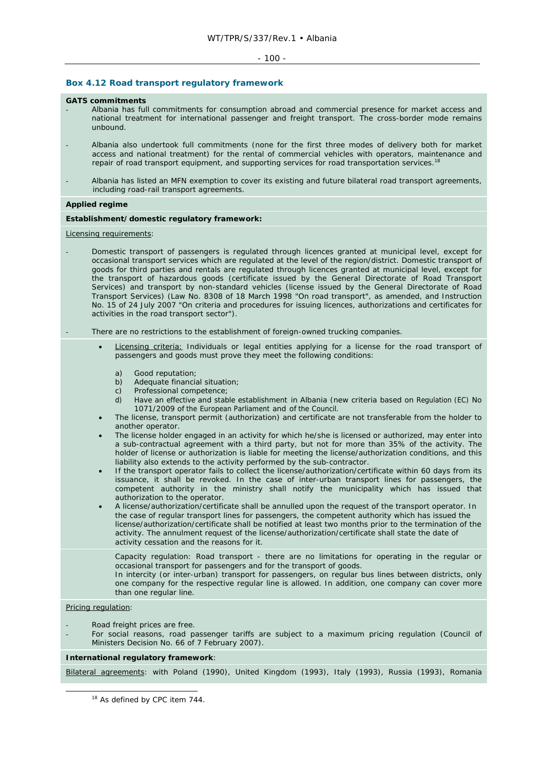### Box 4.12 Road transport regulatory framework

**GATS commitments**

- Albania has full commitments for consumption abroad and commercial presence for market access and national treatment for international passenger and freight transport. The cross-border mode remains unbound.
- Albania also undertook full commitments (none for the first three modes of delivery both for market access and national treatment) for the rental of commercial vehicles with operators, maintenance and repair of road transport equipment, and supporting services for road transportation services.[18]
- Albania has listed an MFN exemption to cover its existing and future bilateral road transport agreements, including road-rail transport agreements.

**Applied regime**

**Establishment/domestic regulatory framework:**

Licensing requirements:

- Domestic transport of passengers is regulated through licences granted at municipal level, except for occasional transport services which are regulated at the level of the region/district. Domestic transport of goods for third parties and rentals are regulated through licences granted at municipal level, except for the transport of hazardous goods (certificate issued by the General Directorate of Road Transport Services) and transport by non-standard vehicles (license issued by the General Directorate of Road Transport Services) (Law No. 8308 of 18 March 1998 "On road transport", as amended, and Instruction No. 15 of 24 July 2007 "On criteria and procedures for issuing licences, authorizations and certificates for activities in the road transport sector").
- There are no restrictions to the establishment of foreign-owned trucking companies.
  - Licensing criteria: Individuals or legal entities applying for a license for the road transport of passengers and goods must prove they meet the following conditions:
    - a) Good reputation;
    - b) Adequate financial situation;
    - c) Professional competence;
    - d) Have an effective and stable establishment in Albania (new criteria based on Regulation (EC) No 1071/2009 of the European Parliament and of the Council.
  - The license, transport permit (authorization) and certificate are not transferable from the holder to another operator.
  - The license holder engaged in an activity for which he/she is licensed or authorized, may enter into a sub-contractual agreement with a third party, but not for more than 35% of the activity. The holder of license or authorization is liable for meeting the license/authorization conditions, and this liability also extends to the activity performed by the sub-contractor.
  - If the transport operator fails to collect the license/authorization/certificate within 60 days from its issuance, it shall be revoked. In the case of inter-urban transport lines for passengers, the competent authority in the ministry shall notify the municipality which has issued that authorization to the operator.
  - A license/authorization/certificate shall be annulled upon the request of the transport operator. In the case of regular transport lines for passengers, the competent authority which has issued the license/authorization/certificate shall be notified at least two months prior to the termination of the activity. The annulment request of the license/authorization/certificate shall state the date of activity cessation and the reasons for it.

  Capacity regulation: Road transport - there are no limitations for operating in the regular or occasional transport for passengers and for the transport of goods.
  In intercity (or inter-urban) transport for passengers, on regular bus lines between districts, only one company for the respective regular line is allowed. In addition, one company can cover more than one regular line.

Pricing regulation:

- Road freight prices are free.
- For social reasons, road passenger tariffs are subject to a maximum pricing regulation (Council of Ministers Decision No. 66 of 7 February 2007).

**International regulatory framework**:

Bilateral agreements: with Poland (1990), United Kingdom (1993), Italy (1993), Russia (1993), Romania

---

[18] As defined by CPC item 744.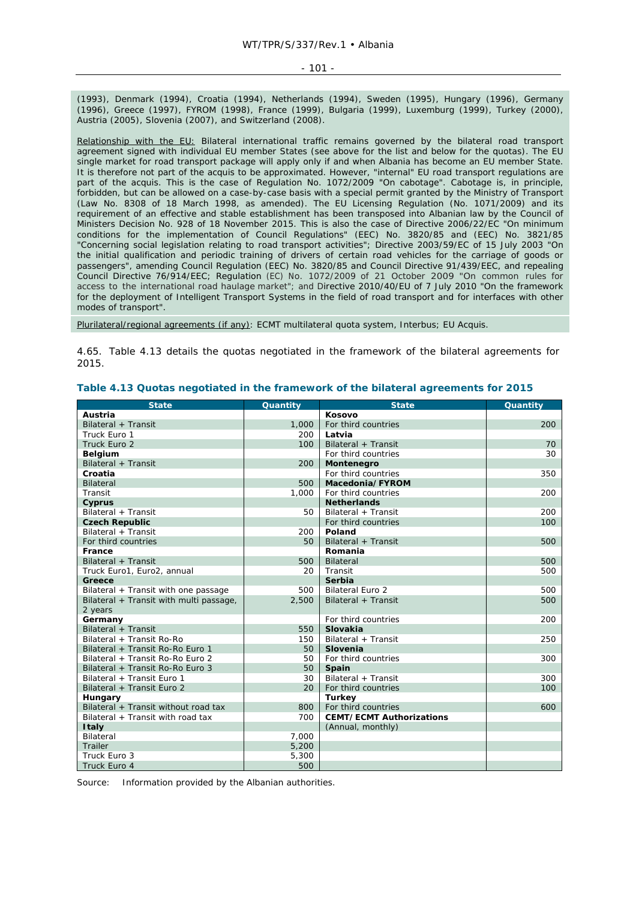(1993), Denmark (1994), Croatia (1994), Netherlands (1994), Sweden (1995), Hungary (1996), Germany (1996), Greece (1997), FYROM (1998), France (1999), Bulgaria (1999), Luxemburg (1999), Turkey (2000), Austria (2005), Slovenia (2007), and Switzerland (2008).

Relationship with the EU: Bilateral international traffic remains governed by the bilateral road transport agreement signed with individual EU member States (see above for the list and below for the quotas). The EU single market for road transport package will apply only if and when Albania has become an EU member State. It is therefore not part of the acquis to be approximated. However, "internal" EU road transport regulations are part of the acquis. This is the case of Regulation No. 1072/2009 "On cabotage". Cabotage is, in principle, forbidden, but can be allowed on a case-by-case basis with a special permit granted by the Ministry of Transport (Law No. 8308 of 18 March 1998, as amended). The EU Licensing Regulation (No. 1071/2009) and its requirement of an effective and stable establishment has been transposed into Albanian law by the Council of Ministers Decision No. 928 of 18 November 2015. This is also the case of Directive 2006/22/EC "On minimum conditions for the implementation of Council Regulations" (EEC) No. 3820/85 and (EEC) No. 3821/85 "Concerning social legislation relating to road transport activities"; Directive 2003/59/EC of 15 July 2003 "On the initial qualification and periodic training of drivers of certain road vehicles for the carriage of goods or passengers", amending Council Regulation (EEC) No. 3820/85 and Council Directive 91/439/EEC, and repealing Council Directive 76/914/EEC; Regulation (EC) No. 1072/2009 of 21 October 2009 "On common rules for access to the international road haulage market"; and Directive 2010/40/EU of 7 July 2010 "On the framework for the deployment of Intelligent Transport Systems in the field of road transport and for interfaces with other modes of transport".

Plurilateral/regional agreements (if any): ECMT multilateral quota system, Interbus; EU Acquis.

4.65. Table 4.13 details the quotas negotiated in the framework of the bilateral agreements for 2015.

### Table 4.13 Quotas negotiated in the framework of the bilateral agreements for 2015

| State | Quantity | State | Quantity |
|---|---|---|---|
| **Austria** | | **Kosovo** | |
| Bilateral + Transit | 1,000 | For third countries | 200 |
| Truck Euro 1 | 200 | **Latvia** | |
| Truck Euro 2 | 100 | Bilateral + Transit | 70 |
| **Belgium** | | For third countries | 30 |
| Bilateral + Transit | 200 | **Montenegro** | |
| **Croatia** | | For third countries | 350 |
| Bilateral | 500 | **Macedonia/FYROM** | |
| Transit | 1,000 | For third countries | 200 |
| **Cyprus** | | **Netherlands** | |
| Bilateral + Transit | 50 | Bilateral + Transit | 200 |
| **Czech Republic** | | For third countries | 100 |
| Bilateral + Transit | 200 | **Poland** | |
| For third countries | 50 | Bilateral + Transit | 500 |
| **France** | | **Romania** | |
| Bilateral + Transit | 500 | Bilateral | 500 |
| Truck Euro1, Euro2, annual | 20 | Transit | 500 |
| **Greece** | | **Serbia** | |
| Bilateral + Transit with one passage | 500 | Bilateral Euro 2 | 500 |
| Bilateral + Transit with multi passage, 2 years | 2,500 | Bilateral + Transit | 500 |
| **Germany** | | For third countries | 200 |
| Bilateral + Transit | 550 | **Slovakia** | |
| Bilateral + Transit Ro-Ro | 150 | Bilateral + Transit | 250 |
| Bilateral + Transit Ro-Ro Euro 1 | 50 | **Slovenia** | |
| Bilateral + Transit Ro-Ro Euro 2 | 50 | For third countries | 300 |
| Bilateral + Transit Ro-Ro Euro 3 | 50 | **Spain** | |
| Bilateral + Transit Euro 1 | 30 | Bilateral + Transit | 300 |
| Bilateral + Transit Euro 2 | 20 | For third countries | 100 |
| **Hungary** | | **Turkey** | |
| Bilateral + Transit without road tax | 800 | For third countries | 600 |
| Bilateral + Transit with road tax | 700 | **CEMT/ECMT Authorizations** | |
| **Italy** | | (Annual, monthly) | |
| Bilateral | 7,000 | | |
| Trailer | 5,200 | | |
| Truck Euro 3 | 5,300 | | |
| Truck Euro 4 | 500 | | |

Source: Information provided by the Albanian authorities.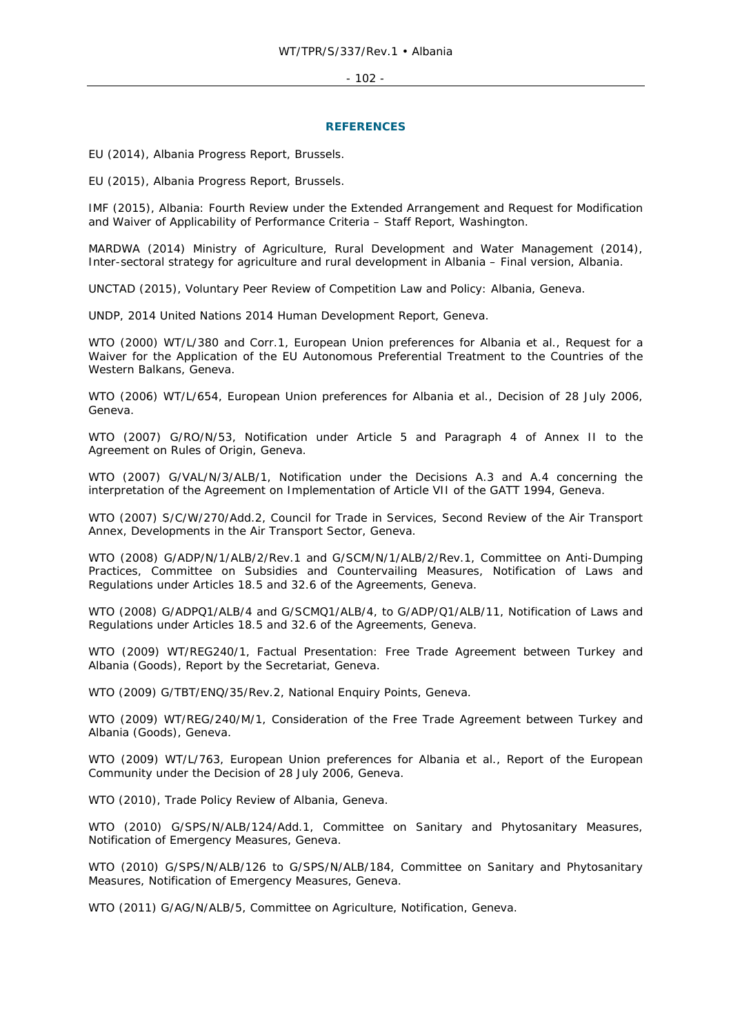## REFERENCES

EU (2014), Albania Progress Report, Brussels.

EU (2015), Albania Progress Report, Brussels.

IMF (2015), Albania: Fourth Review under the Extended Arrangement and Request for Modification and Waiver of Applicability of Performance Criteria – Staff Report, Washington.

MARDWA (2014) Ministry of Agriculture, Rural Development and Water Management (2014), Inter-sectoral strategy for agriculture and rural development in Albania – Final version, Albania.

UNCTAD (2015), Voluntary Peer Review of Competition Law and Policy: Albania, Geneva.

UNDP, 2014 United Nations 2014 Human Development Report, Geneva.

WTO (2000) WT/L/380 and Corr.1, European Union preferences for Albania et al., Request for a Waiver for the Application of the EU Autonomous Preferential Treatment to the Countries of the Western Balkans, Geneva.

WTO (2006) WT/L/654, European Union preferences for Albania et al., Decision of 28 July 2006, Geneva.

WTO (2007) G/RO/N/53, Notification under Article 5 and Paragraph 4 of Annex II to the Agreement on Rules of Origin, Geneva.

WTO (2007) G/VAL/N/3/ALB/1, Notification under the Decisions A.3 and A.4 concerning the interpretation of the Agreement on Implementation of Article VII of the GATT 1994, Geneva.

WTO (2007) S/C/W/270/Add.2, Council for Trade in Services, Second Review of the Air Transport Annex, Developments in the Air Transport Sector, Geneva.

WTO (2008) G/ADP/N/1/ALB/2/Rev.1 and G/SCM/N/1/ALB/2/Rev.1, Committee on Anti-Dumping Practices, Committee on Subsidies and Countervailing Measures, Notification of Laws and Regulations under Articles 18.5 and 32.6 of the Agreements, Geneva.

WTO (2008) G/ADPQ1/ALB/4 and G/SCMQ1/ALB/4, to G/ADP/Q1/ALB/11, Notification of Laws and Regulations under Articles 18.5 and 32.6 of the Agreements, Geneva.

WTO (2009) WT/REG240/1, Factual Presentation: Free Trade Agreement between Turkey and Albania (Goods), Report by the Secretariat, Geneva.

WTO (2009) G/TBT/ENQ/35/Rev.2, National Enquiry Points, Geneva.

WTO (2009) WT/REG/240/M/1, Consideration of the Free Trade Agreement between Turkey and Albania (Goods), Geneva.

WTO (2009) WT/L/763, European Union preferences for Albania et al., Report of the European Community under the Decision of 28 July 2006, Geneva.

WTO (2010), Trade Policy Review of Albania, Geneva.

WTO (2010) G/SPS/N/ALB/124/Add.1, Committee on Sanitary and Phytosanitary Measures, Notification of Emergency Measures, Geneva.

WTO (2010) G/SPS/N/ALB/126 to G/SPS/N/ALB/184, Committee on Sanitary and Phytosanitary Measures, Notification of Emergency Measures, Geneva.

WTO (2011) G/AG/N/ALB/5, Committee on Agriculture, Notification, Geneva.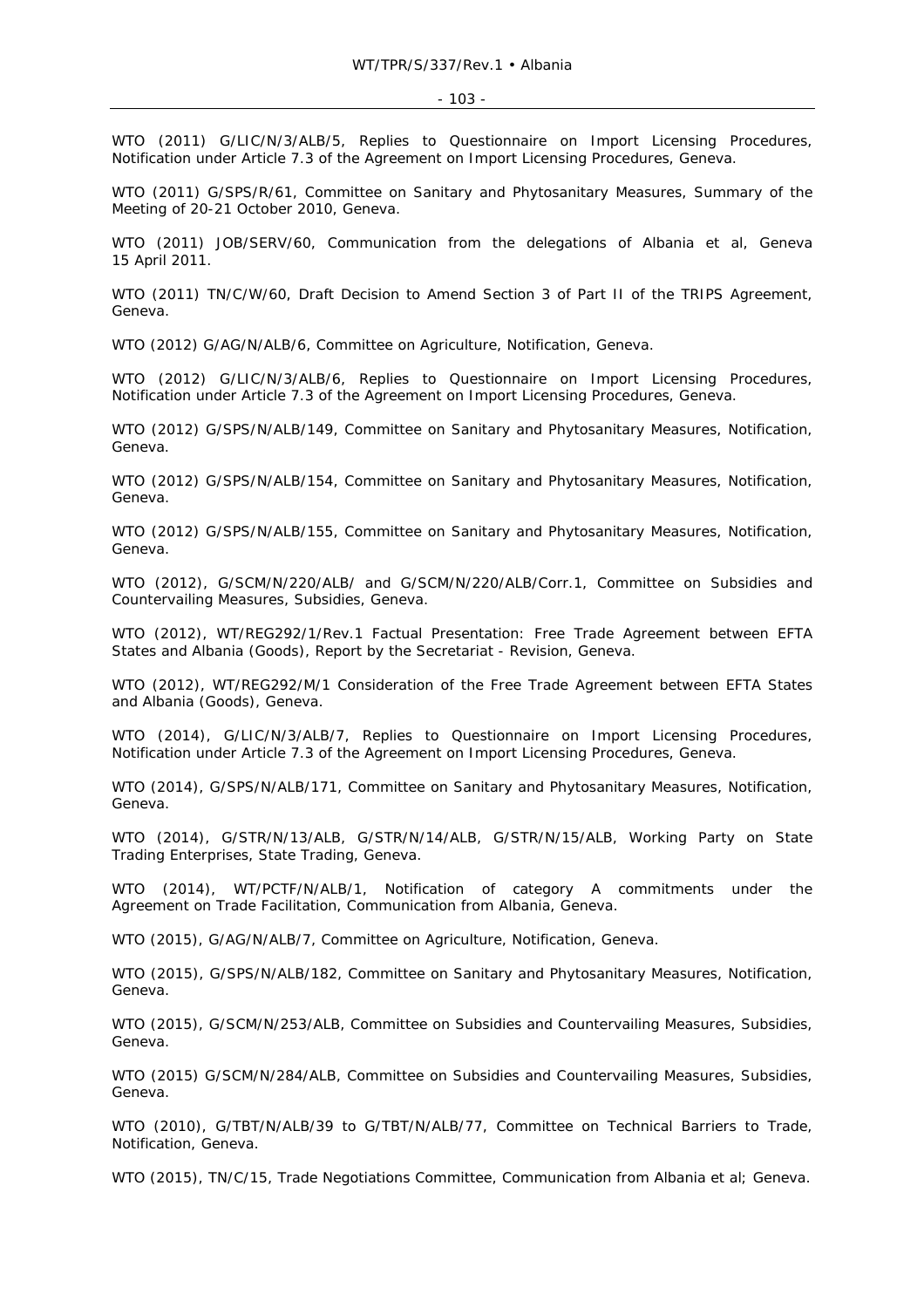WTO (2011) G/LIC/N/3/ALB/5, Replies to Questionnaire on Import Licensing Procedures, Notification under Article 7.3 of the Agreement on Import Licensing Procedures, Geneva.

WTO (2011) G/SPS/R/61, Committee on Sanitary and Phytosanitary Measures, Summary of the Meeting of 20-21 October 2010, Geneva.

WTO (2011) JOB/SERV/60, Communication from the delegations of Albania et al, Geneva 15 April 2011.

WTO (2011) TN/C/W/60, Draft Decision to Amend Section 3 of Part II of the TRIPS Agreement, Geneva.

WTO (2012) G/AG/N/ALB/6, Committee on Agriculture, Notification, Geneva.

WTO (2012) G/LIC/N/3/ALB/6, Replies to Questionnaire on Import Licensing Procedures, Notification under Article 7.3 of the Agreement on Import Licensing Procedures, Geneva.

WTO (2012) G/SPS/N/ALB/149, Committee on Sanitary and Phytosanitary Measures, Notification, Geneva.

WTO (2012) G/SPS/N/ALB/154, Committee on Sanitary and Phytosanitary Measures, Notification, Geneva.

WTO (2012) G/SPS/N/ALB/155, Committee on Sanitary and Phytosanitary Measures, Notification, Geneva.

WTO (2012), G/SCM/N/220/ALB/ and G/SCM/N/220/ALB/Corr.1, Committee on Subsidies and Countervailing Measures, Subsidies, Geneva.

WTO (2012), WT/REG292/1/Rev.1 Factual Presentation: Free Trade Agreement between EFTA States and Albania (Goods), Report by the Secretariat - Revision, Geneva.

WTO (2012), WT/REG292/M/1 Consideration of the Free Trade Agreement between EFTA States and Albania (Goods), Geneva.

WTO (2014), G/LIC/N/3/ALB/7, Replies to Questionnaire on Import Licensing Procedures, Notification under Article 7.3 of the Agreement on Import Licensing Procedures, Geneva.

WTO (2014), G/SPS/N/ALB/171, Committee on Sanitary and Phytosanitary Measures, Notification, Geneva.

WTO (2014), G/STR/N/13/ALB, G/STR/N/14/ALB, G/STR/N/15/ALB, Working Party on State Trading Enterprises, State Trading, Geneva.

WTO (2014), WT/PCTF/N/ALB/1, Notification of category A commitments under the Agreement on Trade Facilitation, Communication from Albania, Geneva.

WTO (2015), G/AG/N/ALB/7, Committee on Agriculture, Notification, Geneva.

WTO (2015), G/SPS/N/ALB/182, Committee on Sanitary and Phytosanitary Measures, Notification, Geneva.

WTO (2015), G/SCM/N/253/ALB, Committee on Subsidies and Countervailing Measures, Subsidies, Geneva.

WTO (2015) G/SCM/N/284/ALB, Committee on Subsidies and Countervailing Measures, Subsidies, Geneva.

WTO (2010), G/TBT/N/ALB/39 to G/TBT/N/ALB/77, Committee on Technical Barriers to Trade, Notification, Geneva.

WTO (2015), TN/C/15, Trade Negotiations Committee, Communication from Albania et al; Geneva.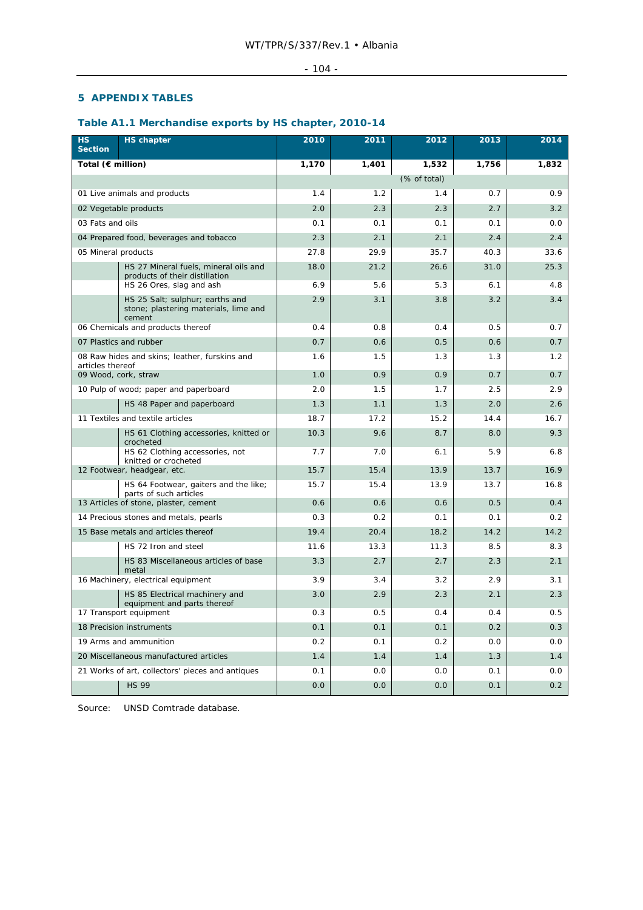## 5 APPENDIX TABLES

### Table A1.1 Merchandise exports by HS chapter, 2010-14

| HS Section | HS chapter | 2010 | 2011 | 2012 | 2013 | 2014 |
|---|---|---|---|---|---|---|
| **Total (€ million)** | | **1,170** | **1,401** | **1,532** | **1,756** | **1,832** |
| | | | | (% of total) | | |
| 01 Live animals and products | | 1.4 | 1.2 | 1.4 | 0.7 | 0.9 |
| 02 Vegetable products | | 2.0 | 2.3 | 2.3 | 2.7 | 3.2 |
| 03 Fats and oils | | 0.1 | 0.1 | 0.1 | 0.1 | 0.0 |
| 04 Prepared food, beverages and tobacco | | 2.3 | 2.1 | 2.1 | 2.4 | 2.4 |
| 05 Mineral products | | 27.8 | 29.9 | 35.7 | 40.3 | 33.6 |
| | HS 27 Mineral fuels, mineral oils and products of their distillation | 18.0 | 21.2 | 26.6 | 31.0 | 25.3 |
| | HS 26 Ores, slag and ash | 6.9 | 5.6 | 5.3 | 6.1 | 4.8 |
| | HS 25 Salt; sulphur; earths and stone; plastering materials, lime and cement | 2.9 | 3.1 | 3.8 | 3.2 | 3.4 |
| 06 Chemicals and products thereof | | 0.4 | 0.8 | 0.4 | 0.5 | 0.7 |
| 07 Plastics and rubber | | 0.7 | 0.6 | 0.5 | 0.6 | 0.7 |
| 08 Raw hides and skins; leather, furskins and articles thereof | | 1.6 | 1.5 | 1.3 | 1.3 | 1.2 |
| 09 Wood, cork, straw | | 1.0 | 0.9 | 0.9 | 0.7 | 0.7 |
| 10 Pulp of wood; paper and paperboard | | 2.0 | 1.5 | 1.7 | 2.5 | 2.9 |
| | HS 48 Paper and paperboard | 1.3 | 1.1 | 1.3 | 2.0 | 2.6 |
| 11 Textiles and textile articles | | 18.7 | 17.2 | 15.2 | 14.4 | 16.7 |
| | HS 61 Clothing accessories, knitted or crocheted | 10.3 | 9.6 | 8.7 | 8.0 | 9.3 |
| | HS 62 Clothing accessories, not knitted or crocheted | 7.7 | 7.0 | 6.1 | 5.9 | 6.8 |
| 12 Footwear, headgear, etc. | | 15.7 | 15.4 | 13.9 | 13.7 | 16.9 |
| | HS 64 Footwear, gaiters and the like; parts of such articles | 15.7 | 15.4 | 13.9 | 13.7 | 16.8 |
| 13 Articles of stone, plaster, cement | | 0.6 | 0.6 | 0.6 | 0.5 | 0.4 |
| 14 Precious stones and metals, pearls | | 0.3 | 0.2 | 0.1 | 0.1 | 0.2 |
| 15 Base metals and articles thereof | | 19.4 | 20.4 | 18.2 | 14.2 | 14.2 |
| | HS 72 Iron and steel | 11.6 | 13.3 | 11.3 | 8.5 | 8.3 |
| | HS 83 Miscellaneous articles of base metal | 3.3 | 2.7 | 2.7 | 2.3 | 2.1 |
| 16 Machinery, electrical equipment | | 3.9 | 3.4 | 3.2 | 2.9 | 3.1 |
| | HS 85 Electrical machinery and equipment and parts thereof | 3.0 | 2.9 | 2.3 | 2.1 | 2.3 |
| 17 Transport equipment | | 0.3 | 0.5 | 0.4 | 0.4 | 0.5 |
| 18 Precision instruments | | 0.1 | 0.1 | 0.1 | 0.2 | 0.3 |
| 19 Arms and ammunition | | 0.2 | 0.1 | 0.2 | 0.0 | 0.0 |
| 20 Miscellaneous manufactured articles | | 1.4 | 1.4 | 1.4 | 1.3 | 1.4 |
| 21 Works of art, collectors' pieces and antiques | | 0.1 | 0.0 | 0.0 | 0.1 | 0.0 |
| | HS 99 | 0.0 | 0.0 | 0.0 | 0.1 | 0.2 |

Source: UNSD Comtrade database.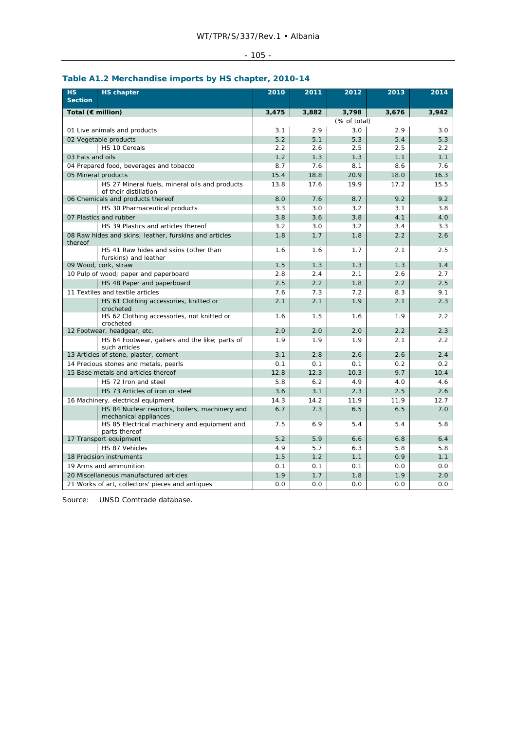### Table A1.2 Merchandise imports by HS chapter, 2010-14

| HS Section | HS chapter | 2010 | 2011 | 2012 | 2013 | 2014 |
|---|---|---|---|---|---|---|
| **Total (€ million)** | | **3,475** | **3,882** | **3,798** | **3,676** | **3,942** |
| | | | | (% of total) | | |
| 01 Live animals and products | | 3.1 | 2.9 | 3.0 | 2.9 | 3.0 |
| 02 Vegetable products | | 5.2 | 5.1 | 5.3 | 5.4 | 5.3 |
| | HS 10 Cereals | 2.2 | 2.6 | 2.5 | 2.5 | 2.2 |
| 03 Fats and oils | | 1.2 | 1.3 | 1.3 | 1.1 | 1.1 |
| 04 Prepared food, beverages and tobacco | | 8.7 | 7.6 | 8.1 | 8.6 | 7.6 |
| 05 Mineral products | | 15.4 | 18.8 | 20.9 | 18.0 | 16.3 |
| | HS 27 Mineral fuels, mineral oils and products of their distillation | 13.8 | 17.6 | 19.9 | 17.2 | 15.5 |
| 06 Chemicals and products thereof | | 8.0 | 7.6 | 8.7 | 9.2 | 9.2 |
| | HS 30 Pharmaceutical products | 3.3 | 3.0 | 3.2 | 3.1 | 3.8 |
| 07 Plastics and rubber | | 3.8 | 3.6 | 3.8 | 4.1 | 4.0 |
| | HS 39 Plastics and articles thereof | 3.2 | 3.0 | 3.2 | 3.4 | 3.3 |
| 08 Raw hides and skins; leather, furskins and articles thereof | | 1.8 | 1.7 | 1.8 | 2.2 | 2.6 |
| | HS 41 Raw hides and skins (other than furskins) and leather | 1.6 | 1.6 | 1.7 | 2.1 | 2.5 |
| 09 Wood, cork, straw | | 1.5 | 1.3 | 1.3 | 1.3 | 1.4 |
| 10 Pulp of wood; paper and paperboard | | 2.8 | 2.4 | 2.1 | 2.6 | 2.7 |
| | HS 48 Paper and paperboard | 2.5 | 2.2 | 1.8 | 2.2 | 2.5 |
| 11 Textiles and textile articles | | 7.6 | 7.3 | 7.2 | 8.3 | 9.1 |
| | HS 61 Clothing accessories, knitted or crocheted | 2.1 | 2.1 | 1.9 | 2.1 | 2.3 |
| | HS 62 Clothing accessories, not knitted or crocheted | 1.6 | 1.5 | 1.6 | 1.9 | 2.2 |
| 12 Footwear, headgear, etc. | | 2.0 | 2.0 | 2.0 | 2.2 | 2.3 |
| | HS 64 Footwear, gaiters and the like; parts of such articles | 1.9 | 1.9 | 1.9 | 2.1 | 2.2 |
| 13 Articles of stone, plaster, cement | | 3.1 | 2.8 | 2.6 | 2.6 | 2.4 |
| 14 Precious stones and metals, pearls | | 0.1 | 0.1 | 0.1 | 0.2 | 0.2 |
| 15 Base metals and articles thereof | | 12.8 | 12.3 | 10.3 | 9.7 | 10.4 |
| | HS 72 Iron and steel | 5.8 | 6.2 | 4.9 | 4.0 | 4.6 |
| | HS 73 Articles of iron or steel | 3.6 | 3.1 | 2.3 | 2.5 | 2.6 |
| 16 Machinery, electrical equipment | | 14.3 | 14.2 | 11.9 | 11.9 | 12.7 |
| | HS 84 Nuclear reactors, boilers, machinery and mechanical appliances | 6.7 | 7.3 | 6.5 | 6.5 | 7.0 |
| | HS 85 Electrical machinery and equipment and parts thereof | 7.5 | 6.9 | 5.4 | 5.4 | 5.8 |
| 17 Transport equipment | | 5.2 | 5.9 | 6.6 | 6.8 | 6.4 |
| | HS 87 Vehicles | 4.9 | 5.7 | 6.3 | 5.8 | 5.8 |
| 18 Precision instruments | | 1.5 | 1.2 | 1.1 | 0.9 | 1.1 |
| 19 Arms and ammunition | | 0.1 | 0.1 | 0.1 | 0.0 | 0.0 |
| 20 Miscellaneous manufactured articles | | 1.9 | 1.7 | 1.8 | 1.9 | 2.0 |
| 21 Works of art, collectors' pieces and antiques | | 0.0 | 0.0 | 0.0 | 0.0 | 0.0 |

Source: UNSD Comtrade database.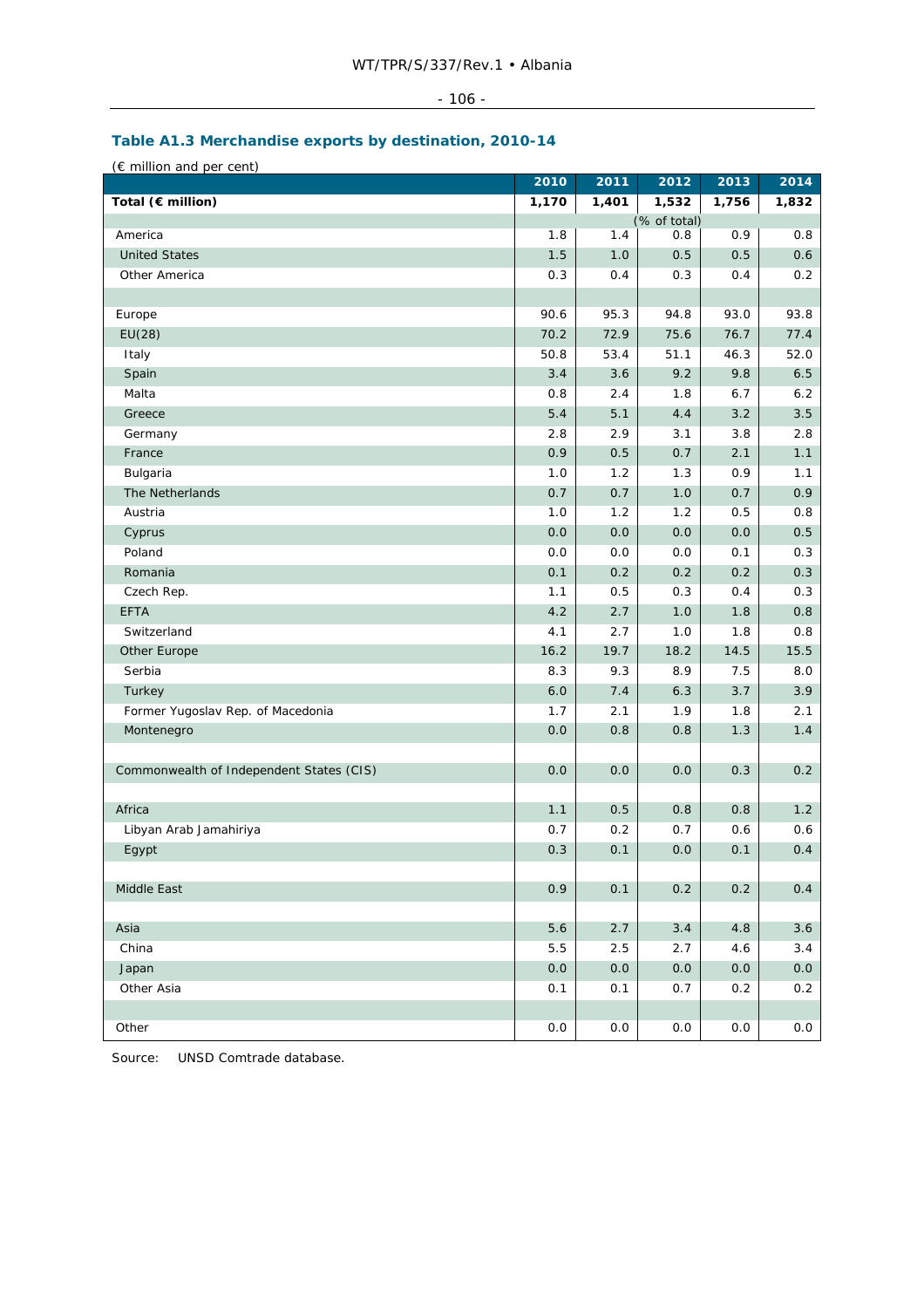### Table A1.3 Merchandise exports by destination, 2010-14

(€ million and per cent)

| | 2010 | 2011 | 2012 | 2013 | 2014 |
|---|---|---|---|---|---|
| **Total (€ million)** | **1,170** | **1,401** | **1,532** | **1,756** | **1,832** |
| | | | (% of total) | | |
| America | 1.8 | 1.4 | 0.8 | 0.9 | 0.8 |
| United States | 1.5 | 1.0 | 0.5 | 0.5 | 0.6 |
| Other America | 0.3 | 0.4 | 0.3 | 0.4 | 0.2 |
| | | | | | |
| Europe | 90.6 | 95.3 | 94.8 | 93.0 | 93.8 |
| EU(28) | 70.2 | 72.9 | 75.6 | 76.7 | 77.4 |
| Italy | 50.8 | 53.4 | 51.1 | 46.3 | 52.0 |
| Spain | 3.4 | 3.6 | 9.2 | 9.8 | 6.5 |
| Malta | 0.8 | 2.4 | 1.8 | 6.7 | 6.2 |
| Greece | 5.4 | 5.1 | 4.4 | 3.2 | 3.5 |
| Germany | 2.8 | 2.9 | 3.1 | 3.8 | 2.8 |
| France | 0.9 | 0.5 | 0.7 | 2.1 | 1.1 |
| Bulgaria | 1.0 | 1.2 | 1.3 | 0.9 | 1.1 |
| The Netherlands | 0.7 | 0.7 | 1.0 | 0.7 | 0.9 |
| Austria | 1.0 | 1.2 | 1.2 | 0.5 | 0.8 |
| Cyprus | 0.0 | 0.0 | 0.0 | 0.0 | 0.5 |
| Poland | 0.0 | 0.0 | 0.0 | 0.1 | 0.3 |
| Romania | 0.1 | 0.2 | 0.2 | 0.2 | 0.3 |
| Czech Rep. | 1.1 | 0.5 | 0.3 | 0.4 | 0.3 |
| EFTA | 4.2 | 2.7 | 1.0 | 1.8 | 0.8 |
| Switzerland | 4.1 | 2.7 | 1.0 | 1.8 | 0.8 |
| Other Europe | 16.2 | 19.7 | 18.2 | 14.5 | 15.5 |
| Serbia | 8.3 | 9.3 | 8.9 | 7.5 | 8.0 |
| Turkey | 6.0 | 7.4 | 6.3 | 3.7 | 3.9 |
| Former Yugoslav Rep. of Macedonia | 1.7 | 2.1 | 1.9 | 1.8 | 2.1 |
| Montenegro | 0.0 | 0.8 | 0.8 | 1.3 | 1.4 |
| | | | | | |
| Commonwealth of Independent States (CIS) | 0.0 | 0.0 | 0.0 | 0.3 | 0.2 |
| | | | | | |
| Africa | 1.1 | 0.5 | 0.8 | 0.8 | 1.2 |
| Libyan Arab Jamahiriya | 0.7 | 0.2 | 0.7 | 0.6 | 0.6 |
| Egypt | 0.3 | 0.1 | 0.0 | 0.1 | 0.4 |
| | | | | | |
| Middle East | 0.9 | 0.1 | 0.2 | 0.2 | 0.4 |
| | | | | | |
| Asia | 5.6 | 2.7 | 3.4 | 4.8 | 3.6 |
| China | 5.5 | 2.5 | 2.7 | 4.6 | 3.4 |
| Japan | 0.0 | 0.0 | 0.0 | 0.0 | 0.0 |
| Other Asia | 0.1 | 0.1 | 0.7 | 0.2 | 0.2 |
| | | | | | |
| Other | 0.0 | 0.0 | 0.0 | 0.0 | 0.0 |

Source: UNSD Comtrade database.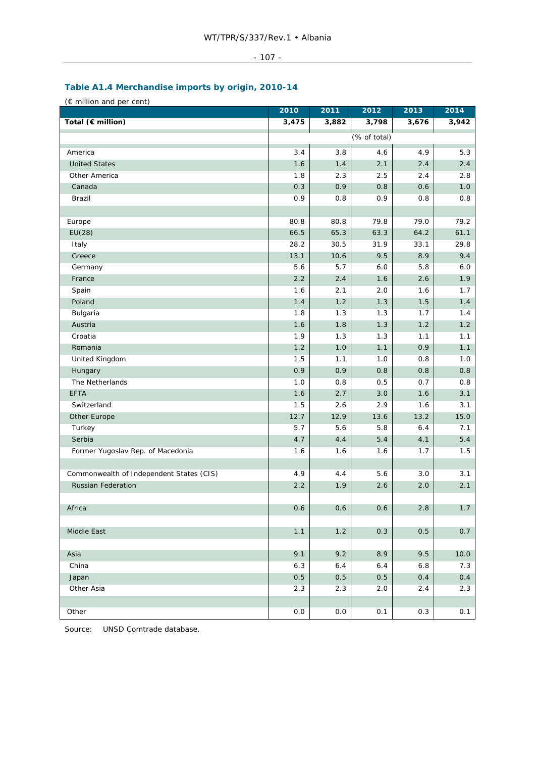### Table A1.4 Merchandise imports by origin, 2010-14

(€ million and per cent)

| | 2010 | 2011 | 2012 | 2013 | 2014 |
|---|---|---|---|---|---|
| **Total (€ million)** | **3,475** | **3,882** | **3,798** | **3,676** | **3,942** |
| | | | (% of total) | | |
| America | 3.4 | 3.8 | 4.6 | 4.9 | 5.3 |
| United States | 1.6 | 1.4 | 2.1 | 2.4 | 2.4 |
| Other America | 1.8 | 2.3 | 2.5 | 2.4 | 2.8 |
| Canada | 0.3 | 0.9 | 0.8 | 0.6 | 1.0 |
| Brazil | 0.9 | 0.8 | 0.9 | 0.8 | 0.8 |
| | | | | | |
| Europe | 80.8 | 80.8 | 79.8 | 79.0 | 79.2 |
| EU(28) | 66.5 | 65.3 | 63.3 | 64.2 | 61.1 |
| Italy | 28.2 | 30.5 | 31.9 | 33.1 | 29.8 |
| Greece | 13.1 | 10.6 | 9.5 | 8.9 | 9.4 |
| Germany | 5.6 | 5.7 | 6.0 | 5.8 | 6.0 |
| France | 2.2 | 2.4 | 1.6 | 2.6 | 1.9 |
| Spain | 1.6 | 2.1 | 2.0 | 1.6 | 1.7 |
| Poland | 1.4 | 1.2 | 1.3 | 1.5 | 1.4 |
| Bulgaria | 1.8 | 1.3 | 1.3 | 1.7 | 1.4 |
| Austria | 1.6 | 1.8 | 1.3 | 1.2 | 1.2 |
| Croatia | 1.9 | 1.3 | 1.3 | 1.1 | 1.1 |
| Romania | 1.2 | 1.0 | 1.1 | 0.9 | 1.1 |
| United Kingdom | 1.5 | 1.1 | 1.0 | 0.8 | 1.0 |
| Hungary | 0.9 | 0.9 | 0.8 | 0.8 | 0.8 |
| The Netherlands | 1.0 | 0.8 | 0.5 | 0.7 | 0.8 |
| EFTA | 1.6 | 2.7 | 3.0 | 1.6 | 3.1 |
| Switzerland | 1.5 | 2.6 | 2.9 | 1.6 | 3.1 |
| Other Europe | 12.7 | 12.9 | 13.6 | 13.2 | 15.0 |
| Turkey | 5.7 | 5.6 | 5.8 | 6.4 | 7.1 |
| Serbia | 4.7 | 4.4 | 5.4 | 4.1 | 5.4 |
| Former Yugoslav Rep. of Macedonia | 1.6 | 1.6 | 1.6 | 1.7 | 1.5 |
| | | | | | |
| Commonwealth of Independent States (CIS) | 4.9 | 4.4 | 5.6 | 3.0 | 3.1 |
| Russian Federation | 2.2 | 1.9 | 2.6 | 2.0 | 2.1 |
| | | | | | |
| Africa | 0.6 | 0.6 | 0.6 | 2.8 | 1.7 |
| | | | | | |
| Middle East | 1.1 | 1.2 | 0.3 | 0.5 | 0.7 |
| | | | | | |
| Asia | 9.1 | 9.2 | 8.9 | 9.5 | 10.0 |
| China | 6.3 | 6.4 | 6.4 | 6.8 | 7.3 |
| Japan | 0.5 | 0.5 | 0.5 | 0.4 | 0.4 |
| Other Asia | 2.3 | 2.3 | 2.0 | 2.4 | 2.3 |
| | | | | | |
| Other | 0.0 | 0.0 | 0.1 | 0.3 | 0.1 |

Source: UNSD Comtrade database.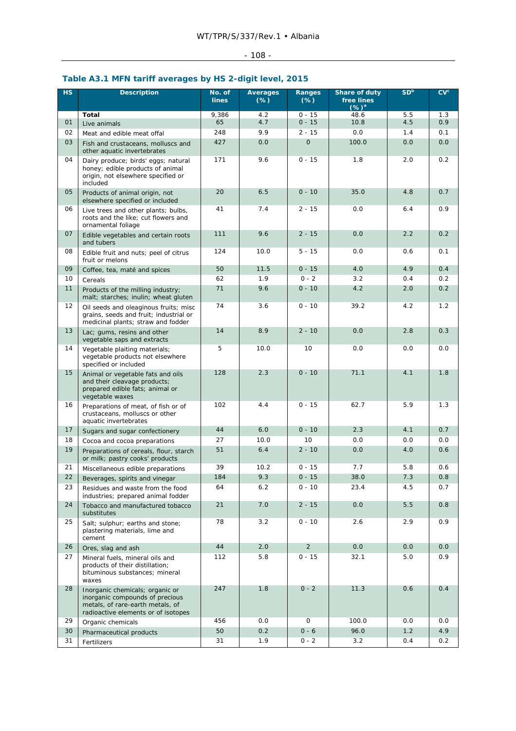## Table A3.1 MFN tariff averages by HS 2-digit level, 2015

| HS | Description | No. of lines | Averages (%) | Ranges (%) | Share of duty free lines (%)[a] | SD[b] | CV[c] |
|---|---|---|---|---|---|---|---|
| | **Total** | 9,386 | 4.2 | 0 - 15 | 48.6 | 5.5 | 1.3 |
| 01 | Live animals | 65 | 4.7 | 0 - 15 | 10.8 | 4.5 | 0.9 |
| 02 | Meat and edible meat offal | 248 | 9.9 | 2 - 15 | 0.0 | 1.4 | 0.1 |
| 03 | Fish and crustaceans, molluscs and other aquatic invertebrates | 427 | 0.0 | 0 | 100.0 | 0.0 | 0.0 |
| 04 | Dairy produce; birds' eggs; natural honey; edible products of animal origin, not elsewhere specified or included | 171 | 9.6 | 0 - 15 | 1.8 | 2.0 | 0.2 |
| 05 | Products of animal origin, not elsewhere specified or included | 20 | 6.5 | 0 - 10 | 35.0 | 4.8 | 0.7 |
| 06 | Live trees and other plants; bulbs, roots and the like; cut flowers and ornamental foliage | 41 | 7.4 | 2 - 15 | 0.0 | 6.4 | 0.9 |
| 07 | Edible vegetables and certain roots and tubers | 111 | 9.6 | 2 - 15 | 0.0 | 2.2 | 0.2 |
| 08 | Edible fruit and nuts; peel of citrus fruit or melons | 124 | 10.0 | 5 - 15 | 0.0 | 0.6 | 0.1 |
| 09 | Coffee, tea, maté and spices | 50 | 11.5 | 0 - 15 | 4.0 | 4.9 | 0.4 |
| 10 | Cereals | 62 | 1.9 | 0 - 2 | 3.2 | 0.4 | 0.2 |
| 11 | Products of the milling industry; malt; starches; inulin; wheat gluten | 71 | 9.6 | 0 - 10 | 4.2 | 2.0 | 0.2 |
| 12 | Oil seeds and oleaginous fruits; misc grains, seeds and fruit; industrial or medicinal plants; straw and fodder | 74 | 3.6 | 0 - 10 | 39.2 | 4.2 | 1.2 |
| 13 | Lac; gums, resins and other vegetable saps and extracts | 14 | 8.9 | 2 - 10 | 0.0 | 2.8 | 0.3 |
| 14 | Vegetable plaiting materials; vegetable products not elsewhere specified or included | 5 | 10.0 | 10 | 0.0 | 0.0 | 0.0 |
| 15 | Animal or vegetable fats and oils and their cleavage products; prepared edible fats; animal or vegetable waxes | 128 | 2.3 | 0 - 10 | 71.1 | 4.1 | 1.8 |
| 16 | Preparations of meat, of fish or of crustaceans, molluscs or other aquatic invertebrates | 102 | 4.4 | 0 - 15 | 62.7 | 5.9 | 1.3 |
| 17 | Sugars and sugar confectionery | 44 | 6.0 | 0 - 10 | 2.3 | 4.1 | 0.7 |
| 18 | Cocoa and cocoa preparations | 27 | 10.0 | 10 | 0.0 | 0.0 | 0.0 |
| 19 | Preparations of cereals, flour, starch or milk; pastry cooks' products | 51 | 6.4 | 2 - 10 | 0.0 | 4.0 | 0.6 |
| 21 | Miscellaneous edible preparations | 39 | 10.2 | 0 - 15 | 7.7 | 5.8 | 0.6 |
| 22 | Beverages, spirits and vinegar | 184 | 9.3 | 0 - 15 | 38.0 | 7.3 | 0.8 |
| 23 | Residues and waste from the food industries; prepared animal fodder | 64 | 6.2 | 0 - 10 | 23.4 | 4.5 | 0.7 |
| 24 | Tobacco and manufactured tobacco substitutes | 21 | 7.0 | 2 - 15 | 0.0 | 5.5 | 0.8 |
| 25 | Salt; sulphur; earths and stone; plastering materials, lime and cement | 78 | 3.2 | 0 - 10 | 2.6 | 2.9 | 0.9 |
| 26 | Ores, slag and ash | 44 | 2.0 | 2 | 0.0 | 0.0 | 0.0 |
| 27 | Mineral fuels, mineral oils and products of their distillation; bituminous substances; mineral waxes | 112 | 5.8 | 0 - 15 | 32.1 | 5.0 | 0.9 |
| 28 | Inorganic chemicals; organic or inorganic compounds of precious metals, of rare-earth metals, of radioactive elements or of isotopes | 247 | 1.8 | 0 - 2 | 11.3 | 0.6 | 0.4 |
| 29 | Organic chemicals | 456 | 0.0 | 0 | 100.0 | 0.0 | 0.0 |
| 30 | Pharmaceutical products | 50 | 0.2 | 0 - 6 | 96.0 | 1.2 | 4.9 |
| 31 | Fertilizers | 31 | 1.9 | 0 - 2 | 3.2 | 0.4 | 0.2 |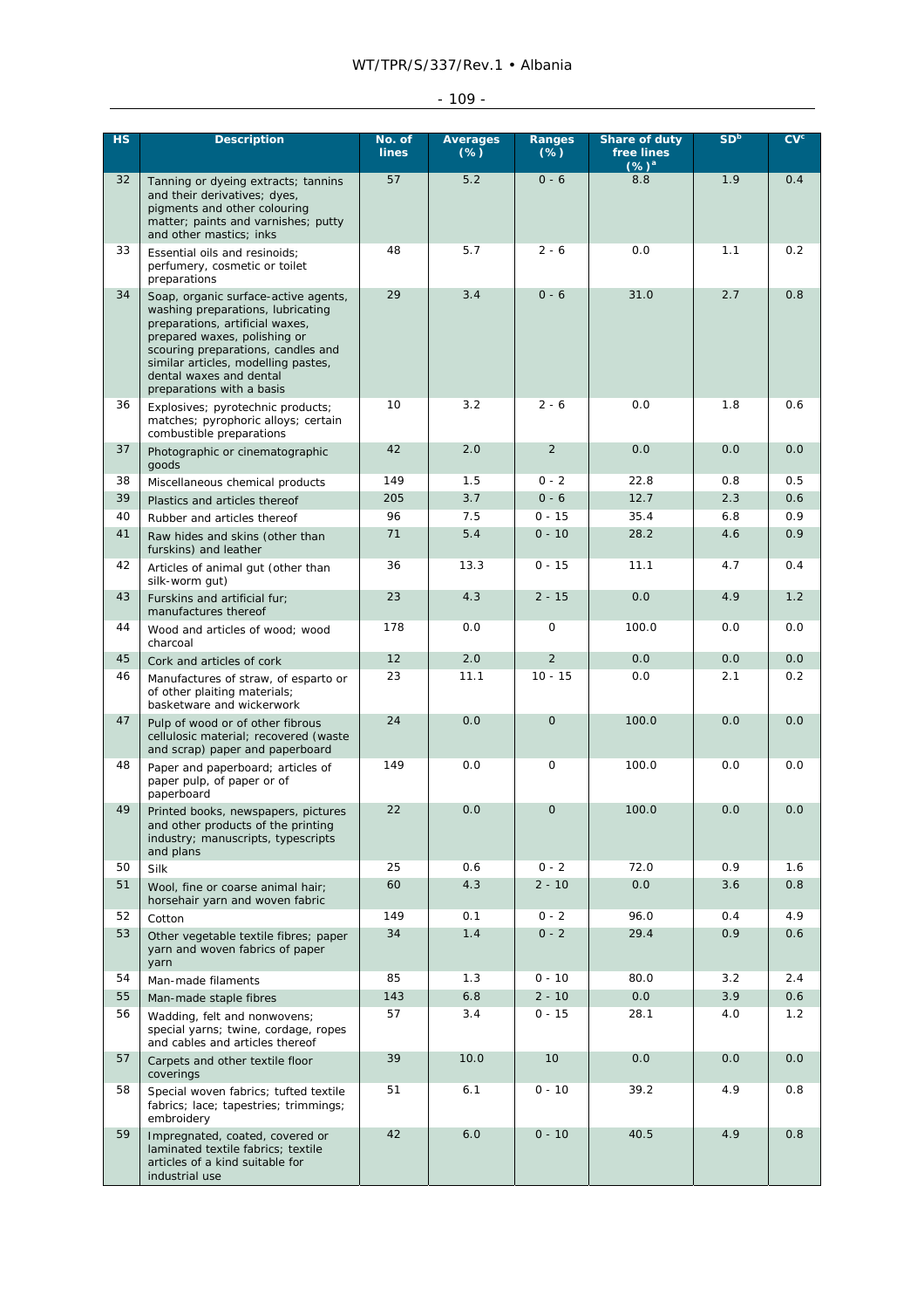| HS | Description | No. of lines | Averages (%) | Ranges (%) | Share of duty free lines (%)[a] | SD[b] | CV[c] |
|---|---|---|---|---|---|---|---|
| 32 | Tanning or dyeing extracts; tannins and their derivatives; dyes, pigments and other colouring matter; paints and varnishes; putty and other mastics; inks | 57 | 5.2 | 0 - 6 | 8.8 | 1.9 | 0.4 |
| 33 | Essential oils and resinoids; perfumery, cosmetic or toilet preparations | 48 | 5.7 | 2 - 6 | 0.0 | 1.1 | 0.2 |
| 34 | Soap, organic surface-active agents, washing preparations, lubricating preparations, artificial waxes, prepared waxes, polishing or scouring preparations, candles and similar articles, modelling pastes, dental waxes and dental preparations with a basis | 29 | 3.4 | 0 - 6 | 31.0 | 2.7 | 0.8 |
| 36 | Explosives; pyrotechnic products; matches; pyrophoric alloys; certain combustible preparations | 10 | 3.2 | 2 - 6 | 0.0 | 1.8 | 0.6 |
| 37 | Photographic or cinematographic goods | 42 | 2.0 | 2 | 0.0 | 0.0 | 0.0 |
| 38 | Miscellaneous chemical products | 149 | 1.5 | 0 - 2 | 22.8 | 0.8 | 0.5 |
| 39 | Plastics and articles thereof | 205 | 3.7 | 0 - 6 | 12.7 | 2.3 | 0.6 |
| 40 | Rubber and articles thereof | 96 | 7.5 | 0 - 15 | 35.4 | 6.8 | 0.9 |
| 41 | Raw hides and skins (other than furskins) and leather | 71 | 5.4 | 0 - 10 | 28.2 | 4.6 | 0.9 |
| 42 | Articles of animal gut (other than silk-worm gut) | 36 | 13.3 | 0 - 15 | 11.1 | 4.7 | 0.4 |
| 43 | Furskins and artificial fur; manufactures thereof | 23 | 4.3 | 2 - 15 | 0.0 | 4.9 | 1.2 |
| 44 | Wood and articles of wood; wood charcoal | 178 | 0.0 | 0 | 100.0 | 0.0 | 0.0 |
| 45 | Cork and articles of cork | 12 | 2.0 | 2 | 0.0 | 0.0 | 0.0 |
| 46 | Manufactures of straw, of esparto or of other plaiting materials; basketware and wickerwork | 23 | 11.1 | 10 - 15 | 0.0 | 2.1 | 0.2 |
| 47 | Pulp of wood or of other fibrous cellulosic material; recovered (waste and scrap) paper and paperboard | 24 | 0.0 | 0 | 100.0 | 0.0 | 0.0 |
| 48 | Paper and paperboard; articles of paper pulp, of paper or of paperboard | 149 | 0.0 | 0 | 100.0 | 0.0 | 0.0 |
| 49 | Printed books, newspapers, pictures and other products of the printing industry; manuscripts, typescripts and plans | 22 | 0.0 | 0 | 100.0 | 0.0 | 0.0 |
| 50 | Silk | 25 | 0.6 | 0 - 2 | 72.0 | 0.9 | 1.6 |
| 51 | Wool, fine or coarse animal hair; horsehair yarn and woven fabric | 60 | 4.3 | 2 - 10 | 0.0 | 3.6 | 0.8 |
| 52 | Cotton | 149 | 0.1 | 0 - 2 | 96.0 | 0.4 | 4.9 |
| 53 | Other vegetable textile fibres; paper yarn and woven fabrics of paper yarn | 34 | 1.4 | 0 - 2 | 29.4 | 0.9 | 0.6 |
| 54 | Man-made filaments | 85 | 1.3 | 0 - 10 | 80.0 | 3.2 | 2.4 |
| 55 | Man-made staple fibres | 143 | 6.8 | 2 - 10 | 0.0 | 3.9 | 0.6 |
| 56 | Wadding, felt and nonwovens; special yarns; twine, cordage, ropes and cables and articles thereof | 57 | 3.4 | 0 - 15 | 28.1 | 4.0 | 1.2 |
| 57 | Carpets and other textile floor coverings | 39 | 10.0 | 10 | 0.0 | 0.0 | 0.0 |
| 58 | Special woven fabrics; tufted textile fabrics; lace; tapestries; trimmings; embroidery | 51 | 6.1 | 0 - 10 | 39.2 | 4.9 | 0.8 |
| 59 | Impregnated, coated, covered or laminated textile fabrics; textile articles of a kind suitable for industrial use | 42 | 6.0 | 0 - 10 | 40.5 | 4.9 | 0.8 |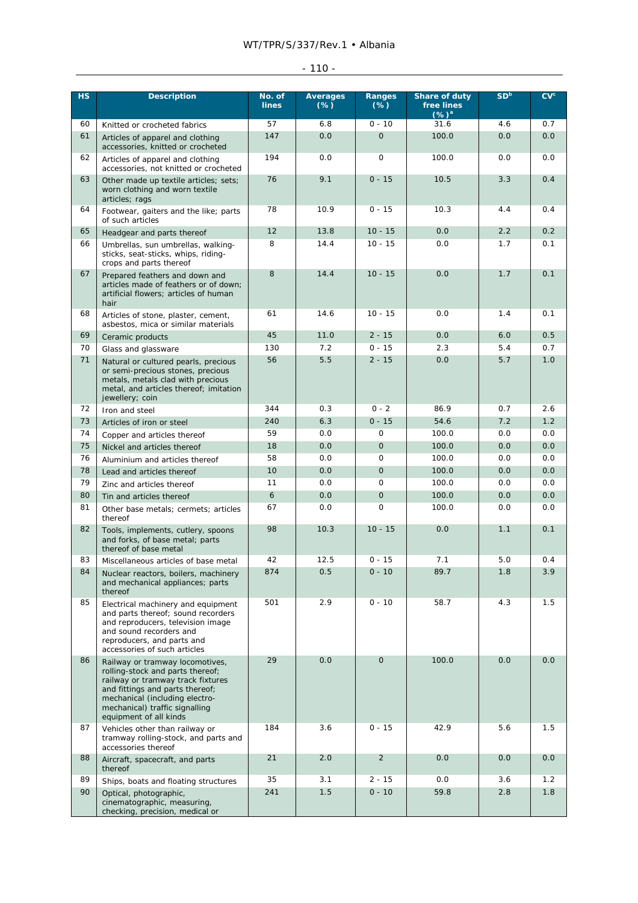| HS | Description | No. of lines | Averages (%) | Ranges (%) | Share of duty free lines (%)[a] | SD[b] | CV[c] |
|---|---|---|---|---|---|---|---|
| 60 | Knitted or crocheted fabrics | 57 | 6.8 | 0 - 10 | 31.6 | 4.6 | 0.7 |
| 61 | Articles of apparel and clothing accessories, knitted or crocheted | 147 | 0.0 | 0 | 100.0 | 0.0 | 0.0 |
| 62 | Articles of apparel and clothing accessories, not knitted or crocheted | 194 | 0.0 | 0 | 100.0 | 0.0 | 0.0 |
| 63 | Other made up textile articles; sets; worn clothing and worn textile articles; rags | 76 | 9.1 | 0 - 15 | 10.5 | 3.3 | 0.4 |
| 64 | Footwear, gaiters and the like; parts of such articles | 78 | 10.9 | 0 - 15 | 10.3 | 4.4 | 0.4 |
| 65 | Headgear and parts thereof | 12 | 13.8 | 10 - 15 | 0.0 | 2.2 | 0.2 |
| 66 | Umbrellas, sun umbrellas, walking-sticks, seat-sticks, whips, riding-crops and parts thereof | 8 | 14.4 | 10 - 15 | 0.0 | 1.7 | 0.1 |
| 67 | Prepared feathers and down and articles made of feathers or of down; artificial flowers; articles of human hair | 8 | 14.4 | 10 - 15 | 0.0 | 1.7 | 0.1 |
| 68 | Articles of stone, plaster, cement, asbestos, mica or similar materials | 61 | 14.6 | 10 - 15 | 0.0 | 1.4 | 0.1 |
| 69 | Ceramic products | 45 | 11.0 | 2 - 15 | 0.0 | 6.0 | 0.5 |
| 70 | Glass and glassware | 130 | 7.2 | 0 - 15 | 2.3 | 5.4 | 0.7 |
| 71 | Natural or cultured pearls, precious or semi-precious stones, precious metals, metals clad with precious metal, and articles thereof; imitation jewellery; coin | 56 | 5.5 | 2 - 15 | 0.0 | 5.7 | 1.0 |
| 72 | Iron and steel | 344 | 0.3 | 0 - 2 | 86.9 | 0.7 | 2.6 |
| 73 | Articles of iron or steel | 240 | 6.3 | 0 - 15 | 54.6 | 7.2 | 1.2 |
| 74 | Copper and articles thereof | 59 | 0.0 | 0 | 100.0 | 0.0 | 0.0 |
| 75 | Nickel and articles thereof | 18 | 0.0 | 0 | 100.0 | 0.0 | 0.0 |
| 76 | Aluminium and articles thereof | 58 | 0.0 | 0 | 100.0 | 0.0 | 0.0 |
| 78 | Lead and articles thereof | 10 | 0.0 | 0 | 100.0 | 0.0 | 0.0 |
| 79 | Zinc and articles thereof | 11 | 0.0 | 0 | 100.0 | 0.0 | 0.0 |
| 80 | Tin and articles thereof | 6 | 0.0 | 0 | 100.0 | 0.0 | 0.0 |
| 81 | Other base metals; cermets; articles thereof | 67 | 0.0 | 0 | 100.0 | 0.0 | 0.0 |
| 82 | Tools, implements, cutlery, spoons and forks, of base metal; parts thereof of base metal | 98 | 10.3 | 10 - 15 | 0.0 | 1.1 | 0.1 |
| 83 | Miscellaneous articles of base metal | 42 | 12.5 | 0 - 15 | 7.1 | 5.0 | 0.4 |
| 84 | Nuclear reactors, boilers, machinery and mechanical appliances; parts thereof | 874 | 0.5 | 0 - 10 | 89.7 | 1.8 | 3.9 |
| 85 | Electrical machinery and equipment and parts thereof; sound recorders and reproducers, television image and sound recorders and reproducers, and parts and accessories of such articles | 501 | 2.9 | 0 - 10 | 58.7 | 4.3 | 1.5 |
| 86 | Railway or tramway locomotives, rolling-stock and parts thereof; railway or tramway track fixtures and fittings and parts thereof; mechanical (including electro-mechanical) traffic signalling equipment of all kinds | 29 | 0.0 | 0 | 100.0 | 0.0 | 0.0 |
| 87 | Vehicles other than railway or tramway rolling-stock, and parts and accessories thereof | 184 | 3.6 | 0 - 15 | 42.9 | 5.6 | 1.5 |
| 88 | Aircraft, spacecraft, and parts thereof | 21 | 2.0 | 2 | 0.0 | 0.0 | 0.0 |
| 89 | Ships, boats and floating structures | 35 | 3.1 | 2 - 15 | 0.0 | 3.6 | 1.2 |
| 90 | Optical, photographic, cinematographic, measuring, checking, precision, medical or | 241 | 1.5 | 0 - 10 | 59.8 | 2.8 | 1.8 |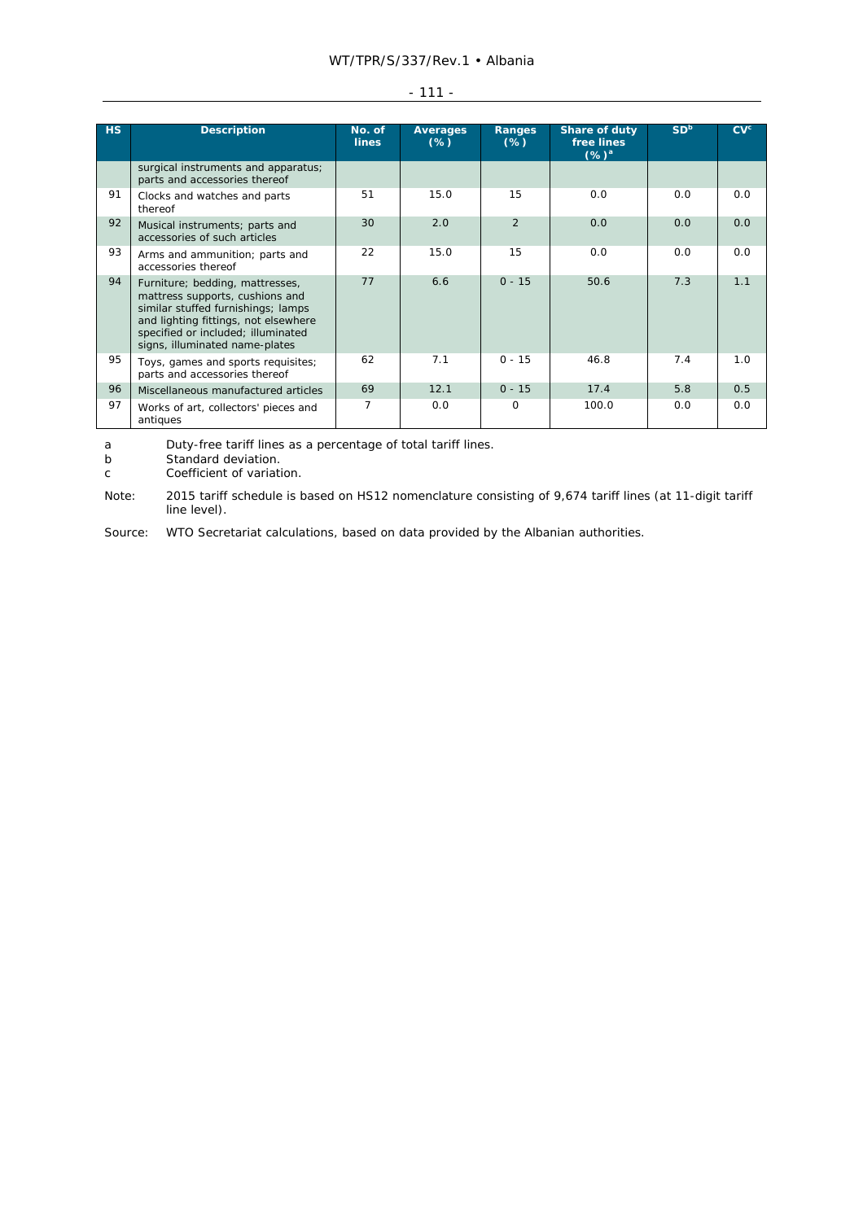| HS | Description | No. of lines | Averages (%) | Ranges (%) | Share of duty free lines (%)[a] | SD[b] | CV[c] |
|---|---|---|---|---|---|---|---|
| | surgical instruments and apparatus; parts and accessories thereof | | | | | | |
| 91 | Clocks and watches and parts thereof | 51 | 15.0 | 15 | 0.0 | 0.0 | 0.0 |
| 92 | Musical instruments; parts and accessories of such articles | 30 | 2.0 | 2 | 0.0 | 0.0 | 0.0 |
| 93 | Arms and ammunition; parts and accessories thereof | 22 | 15.0 | 15 | 0.0 | 0.0 | 0.0 |
| 94 | Furniture; bedding, mattresses, mattress supports, cushions and similar stuffed furnishings; lamps and lighting fittings, not elsewhere specified or included; illuminated signs, illuminated name-plates | 77 | 6.6 | 0 - 15 | 50.6 | 7.3 | 1.1 |
| 95 | Toys, games and sports requisites; parts and accessories thereof | 62 | 7.1 | 0 - 15 | 46.8 | 7.4 | 1.0 |
| 96 | Miscellaneous manufactured articles | 69 | 12.1 | 0 - 15 | 17.4 | 5.8 | 0.5 |
| 97 | Works of art, collectors' pieces and antiques | 7 | 0.0 | 0 | 100.0 | 0.0 | 0.0 |

a Duty-free tariff lines as a percentage of total tariff lines.

b Standard deviation.

c Coefficient of variation.

Note: 2015 tariff schedule is based on HS12 nomenclature consisting of 9,674 tariff lines (at 11-digit tariff line level).

Source: WTO Secretariat calculations, based on data provided by the Albanian authorities.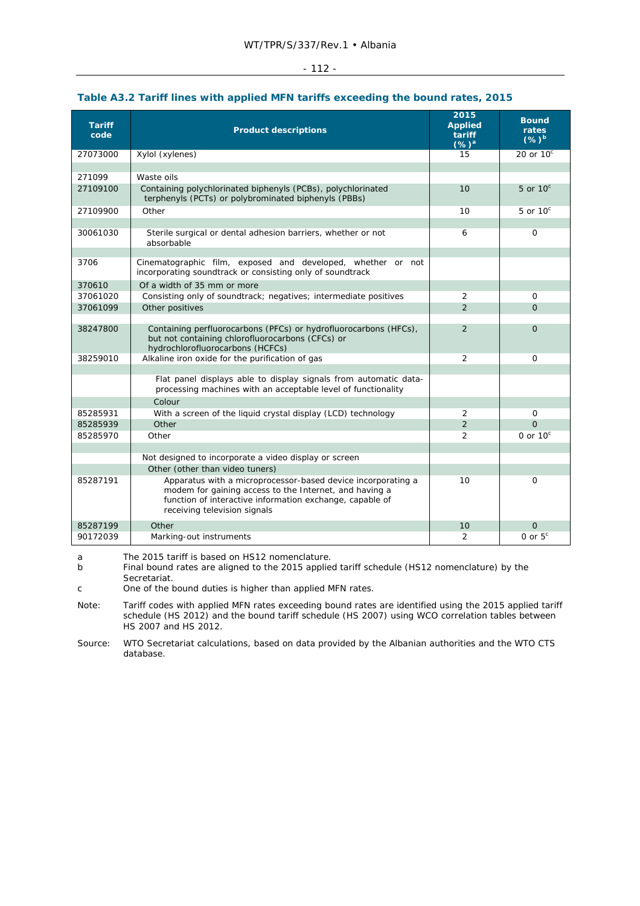### Table A3.2 Tariff lines with applied MFN tariffs exceeding the bound rates, 2015

| Tariff code | Product descriptions | 2015 Applied tariff (%)[a] | Bound rates (%)[b] |
|---|---|---|---|
| 27073000 | Xylol (xylenes) | 15 | 20 or 10[c] |
| | | | |
| 271099 | Waste oils | | |
| 27109100 | Containing polychlorinated biphenyls (PCBs), polychlorinated terphenyls (PCTs) or polybrominated biphenyls (PBBs) | 10 | 5 or 10[c] |
| 27109900 | Other | 10 | 5 or 10[c] |
| | | | |
| 30061030 | Sterile surgical or dental adhesion barriers, whether or not absorbable | 6 | 0 |
| | | | |
| 3706 | Cinematographic film, exposed and developed, whether or not incorporating soundtrack or consisting only of soundtrack | | |
| 370610 | Of a width of 35 mm or more | | |
| 37061020 | Consisting only of soundtrack; negatives; intermediate positives | 2 | 0 |
| 37061099 | Other positives | 2 | 0 |
| | | | |
| 38247800 | Containing perfluorocarbons (PFCs) or hydrofluorocarbons (HFCs), but not containing chlorofluorocarbons (CFCs) or hydrochlorofluorocarbons (HCFCs) | 2 | 0 |
| 38259010 | Alkaline iron oxide for the purification of gas | 2 | 0 |
| | | | |
| | Flat panel displays able to display signals from automatic data-processing machines with an acceptable level of functionality | | |
| | Colour | | |
| 85285931 | With a screen of the liquid crystal display (LCD) technology | 2 | 0 |
| 85285939 | Other | 2 | 0 |
| 85285970 | Other | 2 | 0 or 10[c] |
| | | | |
| | Not designed to incorporate a video display or screen | | |
| | Other (other than video tuners) | | |
| 85287191 | Apparatus with a microprocessor-based device incorporating a modem for gaining access to the Internet, and having a function of interactive information exchange, capable of receiving television signals | 10 | 0 |
| 85287199 | Other | 10 | 0 |
| 90172039 | Marking-out instruments | 2 | 0 or 5[c] |

a The 2015 tariff is based on HS12 nomenclature.

b Final bound rates are aligned to the 2015 applied tariff schedule (HS12 nomenclature) by the Secretariat.

c One of the bound duties is higher than applied MFN rates.

Note: Tariff codes with applied MFN rates exceeding bound rates are identified using the 2015 applied tariff schedule (HS 2012) and the bound tariff schedule (HS 2007) using WCO correlation tables between HS 2007 and HS 2012.

Source: WTO Secretariat calculations, based on data provided by the Albanian authorities and the WTO CTS database.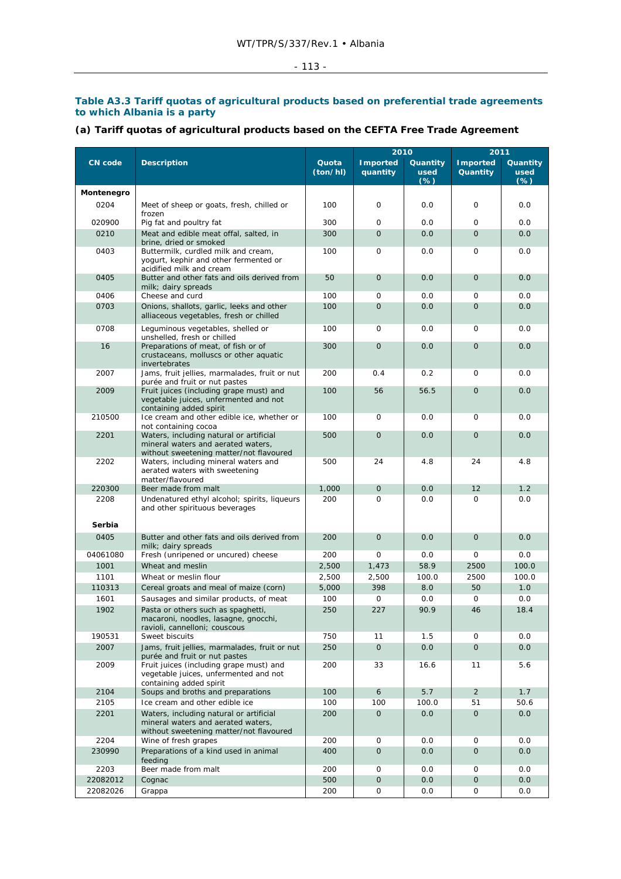### Table A3.3 Tariff quotas of agricultural products based on preferential trade agreements to which Albania is a party

#### (a) Tariff quotas of agricultural products based on the CEFTA Free Trade Agreement

| CN code | Description | Quota (ton/hl) | 2010 | | 2011 | |
|---|---|---|---|---|---|---|
| | | | Imported quantity | Quantity used (%) | Imported Quantity | Quantity used (%) |
| **Montenegro** | | | | | | |
| 0204 | Meet of sheep or goats, fresh, chilled or frozen | 100 | 0 | 0.0 | 0 | 0.0 |
| 020900 | Pig fat and poultry fat | 300 | 0 | 0.0 | 0 | 0.0 |
| 0210 | Meat and edible meat offal, salted, in brine, dried or smoked | 300 | 0 | 0.0 | 0 | 0.0 |
| 0403 | Buttermilk, curdled milk and cream, yogurt, kephir and other fermented or acidified milk and cream | 100 | 0 | 0.0 | 0 | 0.0 |
| 0405 | Butter and other fats and oils derived from milk; dairy spreads | 50 | 0 | 0.0 | 0 | 0.0 |
| 0406 | Cheese and curd | 100 | 0 | 0.0 | 0 | 0.0 |
| 0703 | Onions, shallots, garlic, leeks and other alliaceous vegetables, fresh or chilled | 100 | 0 | 0.0 | 0 | 0.0 |
| 0708 | Leguminous vegetables, shelled or unshelled, fresh or chilled | 100 | 0 | 0.0 | 0 | 0.0 |
| 16 | Preparations of meat, of fish or of crustaceans, molluscs or other aquatic invertebrates | 300 | 0 | 0.0 | 0 | 0.0 |
| 2007 | Jams, fruit jellies, marmalades, fruit or nut purée and fruit or nut pastes | 200 | 0.4 | 0.2 | 0 | 0.0 |
| 2009 | Fruit juices (including grape must) and vegetable juices, unfermented and not containing added spirit | 100 | 56 | 56.5 | 0 | 0.0 |
| 210500 | Ice cream and other edible ice, whether or not containing cocoa | 100 | 0 | 0.0 | 0 | 0.0 |
| 2201 | Waters, including natural or artificial mineral waters and aerated waters, without sweetening matter/not flavoured | 500 | 0 | 0.0 | 0 | 0.0 |
| 2202 | Waters, including mineral waters and aerated waters with sweetening matter/flavoured | 500 | 24 | 4.8 | 24 | 4.8 |
| 220300 | Beer made from malt | 1,000 | 0 | 0.0 | 12 | 1.2 |
| 2208 | Undenatured ethyl alcohol; spirits, liqueurs and other spirituous beverages | 200 | 0 | 0.0 | 0 | 0.0 |
| **Serbia** | | | | | | |
| 0405 | Butter and other fats and oils derived from milk; dairy spreads | 200 | 0 | 0.0 | 0 | 0.0 |
| 04061080 | Fresh (unripened or uncured) cheese | 200 | 0 | 0.0 | 0 | 0.0 |
| 1001 | Wheat and meslin | 2,500 | 1,473 | 58.9 | 2500 | 100.0 |
| 1101 | Wheat or meslin flour | 2,500 | 2,500 | 100.0 | 2500 | 100.0 |
| 110313 | Cereal groats and meal of maize (corn) | 5,000 | 398 | 8.0 | 50 | 1.0 |
| 1601 | Sausages and similar products, of meat | 100 | 0 | 0.0 | 0 | 0.0 |
| 1902 | Pasta or others such as spaghetti, macaroni, noodles, lasagne, gnocchi, ravioli, cannelloni; couscous | 250 | 227 | 90.9 | 46 | 18.4 |
| 190531 | Sweet biscuits | 750 | 11 | 1.5 | 0 | 0.0 |
| 2007 | Jams, fruit jellies, marmalades, fruit or nut purée and fruit or nut pastes | 250 | 0 | 0.0 | 0 | 0.0 |
| 2009 | Fruit juices (including grape must) and vegetable juices, unfermented and not containing added spirit | 200 | 33 | 16.6 | 11 | 5.6 |
| 2104 | Soups and broths and preparations | 100 | 6 | 5.7 | 2 | 1.7 |
| 2105 | Ice cream and other edible ice | 100 | 100 | 100.0 | 51 | 50.6 |
| 2201 | Waters, including natural or artificial mineral waters and aerated waters, without sweetening matter/not flavoured | 200 | 0 | 0.0 | 0 | 0.0 |
| 2204 | Wine of fresh grapes | 200 | 0 | 0.0 | 0 | 0.0 |
| 230990 | Preparations of a kind used in animal feeding | 400 | 0 | 0.0 | 0 | 0.0 |
| 2203 | Beer made from malt | 200 | 0 | 0.0 | 0 | 0.0 |
| 22082012 | Cognac | 500 | 0 | 0.0 | 0 | 0.0 |
| 22082026 | Grappa | 200 | 0 | 0.0 | 0 | 0.0 |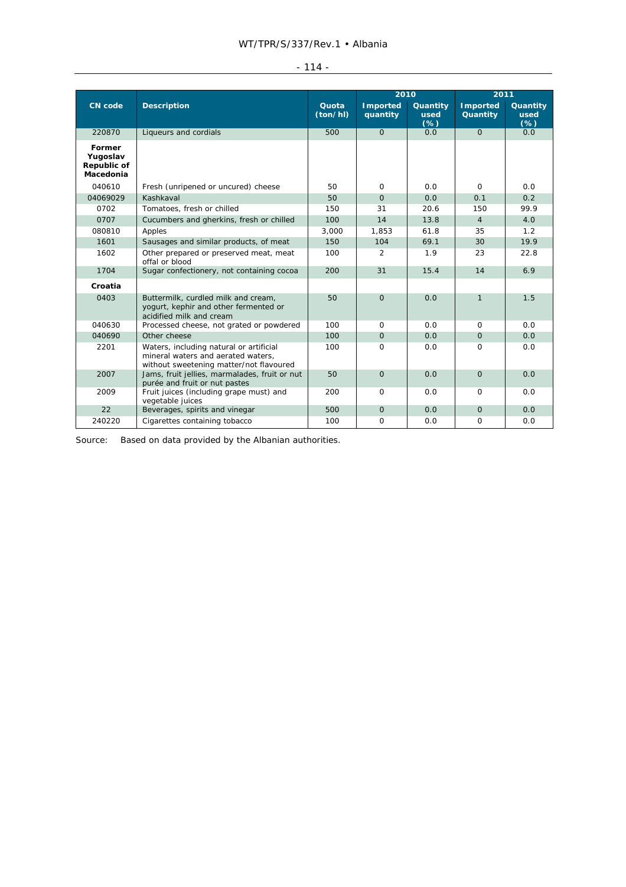| CN code | Description | Quota (ton/hl) | 2010 | | 2011 | |
|---|---|---|---|---|---|---|
| | | | Imported quantity | Quantity used (%) | Imported Quantity | Quantity used (%) |
| 220870 | Liqueurs and cordials | 500 | 0 | 0.0 | 0 | 0.0 |
| **Former Yugoslav Republic of Macedonia** | | | | | | |
| 040610 | Fresh (unripened or uncured) cheese | 50 | 0 | 0.0 | 0 | 0.0 |
| 04069029 | Kashkaval | 50 | 0 | 0.0 | 0.1 | 0.2 |
| 0702 | Tomatoes, fresh or chilled | 150 | 31 | 20.6 | 150 | 99.9 |
| 0707 | Cucumbers and gherkins, fresh or chilled | 100 | 14 | 13.8 | 4 | 4.0 |
| 080810 | Apples | 3,000 | 1,853 | 61.8 | 35 | 1.2 |
| 1601 | Sausages and similar products, of meat | 150 | 104 | 69.1 | 30 | 19.9 |
| 1602 | Other prepared or preserved meat, meat offal or blood | 100 | 2 | 1.9 | 23 | 22.8 |
| 1704 | Sugar confectionery, not containing cocoa | 200 | 31 | 15.4 | 14 | 6.9 |
| **Croatia** | | | | | | |
| 0403 | Buttermilk, curdled milk and cream, yogurt, kephir and other fermented or acidified milk and cream | 50 | 0 | 0.0 | 1 | 1.5 |
| 040630 | Processed cheese, not grated or powdered | 100 | 0 | 0.0 | 0 | 0.0 |
| 040690 | Other cheese | 100 | 0 | 0.0 | 0 | 0.0 |
| 2201 | Waters, including natural or artificial mineral waters and aerated waters, without sweetening matter/not flavoured | 100 | 0 | 0.0 | 0 | 0.0 |
| 2007 | Jams, fruit jellies, marmalades, fruit or nut purée and fruit or nut pastes | 50 | 0 | 0.0 | 0 | 0.0 |
| 2009 | Fruit juices (including grape must) and vegetable juices | 200 | 0 | 0.0 | 0 | 0.0 |
| 22 | Beverages, spirits and vinegar | 500 | 0 | 0.0 | 0 | 0.0 |
| 240220 | Cigarettes containing tobacco | 100 | 0 | 0.0 | 0 | 0.0 |

Source: Based on data provided by the Albanian authorities.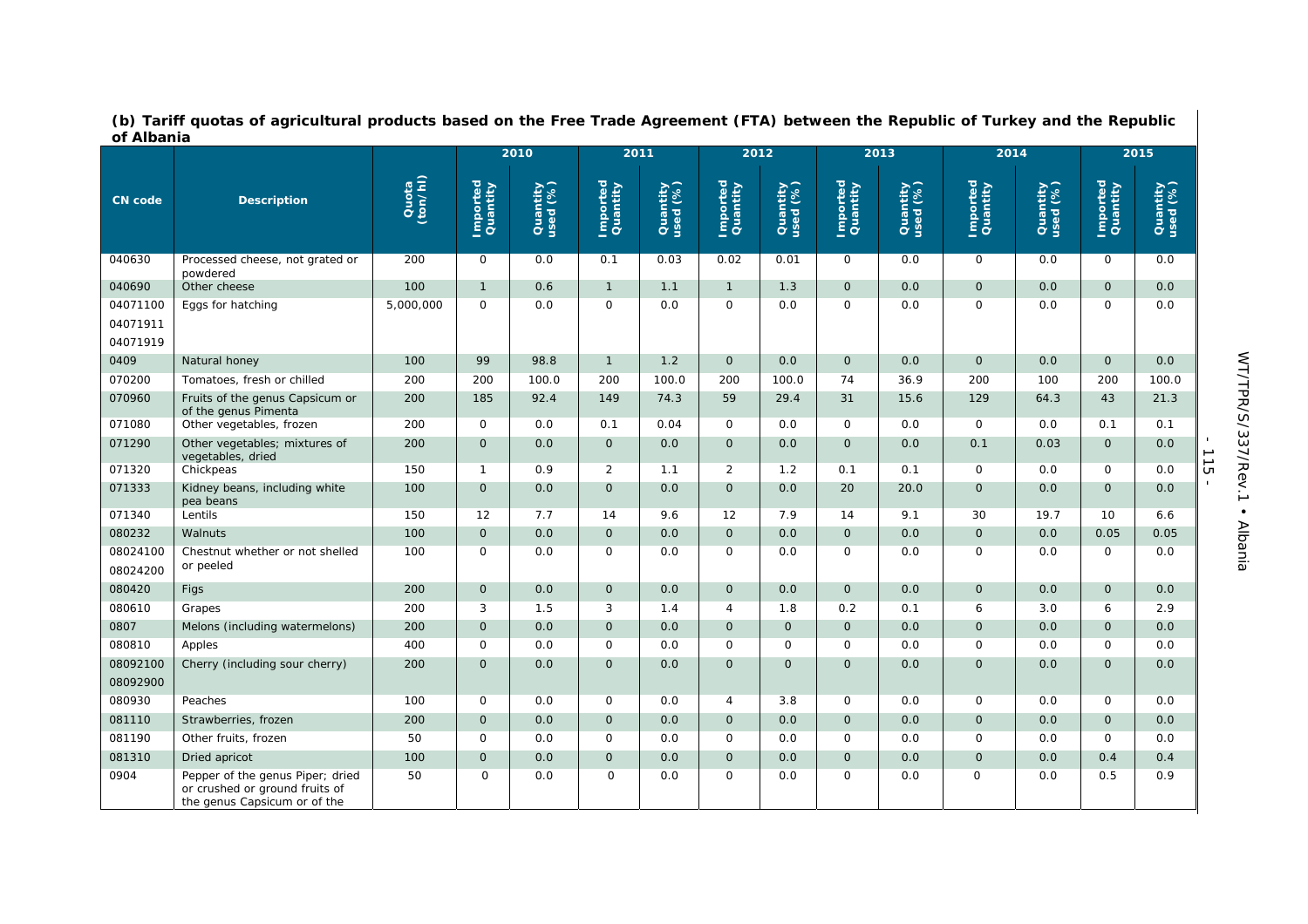**(b) Tariff quotas of agricultural products based on the Free Trade Agreement (FTA) between the Republic of Turkey and the Republic of Albania**

| CN code | Description | Quota (ton/hl) | 2010 | | 2011 | | 2012 | | 2013 | | 2014 | | 2015 | |
|---|---|---|---|---|---|---|---|---|---|---|---|---|---|---|
| | | | Imported Quantity | Quantity used (%) | Imported Quantity | Quantity used (%) | Imported Quantity | Quantity used (%) | Imported Quantity | Quantity used (%) | Imported Quantity | Quantity used (%) | Imported Quantity | Quantity used (%) |
| 040630 | Processed cheese, not grated or powdered | 200 | 0 | 0.0 | 0.1 | 0.03 | 0.02 | 0.01 | 0 | 0.0 | 0 | 0.0 | 0 | 0.0 |
| 040690 | Other cheese | 100 | 1 | 0.6 | 1 | 1.1 | 1 | 1.3 | 0 | 0.0 | 0 | 0.0 | 0 | 0.0 |
| 04071100<br>04071911<br>04071919 | Eggs for hatching | 5,000,000 | 0 | 0.0 | 0 | 0.0 | 0 | 0.0 | 0 | 0.0 | 0 | 0.0 | 0 | 0.0 |
| 0409 | Natural honey | 100 | 99 | 98.8 | 1 | 1.2 | 0 | 0.0 | 0 | 0.0 | 0 | 0.0 | 0 | 0.0 |
| 070200 | Tomatoes, fresh or chilled | 200 | 200 | 100.0 | 200 | 100.0 | 200 | 100.0 | 74 | 36.9 | 200 | 100 | 200 | 100.0 |
| 070960 | Fruits of the genus Capsicum or of the genus Pimenta | 200 | 185 | 92.4 | 149 | 74.3 | 59 | 29.4 | 31 | 15.6 | 129 | 64.3 | 43 | 21.3 |
| 071080 | Other vegetables, frozen | 200 | 0 | 0.0 | 0.1 | 0.04 | 0 | 0.0 | 0 | 0.0 | 0 | 0.0 | 0.1 | 0.1 |
| 071290 | Other vegetables; mixtures of vegetables, dried | 200 | 0 | 0.0 | 0 | 0.0 | 0 | 0.0 | 0 | 0.0 | 0.1 | 0.03 | 0 | 0.0 |
| 071320 | Chickpeas | 150 | 1 | 0.9 | 2 | 1.1 | 2 | 1.2 | 0.1 | 0.1 | 0 | 0.0 | 0 | 0.0 |
| 071333 | Kidney beans, including white pea beans | 100 | 0 | 0.0 | 0 | 0.0 | 0 | 0.0 | 20 | 20.0 | 0 | 0.0 | 0 | 0.0 |
| 071340 | Lentils | 150 | 12 | 7.7 | 14 | 9.6 | 12 | 7.9 | 14 | 9.1 | 30 | 19.7 | 10 | 6.6 |
| 080232 | Walnuts | 100 | 0 | 0.0 | 0 | 0.0 | 0 | 0.0 | 0 | 0.0 | 0 | 0.0 | 0.05 | 0.05 |
| 08024100<br>08024200 | Chestnut whether or not shelled or peeled | 100 | 0 | 0.0 | 0 | 0.0 | 0 | 0.0 | 0 | 0.0 | 0 | 0.0 | 0 | 0.0 |
| 080420 | Figs | 200 | 0 | 0.0 | 0 | 0.0 | 0 | 0.0 | 0 | 0.0 | 0 | 0.0 | 0 | 0.0 |
| 080610 | Grapes | 200 | 3 | 1.5 | 3 | 1.4 | 4 | 1.8 | 0.2 | 0.1 | 6 | 3.0 | 6 | 2.9 |
| 0807 | Melons (including watermelons) | 200 | 0 | 0.0 | 0 | 0.0 | 0 | 0 | 0 | 0.0 | 0 | 0.0 | 0 | 0.0 |
| 080810 | Apples | 400 | 0 | 0.0 | 0 | 0.0 | 0 | 0 | 0 | 0.0 | 0 | 0.0 | 0 | 0.0 |
| 08092100<br>08092900 | Cherry (including sour cherry) | 200 | 0 | 0.0 | 0 | 0.0 | 0 | 0 | 0 | 0.0 | 0 | 0.0 | 0 | 0.0 |
| 080930 | Peaches | 100 | 0 | 0.0 | 0 | 0.0 | 4 | 3.8 | 0 | 0.0 | 0 | 0.0 | 0 | 0.0 |
| 081110 | Strawberries, frozen | 200 | 0 | 0.0 | 0 | 0.0 | 0 | 0.0 | 0 | 0.0 | 0 | 0.0 | 0 | 0.0 |
| 081190 | Other fruits, frozen | 50 | 0 | 0.0 | 0 | 0.0 | 0 | 0.0 | 0 | 0.0 | 0 | 0.0 | 0 | 0.0 |
| 081310 | Dried apricot | 100 | 0 | 0.0 | 0 | 0.0 | 0 | 0.0 | 0 | 0.0 | 0 | 0.0 | 0.4 | 0.4 |
| 0904 | Pepper of the genus Piper; dried or crushed or ground fruits of the genus Capsicum or of the | 50 | 0 | 0.0 | 0 | 0.0 | 0 | 0.0 | 0 | 0.0 | 0 | 0.0 | 0.5 | 0.9 |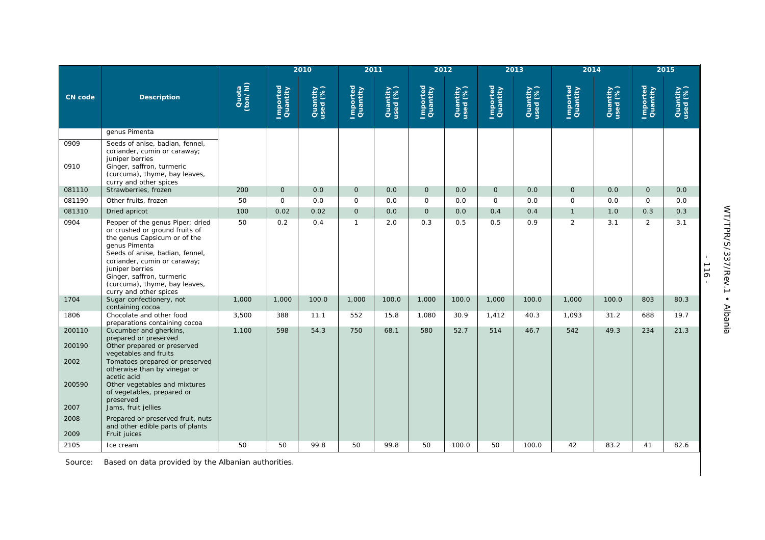| CN code | Description | Quota (ton/hl) | 2010 | | 2011 | | 2012 | | 2013 | | 2014 | | 2015 | |
|---|---|---|---|---|---|---|---|---|---|---|---|---|---|---|
| | | | Imported Quantity | Quantity used (%) | Imported Quantity | Quantity used (%) | Imported Quantity | Quantity used (%) | Imported Quantity | Quantity used (%) | Imported Quantity | Quantity used (%) | Imported Quantity | Quantity used (%) |
| | genus Pimenta | | | | | | | | | | | | | |
| 0909 | Seeds of anise, badian, fennel, coriander, cumin or caraway; juniper berries | | | | | | | | | | | | | |
| 0910 | Ginger, saffron, turmeric (curcuma), thyme, bay leaves, curry and other spices | | | | | | | | | | | | | |
| 081110 | Strawberries, frozen | 200 | 0 | 0.0 | 0 | 0.0 | 0 | 0.0 | 0 | 0.0 | 0 | 0.0 | 0 | 0.0 |
| 081190 | Other fruits, frozen | 50 | 0 | 0.0 | 0 | 0.0 | 0 | 0.0 | 0 | 0.0 | 0 | 0.0 | 0 | 0.0 |
| 081310 | Dried apricot | 100 | 0.02 | 0.02 | 0 | 0.0 | 0 | 0.0 | 0.4 | 0.4 | 1 | 1.0 | 0.3 | 0.3 |
| 0904 | Pepper of the genus Piper; dried or crushed or ground fruits of the genus Capsicum or of the genus Pimenta<br>Seeds of anise, badian, fennel, coriander, cumin or caraway; juniper berries<br>Ginger, saffron, turmeric (curcuma), thyme, bay leaves, curry and other spices | 50 | 0.2 | 0.4 | 1 | 2.0 | 0.3 | 0.5 | 0.5 | 0.9 | 2 | 3.1 | 2 | 3.1 |
| 1704 | Sugar confectionery, not containing cocoa | 1,000 | 1,000 | 100.0 | 1,000 | 100.0 | 1,000 | 100.0 | 1,000 | 100.0 | 1,000 | 100.0 | 803 | 80.3 |
| 1806 | Chocolate and other food preparations containing cocoa | 3,500 | 388 | 11.1 | 552 | 15.8 | 1,080 | 30.9 | 1,412 | 40.3 | 1,093 | 31.2 | 688 | 19.7 |
| 200110 | Cucumber and gherkins, prepared or preserved | 1,100 | 598 | 54.3 | 750 | 68.1 | 580 | 52.7 | 514 | 46.7 | 542 | 49.3 | 234 | 21.3 |
| 200190 | Other prepared or preserved vegetables and fruits | | | | | | | | | | | | | |
| 2002 | Tomatoes prepared or preserved otherwise than by vinegar or acetic acid | | | | | | | | | | | | | |
| 200590 | Other vegetables and mixtures of vegetables, prepared or preserved | | | | | | | | | | | | | |
| 2007 | Jams, fruit jellies | | | | | | | | | | | | | |
| 2008 | Prepared or preserved fruit, nuts and other edible parts of plants | | | | | | | | | | | | | |
| 2009 | Fruit juices | | | | | | | | | | | | | |
| 2105 | Ice cream | 50 | 50 | 99.8 | 50 | 99.8 | 50 | 100.0 | 50 | 100.0 | 42 | 83.2 | 41 | 82.6 |

Source: Based on data provided by the Albanian authorities.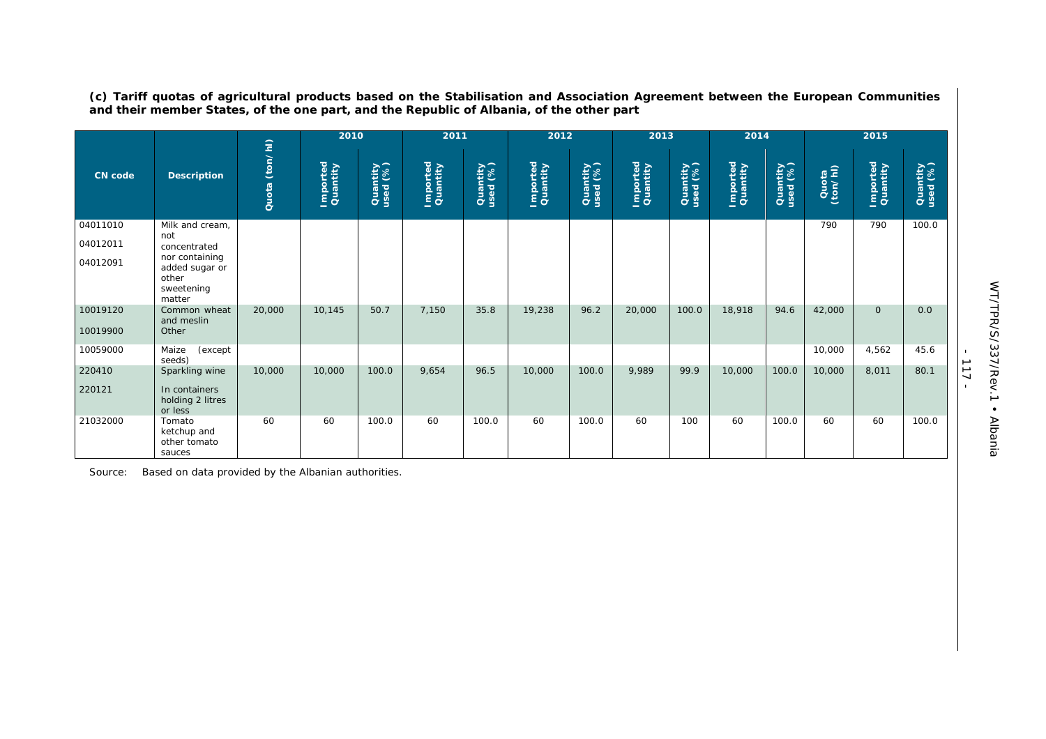**(c) Tariff quotas of agricultural products based on the Stabilisation and Association Agreement between the European Communities and their member States, of the one part, and the Republic of Albania, of the other part**

| CN code | Description | Quota (ton/hl) | 2010 | | 2011 | | 2012 | | 2013 | | 2014 | | 2015 | | |
|---|---|---|---|---|---|---|---|---|---|---|---|---|---|---|---|
| | | | Imported Quantity | Quantity used (%) | Imported Quantity | Quantity used (%) | Imported Quantity | Quantity used (%) | Imported Quantity | Quantity used (%) | Imported Quantity | Quantity used (%) | Quota (ton/hl) | Imported Quantity | Quantity used (%) |
| 04011010<br>04012011<br>04012091 | Milk and cream, not concentrated nor containing added sugar or other sweetening matter | | | | | | | | | | | | 790 | 790 | 100.0 |
| 10019120<br>10019900 | Common wheat and meslin<br>Other | 20,000 | 10,145 | 50.7 | 7,150 | 35.8 | 19,238 | 96.2 | 20,000 | 100.0 | 18,918 | 94.6 | 42,000 | 0 | 0.0 |
| 10059000 | Maize (except seeds) | | | | | | | | | | | | 10,000 | 4,562 | 45.6 |
| 220410<br>220121 | Sparkling wine<br>In containers holding 2 litres or less | 10,000 | 10,000 | 100.0 | 9,654 | 96.5 | 10,000 | 100.0 | 9,989 | 99.9 | 10,000 | 100.0 | 10,000 | 8,011 | 80.1 |
| 21032000 | Tomato ketchup and other tomato sauces | 60 | 60 | 100.0 | 60 | 100.0 | 60 | 100.0 | 60 | 100 | 60 | 100.0 | 60 | 60 | 100.0 |

Source: Based on data provided by the Albanian authorities.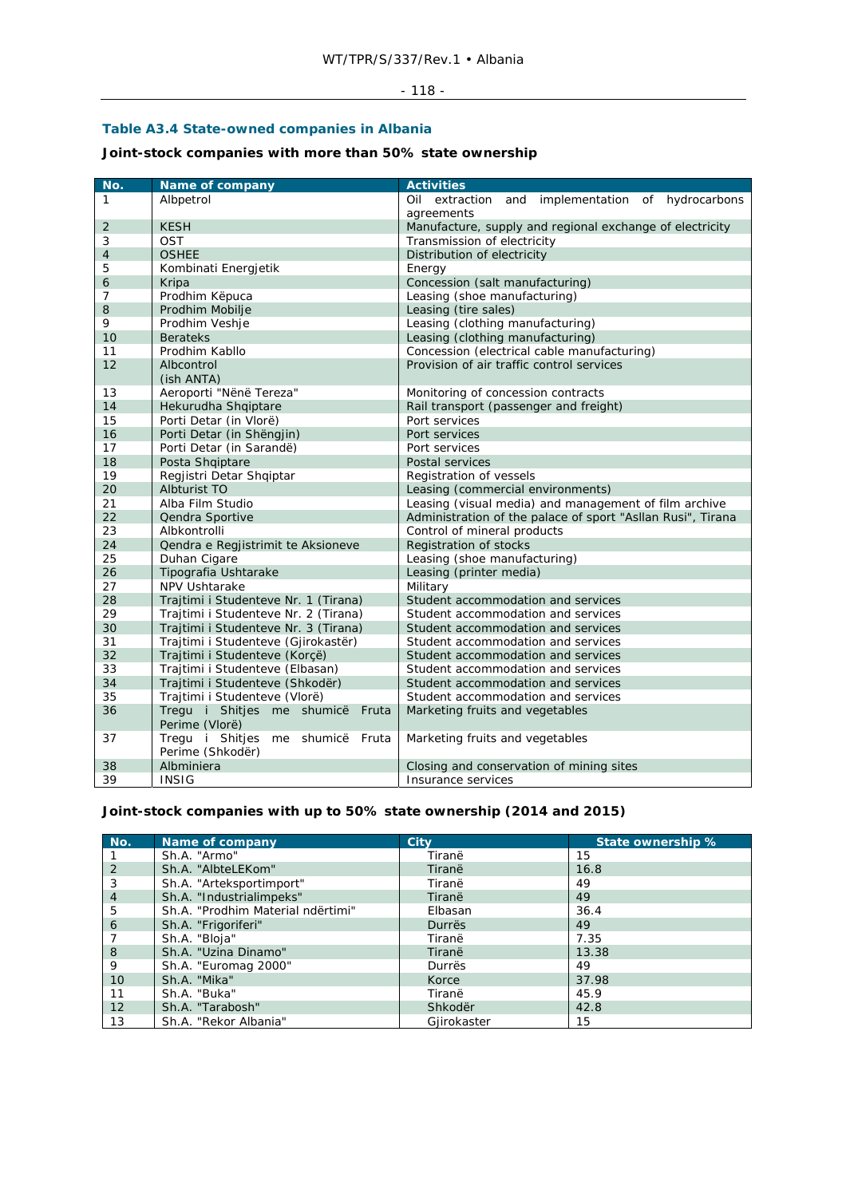### Table A3.4 State-owned companies in Albania

**Joint-stock companies with more than 50% state ownership**

| No. | Name of company | Activities |
|---|---|---|
| 1 | Albpetrol | Oil extraction and implementation of hydrocarbons agreements |
| 2 | KESH | Manufacture, supply and regional exchange of electricity |
| 3 | OST | Transmission of electricity |
| 4 | OSHEE | Distribution of electricity |
| 5 | Kombinati Energjetik | Energy |
| 6 | Kripa | Concession (salt manufacturing) |
| 7 | Prodhim Këpuca | Leasing (shoe manufacturing) |
| 8 | Prodhim Mobilje | Leasing (tire sales) |
| 9 | Prodhim Veshje | Leasing (clothing manufacturing) |
| 10 | Berateks | Leasing (clothing manufacturing) |
| 11 | Prodhim Kabllo | Concession (electrical cable manufacturing) |
| 12 | Albcontrol (ish ANTA) | Provision of air traffic control services |
| 13 | Aeroporti "Nënë Tereza" | Monitoring of concession contracts |
| 14 | Hekurudha Shqiptare | Rail transport (passenger and freight) |
| 15 | Porti Detar (in Vlorë) | Port services |
| 16 | Porti Detar (in Shëngjin) | Port services |
| 17 | Porti Detar (in Sarandë) | Port services |
| 18 | Posta Shqiptare | Postal services |
| 19 | Regjistri Detar Shqiptar | Registration of vessels |
| 20 | Albturist TO | Leasing (commercial environments) |
| 21 | Alba Film Studio | Leasing (visual media) and management of film archive |
| 22 | Qendra Sportive | Administration of the palace of sport "Asllan Rusi", Tirana |
| 23 | Albkontrolli | Control of mineral products |
| 24 | Qendra e Regjistrimit te Aksioneve | Registration of stocks |
| 25 | Duhan Cigare | Leasing (shoe manufacturing) |
| 26 | Tipografia Ushtarake | Leasing (printer media) |
| 27 | NPV Ushtarake | Military |
| 28 | Trajtimi i Studenteve Nr. 1 (Tirana) | Student accommodation and services |
| 29 | Trajtimi i Studenteve Nr. 2 (Tirana) | Student accommodation and services |
| 30 | Trajtimi i Studenteve Nr. 3 (Tirana) | Student accommodation and services |
| 31 | Trajtimi i Studenteve (Gjirokastër) | Student accommodation and services |
| 32 | Trajtimi i Studenteve (Korçë) | Student accommodation and services |
| 33 | Trajtimi i Studenteve (Elbasan) | Student accommodation and services |
| 34 | Trajtimi i Studenteve (Shkodër) | Student accommodation and services |
| 35 | Trajtimi i Studenteve (Vlorë) | Student accommodation and services |
| 36 | Tregu i Shitjes me shumicë Fruta Perime (Vlorë) | Marketing fruits and vegetables |
| 37 | Tregu i Shitjes me shumicë Fruta Perime (Shkodër) | Marketing fruits and vegetables |
| 38 | Albminiera | Closing and conservation of mining sites |
| 39 | INSIG | Insurance services |

**Joint-stock companies with up to 50% state ownership (2014 and 2015)**

| No. | Name of company | City | State ownership % |
|---|---|---|---|
| 1 | Sh.A. "Armo" | Tiranë | 15 |
| 2 | Sh.A. "AlbteLEKom" | Tiranë | 16.8 |
| 3 | Sh.A. "Arteksportimport" | Tiranë | 49 |
| 4 | Sh.A. "Industrialimpeks" | Tiranë | 49 |
| 5 | Sh.A. "Prodhim Material ndërtimi" | Elbasan | 36.4 |
| 6 | Sh.A. "Frigoriferi" | Durrës | 49 |
| 7 | Sh.A. "Bloja" | Tiranë | 7.35 |
| 8 | Sh.A. "Uzina Dinamo" | Tiranë | 13.38 |
| 9 | Sh.A. "Euromag 2000" | Durrës | 49 |
| 10 | Sh.A. "Mika" | Korce | 37.98 |
| 11 | Sh.A. "Buka" | Tiranë | 45.9 |
| 12 | Sh.A. "Tarabosh" | Shkodër | 42.8 |
| 13 | Sh.A. "Rekor Albania" | Gjirokaster | 15 |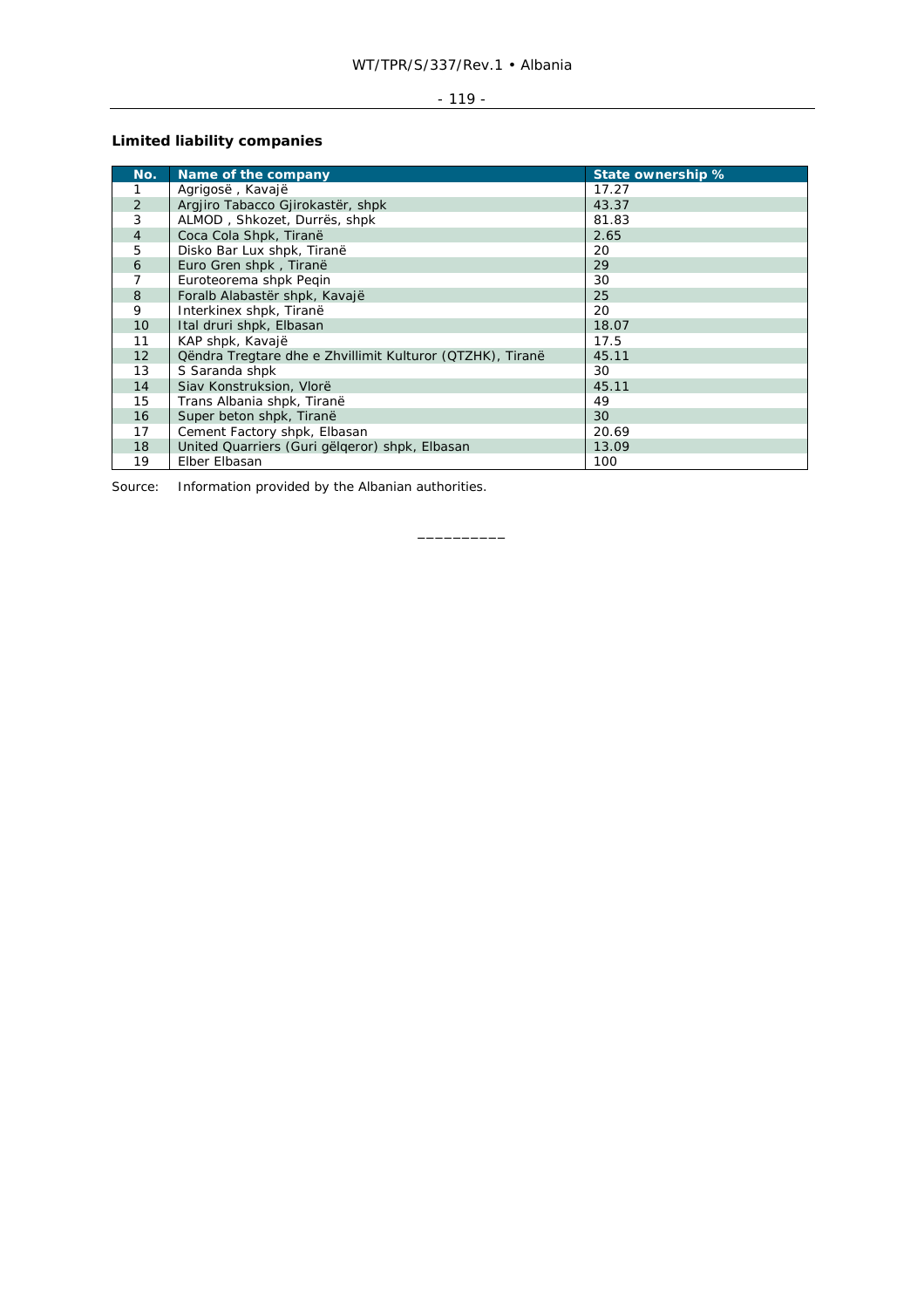**Limited liability companies**

| No. | Name of the company | State ownership % |
| --- | --- | --- |
| 1 | Agrigosë , Kavajë | 17.27 |
| 2 | Argjiro Tabacco Gjirokastër, shpk | 43.37 |
| 3 | ALMOD , Shkozet, Durrës, shpk | 81.83 |
| 4 | Coca Cola Shpk, Tiranë | 2.65 |
| 5 | Disko Bar Lux shpk, Tiranë | 20 |
| 6 | Euro Gren shpk , Tiranë | 29 |
| 7 | Euroteorema shpk Peqin | 30 |
| 8 | Foralb Alabastër shpk, Kavajë | 25 |
| 9 | Interkinex shpk, Tiranë | 20 |
| 10 | Ital druri shpk, Elbasan | 18.07 |
| 11 | KAP shpk, Kavajë | 17.5 |
| 12 | Qëndra Tregtare dhe e Zhvillimit Kulturor (QTZHK), Tiranë | 45.11 |
| 13 | S Saranda shpk | 30 |
| 14 | Siav Konstruksion, Vlorë | 45.11 |
| 15 | Trans Albania shpk, Tiranë | 49 |
| 16 | Super beton shpk, Tiranë | 30 |
| 17 | Cement Factory shpk, Elbasan | 20.69 |
| 18 | United Quarriers (Guri gëlqeror) shpk, Elbasan | 13.09 |
| 19 | Elber Elbasan | 100 |

Source: Information provided by the Albanian authorities.

__________